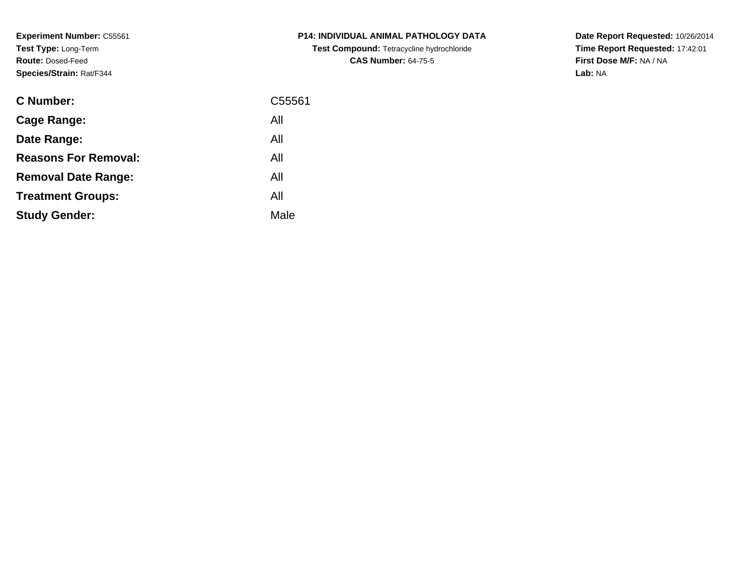**Experiment Number:** C55561
**Test Type:** Long-Term
**Route:** Dosed-Feed
**Species/Strain:** Rat/F344

**P14: INDIVIDUAL ANIMAL PATHOLOGY DATA**
**Test Compound:** Tetracycline hydrochloride
**CAS Number:** 64-75-5

**Date Report Requested:** 10/26/2014
**Time Report Requested:** 17:42:01
**First Dose M/F:** NA / NA
**Lab:** NA

| | |
|---|---|
| **C Number:** | C55561 |
| **Cage Range:** | All |
| **Date Range:** | All |
| **Reasons For Removal:** | All |
| **Removal Date Range:** | All |
| **Treatment Groups:** | All |
| **Study Gender:** | Male |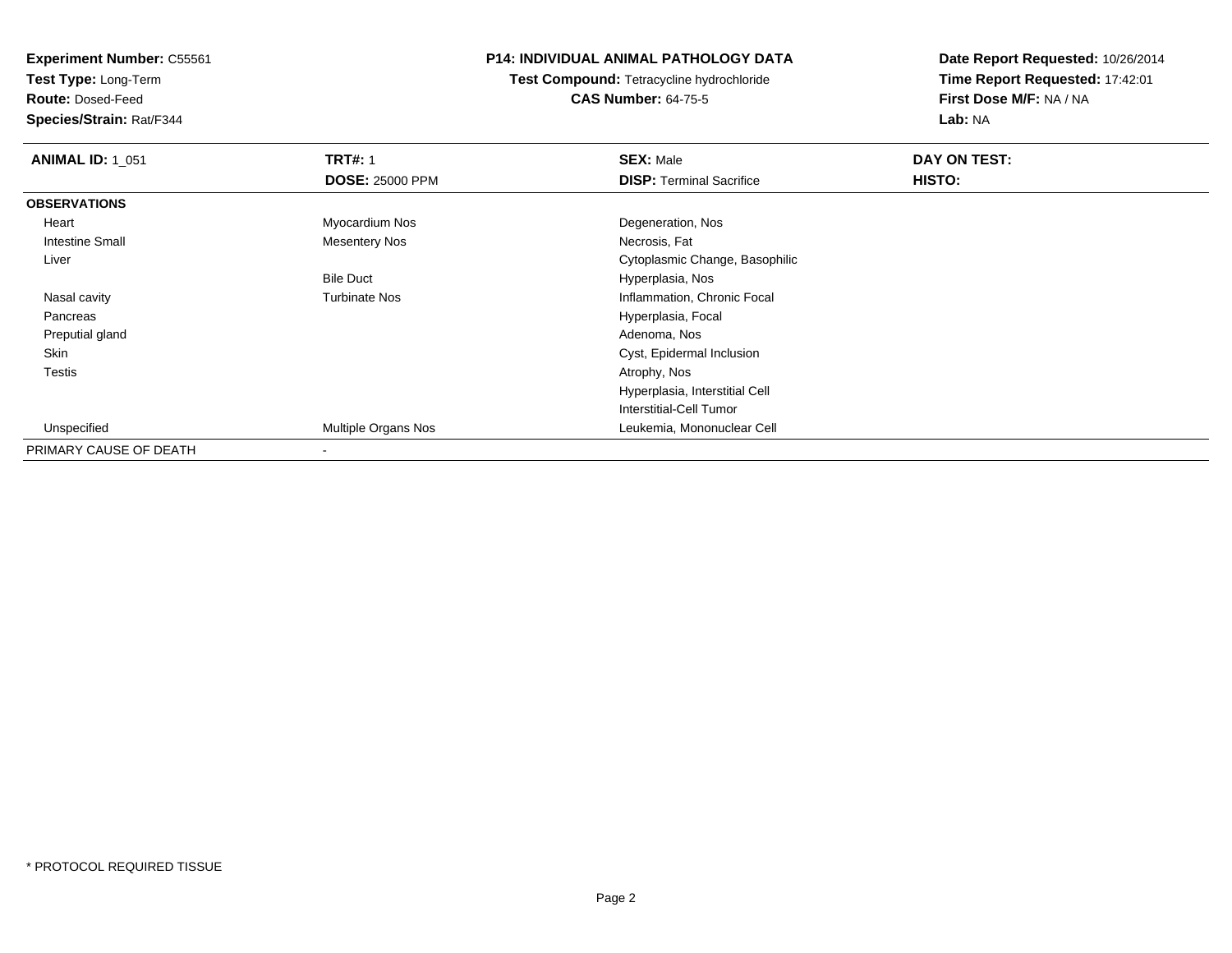**Experiment Number:** C55561
**Test Type:** Long-Term
**Route:** Dosed-Feed
**Species/Strain:** Rat/F344

**P14: INDIVIDUAL ANIMAL PATHOLOGY DATA**
**Test Compound:** Tetracycline hydrochloride
**CAS Number:** 64-75-5

**Date Report Requested:** 10/26/2014
**Time Report Requested:** 17:42:01
**First Dose M/F:** NA / NA
**Lab:** NA

| **ANIMAL ID:** 1_051 | **TRT#:** 1 | **SEX:** Male | **DAY ON TEST:** |
|---|---|---|---|
| | **DOSE:** 25000 PPM | **DISP:** Terminal Sacrifice | **HISTO:** |
| **OBSERVATIONS** | | | |
| Heart | Myocardium Nos | Degeneration, Nos | |
| Intestine Small | Mesentery Nos | Necrosis, Fat | |
| Liver | | Cytoplasmic Change, Basophilic | |
| | Bile Duct | Hyperplasia, Nos | |
| Nasal cavity | Turbinate Nos | Inflammation, Chronic Focal | |
| Pancreas | | Hyperplasia, Focal | |
| Preputial gland | | Adenoma, Nos | |
| Skin | | Cyst, Epidermal Inclusion | |
| Testis | | Atrophy, Nos | |
| | | Hyperplasia, Interstitial Cell | |
| | | Interstitial-Cell Tumor | |
| Unspecified | Multiple Organs Nos | Leukemia, Mononuclear Cell | |
| PRIMARY CAUSE OF DEATH | - | | |

* PROTOCOL REQUIRED TISSUE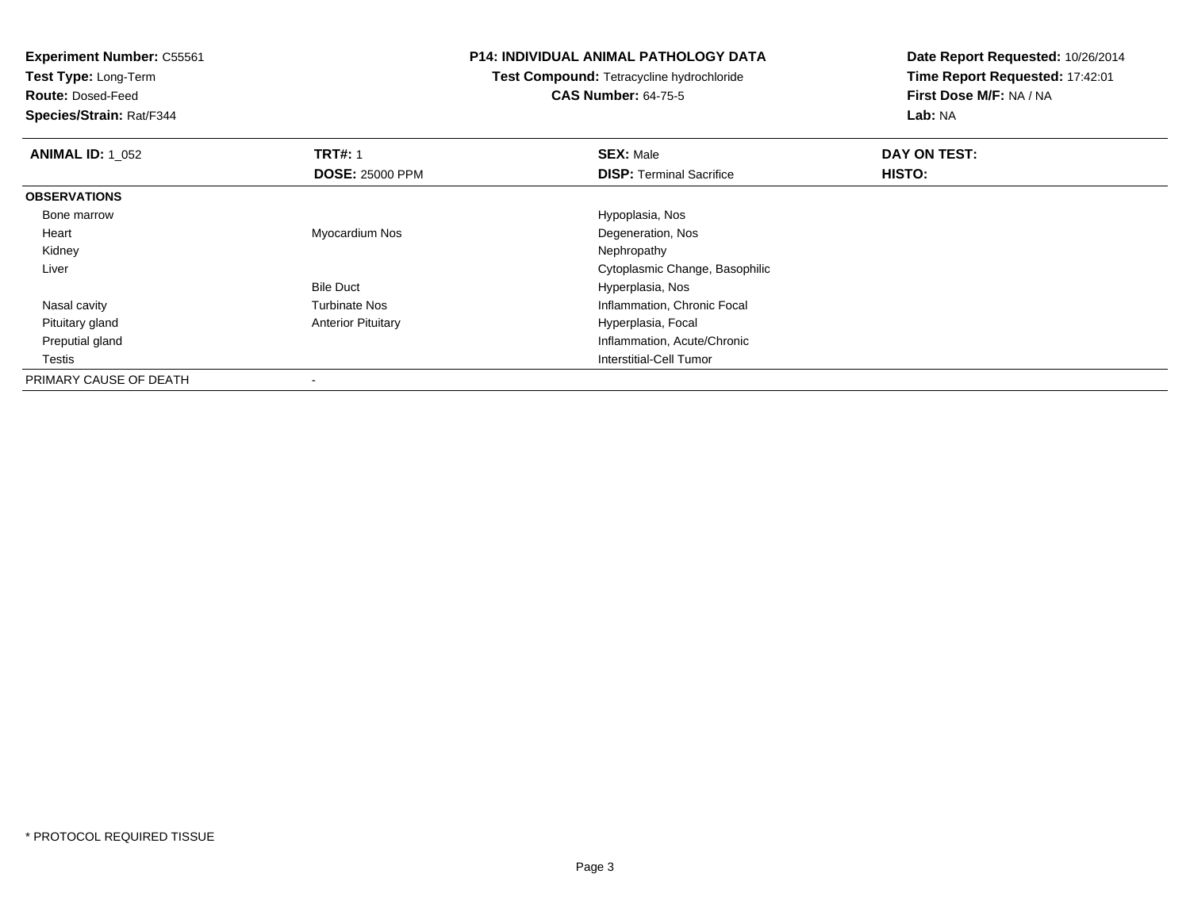**Experiment Number:** C55561
**Test Type:** Long-Term
**Route:** Dosed-Feed
**Species/Strain:** Rat/F344

**P14: INDIVIDUAL ANIMAL PATHOLOGY DATA**
**Test Compound:** Tetracycline hydrochloride
**CAS Number:** 64-75-5

**Date Report Requested:** 10/26/2014
**Time Report Requested:** 17:42:01
**First Dose M/F:** NA / NA
**Lab:** NA

| **ANIMAL ID:** 1_052 | **TRT#:** 1 | **SEX:** Male | **DAY ON TEST:** |
|---|---|---|---|
| | **DOSE:** 25000 PPM | **DISP:** Terminal Sacrifice | **HISTO:** |
| **OBSERVATIONS** | | | |
| Bone marrow | | Hypoplasia, Nos | |
| Heart | Myocardium Nos | Degeneration, Nos | |
| Kidney | | Nephropathy | |
| Liver | | Cytoplasmic Change, Basophilic | |
| | Bile Duct | Hyperplasia, Nos | |
| Nasal cavity | Turbinate Nos | Inflammation, Chronic Focal | |
| Pituitary gland | Anterior Pituitary | Hyperplasia, Focal | |
| Preputial gland | | Inflammation, Acute/Chronic | |
| Testis | | Interstitial-Cell Tumor | |
| PRIMARY CAUSE OF DEATH | - | | |

* PROTOCOL REQUIRED TISSUE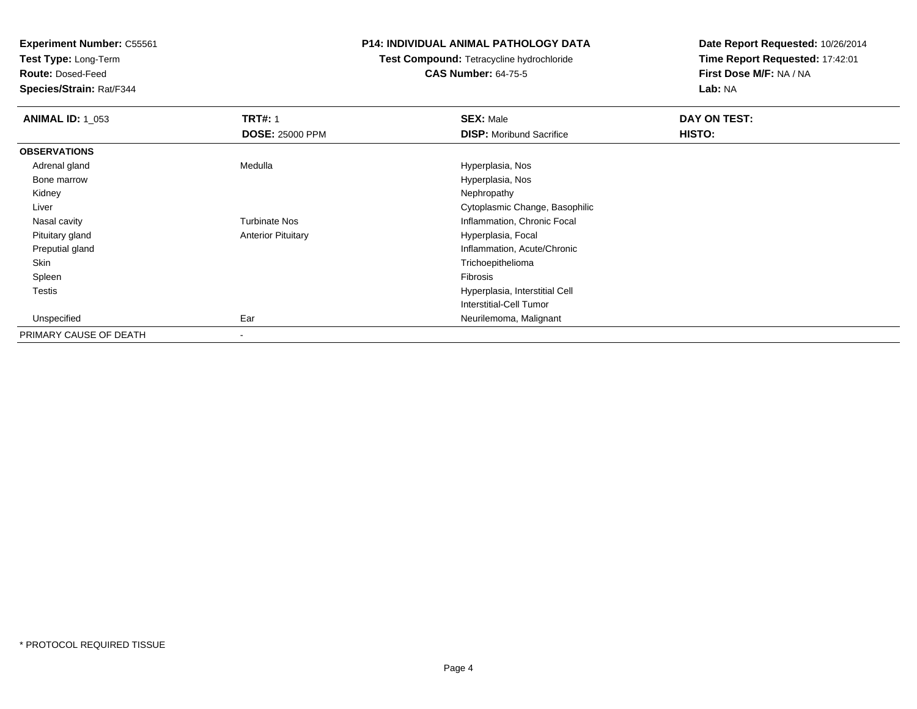**Experiment Number:** C55561
**Test Type:** Long-Term
**Route:** Dosed-Feed
**Species/Strain:** Rat/F344

**P14: INDIVIDUAL ANIMAL PATHOLOGY DATA**
**Test Compound:** Tetracycline hydrochloride
**CAS Number:** 64-75-5

**Date Report Requested:** 10/26/2014
**Time Report Requested:** 17:42:01
**First Dose M/F:** NA / NA
**Lab:** NA

| **ANIMAL ID:** 1_053 | **TRT#:** 1 | **SEX:** Male | **DAY ON TEST:** |
|---|---|---|---|
| | **DOSE:** 25000 PPM | **DISP:** Moribund Sacrifice | **HISTO:** |
| **OBSERVATIONS** | | | |
| Adrenal gland | Medulla | Hyperplasia, Nos | |
| Bone marrow | | Hyperplasia, Nos | |
| Kidney | | Nephropathy | |
| Liver | | Cytoplasmic Change, Basophilic | |
| Nasal cavity | Turbinate Nos | Inflammation, Chronic Focal | |
| Pituitary gland | Anterior Pituitary | Hyperplasia, Focal | |
| Preputial gland | | Inflammation, Acute/Chronic | |
| Skin | | Trichoepithelioma | |
| Spleen | | Fibrosis | |
| Testis | | Hyperplasia, Interstitial Cell | |
| | | Interstitial-Cell Tumor | |
| Unspecified | Ear | Neurilemoma, Malignant | |
| PRIMARY CAUSE OF DEATH | - | | |

* PROTOCOL REQUIRED TISSUE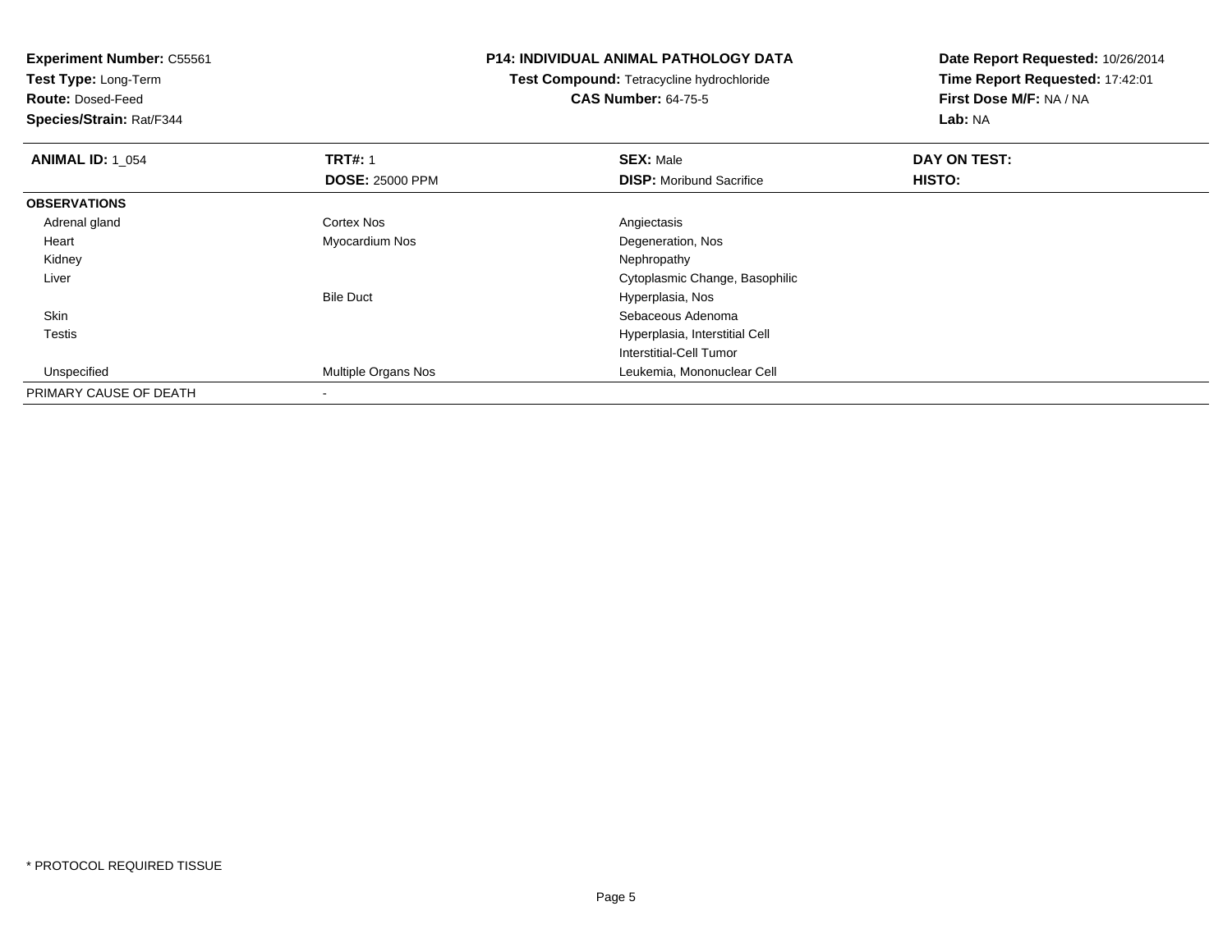**Experiment Number:** C55561
**Test Type:** Long-Term
**Route:** Dosed-Feed
**Species/Strain:** Rat/F344

# P14: INDIVIDUAL ANIMAL PATHOLOGY DATA

**Test Compound:** Tetracycline hydrochloride
**CAS Number:** 64-75-5

**Date Report Requested:** 10/26/2014
**Time Report Requested:** 17:42:01
**First Dose M/F:** NA / NA
**Lab:** NA

| **ANIMAL ID:** 1_054 | **TRT#:** 1 | **SEX:** Male | **DAY ON TEST:** |
|---|---|---|---|
| | **DOSE:** 25000 PPM | **DISP:** Moribund Sacrifice | **HISTO:** |
| **OBSERVATIONS** | | | |
| Adrenal gland | Cortex Nos | Angiectasis | |
| Heart | Myocardium Nos | Degeneration, Nos | |
| Kidney | | Nephropathy | |
| Liver | | Cytoplasmic Change, Basophilic | |
| | Bile Duct | Hyperplasia, Nos | |
| Skin | | Sebaceous Adenoma | |
| Testis | | Hyperplasia, Interstitial Cell | |
| | | Interstitial-Cell Tumor | |
| Unspecified | Multiple Organs Nos | Leukemia, Mononuclear Cell | |
| PRIMARY CAUSE OF DEATH | - | | |

* PROTOCOL REQUIRED TISSUE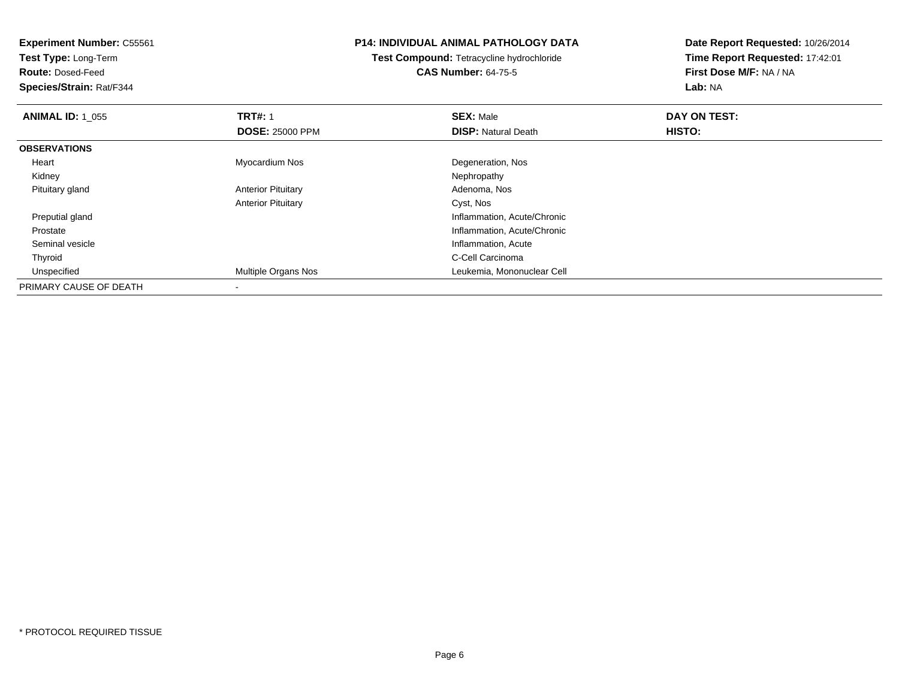**Experiment Number:** C55561
**Test Type:** Long-Term
**Route:** Dosed-Feed
**Species/Strain:** Rat/F344

**P14: INDIVIDUAL ANIMAL PATHOLOGY DATA**
**Test Compound:** Tetracycline hydrochloride
**CAS Number:** 64-75-5

**Date Report Requested:** 10/26/2014
**Time Report Requested:** 17:42:01
**First Dose M/F:** NA / NA
**Lab:** NA

| **ANIMAL ID:** 1_055 | **TRT#:** 1 | **SEX:** Male | **DAY ON TEST:** |
|---|---|---|---|
| | **DOSE:** 25000 PPM | **DISP:** Natural Death | **HISTO:** |
| **OBSERVATIONS** | | | |
| Heart | Myocardium Nos | Degeneration, Nos | |
| Kidney | | Nephropathy | |
| Pituitary gland | Anterior Pituitary | Adenoma, Nos | |
| | Anterior Pituitary | Cyst, Nos | |
| Preputial gland | | Inflammation, Acute/Chronic | |
| Prostate | | Inflammation, Acute/Chronic | |
| Seminal vesicle | | Inflammation, Acute | |
| Thyroid | | C-Cell Carcinoma | |
| Unspecified | Multiple Organs Nos | Leukemia, Mononuclear Cell | |
| PRIMARY CAUSE OF DEATH | - | | |

\* PROTOCOL REQUIRED TISSUE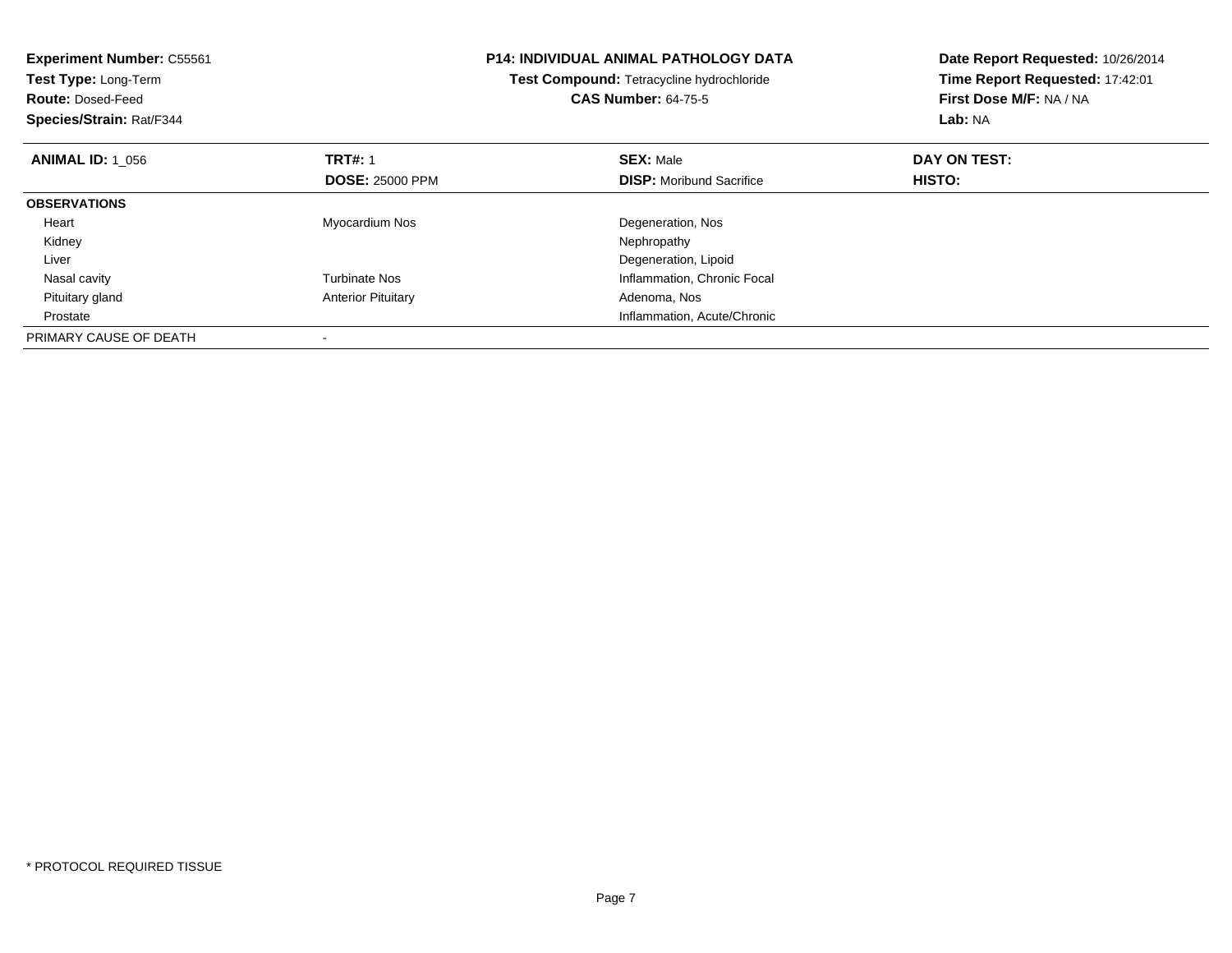**Experiment Number:** C55561
**Test Type:** Long-Term
**Route:** Dosed-Feed
**Species/Strain:** Rat/F344

**P14: INDIVIDUAL ANIMAL PATHOLOGY DATA**
**Test Compound:** Tetracycline hydrochloride
**CAS Number:** 64-75-5

**Date Report Requested:** 10/26/2014
**Time Report Requested:** 17:42:01
**First Dose M/F:** NA / NA
**Lab:** NA

| **ANIMAL ID:** 1_056 | **TRT#:** 1 | **SEX:** Male | **DAY ON TEST:** |
|---|---|---|---|
| | **DOSE:** 25000 PPM | **DISP:** Moribund Sacrifice | **HISTO:** |
| **OBSERVATIONS** | | | |
| Heart | Myocardium Nos | Degeneration, Nos | |
| Kidney | | Nephropathy | |
| Liver | | Degeneration, Lipoid | |
| Nasal cavity | Turbinate Nos | Inflammation, Chronic Focal | |
| Pituitary gland | Anterior Pituitary | Adenoma, Nos | |
| Prostate | | Inflammation, Acute/Chronic | |
| PRIMARY CAUSE OF DEATH | - | | |

* PROTOCOL REQUIRED TISSUE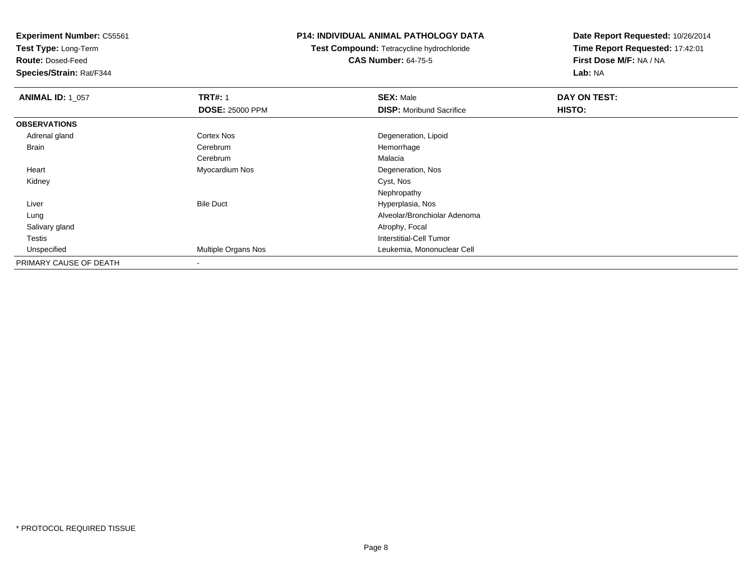**Experiment Number:** C55561
**Test Type:** Long-Term
**Route:** Dosed-Feed
**Species/Strain:** Rat/F344

**P14: INDIVIDUAL ANIMAL PATHOLOGY DATA**
**Test Compound:** Tetracycline hydrochloride
**CAS Number:** 64-75-5

**Date Report Requested:** 10/26/2014
**Time Report Requested:** 17:42:01
**First Dose M/F:** NA / NA
**Lab:** NA

| **ANIMAL ID:** 1_057 | **TRT#:** 1 | **SEX:** Male | **DAY ON TEST:** |
|---|---|---|---|
| | **DOSE:** 25000 PPM | **DISP:** Moribund Sacrifice | **HISTO:** |
| **OBSERVATIONS** | | | |
| Adrenal gland | Cortex Nos | Degeneration, Lipoid | |
| Brain | Cerebrum | Hemorrhage | |
| | Cerebrum | Malacia | |
| Heart | Myocardium Nos | Degeneration, Nos | |
| Kidney | | Cyst, Nos | |
| | | Nephropathy | |
| Liver | Bile Duct | Hyperplasia, Nos | |
| Lung | | Alveolar/Bronchiolar Adenoma | |
| Salivary gland | | Atrophy, Focal | |
| Testis | | Interstitial-Cell Tumor | |
| Unspecified | Multiple Organs Nos | Leukemia, Mononuclear Cell | |
| PRIMARY CAUSE OF DEATH | - | | |

* PROTOCOL REQUIRED TISSUE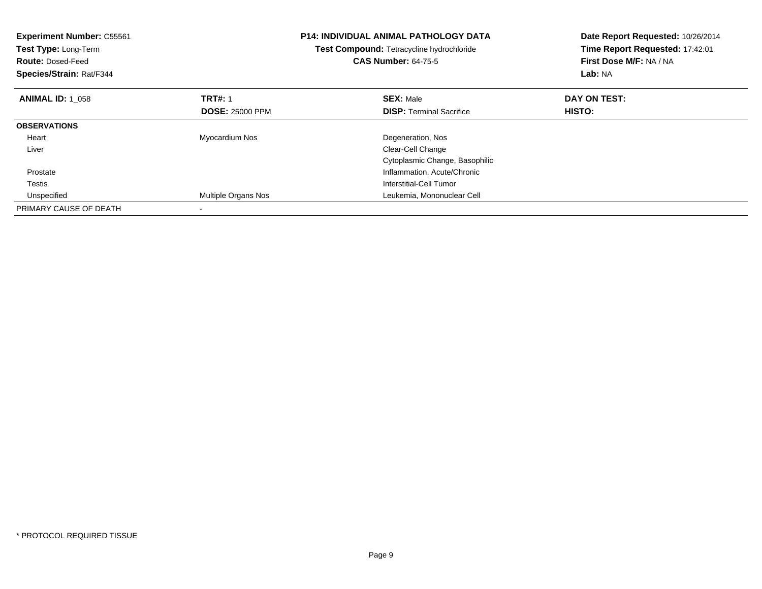**Experiment Number:** C55561
**Test Type:** Long-Term
**Route:** Dosed-Feed
**Species/Strain:** Rat/F344

**P14: INDIVIDUAL ANIMAL PATHOLOGY DATA**
**Test Compound:** Tetracycline hydrochloride
**CAS Number:** 64-75-5

**Date Report Requested:** 10/26/2014
**Time Report Requested:** 17:42:01
**First Dose M/F:** NA / NA
**Lab:** NA

| **ANIMAL ID:** 1_058 | **TRT#:** 1 | **SEX:** Male | **DAY ON TEST:** |
|---|---|---|---|
| | **DOSE:** 25000 PPM | **DISP:** Terminal Sacrifice | **HISTO:** |
| **OBSERVATIONS** | | | |
| Heart | Myocardium Nos | Degeneration, Nos | |
| Liver | | Clear-Cell Change | |
| | | Cytoplasmic Change, Basophilic | |
| Prostate | | Inflammation, Acute/Chronic | |
| Testis | | Interstitial-Cell Tumor | |
| Unspecified | Multiple Organs Nos | Leukemia, Mononuclear Cell | |
| PRIMARY CAUSE OF DEATH | - | | |

* PROTOCOL REQUIRED TISSUE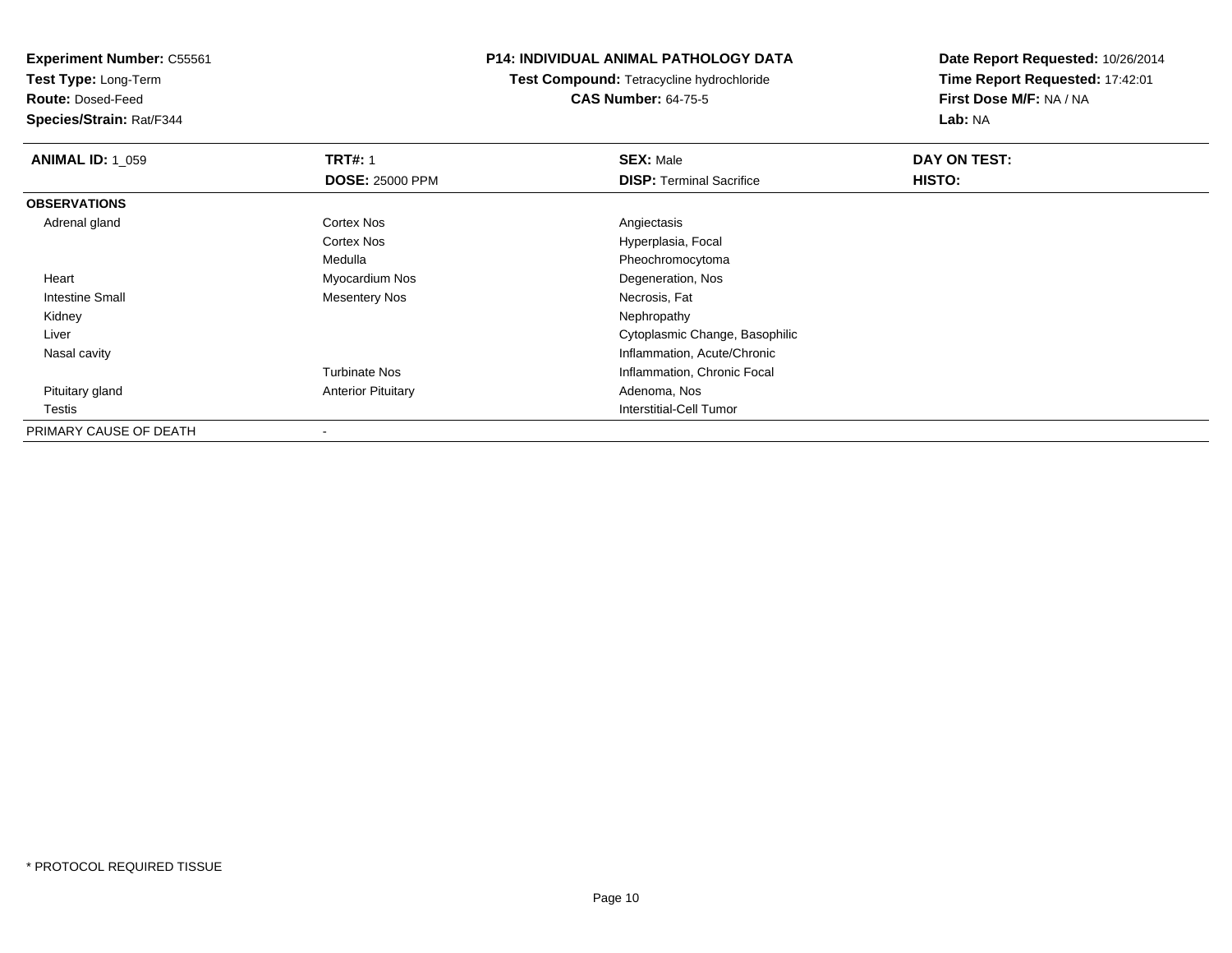**Experiment Number:** C55561
**Test Type:** Long-Term
**Route:** Dosed-Feed
**Species/Strain:** Rat/F344

**P14: INDIVIDUAL ANIMAL PATHOLOGY DATA**
**Test Compound:** Tetracycline hydrochloride
**CAS Number:** 64-75-5

**Date Report Requested:** 10/26/2014
**Time Report Requested:** 17:42:01
**First Dose M/F:** NA / NA
**Lab:** NA

| **ANIMAL ID:** 1_059 | **TRT#:** 1 | **SEX:** Male | **DAY ON TEST:** |
|---|---|---|---|
| | **DOSE:** 25000 PPM | **DISP:** Terminal Sacrifice | **HISTO:** |
| **OBSERVATIONS** | | | |
| Adrenal gland | Cortex Nos | Angiectasis | |
| | Cortex Nos | Hyperplasia, Focal | |
| | Medulla | Pheochromocytoma | |
| Heart | Myocardium Nos | Degeneration, Nos | |
| Intestine Small | Mesentery Nos | Necrosis, Fat | |
| Kidney | | Nephropathy | |
| Liver | | Cytoplasmic Change, Basophilic | |
| Nasal cavity | | Inflammation, Acute/Chronic | |
| | Turbinate Nos | Inflammation, Chronic Focal | |
| Pituitary gland | Anterior Pituitary | Adenoma, Nos | |
| Testis | | Interstitial-Cell Tumor | |
| PRIMARY CAUSE OF DEATH | - | | |

* PROTOCOL REQUIRED TISSUE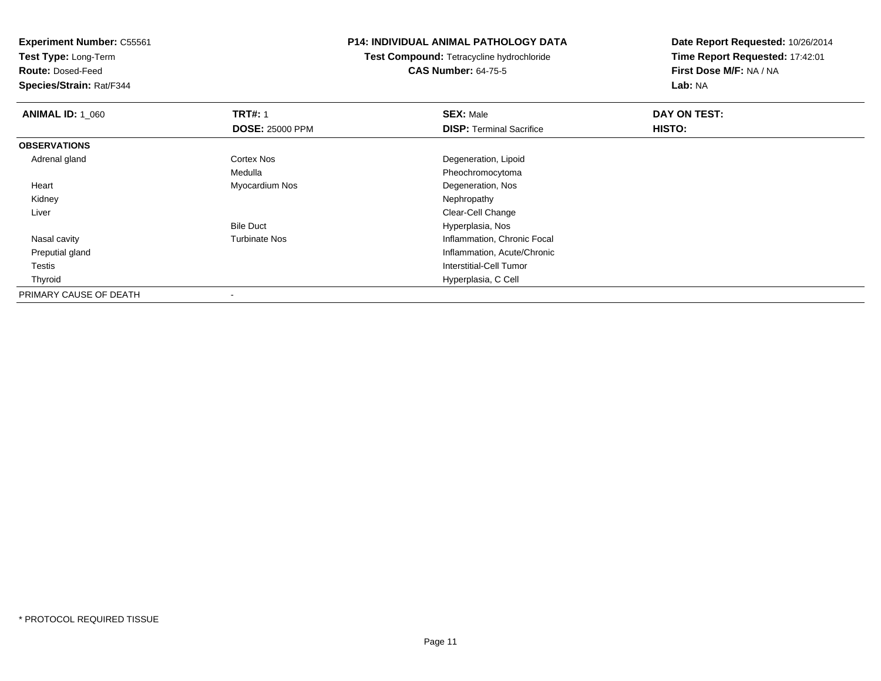**Experiment Number:** C55561
**Test Type:** Long-Term
**Route:** Dosed-Feed
**Species/Strain:** Rat/F344

**P14: INDIVIDUAL ANIMAL PATHOLOGY DATA**
**Test Compound:** Tetracycline hydrochloride
**CAS Number:** 64-75-5

**Date Report Requested:** 10/26/2014
**Time Report Requested:** 17:42:01
**First Dose M/F:** NA / NA
**Lab:** NA

| **ANIMAL ID:** 1_060 | **TRT#:** 1 | **SEX:** Male | **DAY ON TEST:** |
|---|---|---|---|
| | **DOSE:** 25000 PPM | **DISP:** Terminal Sacrifice | **HISTO:** |
| **OBSERVATIONS** | | | |
| Adrenal gland | Cortex Nos | Degeneration, Lipoid | |
| | Medulla | Pheochromocytoma | |
| Heart | Myocardium Nos | Degeneration, Nos | |
| Kidney | | Nephropathy | |
| Liver | | Clear-Cell Change | |
| | Bile Duct | Hyperplasia, Nos | |
| Nasal cavity | Turbinate Nos | Inflammation, Chronic Focal | |
| Preputial gland | | Inflammation, Acute/Chronic | |
| Testis | | Interstitial-Cell Tumor | |
| Thyroid | | Hyperplasia, C Cell | |
| PRIMARY CAUSE OF DEATH | - | | |

* PROTOCOL REQUIRED TISSUE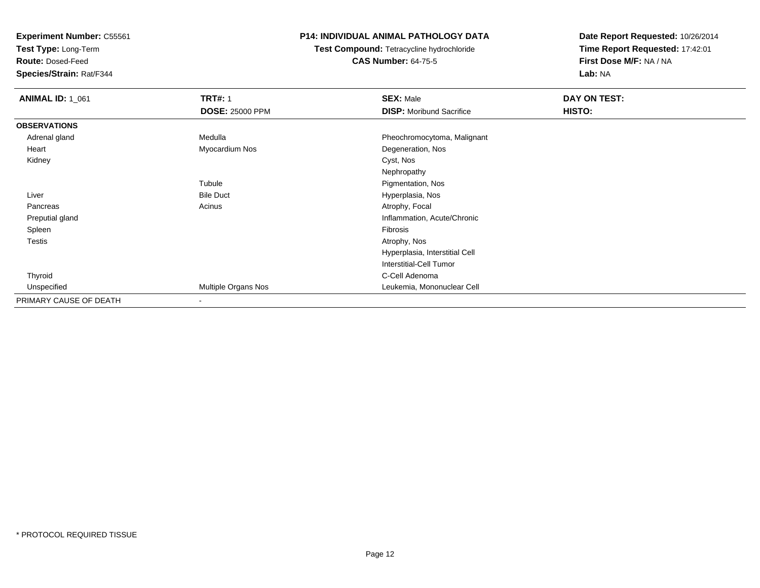**Experiment Number:** C55561
**Test Type:** Long-Term
**Route:** Dosed-Feed
**Species/Strain:** Rat/F344

**P14: INDIVIDUAL ANIMAL PATHOLOGY DATA**
**Test Compound:** Tetracycline hydrochloride
**CAS Number:** 64-75-5

**Date Report Requested:** 10/26/2014
**Time Report Requested:** 17:42:01
**First Dose M/F:** NA / NA
**Lab:** NA

| **ANIMAL ID:** 1_061 | **TRT#:** 1 | **SEX:** Male | **DAY ON TEST:** |
|---|---|---|---|
| | **DOSE:** 25000 PPM | **DISP:** Moribund Sacrifice | **HISTO:** |
| **OBSERVATIONS** | | | |
| Adrenal gland | Medulla | Pheochromocytoma, Malignant | |
| Heart | Myocardium Nos | Degeneration, Nos | |
| Kidney | | Cyst, Nos | |
| | | Nephropathy | |
| | Tubule | Pigmentation, Nos | |
| Liver | Bile Duct | Hyperplasia, Nos | |
| Pancreas | Acinus | Atrophy, Focal | |
| Preputial gland | | Inflammation, Acute/Chronic | |
| Spleen | | Fibrosis | |
| Testis | | Atrophy, Nos | |
| | | Hyperplasia, Interstitial Cell | |
| | | Interstitial-Cell Tumor | |
| Thyroid | | C-Cell Adenoma | |
| Unspecified | Multiple Organs Nos | Leukemia, Mononuclear Cell | |
| PRIMARY CAUSE OF DEATH | - | | |

* PROTOCOL REQUIRED TISSUE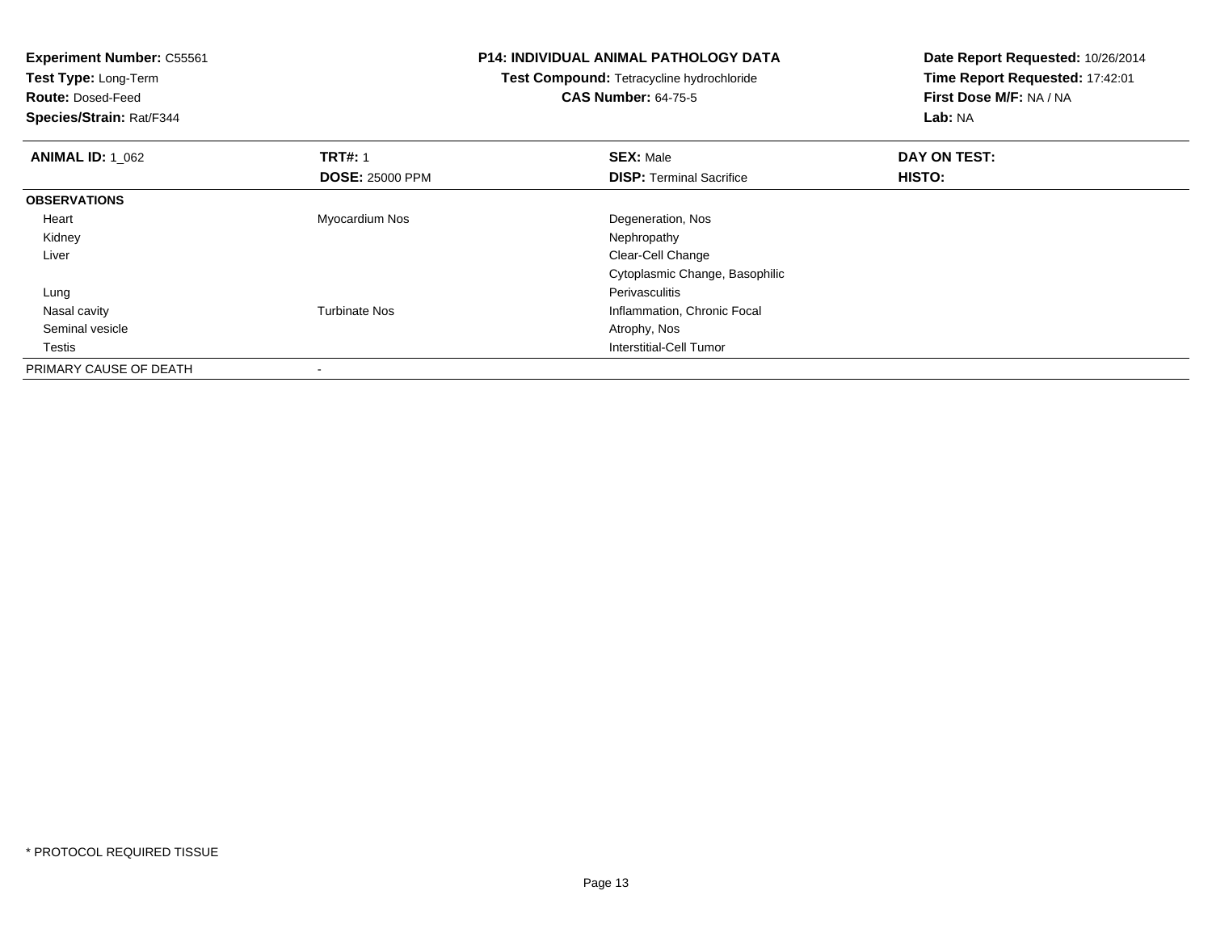**Experiment Number:** C55561
**Test Type:** Long-Term
**Route:** Dosed-Feed
**Species/Strain:** Rat/F344

**P14: INDIVIDUAL ANIMAL PATHOLOGY DATA**
**Test Compound:** Tetracycline hydrochloride
**CAS Number:** 64-75-5

**Date Report Requested:** 10/26/2014
**Time Report Requested:** 17:42:01
**First Dose M/F:** NA / NA
**Lab:** NA

| **ANIMAL ID:** 1_062 | **TRT#:** 1 | **SEX:** Male | **DAY ON TEST:** |
|---|---|---|---|
| | **DOSE:** 25000 PPM | **DISP:** Terminal Sacrifice | **HISTO:** |
| **OBSERVATIONS** | | | |
| Heart | Myocardium Nos | Degeneration, Nos | |
| Kidney | | Nephropathy | |
| Liver | | Clear-Cell Change | |
| | | Cytoplasmic Change, Basophilic | |
| Lung | | Perivasculitis | |
| Nasal cavity | Turbinate Nos | Inflammation, Chronic Focal | |
| Seminal vesicle | | Atrophy, Nos | |
| Testis | | Interstitial-Cell Tumor | |
| PRIMARY CAUSE OF DEATH | - | | |

* PROTOCOL REQUIRED TISSUE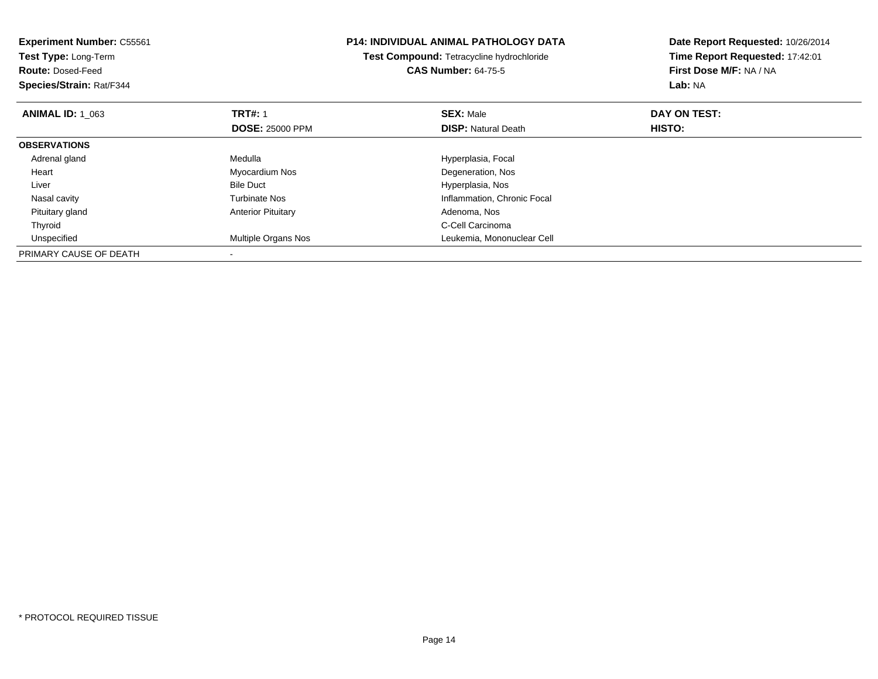**Experiment Number:** C55561
**Test Type:** Long-Term
**Route:** Dosed-Feed
**Species/Strain:** Rat/F344

**P14: INDIVIDUAL ANIMAL PATHOLOGY DATA**
**Test Compound:** Tetracycline hydrochloride
**CAS Number:** 64-75-5

**Date Report Requested:** 10/26/2014
**Time Report Requested:** 17:42:01
**First Dose M/F:** NA / NA
**Lab:** NA

| **ANIMAL ID:** 1_063 | **TRT#:** 1 | **SEX:** Male | **DAY ON TEST:** |
|---|---|---|---|
| | **DOSE:** 25000 PPM | **DISP:** Natural Death | **HISTO:** |
| **OBSERVATIONS** | | | |
| Adrenal gland | Medulla | Hyperplasia, Focal | |
| Heart | Myocardium Nos | Degeneration, Nos | |
| Liver | Bile Duct | Hyperplasia, Nos | |
| Nasal cavity | Turbinate Nos | Inflammation, Chronic Focal | |
| Pituitary gland | Anterior Pituitary | Adenoma, Nos | |
| Thyroid | | C-Cell Carcinoma | |
| Unspecified | Multiple Organs Nos | Leukemia, Mononuclear Cell | |
| PRIMARY CAUSE OF DEATH | - | | |

* PROTOCOL REQUIRED TISSUE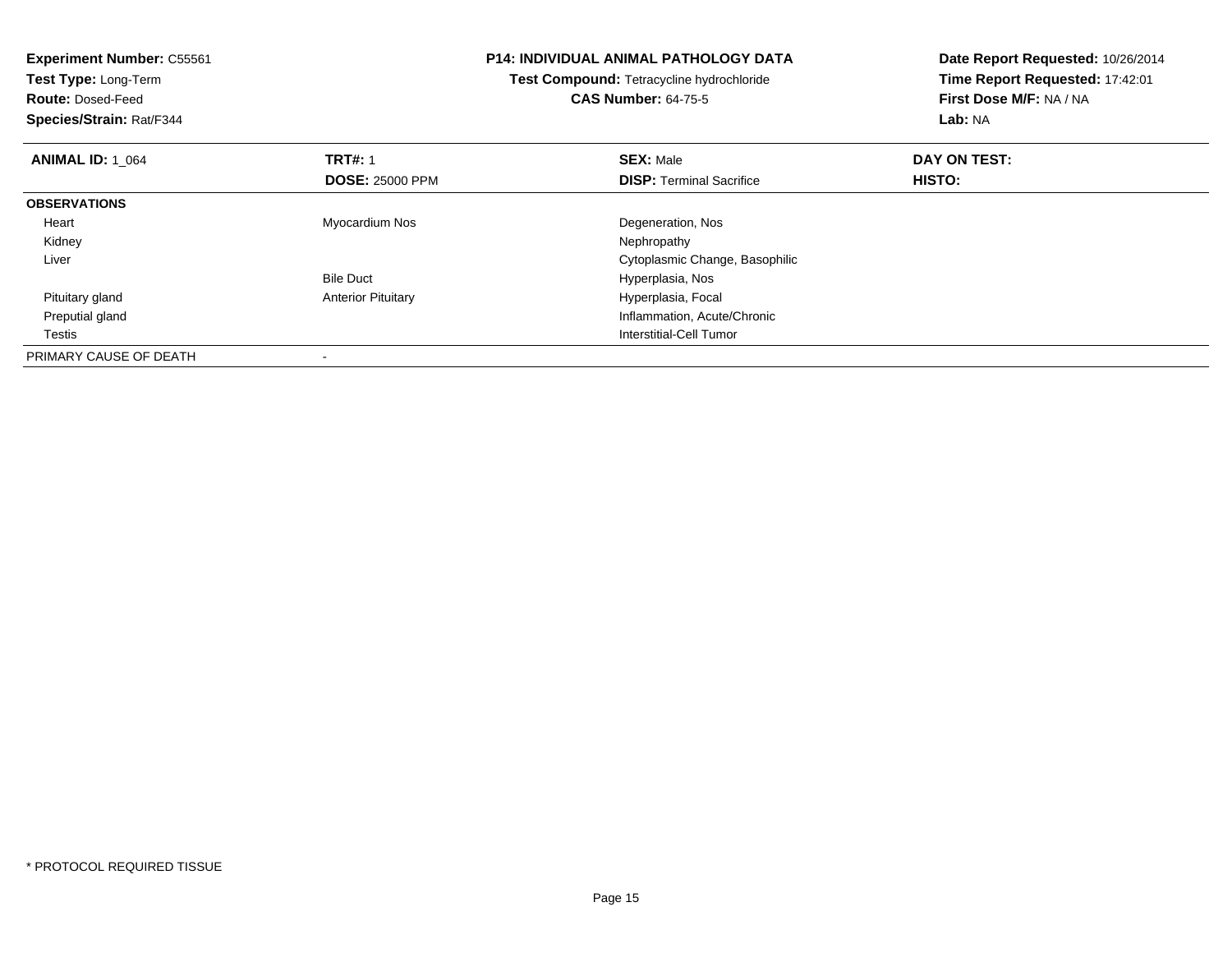**Experiment Number:** C55561
**Test Type:** Long-Term
**Route:** Dosed-Feed
**Species/Strain:** Rat/F344

**P14: INDIVIDUAL ANIMAL PATHOLOGY DATA**
**Test Compound:** Tetracycline hydrochloride
**CAS Number:** 64-75-5

**Date Report Requested:** 10/26/2014
**Time Report Requested:** 17:42:01
**First Dose M/F:** NA / NA
**Lab:** NA

| **ANIMAL ID:** 1_064 | **TRT#:** 1 | **SEX:** Male | **DAY ON TEST:** |
|---|---|---|---|
| | **DOSE:** 25000 PPM | **DISP:** Terminal Sacrifice | **HISTO:** |
| **OBSERVATIONS** | | | |
| Heart | Myocardium Nos | Degeneration, Nos | |
| Kidney | | Nephropathy | |
| Liver | | Cytoplasmic Change, Basophilic | |
| | Bile Duct | Hyperplasia, Nos | |
| Pituitary gland | Anterior Pituitary | Hyperplasia, Focal | |
| Preputial gland | | Inflammation, Acute/Chronic | |
| Testis | | Interstitial-Cell Tumor | |
| PRIMARY CAUSE OF DEATH | - | | |

* PROTOCOL REQUIRED TISSUE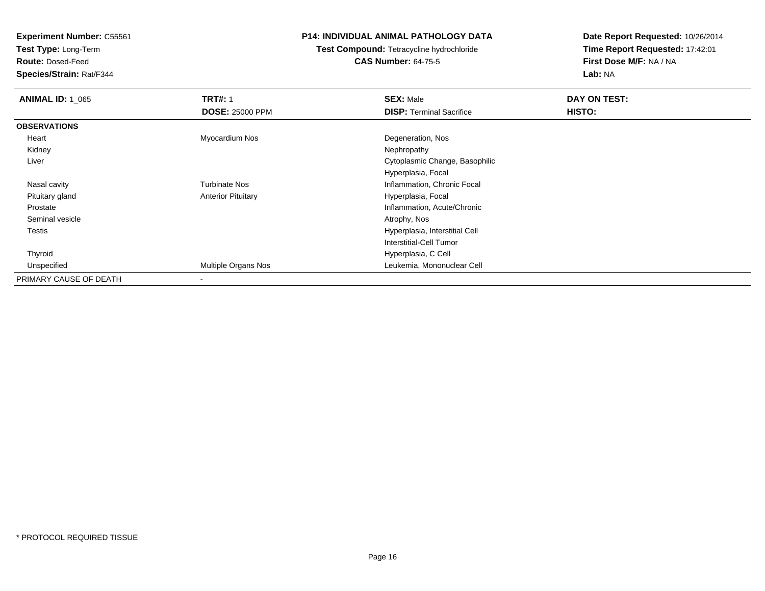**Experiment Number:** C55561
**Test Type:** Long-Term
**Route:** Dosed-Feed
**Species/Strain:** Rat/F344

**P14: INDIVIDUAL ANIMAL PATHOLOGY DATA**
**Test Compound:** Tetracycline hydrochloride
**CAS Number:** 64-75-5

**Date Report Requested:** 10/26/2014
**Time Report Requested:** 17:42:01
**First Dose M/F:** NA / NA
**Lab:** NA

| **ANIMAL ID:** 1_065 | **TRT#:** 1 | **SEX:** Male | **DAY ON TEST:** |
|---|---|---|---|
| | **DOSE:** 25000 PPM | **DISP:** Terminal Sacrifice | **HISTO:** |
| **OBSERVATIONS** | | | |
| Heart | Myocardium Nos | Degeneration, Nos | |
| Kidney | | Nephropathy | |
| Liver | | Cytoplasmic Change, Basophilic | |
| | | Hyperplasia, Focal | |
| Nasal cavity | Turbinate Nos | Inflammation, Chronic Focal | |
| Pituitary gland | Anterior Pituitary | Hyperplasia, Focal | |
| Prostate | | Inflammation, Acute/Chronic | |
| Seminal vesicle | | Atrophy, Nos | |
| Testis | | Hyperplasia, Interstitial Cell | |
| | | Interstitial-Cell Tumor | |
| Thyroid | | Hyperplasia, C Cell | |
| Unspecified | Multiple Organs Nos | Leukemia, Mononuclear Cell | |
| PRIMARY CAUSE OF DEATH | - | | |

* PROTOCOL REQUIRED TISSUE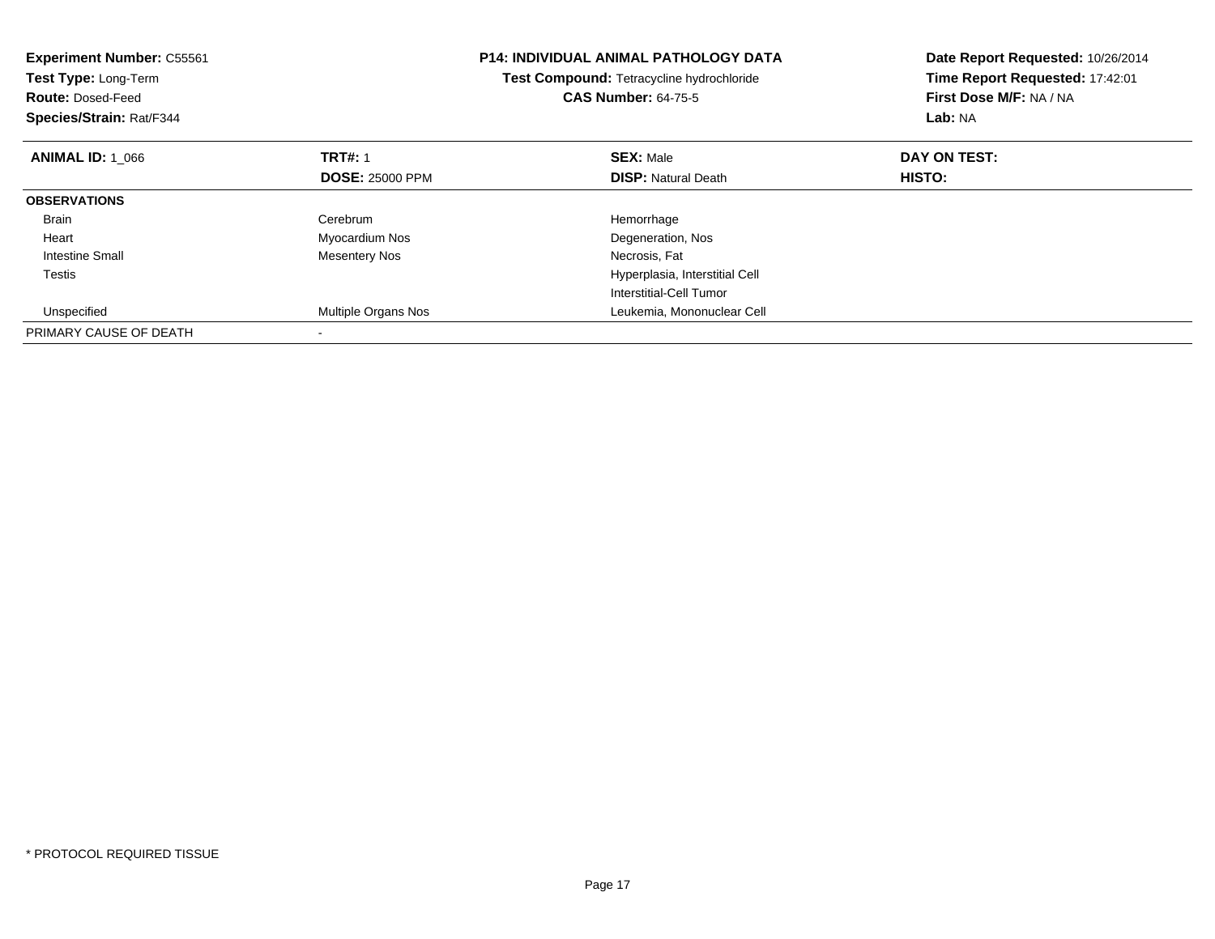**Experiment Number:** C55561
**Test Type:** Long-Term
**Route:** Dosed-Feed
**Species/Strain:** Rat/F344

**P14: INDIVIDUAL ANIMAL PATHOLOGY DATA**
**Test Compound:** Tetracycline hydrochloride
**CAS Number:** 64-75-5

**Date Report Requested:** 10/26/2014
**Time Report Requested:** 17:42:01
**First Dose M/F:** NA / NA
**Lab:** NA

| **ANIMAL ID:** 1_066 | **TRT#:** 1 | **SEX:** Male | **DAY ON TEST:** |
|---|---|---|---|
| | **DOSE:** 25000 PPM | **DISP:** Natural Death | **HISTO:** |
| **OBSERVATIONS** | | | |
| Brain | Cerebrum | Hemorrhage | |
| Heart | Myocardium Nos | Degeneration, Nos | |
| Intestine Small | Mesentery Nos | Necrosis, Fat | |
| Testis | | Hyperplasia, Interstitial Cell | |
| | | Interstitial-Cell Tumor | |
| Unspecified | Multiple Organs Nos | Leukemia, Mononuclear Cell | |
| PRIMARY CAUSE OF DEATH | - | | |

* PROTOCOL REQUIRED TISSUE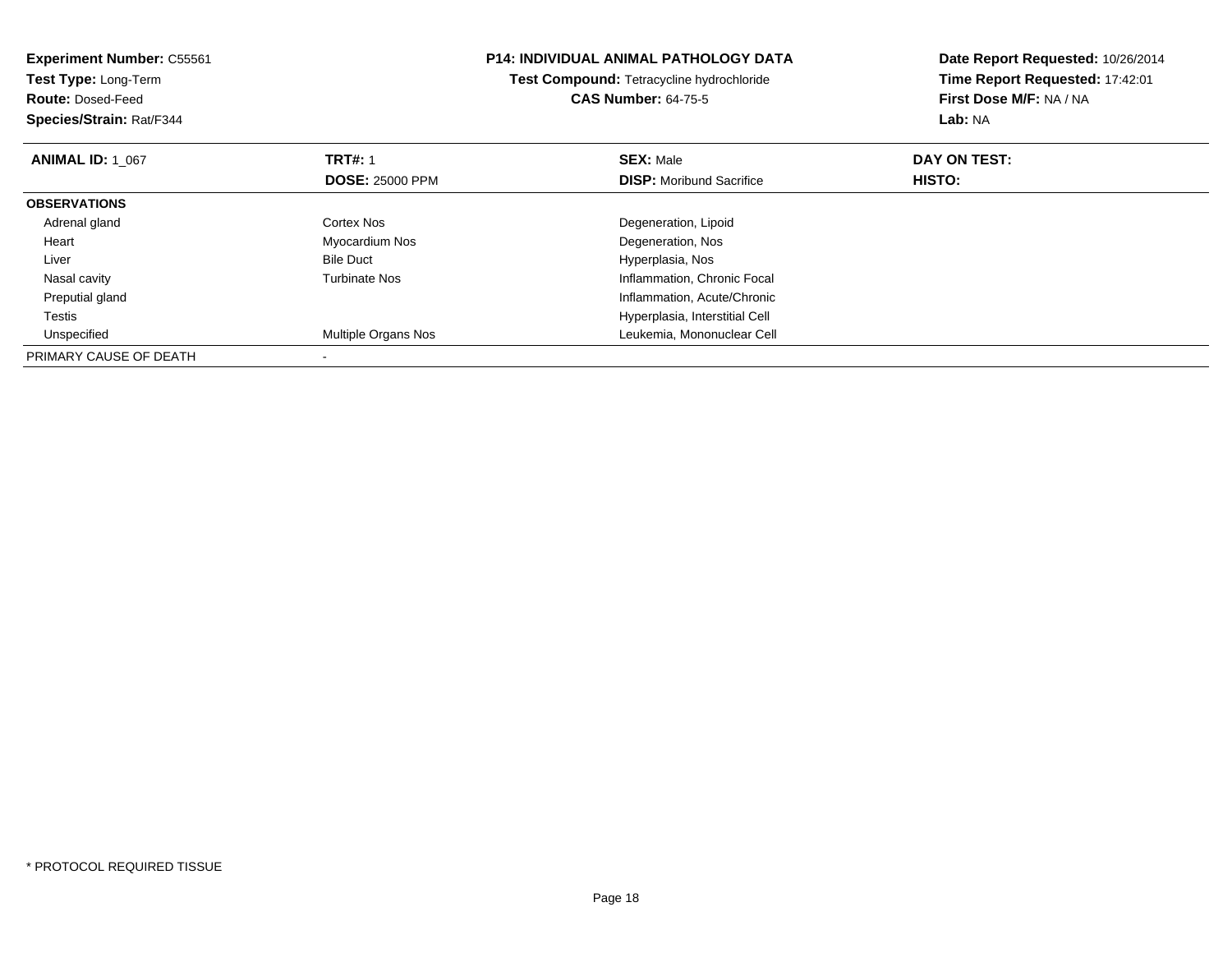**Experiment Number:** C55561
**Test Type:** Long-Term
**Route:** Dosed-Feed
**Species/Strain:** Rat/F344

**P14: INDIVIDUAL ANIMAL PATHOLOGY DATA**
**Test Compound:** Tetracycline hydrochloride
**CAS Number:** 64-75-5

**Date Report Requested:** 10/26/2014
**Time Report Requested:** 17:42:01
**First Dose M/F:** NA / NA
**Lab:** NA

| **ANIMAL ID:** 1_067 | **TRT#:** 1 | **SEX:** Male | **DAY ON TEST:** |
|---|---|---|---|
| | **DOSE:** 25000 PPM | **DISP:** Moribund Sacrifice | **HISTO:** |
| **OBSERVATIONS** | | | |
| Adrenal gland | Cortex Nos | Degeneration, Lipoid | |
| Heart | Myocardium Nos | Degeneration, Nos | |
| Liver | Bile Duct | Hyperplasia, Nos | |
| Nasal cavity | Turbinate Nos | Inflammation, Chronic Focal | |
| Preputial gland | | Inflammation, Acute/Chronic | |
| Testis | | Hyperplasia, Interstitial Cell | |
| Unspecified | Multiple Organs Nos | Leukemia, Mononuclear Cell | |
| PRIMARY CAUSE OF DEATH | - | | |

* PROTOCOL REQUIRED TISSUE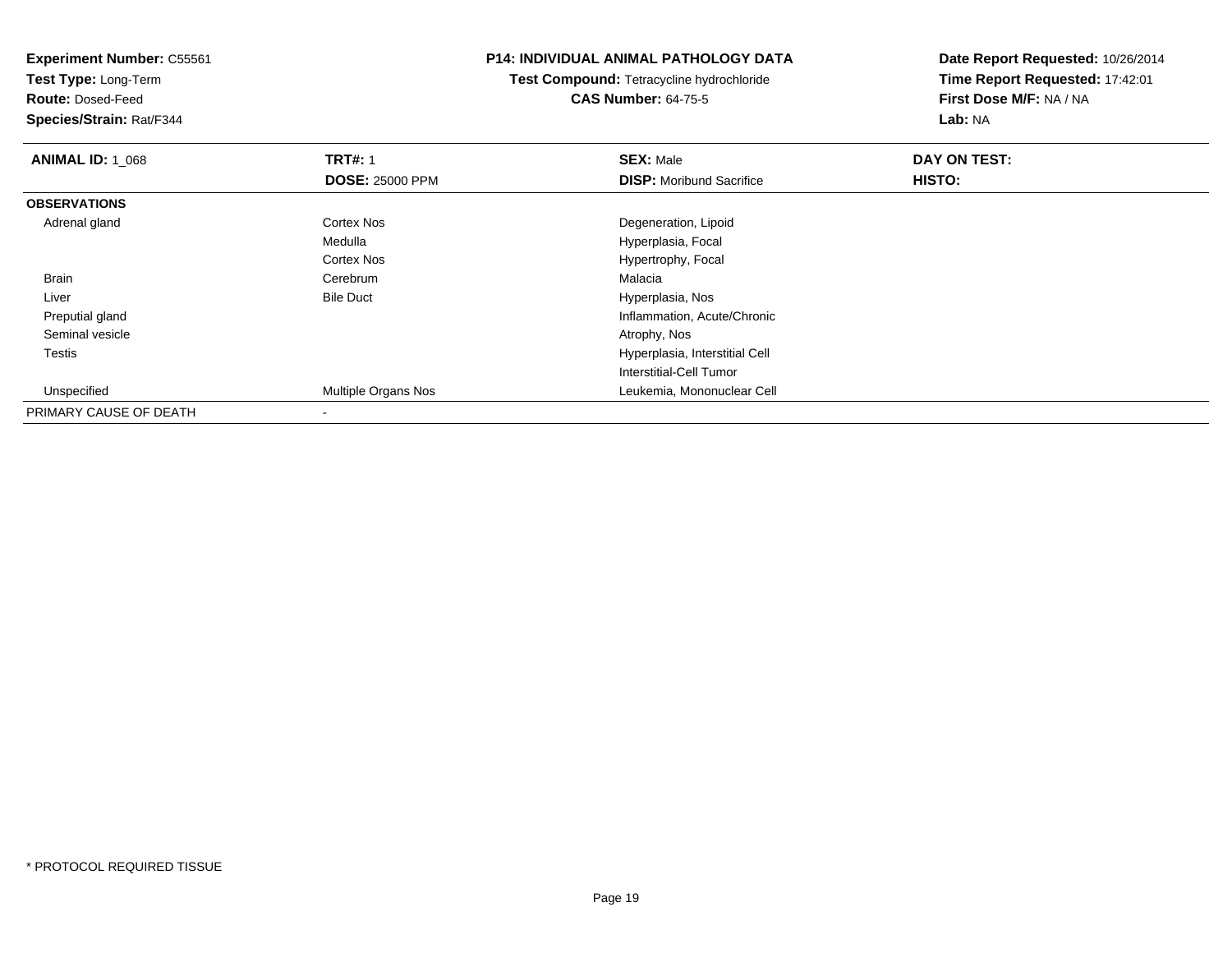**Experiment Number:** C55561
**Test Type:** Long-Term
**Route:** Dosed-Feed
**Species/Strain:** Rat/F344

**P14: INDIVIDUAL ANIMAL PATHOLOGY DATA**
**Test Compound:** Tetracycline hydrochloride
**CAS Number:** 64-75-5

**Date Report Requested:** 10/26/2014
**Time Report Requested:** 17:42:01
**First Dose M/F:** NA / NA
**Lab:** NA

| **ANIMAL ID:** 1_068 | **TRT#:** 1 | **SEX:** Male | **DAY ON TEST:** |
|---|---|---|---|
| | **DOSE:** 25000 PPM | **DISP:** Moribund Sacrifice | **HISTO:** |
| **OBSERVATIONS** | | | |
| Adrenal gland | Cortex Nos | Degeneration, Lipoid | |
| | Medulla | Hyperplasia, Focal | |
| | Cortex Nos | Hypertrophy, Focal | |
| Brain | Cerebrum | Malacia | |
| Liver | Bile Duct | Hyperplasia, Nos | |
| Preputial gland | | Inflammation, Acute/Chronic | |
| Seminal vesicle | | Atrophy, Nos | |
| Testis | | Hyperplasia, Interstitial Cell | |
| | | Interstitial-Cell Tumor | |
| Unspecified | Multiple Organs Nos | Leukemia, Mononuclear Cell | |
| PRIMARY CAUSE OF DEATH | - | | |

* PROTOCOL REQUIRED TISSUE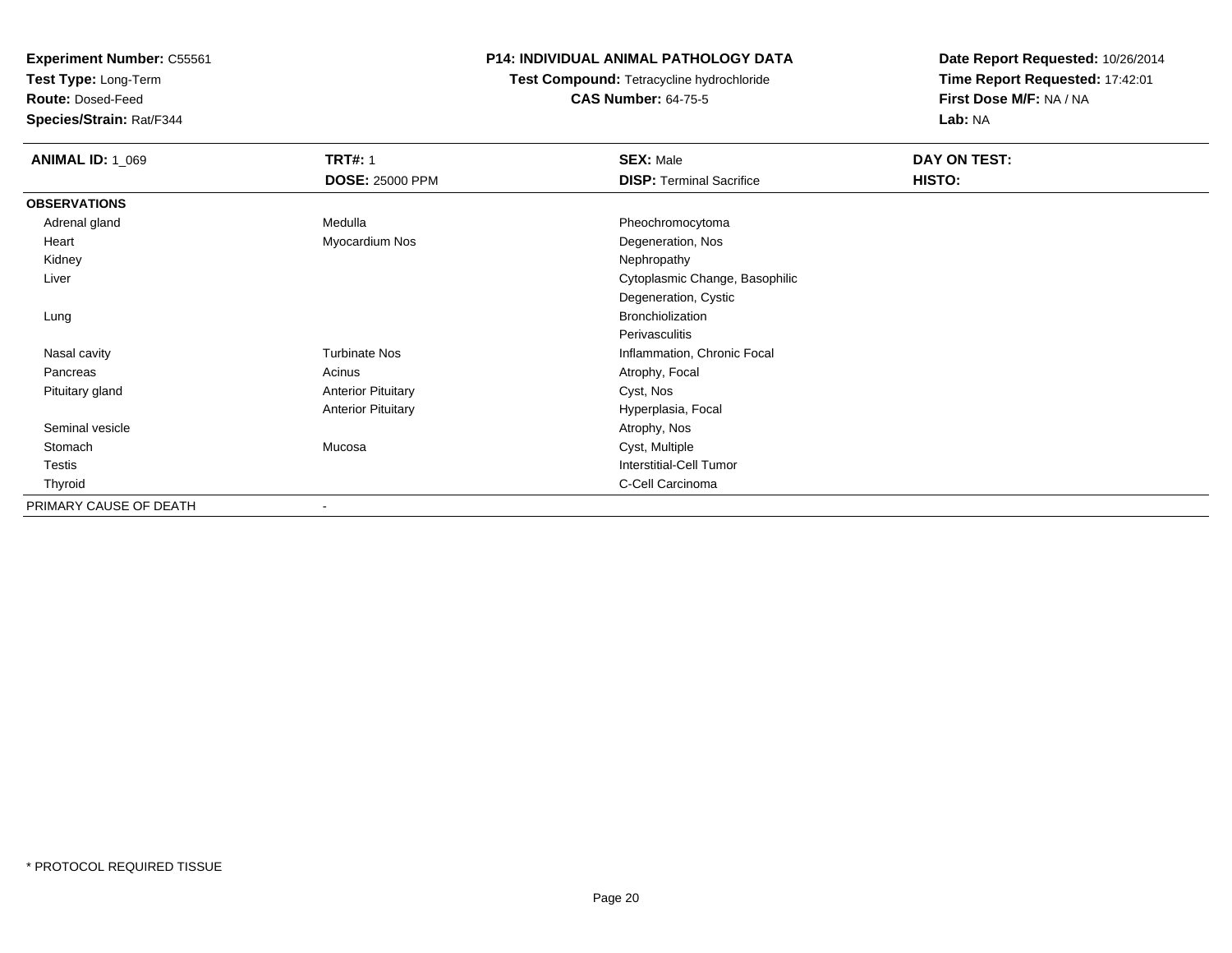**Experiment Number:** C55561
**Test Type:** Long-Term
**Route:** Dosed-Feed
**Species/Strain:** Rat/F344

**P14: INDIVIDUAL ANIMAL PATHOLOGY DATA**
**Test Compound:** Tetracycline hydrochloride
**CAS Number:** 64-75-5

**Date Report Requested:** 10/26/2014
**Time Report Requested:** 17:42:01
**First Dose M/F:** NA / NA
**Lab:** NA

| **ANIMAL ID:** 1_069 | **TRT#:** 1 | **SEX:** Male | **DAY ON TEST:** |
|---|---|---|---|
| | **DOSE:** 25000 PPM | **DISP:** Terminal Sacrifice | **HISTO:** |
| **OBSERVATIONS** | | | |
| Adrenal gland | Medulla | Pheochromocytoma | |
| Heart | Myocardium Nos | Degeneration, Nos | |
| Kidney | | Nephropathy | |
| Liver | | Cytoplasmic Change, Basophilic | |
| | | Degeneration, Cystic | |
| Lung | | Bronchiolization | |
| | | Perivasculitis | |
| Nasal cavity | Turbinate Nos | Inflammation, Chronic Focal | |
| Pancreas | Acinus | Atrophy, Focal | |
| Pituitary gland | Anterior Pituitary | Cyst, Nos | |
| | Anterior Pituitary | Hyperplasia, Focal | |
| Seminal vesicle | | Atrophy, Nos | |
| Stomach | Mucosa | Cyst, Multiple | |
| Testis | | Interstitial-Cell Tumor | |
| Thyroid | | C-Cell Carcinoma | |
| PRIMARY CAUSE OF DEATH | - | | |

* PROTOCOL REQUIRED TISSUE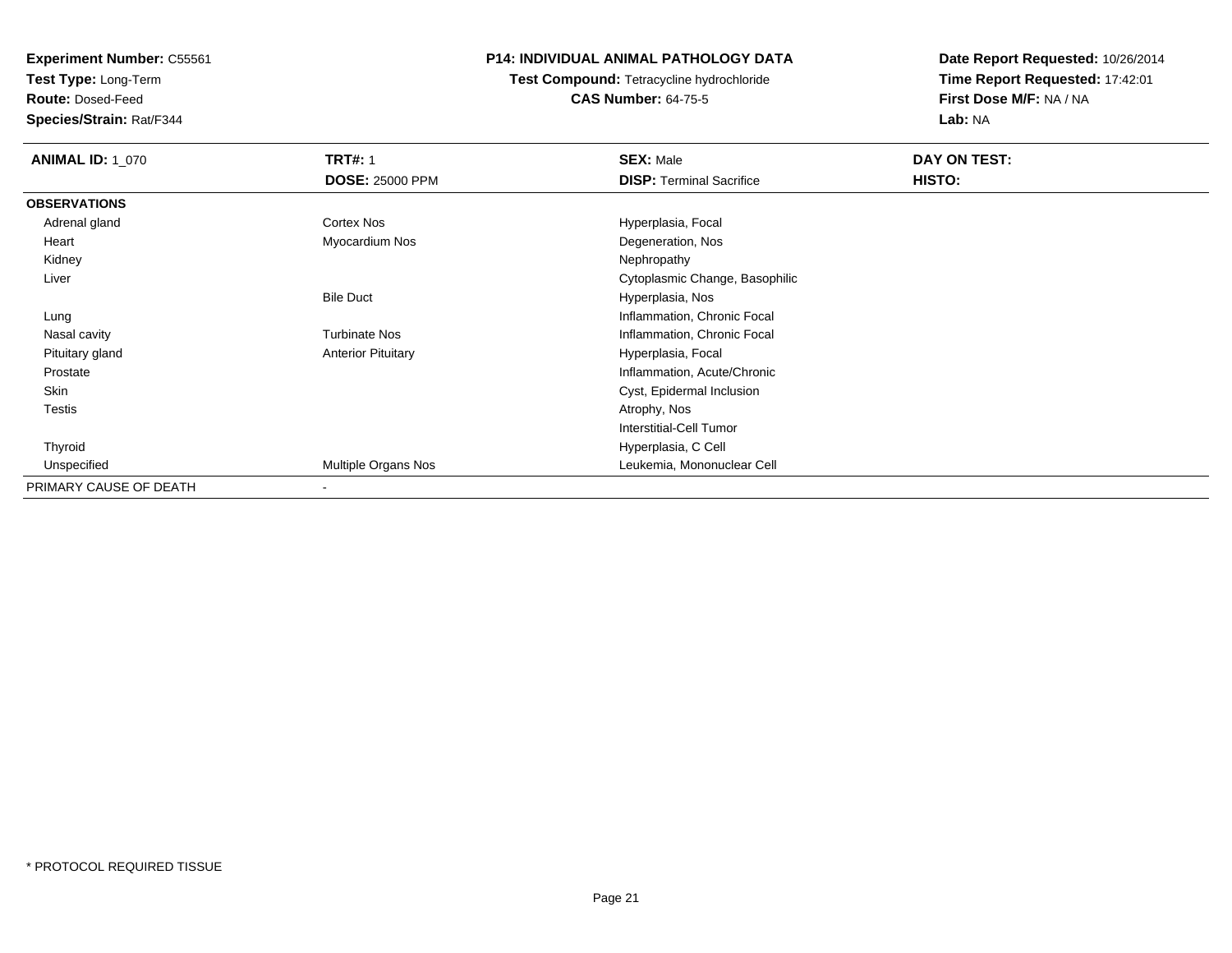**Experiment Number:** C55561
**Test Type:** Long-Term
**Route:** Dosed-Feed
**Species/Strain:** Rat/F344

**P14: INDIVIDUAL ANIMAL PATHOLOGY DATA**
**Test Compound:** Tetracycline hydrochloride
**CAS Number:** 64-75-5

**Date Report Requested:** 10/26/2014
**Time Report Requested:** 17:42:01
**First Dose M/F:** NA / NA
**Lab:** NA

| **ANIMAL ID:** 1_070 | **TRT#:** 1 | **SEX:** Male | **DAY ON TEST:** |
|---|---|---|---|
| | **DOSE:** 25000 PPM | **DISP:** Terminal Sacrifice | **HISTO:** |
| **OBSERVATIONS** | | | |
| Adrenal gland | Cortex Nos | Hyperplasia, Focal | |
| Heart | Myocardium Nos | Degeneration, Nos | |
| Kidney | | Nephropathy | |
| Liver | | Cytoplasmic Change, Basophilic | |
| | Bile Duct | Hyperplasia, Nos | |
| Lung | | Inflammation, Chronic Focal | |
| Nasal cavity | Turbinate Nos | Inflammation, Chronic Focal | |
| Pituitary gland | Anterior Pituitary | Hyperplasia, Focal | |
| Prostate | | Inflammation, Acute/Chronic | |
| Skin | | Cyst, Epidermal Inclusion | |
| Testis | | Atrophy, Nos | |
| | | Interstitial-Cell Tumor | |
| Thyroid | | Hyperplasia, C Cell | |
| Unspecified | Multiple Organs Nos | Leukemia, Mononuclear Cell | |
| PRIMARY CAUSE OF DEATH | - | | |

\* PROTOCOL REQUIRED TISSUE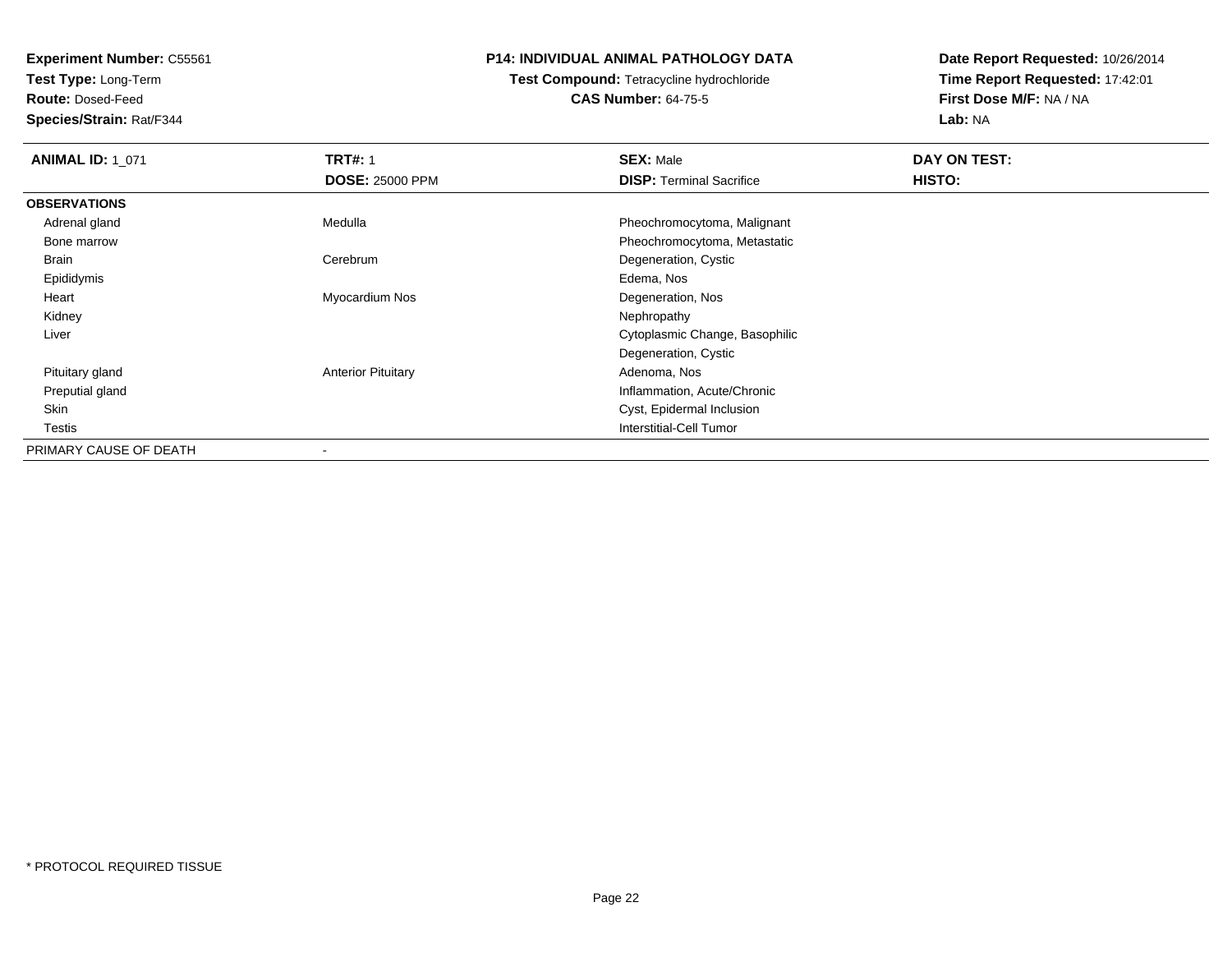**Experiment Number:** C55561
**Test Type:** Long-Term
**Route:** Dosed-Feed
**Species/Strain:** Rat/F344

**P14: INDIVIDUAL ANIMAL PATHOLOGY DATA**
**Test Compound:** Tetracycline hydrochloride
**CAS Number:** 64-75-5

**Date Report Requested:** 10/26/2014
**Time Report Requested:** 17:42:01
**First Dose M/F:** NA / NA
**Lab:** NA

| **ANIMAL ID:** 1_071 | **TRT#:** 1 | **SEX:** Male | **DAY ON TEST:** |
|---|---|---|---|
| | **DOSE:** 25000 PPM | **DISP:** Terminal Sacrifice | **HISTO:** |
| **OBSERVATIONS** | | | |
| Adrenal gland | Medulla | Pheochromocytoma, Malignant | |
| Bone marrow | | Pheochromocytoma, Metastatic | |
| Brain | Cerebrum | Degeneration, Cystic | |
| Epididymis | | Edema, Nos | |
| Heart | Myocardium Nos | Degeneration, Nos | |
| Kidney | | Nephropathy | |
| Liver | | Cytoplasmic Change, Basophilic | |
| | | Degeneration, Cystic | |
| Pituitary gland | Anterior Pituitary | Adenoma, Nos | |
| Preputial gland | | Inflammation, Acute/Chronic | |
| Skin | | Cyst, Epidermal Inclusion | |
| Testis | | Interstitial-Cell Tumor | |
| PRIMARY CAUSE OF DEATH | - | | |

* PROTOCOL REQUIRED TISSUE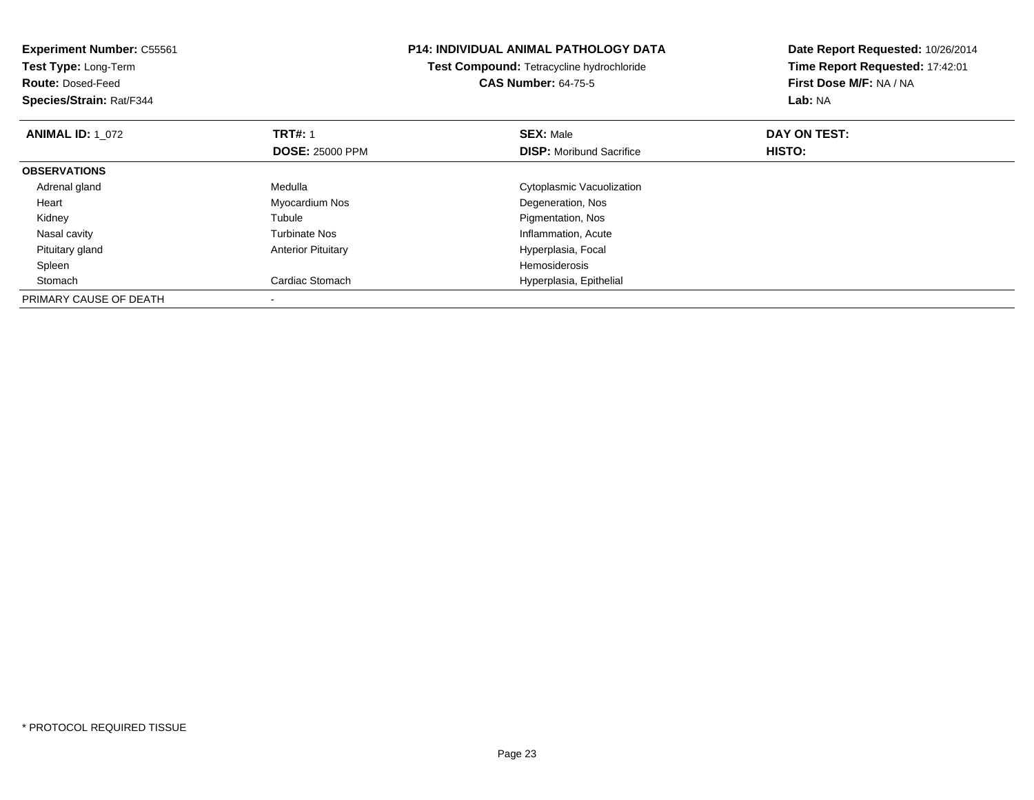**Experiment Number:** C55561
**Test Type:** Long-Term
**Route:** Dosed-Feed
**Species/Strain:** Rat/F344

**P14: INDIVIDUAL ANIMAL PATHOLOGY DATA**
**Test Compound:** Tetracycline hydrochloride
**CAS Number:** 64-75-5

**Date Report Requested:** 10/26/2014
**Time Report Requested:** 17:42:01
**First Dose M/F:** NA / NA
**Lab:** NA

| **ANIMAL ID:** 1_072 | **TRT#:** 1 | **SEX:** Male | **DAY ON TEST:** |
|---|---|---|---|
| | **DOSE:** 25000 PPM | **DISP:** Moribund Sacrifice | **HISTO:** |
| **OBSERVATIONS** | | | |
| Adrenal gland | Medulla | Cytoplasmic Vacuolization | |
| Heart | Myocardium Nos | Degeneration, Nos | |
| Kidney | Tubule | Pigmentation, Nos | |
| Nasal cavity | Turbinate Nos | Inflammation, Acute | |
| Pituitary gland | Anterior Pituitary | Hyperplasia, Focal | |
| Spleen | | Hemosiderosis | |
| Stomach | Cardiac Stomach | Hyperplasia, Epithelial | |
| PRIMARY CAUSE OF DEATH | - | | |

* PROTOCOL REQUIRED TISSUE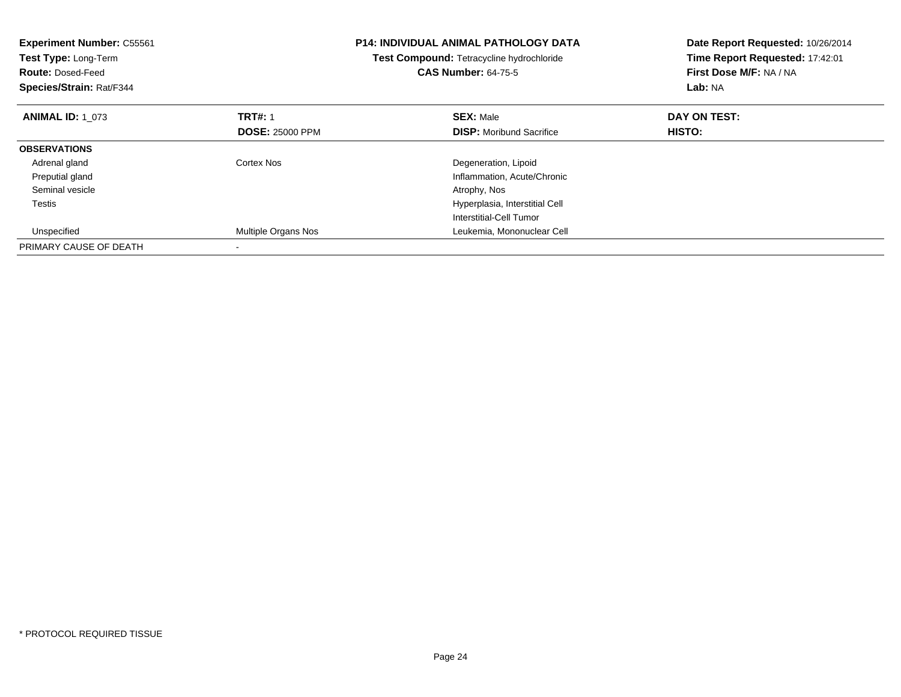**Experiment Number:** C55561
**Test Type:** Long-Term
**Route:** Dosed-Feed
**Species/Strain:** Rat/F344

**P14: INDIVIDUAL ANIMAL PATHOLOGY DATA**
**Test Compound:** Tetracycline hydrochloride
**CAS Number:** 64-75-5

**Date Report Requested:** 10/26/2014
**Time Report Requested:** 17:42:01
**First Dose M/F:** NA / NA
**Lab:** NA

| **ANIMAL ID:** 1_073 | **TRT#:** 1 | **SEX:** Male | **DAY ON TEST:** |
|---|---|---|---|
| | **DOSE:** 25000 PPM | **DISP:** Moribund Sacrifice | **HISTO:** |
| **OBSERVATIONS** | | | |
| Adrenal gland | Cortex Nos | Degeneration, Lipoid | |
| Preputial gland | | Inflammation, Acute/Chronic | |
| Seminal vesicle | | Atrophy, Nos | |
| Testis | | Hyperplasia, Interstitial Cell | |
| | | Interstitial-Cell Tumor | |
| Unspecified | Multiple Organs Nos | Leukemia, Mononuclear Cell | |
| PRIMARY CAUSE OF DEATH | - | | |

* PROTOCOL REQUIRED TISSUE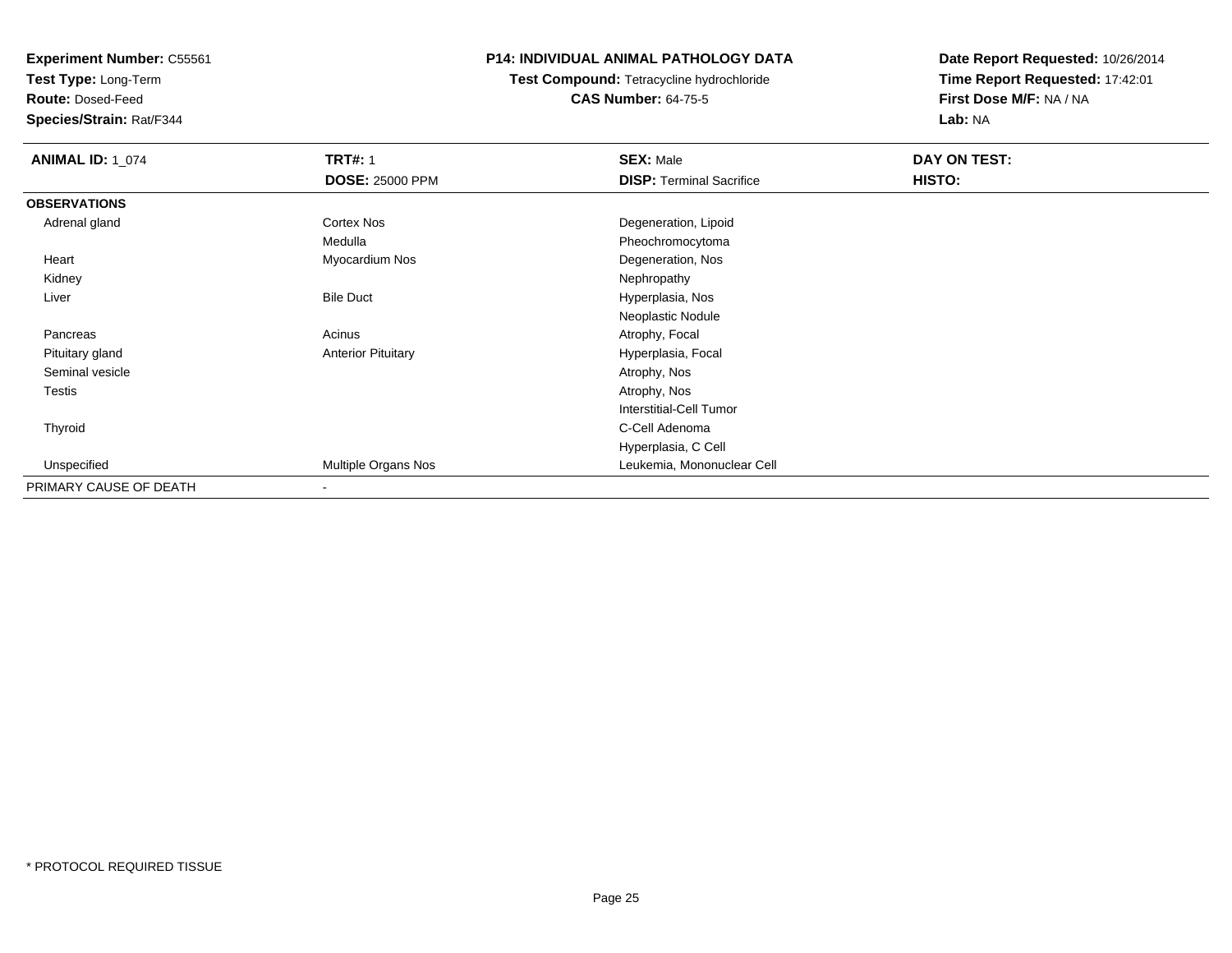**Experiment Number:** C55561
**Test Type:** Long-Term
**Route:** Dosed-Feed
**Species/Strain:** Rat/F344

**P14: INDIVIDUAL ANIMAL PATHOLOGY DATA**
**Test Compound:** Tetracycline hydrochloride
**CAS Number:** 64-75-5

**Date Report Requested:** 10/26/2014
**Time Report Requested:** 17:42:01
**First Dose M/F:** NA / NA
**Lab:** NA

| **ANIMAL ID:** 1_074 | **TRT#:** 1 | **SEX:** Male | **DAY ON TEST:** |
|---|---|---|---|
| | **DOSE:** 25000 PPM | **DISP:** Terminal Sacrifice | **HISTO:** |
| **OBSERVATIONS** | | | |
| Adrenal gland | Cortex Nos | Degeneration, Lipoid | |
| | Medulla | Pheochromocytoma | |
| Heart | Myocardium Nos | Degeneration, Nos | |
| Kidney | | Nephropathy | |
| Liver | Bile Duct | Hyperplasia, Nos | |
| | | Neoplastic Nodule | |
| Pancreas | Acinus | Atrophy, Focal | |
| Pituitary gland | Anterior Pituitary | Hyperplasia, Focal | |
| Seminal vesicle | | Atrophy, Nos | |
| Testis | | Atrophy, Nos | |
| | | Interstitial-Cell Tumor | |
| Thyroid | | C-Cell Adenoma | |
| | | Hyperplasia, C Cell | |
| Unspecified | Multiple Organs Nos | Leukemia, Mononuclear Cell | |
| PRIMARY CAUSE OF DEATH | - | | |

\* PROTOCOL REQUIRED TISSUE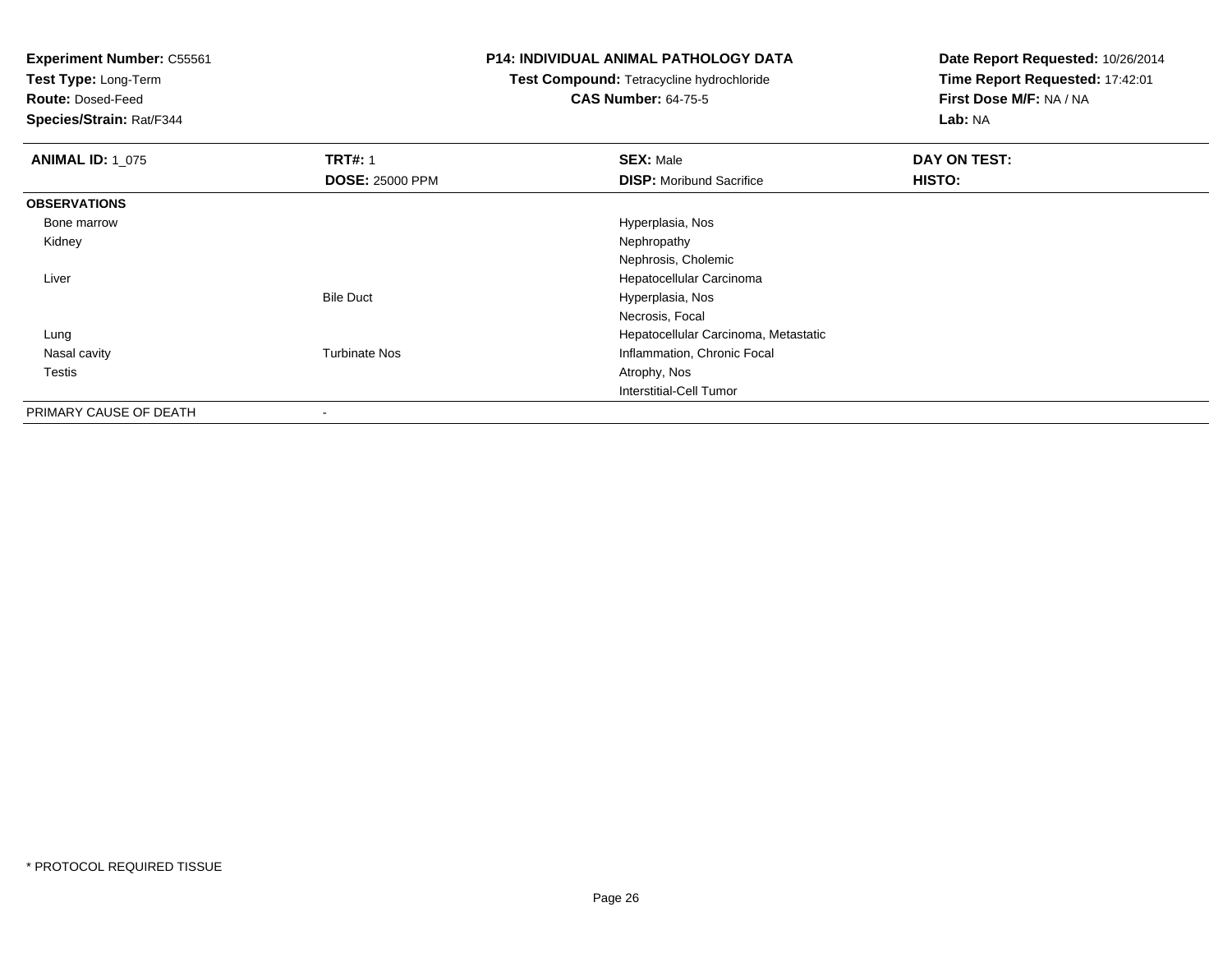**Experiment Number:** C55561
**Test Type:** Long-Term
**Route:** Dosed-Feed
**Species/Strain:** Rat/F344

**P14: INDIVIDUAL ANIMAL PATHOLOGY DATA**
**Test Compound:** Tetracycline hydrochloride
**CAS Number:** 64-75-5

**Date Report Requested:** 10/26/2014
**Time Report Requested:** 17:42:01
**First Dose M/F:** NA / NA
**Lab:** NA

| **ANIMAL ID:** 1_075 | **TRT#:** 1 | **SEX:** Male | **DAY ON TEST:** |
|---|---|---|---|
| | **DOSE:** 25000 PPM | **DISP:** Moribund Sacrifice | **HISTO:** |
| **OBSERVATIONS** | | | |
| Bone marrow | | Hyperplasia, Nos | |
| Kidney | | Nephropathy | |
| | | Nephrosis, Cholemic | |
| Liver | | Hepatocellular Carcinoma | |
| | Bile Duct | Hyperplasia, Nos | |
| | | Necrosis, Focal | |
| Lung | | Hepatocellular Carcinoma, Metastatic | |
| Nasal cavity | Turbinate Nos | Inflammation, Chronic Focal | |
| Testis | | Atrophy, Nos | |
| | | Interstitial-Cell Tumor | |
| PRIMARY CAUSE OF DEATH | - | | |

* PROTOCOL REQUIRED TISSUE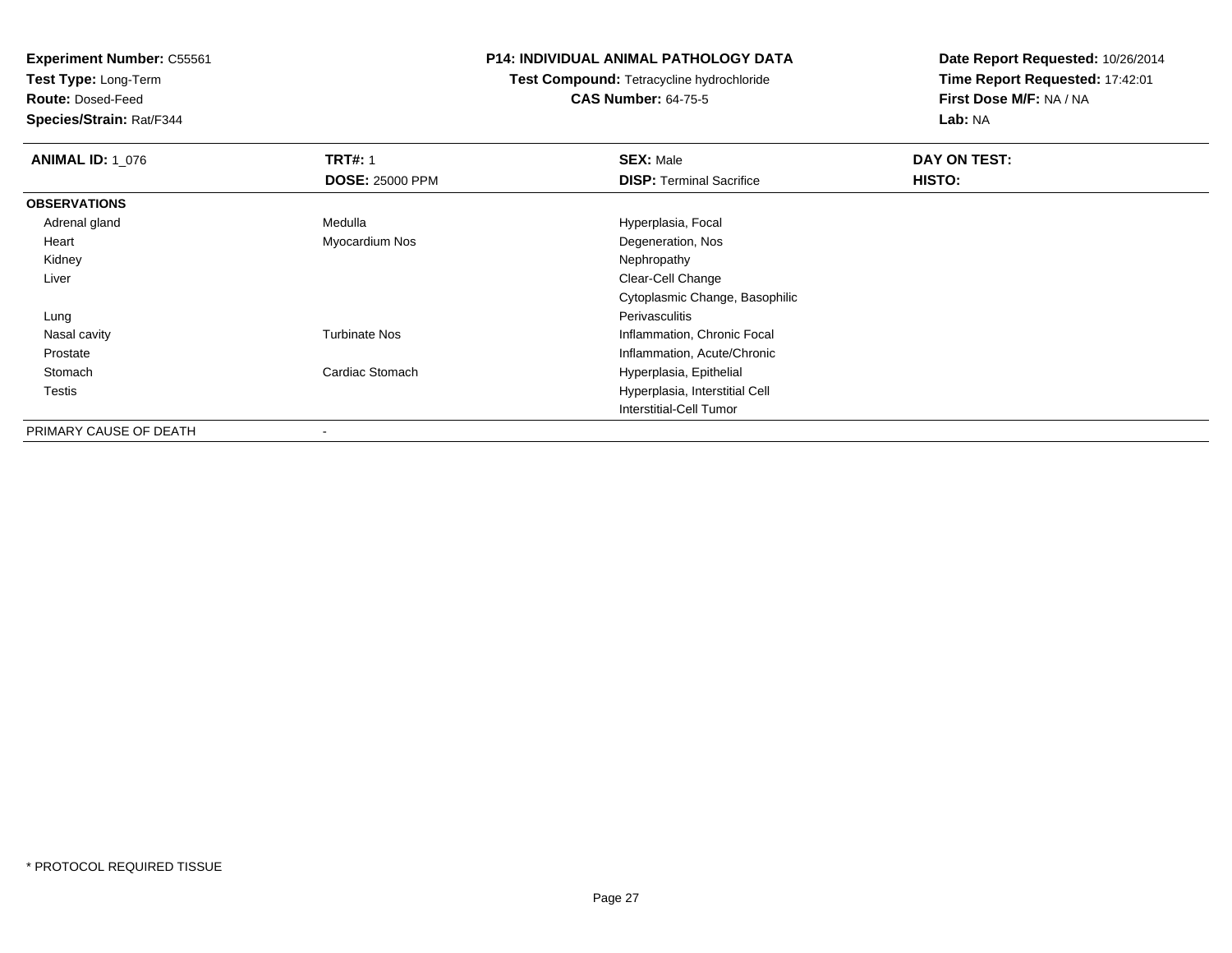**Experiment Number:** C55561
**Test Type:** Long-Term
**Route:** Dosed-Feed
**Species/Strain:** Rat/F344

**P14: INDIVIDUAL ANIMAL PATHOLOGY DATA**
**Test Compound:** Tetracycline hydrochloride
**CAS Number:** 64-75-5

**Date Report Requested:** 10/26/2014
**Time Report Requested:** 17:42:01
**First Dose M/F:** NA / NA
**Lab:** NA

| **ANIMAL ID:** 1_076 | **TRT#:** 1 | **SEX:** Male | **DAY ON TEST:** |
|---|---|---|---|
| | **DOSE:** 25000 PPM | **DISP:** Terminal Sacrifice | **HISTO:** |
| **OBSERVATIONS** | | | |
| Adrenal gland | Medulla | Hyperplasia, Focal | |
| Heart | Myocardium Nos | Degeneration, Nos | |
| Kidney | | Nephropathy | |
| Liver | | Clear-Cell Change | |
| | | Cytoplasmic Change, Basophilic | |
| Lung | | Perivasculitis | |
| Nasal cavity | Turbinate Nos | Inflammation, Chronic Focal | |
| Prostate | | Inflammation, Acute/Chronic | |
| Stomach | Cardiac Stomach | Hyperplasia, Epithelial | |
| Testis | | Hyperplasia, Interstitial Cell | |
| | | Interstitial-Cell Tumor | |
| PRIMARY CAUSE OF DEATH | - | | |

* PROTOCOL REQUIRED TISSUE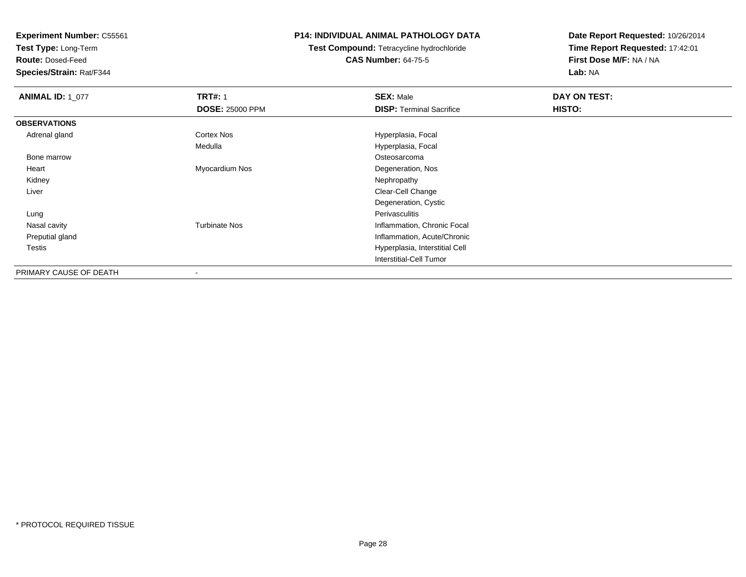**Experiment Number:** C55561
**Test Type:** Long-Term
**Route:** Dosed-Feed
**Species/Strain:** Rat/F344

## P14: INDIVIDUAL ANIMAL PATHOLOGY DATA

**Test Compound:** Tetracycline hydrochloride
**CAS Number:** 64-75-5

**Date Report Requested:** 10/26/2014
**Time Report Requested:** 17:42:01
**First Dose M/F:** NA / NA
**Lab:** NA

| **ANIMAL ID:** 1_077 | **TRT#:** 1 | **SEX:** Male | **DAY ON TEST:** |
|---|---|---|---|
| | **DOSE:** 25000 PPM | **DISP:** Terminal Sacrifice | **HISTO:** |
| **OBSERVATIONS** | | | |
| Adrenal gland | Cortex Nos | Hyperplasia, Focal | |
| | Medulla | Hyperplasia, Focal | |
| Bone marrow | | Osteosarcoma | |
| Heart | Myocardium Nos | Degeneration, Nos | |
| Kidney | | Nephropathy | |
| Liver | | Clear-Cell Change | |
| | | Degeneration, Cystic | |
| Lung | | Perivasculitis | |
| Nasal cavity | Turbinate Nos | Inflammation, Chronic Focal | |
| Preputial gland | | Inflammation, Acute/Chronic | |
| Testis | | Hyperplasia, Interstitial Cell | |
| | | Interstitial-Cell Tumor | |
| PRIMARY CAUSE OF DEATH | - | | |

* PROTOCOL REQUIRED TISSUE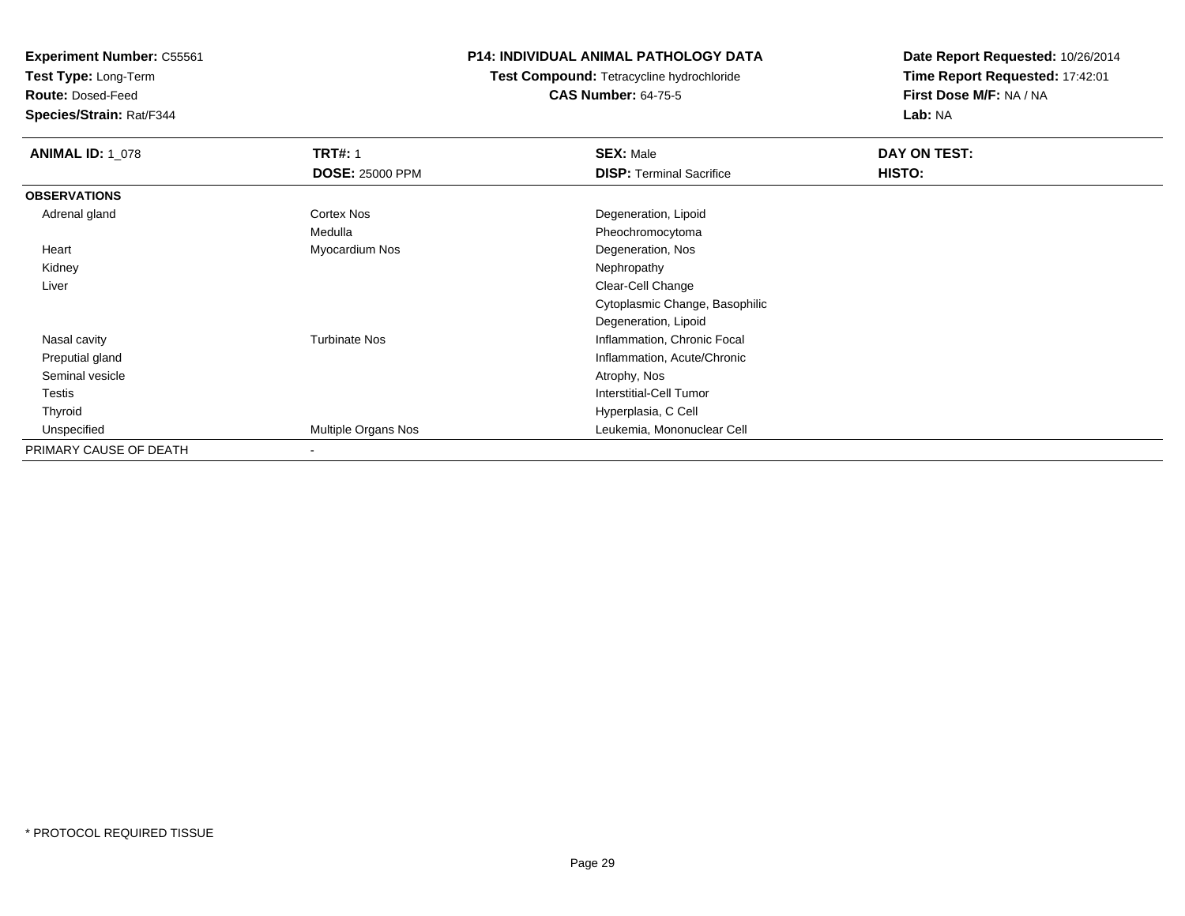**Experiment Number:** C55561
**Test Type:** Long-Term
**Route:** Dosed-Feed
**Species/Strain:** Rat/F344

**P14: INDIVIDUAL ANIMAL PATHOLOGY DATA**
**Test Compound:** Tetracycline hydrochloride
**CAS Number:** 64-75-5

**Date Report Requested:** 10/26/2014
**Time Report Requested:** 17:42:01
**First Dose M/F:** NA / NA
**Lab:** NA

| **ANIMAL ID:** 1_078 | **TRT#:** 1 | **SEX:** Male | **DAY ON TEST:** |
|---|---|---|---|
| | **DOSE:** 25000 PPM | **DISP:** Terminal Sacrifice | **HISTO:** |
| **OBSERVATIONS** | | | |
| Adrenal gland | Cortex Nos | Degeneration, Lipoid | |
| | Medulla | Pheochromocytoma | |
| Heart | Myocardium Nos | Degeneration, Nos | |
| Kidney | | Nephropathy | |
| Liver | | Clear-Cell Change | |
| | | Cytoplasmic Change, Basophilic | |
| | | Degeneration, Lipoid | |
| Nasal cavity | Turbinate Nos | Inflammation, Chronic Focal | |
| Preputial gland | | Inflammation, Acute/Chronic | |
| Seminal vesicle | | Atrophy, Nos | |
| Testis | | Interstitial-Cell Tumor | |
| Thyroid | | Hyperplasia, C Cell | |
| Unspecified | Multiple Organs Nos | Leukemia, Mononuclear Cell | |
| PRIMARY CAUSE OF DEATH | - | | |

* PROTOCOL REQUIRED TISSUE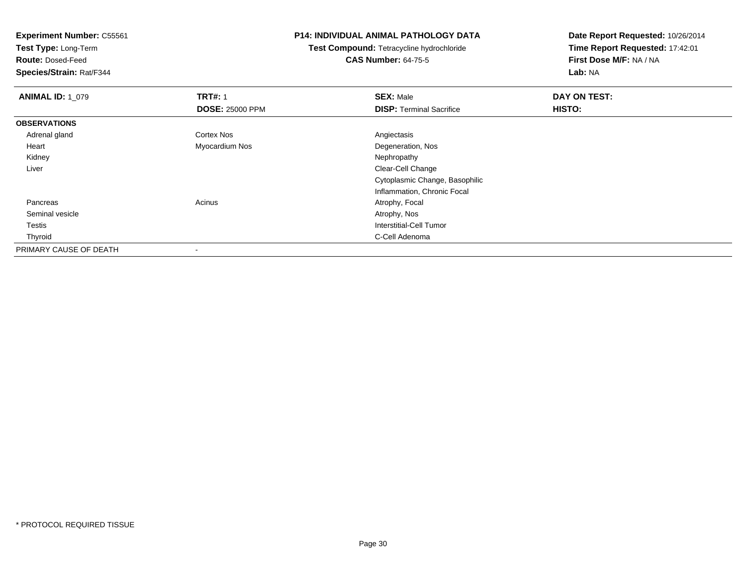**Experiment Number:** C55561
**Test Type:** Long-Term
**Route:** Dosed-Feed
**Species/Strain:** Rat/F344

**P14: INDIVIDUAL ANIMAL PATHOLOGY DATA**
**Test Compound:** Tetracycline hydrochloride
**CAS Number:** 64-75-5

**Date Report Requested:** 10/26/2014
**Time Report Requested:** 17:42:01
**First Dose M/F:** NA / NA
**Lab:** NA

| **ANIMAL ID:** 1_079 | **TRT#:** 1 | **SEX:** Male | **DAY ON TEST:** |
|---|---|---|---|
| | **DOSE:** 25000 PPM | **DISP:** Terminal Sacrifice | **HISTO:** |
| **OBSERVATIONS** | | | |
| Adrenal gland | Cortex Nos | Angiectasis | |
| Heart | Myocardium Nos | Degeneration, Nos | |
| Kidney | | Nephropathy | |
| Liver | | Clear-Cell Change | |
| | | Cytoplasmic Change, Basophilic | |
| | | Inflammation, Chronic Focal | |
| Pancreas | Acinus | Atrophy, Focal | |
| Seminal vesicle | | Atrophy, Nos | |
| Testis | | Interstitial-Cell Tumor | |
| Thyroid | | C-Cell Adenoma | |
| PRIMARY CAUSE OF DEATH | - | | |

* PROTOCOL REQUIRED TISSUE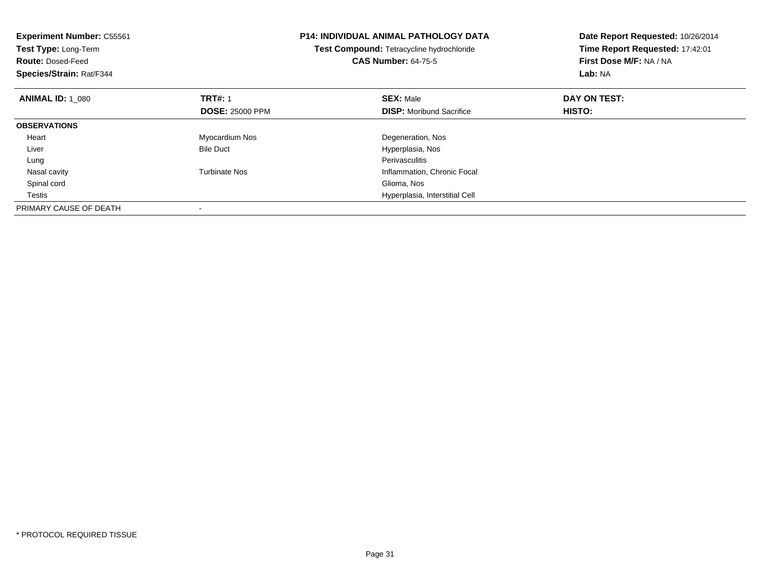**Experiment Number:** C55561
**Test Type:** Long-Term
**Route:** Dosed-Feed
**Species/Strain:** Rat/F344

**P14: INDIVIDUAL ANIMAL PATHOLOGY DATA**
**Test Compound:** Tetracycline hydrochloride
**CAS Number:** 64-75-5

**Date Report Requested:** 10/26/2014
**Time Report Requested:** 17:42:01
**First Dose M/F:** NA / NA
**Lab:** NA

| **ANIMAL ID:** 1_080 | **TRT#:** 1 | **SEX:** Male | **DAY ON TEST:** |
|---|---|---|---|
| | **DOSE:** 25000 PPM | **DISP:** Moribund Sacrifice | **HISTO:** |
| **OBSERVATIONS** | | | |
| Heart | Myocardium Nos | Degeneration, Nos | |
| Liver | Bile Duct | Hyperplasia, Nos | |
| Lung | | Perivasculitis | |
| Nasal cavity | Turbinate Nos | Inflammation, Chronic Focal | |
| Spinal cord | | Glioma, Nos | |
| Testis | | Hyperplasia, Interstitial Cell | |
| PRIMARY CAUSE OF DEATH | - | | |

\* PROTOCOL REQUIRED TISSUE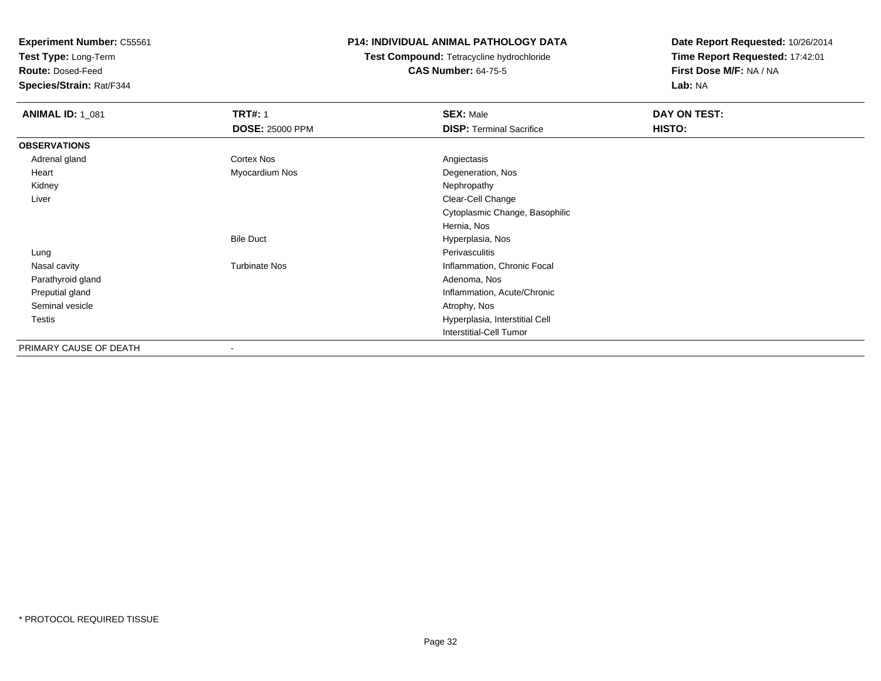**Experiment Number:** C55561
**Test Type:** Long-Term
**Route:** Dosed-Feed
**Species/Strain:** Rat/F344

**P14: INDIVIDUAL ANIMAL PATHOLOGY DATA**
**Test Compound:** Tetracycline hydrochloride
**CAS Number:** 64-75-5

**Date Report Requested:** 10/26/2014
**Time Report Requested:** 17:42:01
**First Dose M/F:** NA / NA
**Lab:** NA

| **ANIMAL ID:** 1_081 | **TRT#:** 1 | **SEX:** Male | **DAY ON TEST:** |
|---|---|---|---|
| | **DOSE:** 25000 PPM | **DISP:** Terminal Sacrifice | **HISTO:** |
| **OBSERVATIONS** | | | |
| Adrenal gland | Cortex Nos | Angiectasis | |
| Heart | Myocardium Nos | Degeneration, Nos | |
| Kidney | | Nephropathy | |
| Liver | | Clear-Cell Change | |
| | | Cytoplasmic Change, Basophilic | |
| | | Hernia, Nos | |
| | Bile Duct | Hyperplasia, Nos | |
| Lung | | Perivasculitis | |
| Nasal cavity | Turbinate Nos | Inflammation, Chronic Focal | |
| Parathyroid gland | | Adenoma, Nos | |
| Preputial gland | | Inflammation, Acute/Chronic | |
| Seminal vesicle | | Atrophy, Nos | |
| Testis | | Hyperplasia, Interstitial Cell | |
| | | Interstitial-Cell Tumor | |
| PRIMARY CAUSE OF DEATH | - | | |

* PROTOCOL REQUIRED TISSUE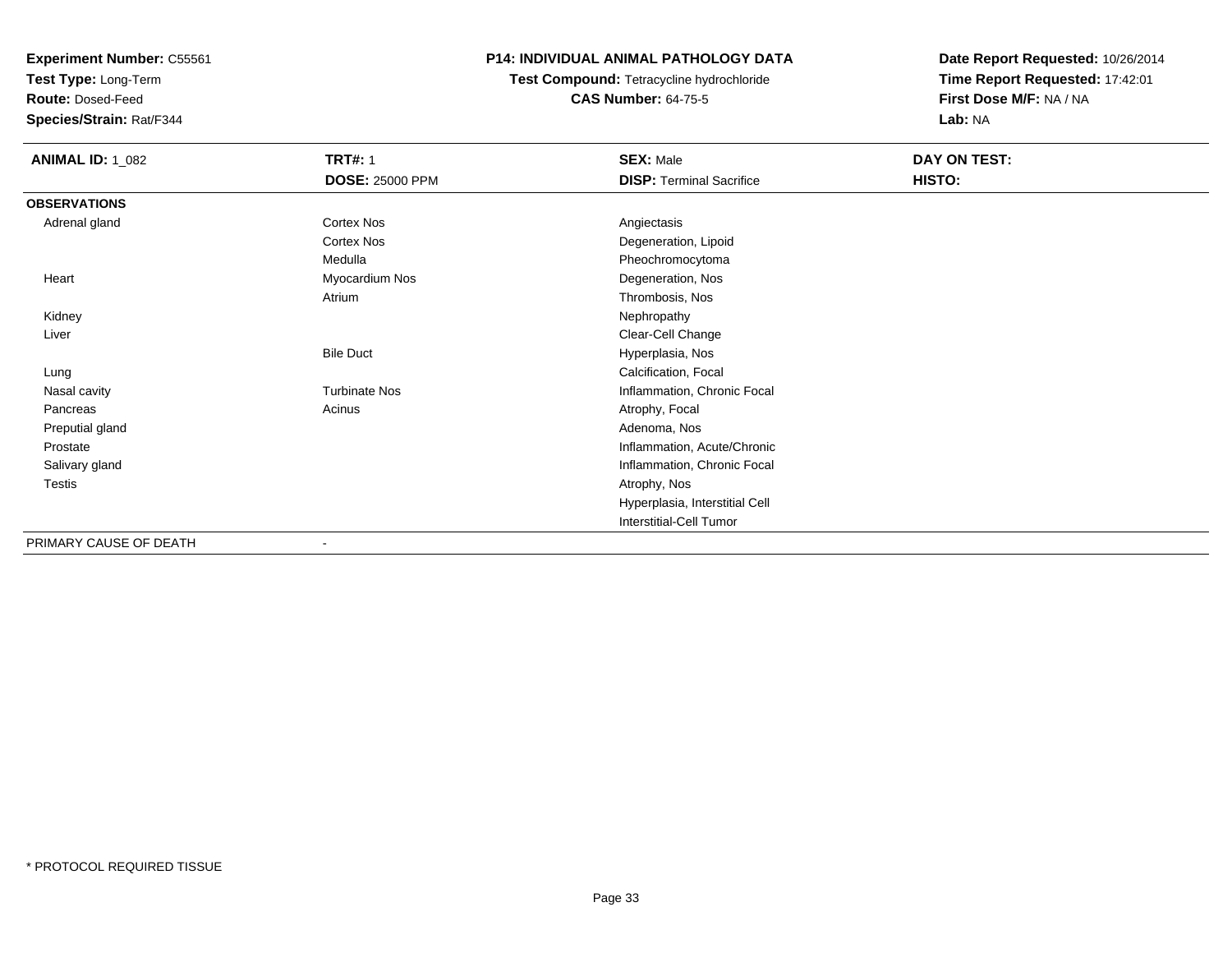**Experiment Number:** C55561
**Test Type:** Long-Term
**Route:** Dosed-Feed
**Species/Strain:** Rat/F344

**P14: INDIVIDUAL ANIMAL PATHOLOGY DATA**
**Test Compound:** Tetracycline hydrochloride
**CAS Number:** 64-75-5

**Date Report Requested:** 10/26/2014
**Time Report Requested:** 17:42:01
**First Dose M/F:** NA / NA
**Lab:** NA

| **ANIMAL ID:** 1_082 | **TRT#:** 1 | **SEX:** Male | **DAY ON TEST:** |
|---|---|---|---|
| | **DOSE:** 25000 PPM | **DISP:** Terminal Sacrifice | **HISTO:** |
| **OBSERVATIONS** | | | |
| Adrenal gland | Cortex Nos | Angiectasis | |
| | Cortex Nos | Degeneration, Lipoid | |
| | Medulla | Pheochromocytoma | |
| Heart | Myocardium Nos | Degeneration, Nos | |
| | Atrium | Thrombosis, Nos | |
| Kidney | | Nephropathy | |
| Liver | | Clear-Cell Change | |
| | Bile Duct | Hyperplasia, Nos | |
| Lung | | Calcification, Focal | |
| Nasal cavity | Turbinate Nos | Inflammation, Chronic Focal | |
| Pancreas | Acinus | Atrophy, Focal | |
| Preputial gland | | Adenoma, Nos | |
| Prostate | | Inflammation, Acute/Chronic | |
| Salivary gland | | Inflammation, Chronic Focal | |
| Testis | | Atrophy, Nos | |
| | | Hyperplasia, Interstitial Cell | |
| | | Interstitial-Cell Tumor | |
| PRIMARY CAUSE OF DEATH | - | | |

* PROTOCOL REQUIRED TISSUE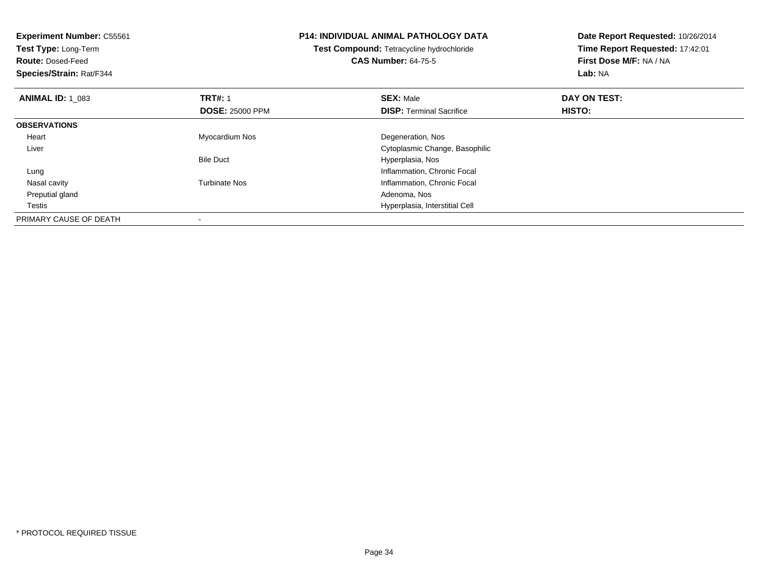**Experiment Number:** C55561
**Test Type:** Long-Term
**Route:** Dosed-Feed
**Species/Strain:** Rat/F344

**P14: INDIVIDUAL ANIMAL PATHOLOGY DATA**
**Test Compound:** Tetracycline hydrochloride
**CAS Number:** 64-75-5

**Date Report Requested:** 10/26/2014
**Time Report Requested:** 17:42:01
**First Dose M/F:** NA / NA
**Lab:** NA

| **ANIMAL ID:** 1_083 | **TRT#:** 1 | **SEX:** Male | **DAY ON TEST:** |
|---|---|---|---|
| | **DOSE:** 25000 PPM | **DISP:** Terminal Sacrifice | **HISTO:** |
| **OBSERVATIONS** | | | |
| Heart | Myocardium Nos | Degeneration, Nos | |
| Liver | | Cytoplasmic Change, Basophilic | |
| | Bile Duct | Hyperplasia, Nos | |
| Lung | | Inflammation, Chronic Focal | |
| Nasal cavity | Turbinate Nos | Inflammation, Chronic Focal | |
| Preputial gland | | Adenoma, Nos | |
| Testis | | Hyperplasia, Interstitial Cell | |
| PRIMARY CAUSE OF DEATH | - | | |

* PROTOCOL REQUIRED TISSUE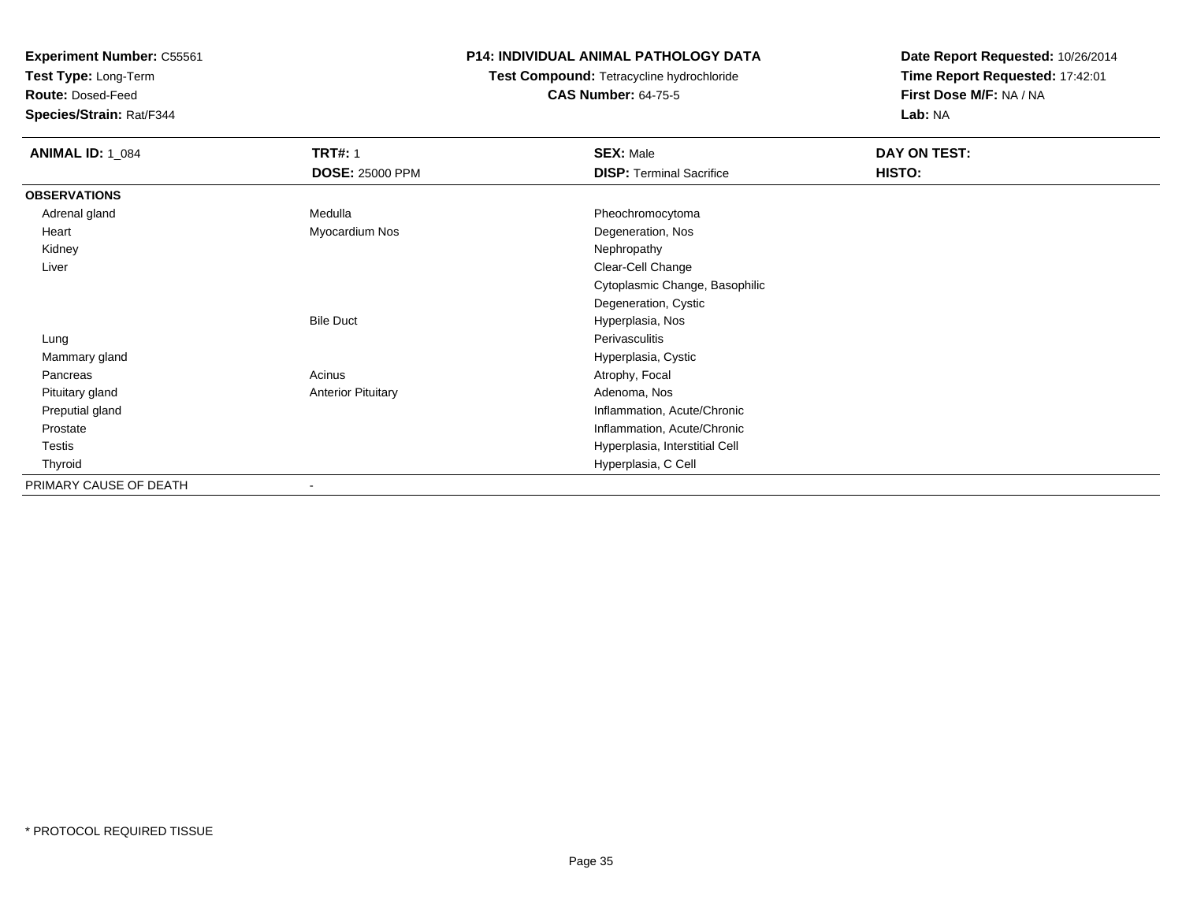**Experiment Number:** C55561
**Test Type:** Long-Term
**Route:** Dosed-Feed
**Species/Strain:** Rat/F344

**P14: INDIVIDUAL ANIMAL PATHOLOGY DATA**
**Test Compound:** Tetracycline hydrochloride
**CAS Number:** 64-75-5

**Date Report Requested:** 10/26/2014
**Time Report Requested:** 17:42:01
**First Dose M/F:** NA / NA
**Lab:** NA

| **ANIMAL ID:** 1_084 | **TRT#:** 1 | **SEX:** Male | **DAY ON TEST:** |
|---|---|---|---|
| | **DOSE:** 25000 PPM | **DISP:** Terminal Sacrifice | **HISTO:** |
| **OBSERVATIONS** | | | |
| Adrenal gland | Medulla | Pheochromocytoma | |
| Heart | Myocardium Nos | Degeneration, Nos | |
| Kidney | | Nephropathy | |
| Liver | | Clear-Cell Change | |
| | | Cytoplasmic Change, Basophilic | |
| | | Degeneration, Cystic | |
| | Bile Duct | Hyperplasia, Nos | |
| Lung | | Perivasculitis | |
| Mammary gland | | Hyperplasia, Cystic | |
| Pancreas | Acinus | Atrophy, Focal | |
| Pituitary gland | Anterior Pituitary | Adenoma, Nos | |
| Preputial gland | | Inflammation, Acute/Chronic | |
| Prostate | | Inflammation, Acute/Chronic | |
| Testis | | Hyperplasia, Interstitial Cell | |
| Thyroid | | Hyperplasia, C Cell | |
| PRIMARY CAUSE OF DEATH | - | | |

* PROTOCOL REQUIRED TISSUE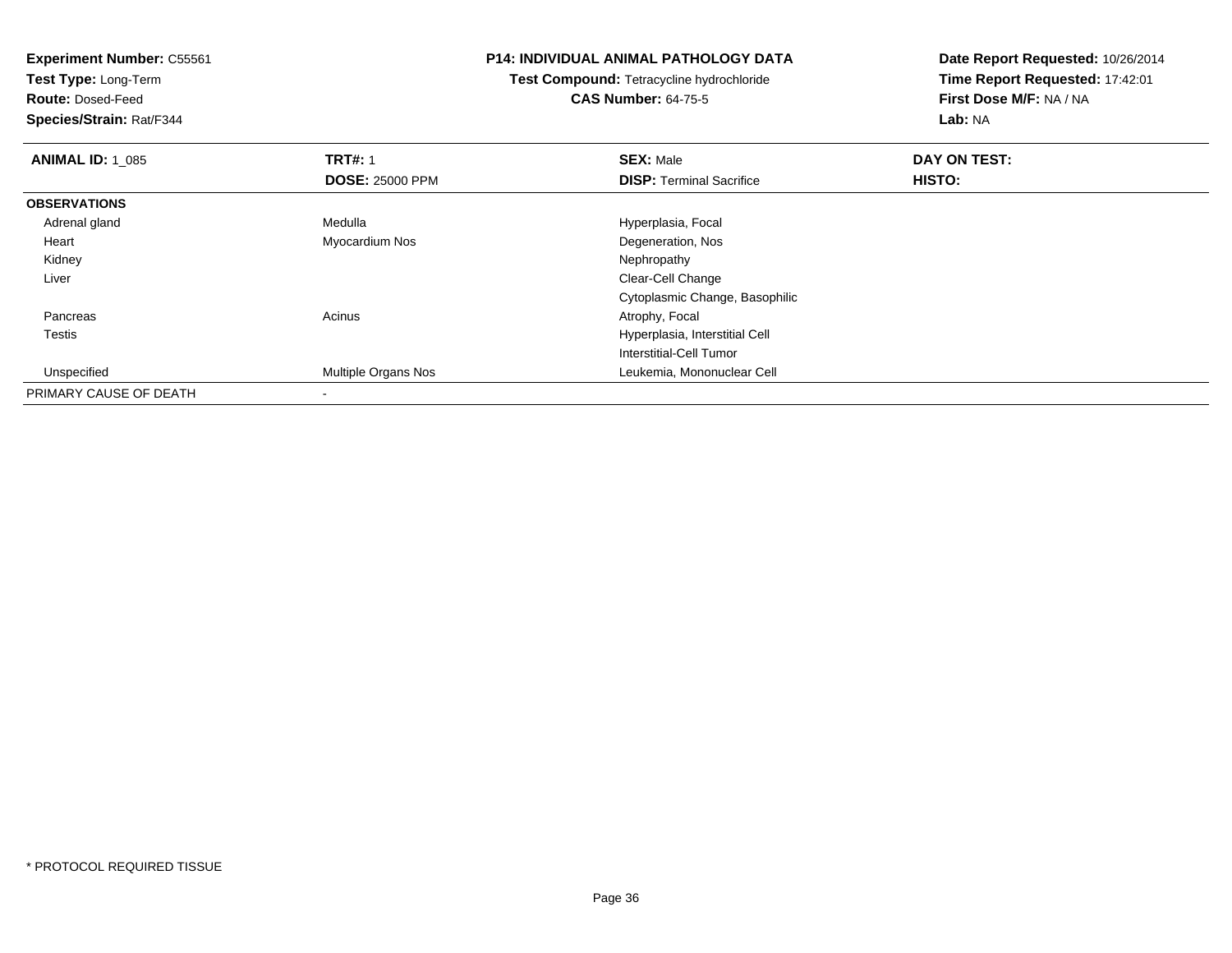**Experiment Number:** C55561
**Test Type:** Long-Term
**Route:** Dosed-Feed
**Species/Strain:** Rat/F344

**P14: INDIVIDUAL ANIMAL PATHOLOGY DATA**
**Test Compound:** Tetracycline hydrochloride
**CAS Number:** 64-75-5

**Date Report Requested:** 10/26/2014
**Time Report Requested:** 17:42:01
**First Dose M/F:** NA / NA
**Lab:** NA

| **ANIMAL ID:** 1_085 | **TRT#:** 1 | **SEX:** Male | **DAY ON TEST:** |
|---|---|---|---|
| | **DOSE:** 25000 PPM | **DISP:** Terminal Sacrifice | **HISTO:** |
| **OBSERVATIONS** | | | |
| Adrenal gland | Medulla | Hyperplasia, Focal | |
| Heart | Myocardium Nos | Degeneration, Nos | |
| Kidney | | Nephropathy | |
| Liver | | Clear-Cell Change | |
| | | Cytoplasmic Change, Basophilic | |
| Pancreas | Acinus | Atrophy, Focal | |
| Testis | | Hyperplasia, Interstitial Cell | |
| | | Interstitial-Cell Tumor | |
| Unspecified | Multiple Organs Nos | Leukemia, Mononuclear Cell | |
| PRIMARY CAUSE OF DEATH | - | | |

* PROTOCOL REQUIRED TISSUE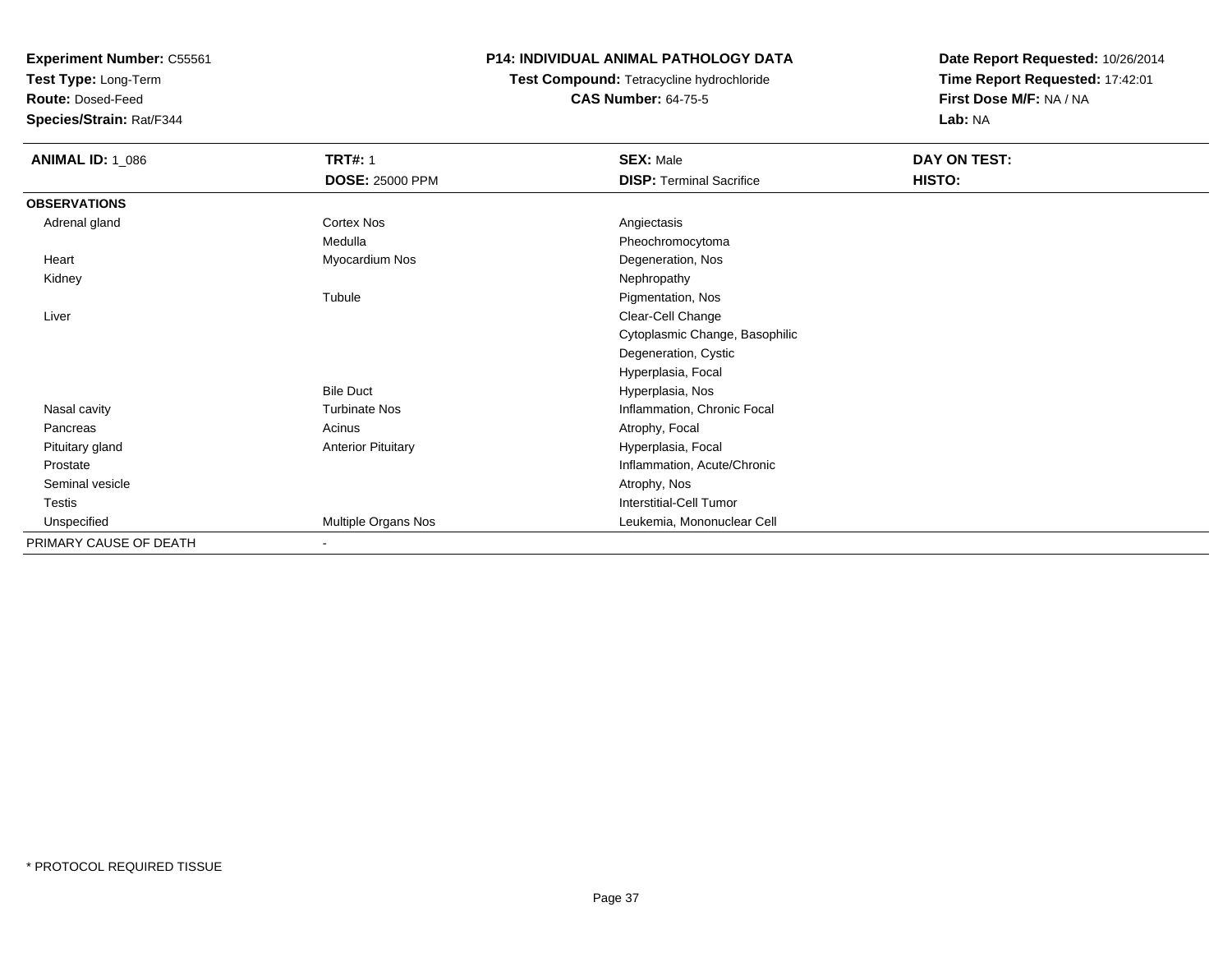**Experiment Number:** C55561
**Test Type:** Long-Term
**Route:** Dosed-Feed
**Species/Strain:** Rat/F344

**P14: INDIVIDUAL ANIMAL PATHOLOGY DATA**
**Test Compound:** Tetracycline hydrochloride
**CAS Number:** 64-75-5

**Date Report Requested:** 10/26/2014
**Time Report Requested:** 17:42:01
**First Dose M/F:** NA / NA
**Lab:** NA

| **ANIMAL ID:** 1_086 | **TRT#:** 1 | **SEX:** Male | **DAY ON TEST:** |
|---|---|---|---|
| | **DOSE:** 25000 PPM | **DISP:** Terminal Sacrifice | **HISTO:** |
| **OBSERVATIONS** | | | |
| Adrenal gland | Cortex Nos | Angiectasis | |
| | Medulla | Pheochromocytoma | |
| Heart | Myocardium Nos | Degeneration, Nos | |
| Kidney | | Nephropathy | |
| | Tubule | Pigmentation, Nos | |
| Liver | | Clear-Cell Change | |
| | | Cytoplasmic Change, Basophilic | |
| | | Degeneration, Cystic | |
| | | Hyperplasia, Focal | |
| | Bile Duct | Hyperplasia, Nos | |
| Nasal cavity | Turbinate Nos | Inflammation, Chronic Focal | |
| Pancreas | Acinus | Atrophy, Focal | |
| Pituitary gland | Anterior Pituitary | Hyperplasia, Focal | |
| Prostate | | Inflammation, Acute/Chronic | |
| Seminal vesicle | | Atrophy, Nos | |
| Testis | | Interstitial-Cell Tumor | |
| Unspecified | Multiple Organs Nos | Leukemia, Mononuclear Cell | |
| PRIMARY CAUSE OF DEATH | - | | |

* PROTOCOL REQUIRED TISSUE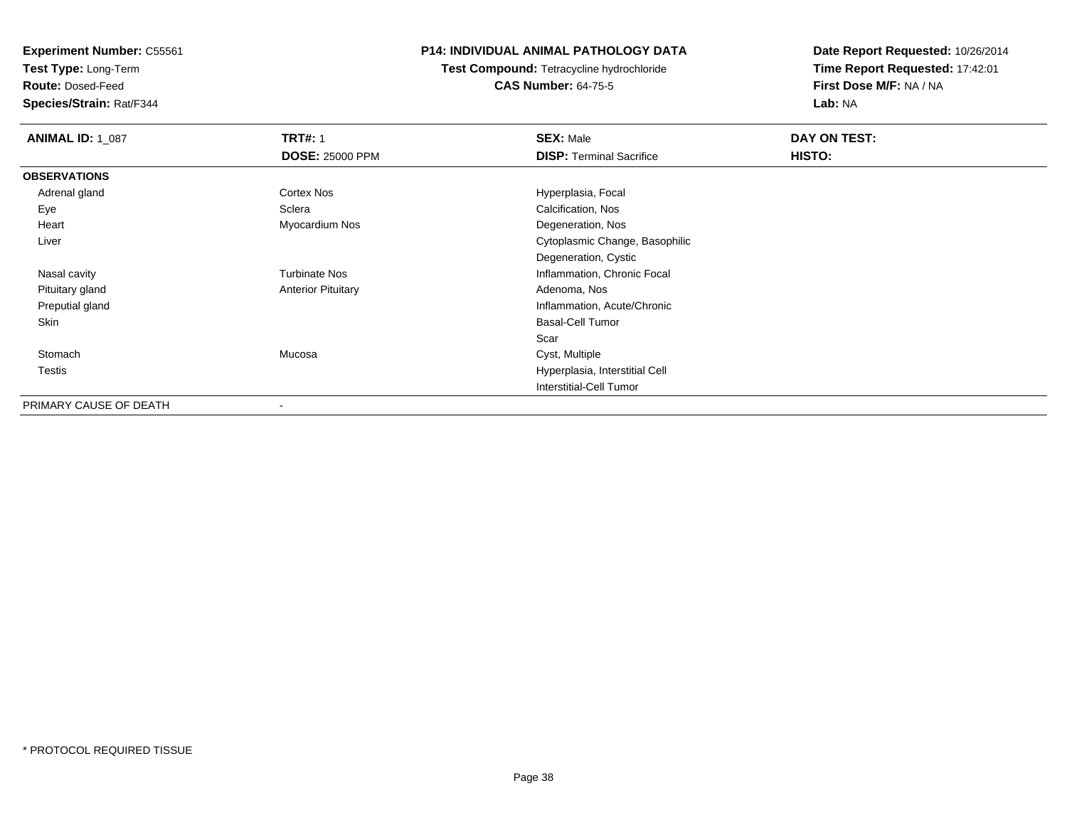**Experiment Number:** C55561
**Test Type:** Long-Term
**Route:** Dosed-Feed
**Species/Strain:** Rat/F344

**P14: INDIVIDUAL ANIMAL PATHOLOGY DATA**
**Test Compound:** Tetracycline hydrochloride
**CAS Number:** 64-75-5

**Date Report Requested:** 10/26/2014
**Time Report Requested:** 17:42:01
**First Dose M/F:** NA / NA
**Lab:** NA

| **ANIMAL ID:** 1_087 | **TRT#:** 1 | **SEX:** Male | **DAY ON TEST:** |
|---|---|---|---|
| | **DOSE:** 25000 PPM | **DISP:** Terminal Sacrifice | **HISTO:** |
| **OBSERVATIONS** | | | |
| Adrenal gland | Cortex Nos | Hyperplasia, Focal | |
| Eye | Sclera | Calcification, Nos | |
| Heart | Myocardium Nos | Degeneration, Nos | |
| Liver | | Cytoplasmic Change, Basophilic | |
| | | Degeneration, Cystic | |
| Nasal cavity | Turbinate Nos | Inflammation, Chronic Focal | |
| Pituitary gland | Anterior Pituitary | Adenoma, Nos | |
| Preputial gland | | Inflammation, Acute/Chronic | |
| Skin | | Basal-Cell Tumor | |
| | | Scar | |
| Stomach | Mucosa | Cyst, Multiple | |
| Testis | | Hyperplasia, Interstitial Cell | |
| | | Interstitial-Cell Tumor | |
| PRIMARY CAUSE OF DEATH | - | | |

\* PROTOCOL REQUIRED TISSUE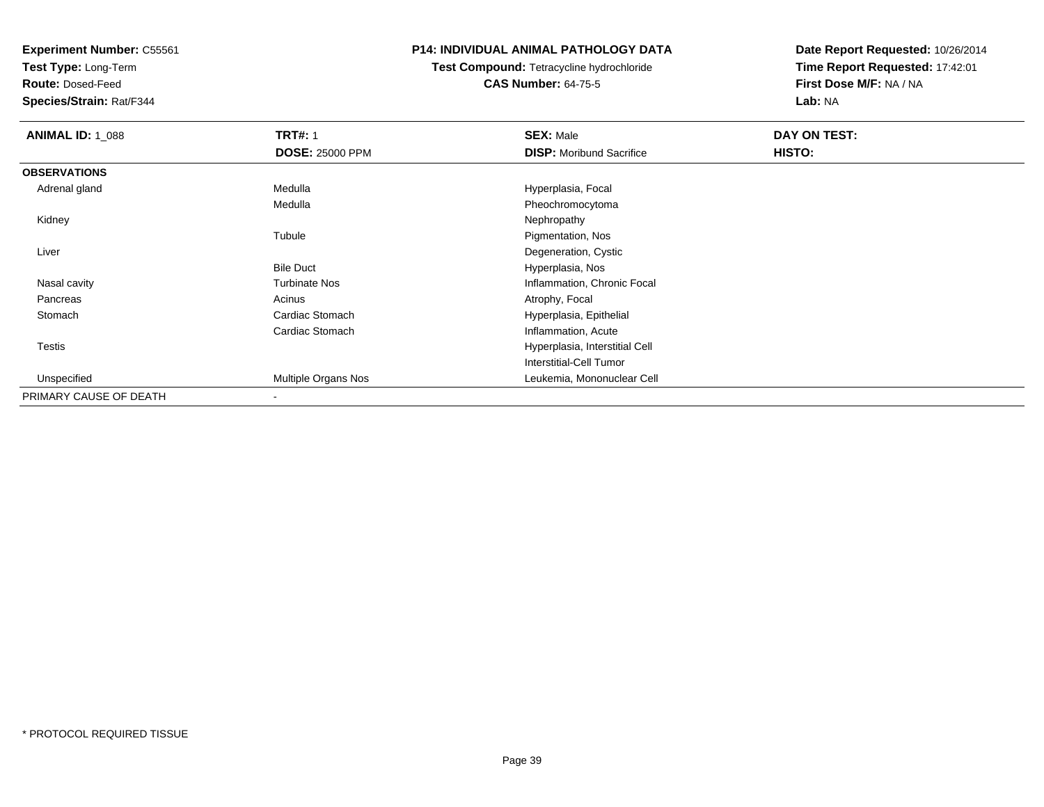**Experiment Number:** C55561
**Test Type:** Long-Term
**Route:** Dosed-Feed
**Species/Strain:** Rat/F344

**P14: INDIVIDUAL ANIMAL PATHOLOGY DATA**
**Test Compound:** Tetracycline hydrochloride
**CAS Number:** 64-75-5

**Date Report Requested:** 10/26/2014
**Time Report Requested:** 17:42:01
**First Dose M/F:** NA / NA
**Lab:** NA

| **ANIMAL ID:** 1_088 | **TRT#:** 1 | **SEX:** Male | **DAY ON TEST:** |
|---|---|---|---|
| | **DOSE:** 25000 PPM | **DISP:** Moribund Sacrifice | **HISTO:** |
| **OBSERVATIONS** | | | |
| Adrenal gland | Medulla | Hyperplasia, Focal | |
| | Medulla | Pheochromocytoma | |
| Kidney | | Nephropathy | |
| | Tubule | Pigmentation, Nos | |
| Liver | | Degeneration, Cystic | |
| | Bile Duct | Hyperplasia, Nos | |
| Nasal cavity | Turbinate Nos | Inflammation, Chronic Focal | |
| Pancreas | Acinus | Atrophy, Focal | |
| Stomach | Cardiac Stomach | Hyperplasia, Epithelial | |
| | Cardiac Stomach | Inflammation, Acute | |
| Testis | | Hyperplasia, Interstitial Cell | |
| | | Interstitial-Cell Tumor | |
| Unspecified | Multiple Organs Nos | Leukemia, Mononuclear Cell | |
| PRIMARY CAUSE OF DEATH | - | | |

* PROTOCOL REQUIRED TISSUE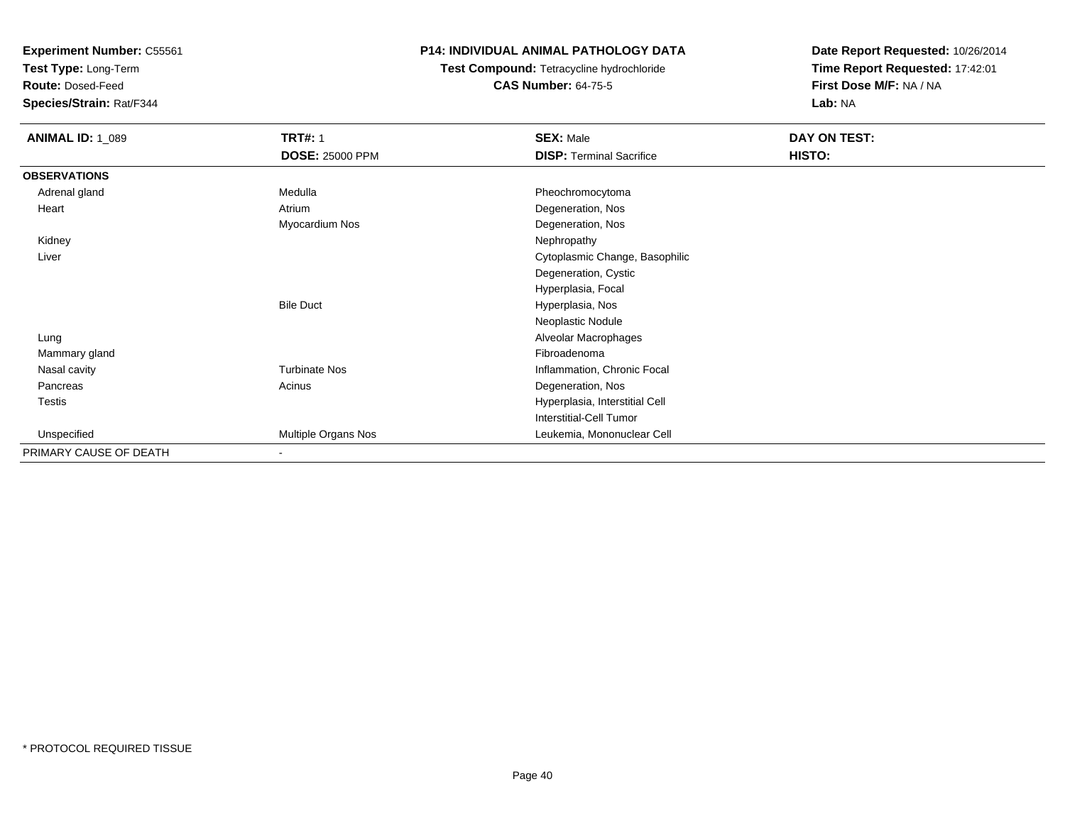**Experiment Number:** C55561
**Test Type:** Long-Term
**Route:** Dosed-Feed
**Species/Strain:** Rat/F344

**P14: INDIVIDUAL ANIMAL PATHOLOGY DATA**
**Test Compound:** Tetracycline hydrochloride
**CAS Number:** 64-75-5

**Date Report Requested:** 10/26/2014
**Time Report Requested:** 17:42:01
**First Dose M/F:** NA / NA
**Lab:** NA

| **ANIMAL ID:** 1_089 | **TRT#:** 1 | **SEX:** Male | **DAY ON TEST:** |
|---|---|---|---|
| | **DOSE:** 25000 PPM | **DISP:** Terminal Sacrifice | **HISTO:** |
| **OBSERVATIONS** | | | |
| Adrenal gland | Medulla | Pheochromocytoma | |
| Heart | Atrium | Degeneration, Nos | |
| | Myocardium Nos | Degeneration, Nos | |
| Kidney | | Nephropathy | |
| Liver | | Cytoplasmic Change, Basophilic | |
| | | Degeneration, Cystic | |
| | | Hyperplasia, Focal | |
| | Bile Duct | Hyperplasia, Nos | |
| | | Neoplastic Nodule | |
| Lung | | Alveolar Macrophages | |
| Mammary gland | | Fibroadenoma | |
| Nasal cavity | Turbinate Nos | Inflammation, Chronic Focal | |
| Pancreas | Acinus | Degeneration, Nos | |
| Testis | | Hyperplasia, Interstitial Cell | |
| | | Interstitial-Cell Tumor | |
| Unspecified | Multiple Organs Nos | Leukemia, Mononuclear Cell | |
| PRIMARY CAUSE OF DEATH | - | | |

\* PROTOCOL REQUIRED TISSUE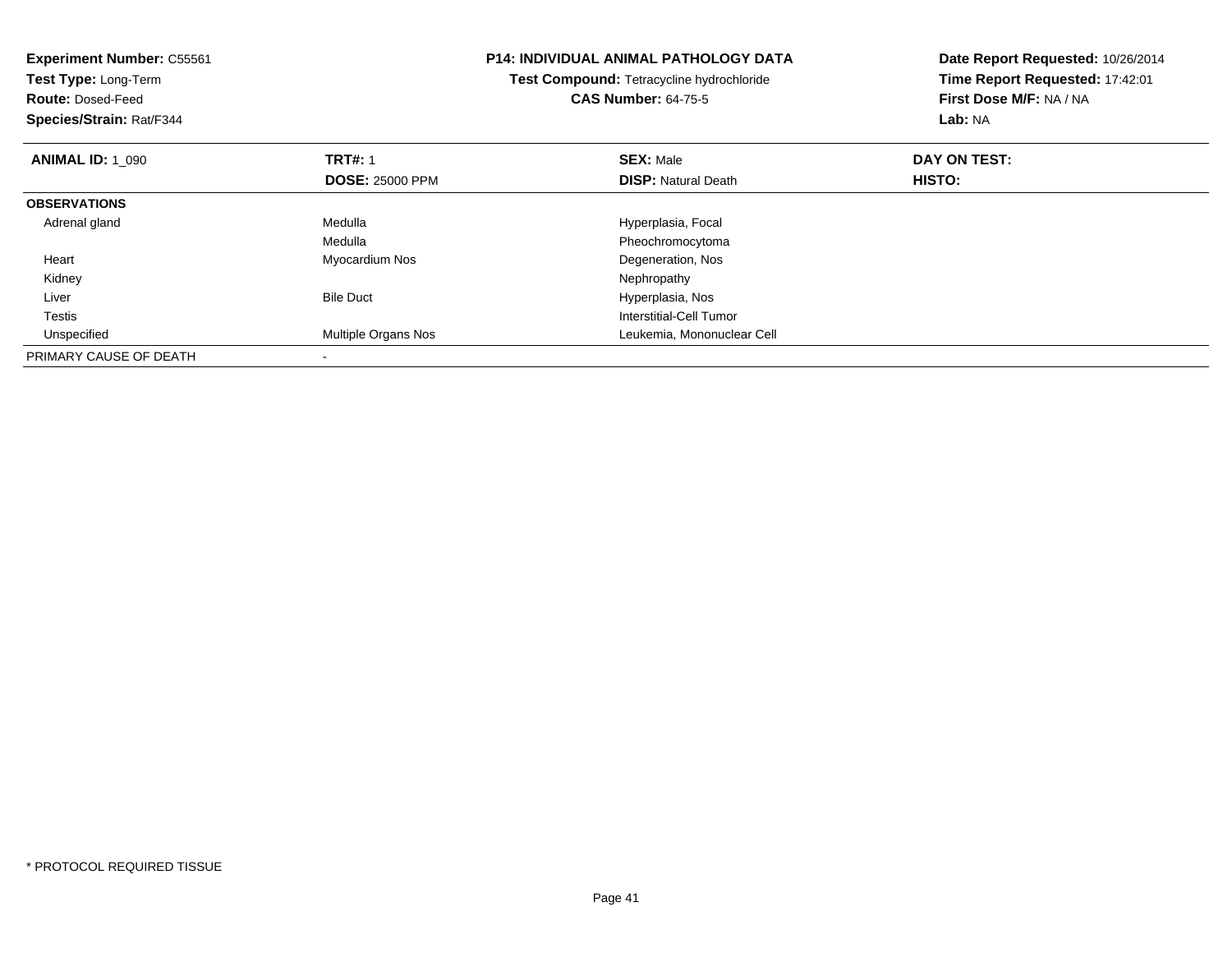**Experiment Number:** C55561
**Test Type:** Long-Term
**Route:** Dosed-Feed
**Species/Strain:** Rat/F344

**P14: INDIVIDUAL ANIMAL PATHOLOGY DATA**
**Test Compound:** Tetracycline hydrochloride
**CAS Number:** 64-75-5

**Date Report Requested:** 10/26/2014
**Time Report Requested:** 17:42:01
**First Dose M/F:** NA / NA
**Lab:** NA

| **ANIMAL ID:** 1_090 | **TRT#:** 1 | **SEX:** Male | **DAY ON TEST:** |
|---|---|---|---|
| | **DOSE:** 25000 PPM | **DISP:** Natural Death | **HISTO:** |
| **OBSERVATIONS** | | | |
| Adrenal gland | Medulla | Hyperplasia, Focal | |
| | Medulla | Pheochromocytoma | |
| Heart | Myocardium Nos | Degeneration, Nos | |
| Kidney | | Nephropathy | |
| Liver | Bile Duct | Hyperplasia, Nos | |
| Testis | | Interstitial-Cell Tumor | |
| Unspecified | Multiple Organs Nos | Leukemia, Mononuclear Cell | |
| PRIMARY CAUSE OF DEATH | - | | |

* PROTOCOL REQUIRED TISSUE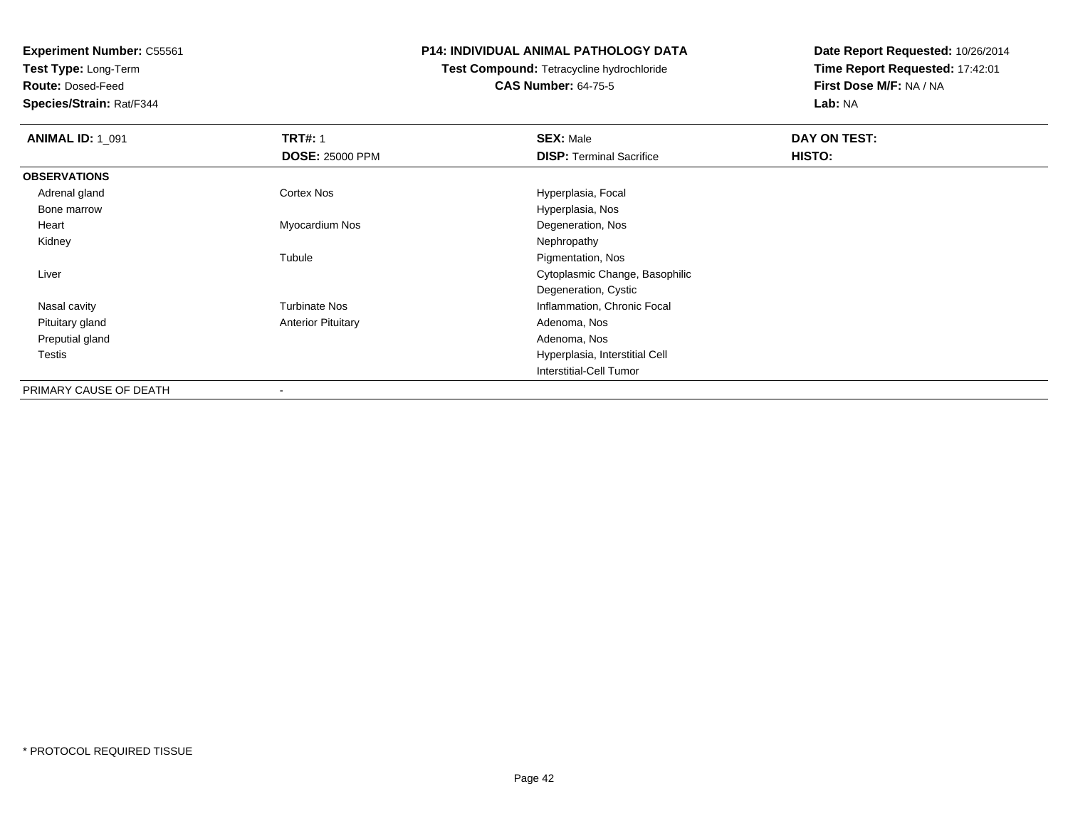**Experiment Number:** C55561
**Test Type:** Long-Term
**Route:** Dosed-Feed
**Species/Strain:** Rat/F344

**P14: INDIVIDUAL ANIMAL PATHOLOGY DATA**
**Test Compound:** Tetracycline hydrochloride
**CAS Number:** 64-75-5

**Date Report Requested:** 10/26/2014
**Time Report Requested:** 17:42:01
**First Dose M/F:** NA / NA
**Lab:** NA

| **ANIMAL ID:** 1_091 | **TRT#:** 1 | **SEX:** Male | **DAY ON TEST:** |
|---|---|---|---|
| | **DOSE:** 25000 PPM | **DISP:** Terminal Sacrifice | **HISTO:** |
| **OBSERVATIONS** | | | |
| Adrenal gland | Cortex Nos | Hyperplasia, Focal | |
| Bone marrow | | Hyperplasia, Nos | |
| Heart | Myocardium Nos | Degeneration, Nos | |
| Kidney | | Nephropathy | |
| | Tubule | Pigmentation, Nos | |
| Liver | | Cytoplasmic Change, Basophilic | |
| | | Degeneration, Cystic | |
| Nasal cavity | Turbinate Nos | Inflammation, Chronic Focal | |
| Pituitary gland | Anterior Pituitary | Adenoma, Nos | |
| Preputial gland | | Adenoma, Nos | |
| Testis | | Hyperplasia, Interstitial Cell | |
| | | Interstitial-Cell Tumor | |
| PRIMARY CAUSE OF DEATH | - | | |

* PROTOCOL REQUIRED TISSUE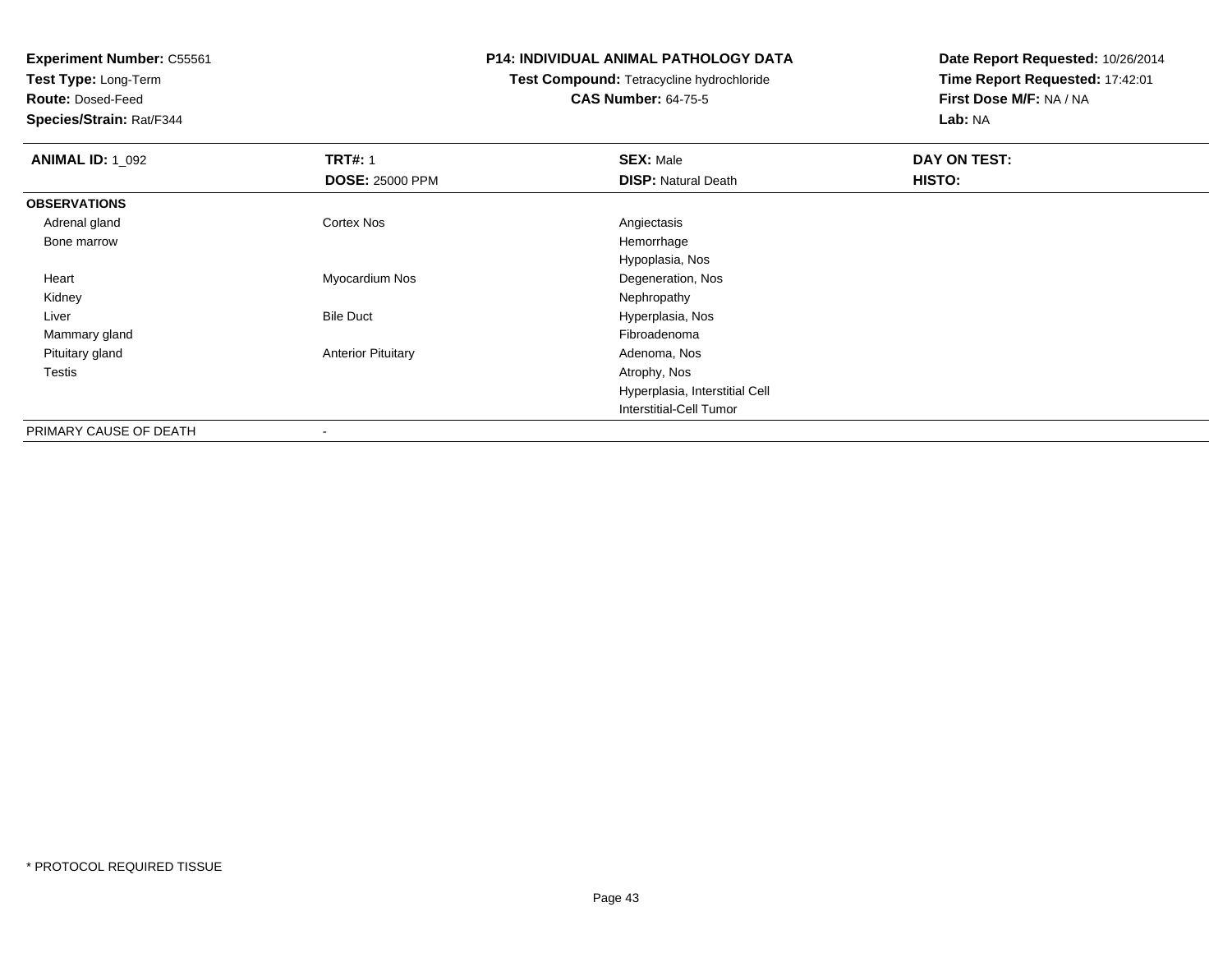**Experiment Number:** C55561
**Test Type:** Long-Term
**Route:** Dosed-Feed
**Species/Strain:** Rat/F344

**P14: INDIVIDUAL ANIMAL PATHOLOGY DATA**
**Test Compound:** Tetracycline hydrochloride
**CAS Number:** 64-75-5

**Date Report Requested:** 10/26/2014
**Time Report Requested:** 17:42:01
**First Dose M/F:** NA / NA
**Lab:** NA

| **ANIMAL ID:** 1_092 | **TRT#:** 1 | **SEX:** Male | **DAY ON TEST:** |
|---|---|---|---|
| | **DOSE:** 25000 PPM | **DISP:** Natural Death | **HISTO:** |
| **OBSERVATIONS** | | | |
| Adrenal gland | Cortex Nos | Angiectasis | |
| Bone marrow | | Hemorrhage | |
| | | Hypoplasia, Nos | |
| Heart | Myocardium Nos | Degeneration, Nos | |
| Kidney | | Nephropathy | |
| Liver | Bile Duct | Hyperplasia, Nos | |
| Mammary gland | | Fibroadenoma | |
| Pituitary gland | Anterior Pituitary | Adenoma, Nos | |
| Testis | | Atrophy, Nos | |
| | | Hyperplasia, Interstitial Cell | |
| | | Interstitial-Cell Tumor | |
| PRIMARY CAUSE OF DEATH | - | | |

* PROTOCOL REQUIRED TISSUE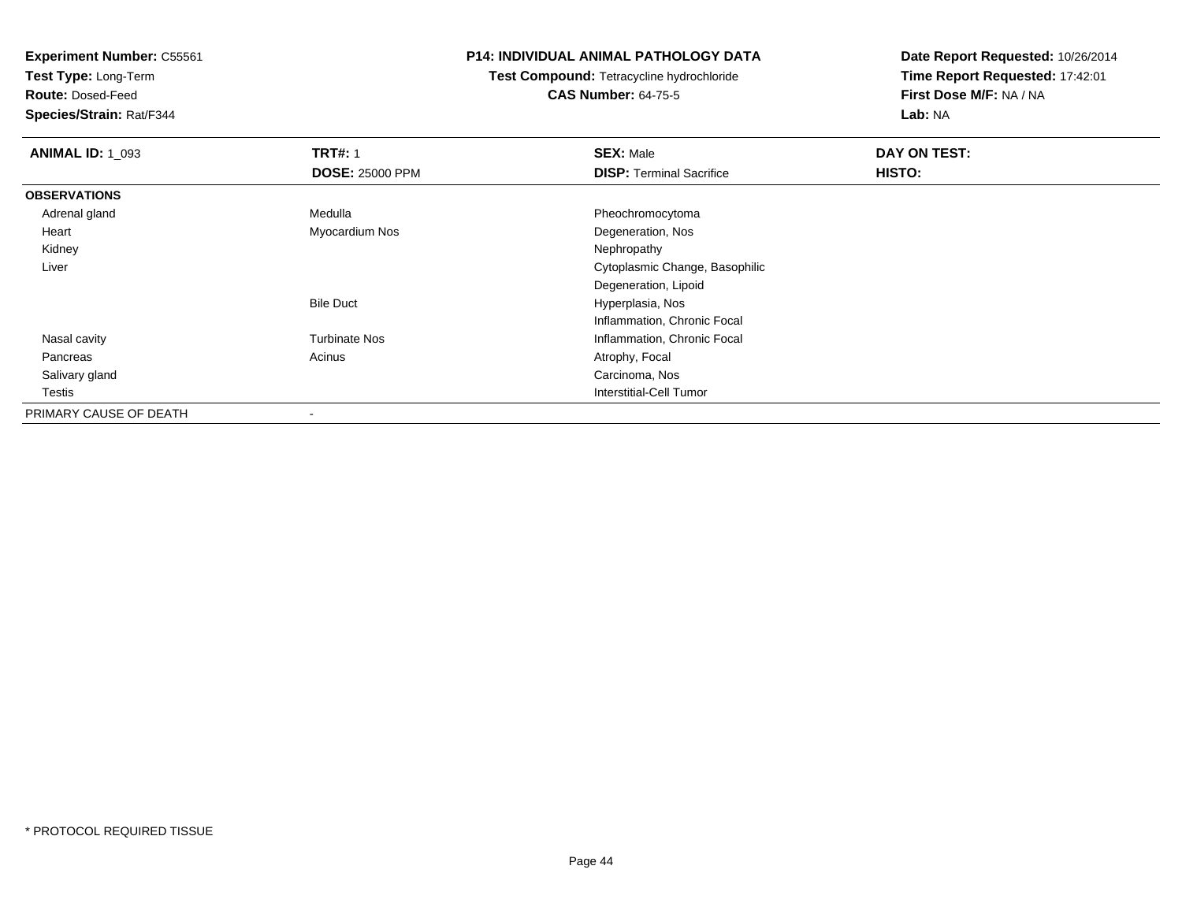**Experiment Number:** C55561
**Test Type:** Long-Term
**Route:** Dosed-Feed
**Species/Strain:** Rat/F344

**P14: INDIVIDUAL ANIMAL PATHOLOGY DATA**
**Test Compound:** Tetracycline hydrochloride
**CAS Number:** 64-75-5

**Date Report Requested:** 10/26/2014
**Time Report Requested:** 17:42:01
**First Dose M/F:** NA / NA
**Lab:** NA

| **ANIMAL ID:** 1_093 | **TRT#:** 1 | **SEX:** Male | **DAY ON TEST:** |
|---|---|---|---|
| | **DOSE:** 25000 PPM | **DISP:** Terminal Sacrifice | **HISTO:** |
| **OBSERVATIONS** | | | |
| Adrenal gland | Medulla | Pheochromocytoma | |
| Heart | Myocardium Nos | Degeneration, Nos | |
| Kidney | | Nephropathy | |
| Liver | | Cytoplasmic Change, Basophilic | |
| | | Degeneration, Lipoid | |
| | Bile Duct | Hyperplasia, Nos | |
| | | Inflammation, Chronic Focal | |
| Nasal cavity | Turbinate Nos | Inflammation, Chronic Focal | |
| Pancreas | Acinus | Atrophy, Focal | |
| Salivary gland | | Carcinoma, Nos | |
| Testis | | Interstitial-Cell Tumor | |
| PRIMARY CAUSE OF DEATH | - | | |

\* PROTOCOL REQUIRED TISSUE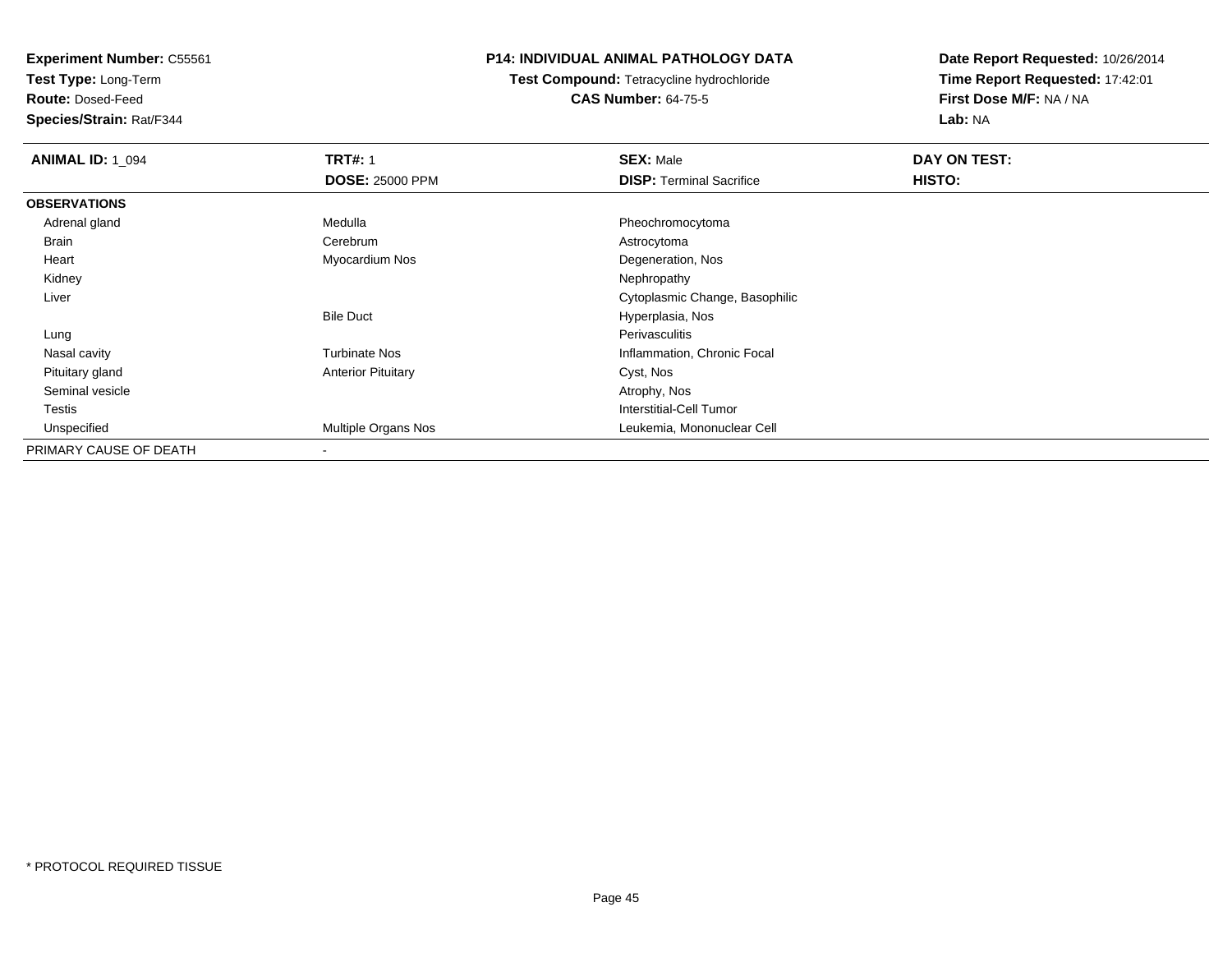**Experiment Number:** C55561
**Test Type:** Long-Term
**Route:** Dosed-Feed
**Species/Strain:** Rat/F344

**P14: INDIVIDUAL ANIMAL PATHOLOGY DATA**
**Test Compound:** Tetracycline hydrochloride
**CAS Number:** 64-75-5

**Date Report Requested:** 10/26/2014
**Time Report Requested:** 17:42:01
**First Dose M/F:** NA / NA
**Lab:** NA

| **ANIMAL ID:** 1_094 | **TRT#:** 1 | **SEX:** Male | **DAY ON TEST:** |
|---|---|---|---|
| | **DOSE:** 25000 PPM | **DISP:** Terminal Sacrifice | **HISTO:** |
| **OBSERVATIONS** | | | |
| Adrenal gland | Medulla | Pheochromocytoma | |
| Brain | Cerebrum | Astrocytoma | |
| Heart | Myocardium Nos | Degeneration, Nos | |
| Kidney | | Nephropathy | |
| Liver | | Cytoplasmic Change, Basophilic | |
| | Bile Duct | Hyperplasia, Nos | |
| Lung | | Perivasculitis | |
| Nasal cavity | Turbinate Nos | Inflammation, Chronic Focal | |
| Pituitary gland | Anterior Pituitary | Cyst, Nos | |
| Seminal vesicle | | Atrophy, Nos | |
| Testis | | Interstitial-Cell Tumor | |
| Unspecified | Multiple Organs Nos | Leukemia, Mononuclear Cell | |
| PRIMARY CAUSE OF DEATH | - | | |

* PROTOCOL REQUIRED TISSUE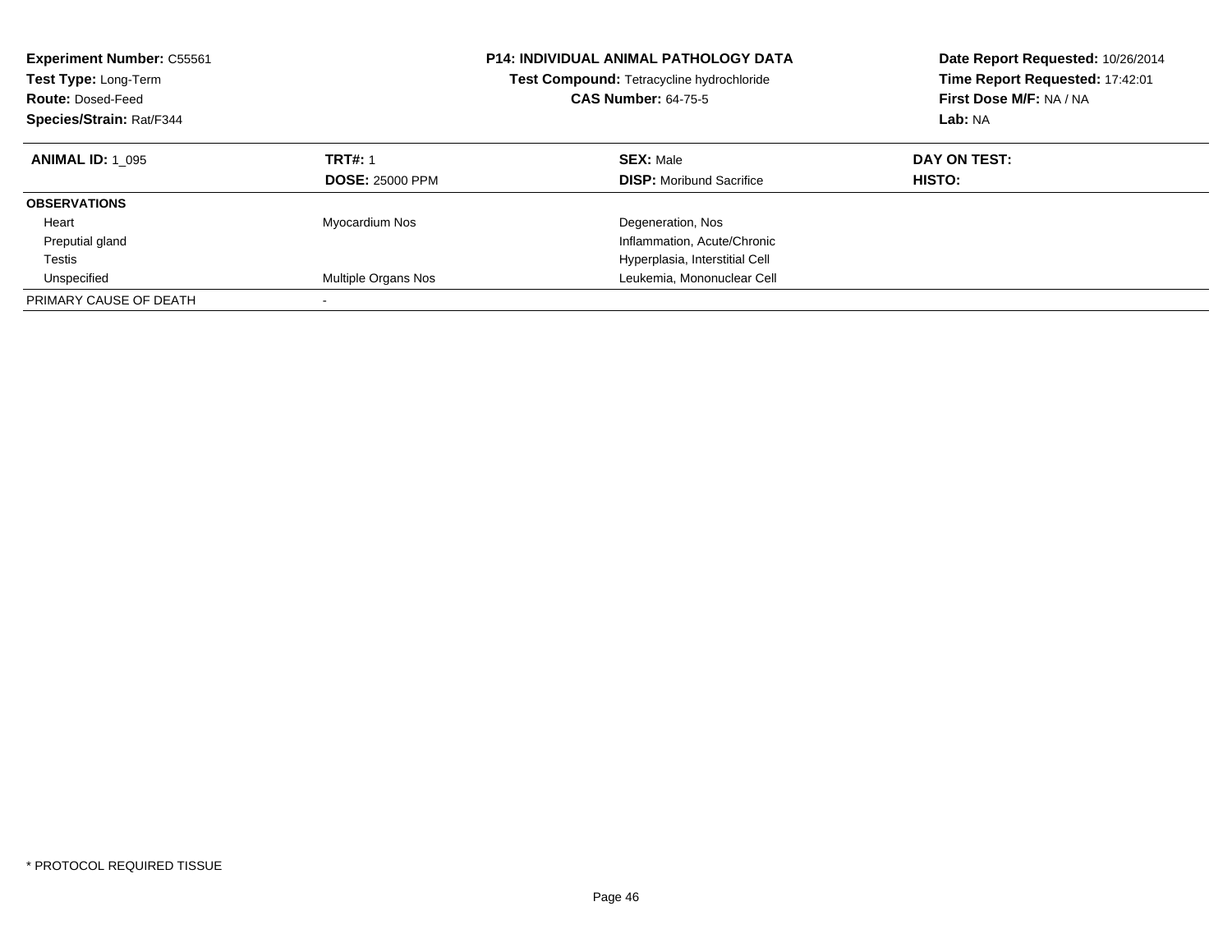**Experiment Number:** C55561
**Test Type:** Long-Term
**Route:** Dosed-Feed
**Species/Strain:** Rat/F344

**P14: INDIVIDUAL ANIMAL PATHOLOGY DATA**
**Test Compound:** Tetracycline hydrochloride
**CAS Number:** 64-75-5

**Date Report Requested:** 10/26/2014
**Time Report Requested:** 17:42:01
**First Dose M/F:** NA / NA
**Lab:** NA

| **ANIMAL ID:** 1_095 | **TRT#:** 1 | **SEX:** Male | **DAY ON TEST:** |
|---|---|---|---|
| | **DOSE:** 25000 PPM | **DISP:** Moribund Sacrifice | **HISTO:** |
| **OBSERVATIONS** | | | |
| Heart | Myocardium Nos | Degeneration, Nos | |
| Preputial gland | | Inflammation, Acute/Chronic | |
| Testis | | Hyperplasia, Interstitial Cell | |
| Unspecified | Multiple Organs Nos | Leukemia, Mononuclear Cell | |
| PRIMARY CAUSE OF DEATH | - | | |

\* PROTOCOL REQUIRED TISSUE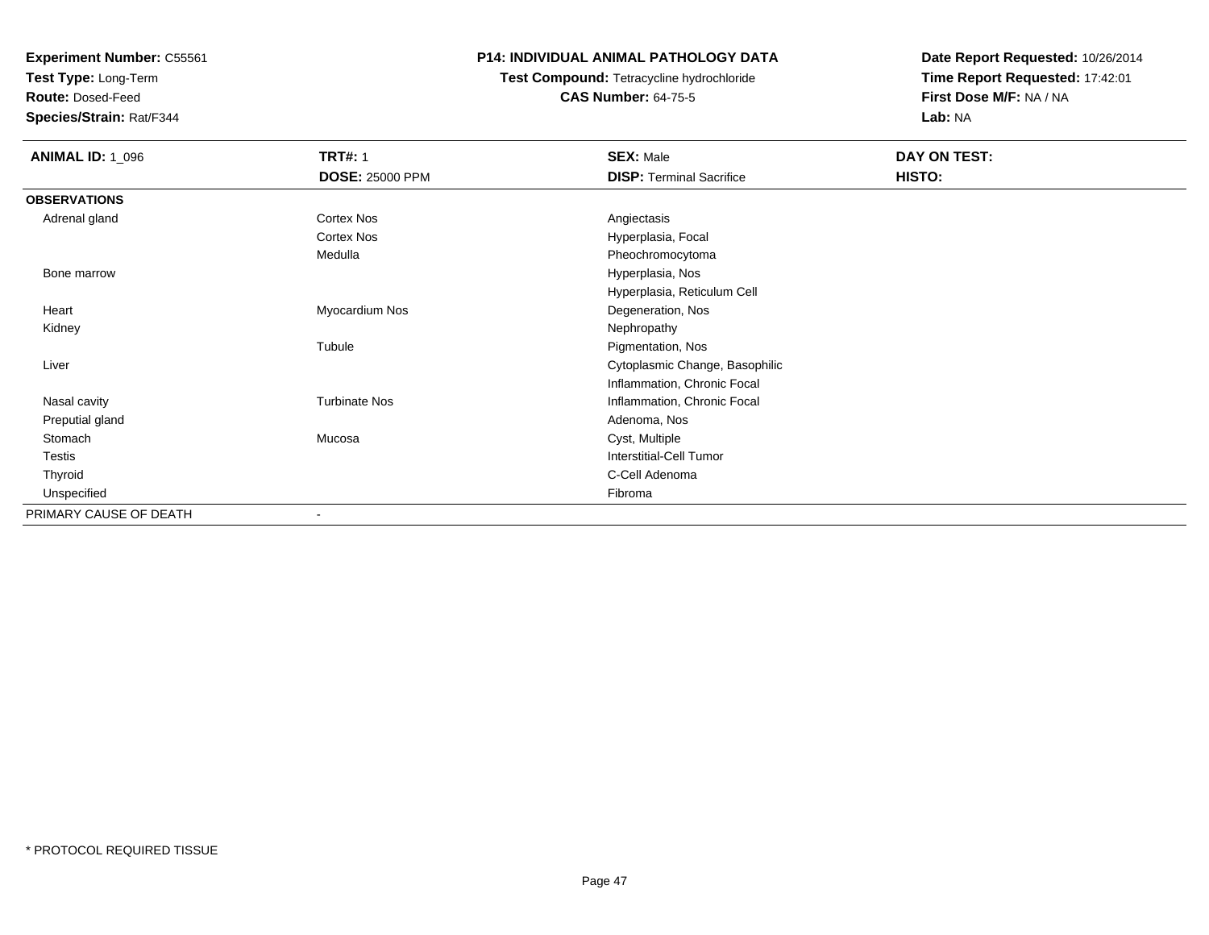**Experiment Number:** C55561
**Test Type:** Long-Term
**Route:** Dosed-Feed
**Species/Strain:** Rat/F344

**P14: INDIVIDUAL ANIMAL PATHOLOGY DATA**
**Test Compound:** Tetracycline hydrochloride
**CAS Number:** 64-75-5

**Date Report Requested:** 10/26/2014
**Time Report Requested:** 17:42:01
**First Dose M/F:** NA / NA
**Lab:** NA

| **ANIMAL ID:** 1_096 | **TRT#:** 1 | **SEX:** Male | **DAY ON TEST:** |
|---|---|---|---|
| | **DOSE:** 25000 PPM | **DISP:** Terminal Sacrifice | **HISTO:** |
| **OBSERVATIONS** | | | |
| Adrenal gland | Cortex Nos | Angiectasis | |
| | Cortex Nos | Hyperplasia, Focal | |
| | Medulla | Pheochromocytoma | |
| Bone marrow | | Hyperplasia, Nos | |
| | | Hyperplasia, Reticulum Cell | |
| Heart | Myocardium Nos | Degeneration, Nos | |
| Kidney | | Nephropathy | |
| | Tubule | Pigmentation, Nos | |
| Liver | | Cytoplasmic Change, Basophilic | |
| | | Inflammation, Chronic Focal | |
| Nasal cavity | Turbinate Nos | Inflammation, Chronic Focal | |
| Preputial gland | | Adenoma, Nos | |
| Stomach | Mucosa | Cyst, Multiple | |
| Testis | | Interstitial-Cell Tumor | |
| Thyroid | | C-Cell Adenoma | |
| Unspecified | | Fibroma | |
| PRIMARY CAUSE OF DEATH | - | | |

* PROTOCOL REQUIRED TISSUE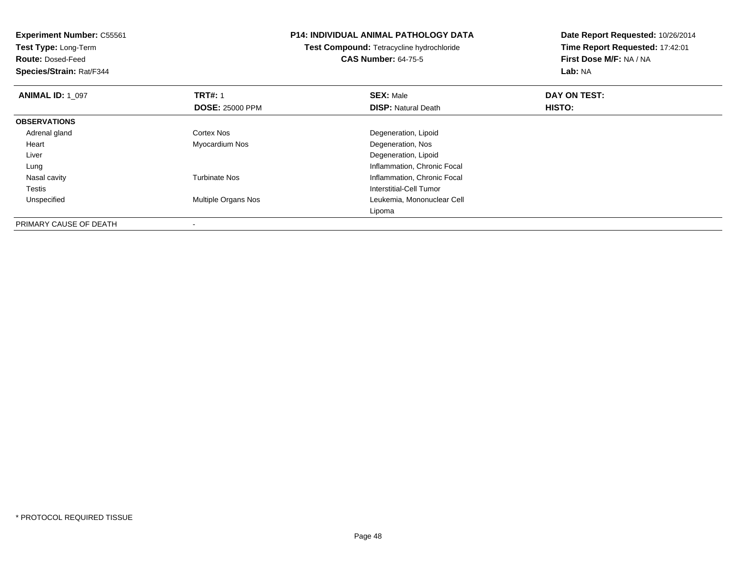**Experiment Number:** C55561
**Test Type:** Long-Term
**Route:** Dosed-Feed
**Species/Strain:** Rat/F344

**P14: INDIVIDUAL ANIMAL PATHOLOGY DATA**
**Test Compound:** Tetracycline hydrochloride
**CAS Number:** 64-75-5

**Date Report Requested:** 10/26/2014
**Time Report Requested:** 17:42:01
**First Dose M/F:** NA / NA
**Lab:** NA

| **ANIMAL ID:** 1_097 | **TRT#:** 1 | **SEX:** Male | **DAY ON TEST:** |
|---|---|---|---|
| | **DOSE:** 25000 PPM | **DISP:** Natural Death | **HISTO:** |
| **OBSERVATIONS** | | | |
| Adrenal gland | Cortex Nos | Degeneration, Lipoid | |
| Heart | Myocardium Nos | Degeneration, Nos | |
| Liver | | Degeneration, Lipoid | |
| Lung | | Inflammation, Chronic Focal | |
| Nasal cavity | Turbinate Nos | Inflammation, Chronic Focal | |
| Testis | | Interstitial-Cell Tumor | |
| Unspecified | Multiple Organs Nos | Leukemia, Mononuclear Cell | |
| | | Lipoma | |
| PRIMARY CAUSE OF DEATH | - | | |

* PROTOCOL REQUIRED TISSUE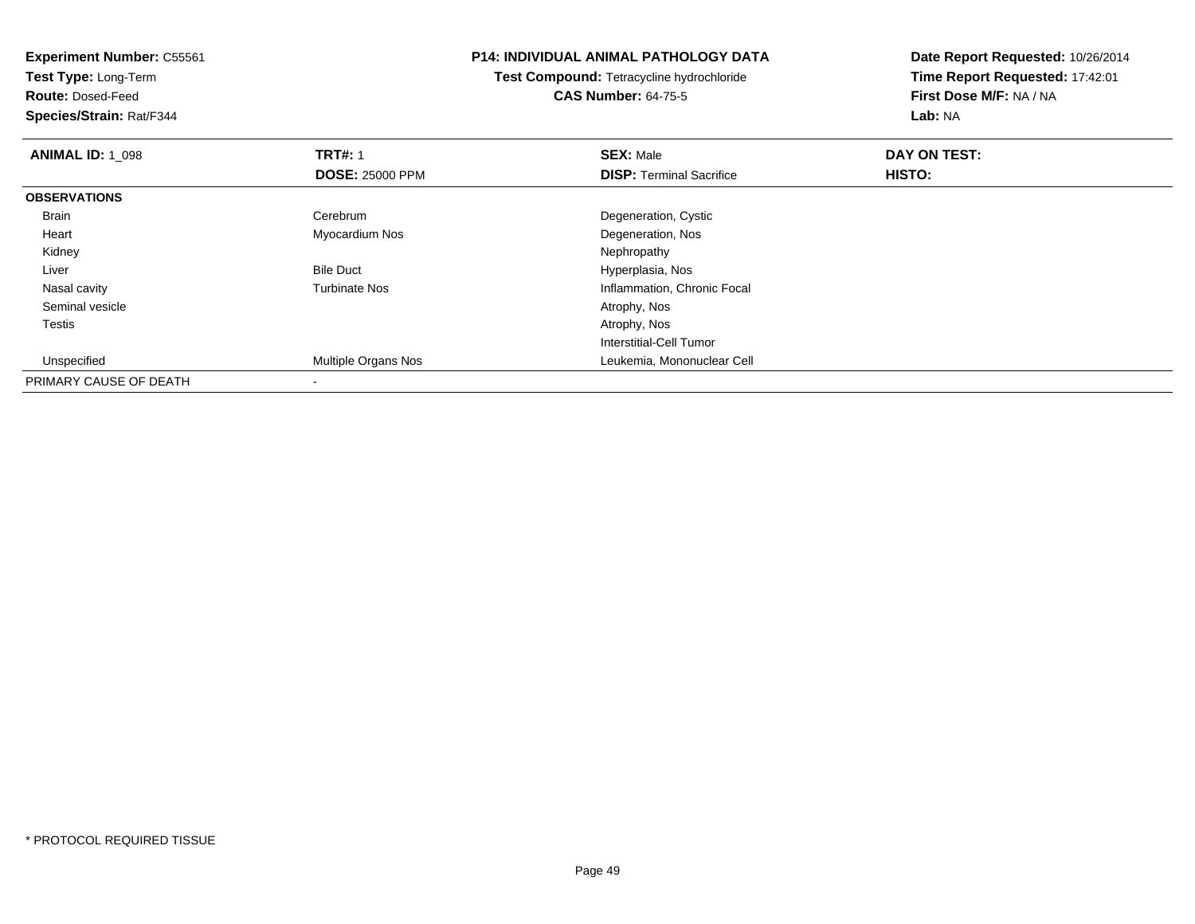**Experiment Number:** C55561
**Test Type:** Long-Term
**Route:** Dosed-Feed
**Species/Strain:** Rat/F344

**P14: INDIVIDUAL ANIMAL PATHOLOGY DATA**
**Test Compound:** Tetracycline hydrochloride
**CAS Number:** 64-75-5

**Date Report Requested:** 10/26/2014
**Time Report Requested:** 17:42:01
**First Dose M/F:** NA / NA
**Lab:** NA

| **ANIMAL ID:** 1_098 | **TRT#:** 1 | **SEX:** Male | **DAY ON TEST:** |
|---|---|---|---|
| | **DOSE:** 25000 PPM | **DISP:** Terminal Sacrifice | **HISTO:** |
| **OBSERVATIONS** | | | |
| Brain | Cerebrum | Degeneration, Cystic | |
| Heart | Myocardium Nos | Degeneration, Nos | |
| Kidney | | Nephropathy | |
| Liver | Bile Duct | Hyperplasia, Nos | |
| Nasal cavity | Turbinate Nos | Inflammation, Chronic Focal | |
| Seminal vesicle | | Atrophy, Nos | |
| Testis | | Atrophy, Nos | |
| | | Interstitial-Cell Tumor | |
| Unspecified | Multiple Organs Nos | Leukemia, Mononuclear Cell | |
| PRIMARY CAUSE OF DEATH | - | | |

* PROTOCOL REQUIRED TISSUE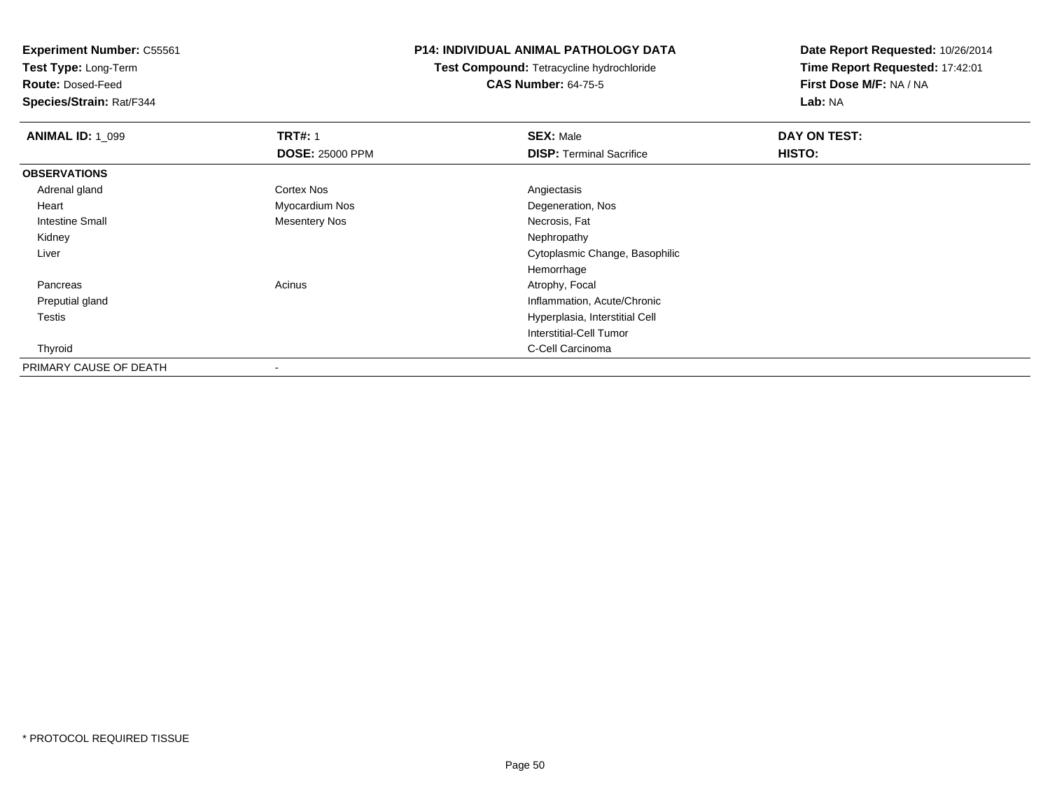**Experiment Number:** C55561
**Test Type:** Long-Term
**Route:** Dosed-Feed
**Species/Strain:** Rat/F344

# P14: INDIVIDUAL ANIMAL PATHOLOGY DATA

**Test Compound:** Tetracycline hydrochloride
**CAS Number:** 64-75-5

**Date Report Requested:** 10/26/2014
**Time Report Requested:** 17:42:01
**First Dose M/F:** NA / NA
**Lab:** NA

| **ANIMAL ID:** 1_099 | **TRT#:** 1 | **SEX:** Male | **DAY ON TEST:** |
|---|---|---|---|
| | **DOSE:** 25000 PPM | **DISP:** Terminal Sacrifice | **HISTO:** |
| **OBSERVATIONS** | | | |
| Adrenal gland | Cortex Nos | Angiectasis | |
| Heart | Myocardium Nos | Degeneration, Nos | |
| Intestine Small | Mesentery Nos | Necrosis, Fat | |
| Kidney | | Nephropathy | |
| Liver | | Cytoplasmic Change, Basophilic | |
| | | Hemorrhage | |
| Pancreas | Acinus | Atrophy, Focal | |
| Preputial gland | | Inflammation, Acute/Chronic | |
| Testis | | Hyperplasia, Interstitial Cell | |
| | | Interstitial-Cell Tumor | |
| Thyroid | | C-Cell Carcinoma | |
| PRIMARY CAUSE OF DEATH | - | | |

* PROTOCOL REQUIRED TISSUE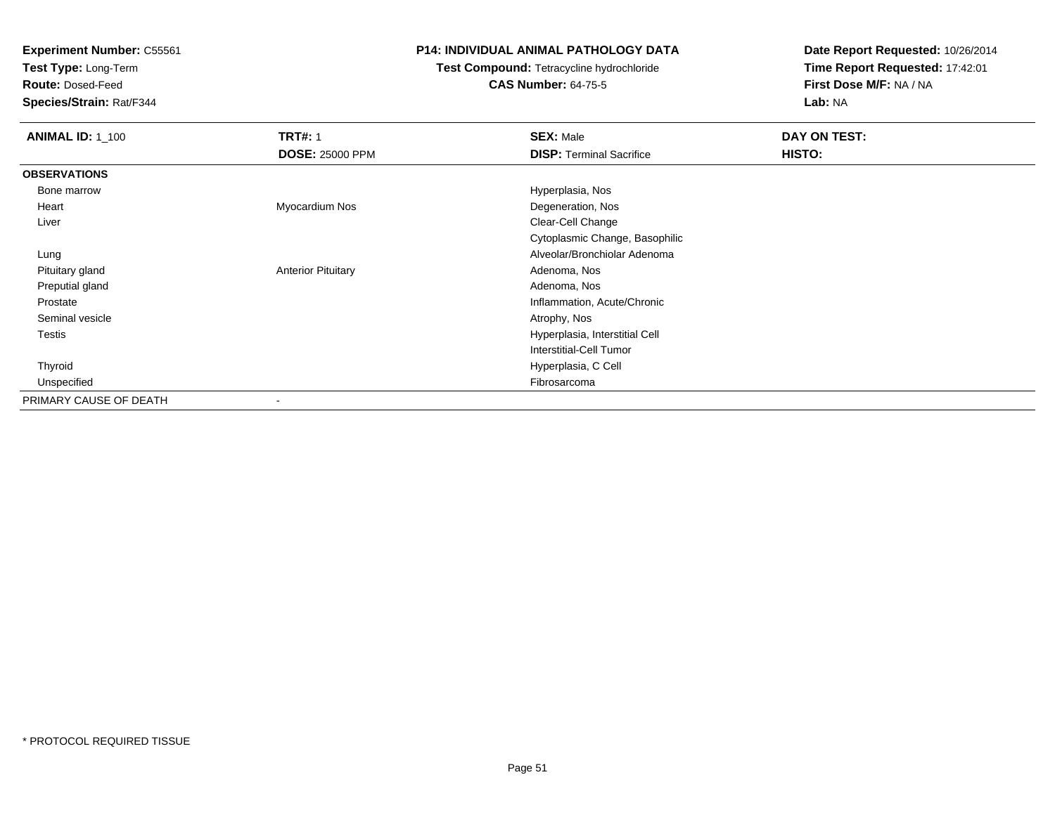**Experiment Number:** C55561
**Test Type:** Long-Term
**Route:** Dosed-Feed
**Species/Strain:** Rat/F344

**P14: INDIVIDUAL ANIMAL PATHOLOGY DATA**
**Test Compound:** Tetracycline hydrochloride
**CAS Number:** 64-75-5

**Date Report Requested:** 10/26/2014
**Time Report Requested:** 17:42:01
**First Dose M/F:** NA / NA
**Lab:** NA

| **ANIMAL ID:** 1_100 | **TRT#:** 1 | **SEX:** Male | **DAY ON TEST:** |
|---|---|---|---|
| | **DOSE:** 25000 PPM | **DISP:** Terminal Sacrifice | **HISTO:** |
| **OBSERVATIONS** | | | |
| Bone marrow | | Hyperplasia, Nos | |
| Heart | Myocardium Nos | Degeneration, Nos | |
| Liver | | Clear-Cell Change | |
| | | Cytoplasmic Change, Basophilic | |
| Lung | | Alveolar/Bronchiolar Adenoma | |
| Pituitary gland | Anterior Pituitary | Adenoma, Nos | |
| Preputial gland | | Adenoma, Nos | |
| Prostate | | Inflammation, Acute/Chronic | |
| Seminal vesicle | | Atrophy, Nos | |
| Testis | | Hyperplasia, Interstitial Cell | |
| | | Interstitial-Cell Tumor | |
| Thyroid | | Hyperplasia, C Cell | |
| Unspecified | | Fibrosarcoma | |
| PRIMARY CAUSE OF DEATH | - | | |

* PROTOCOL REQUIRED TISSUE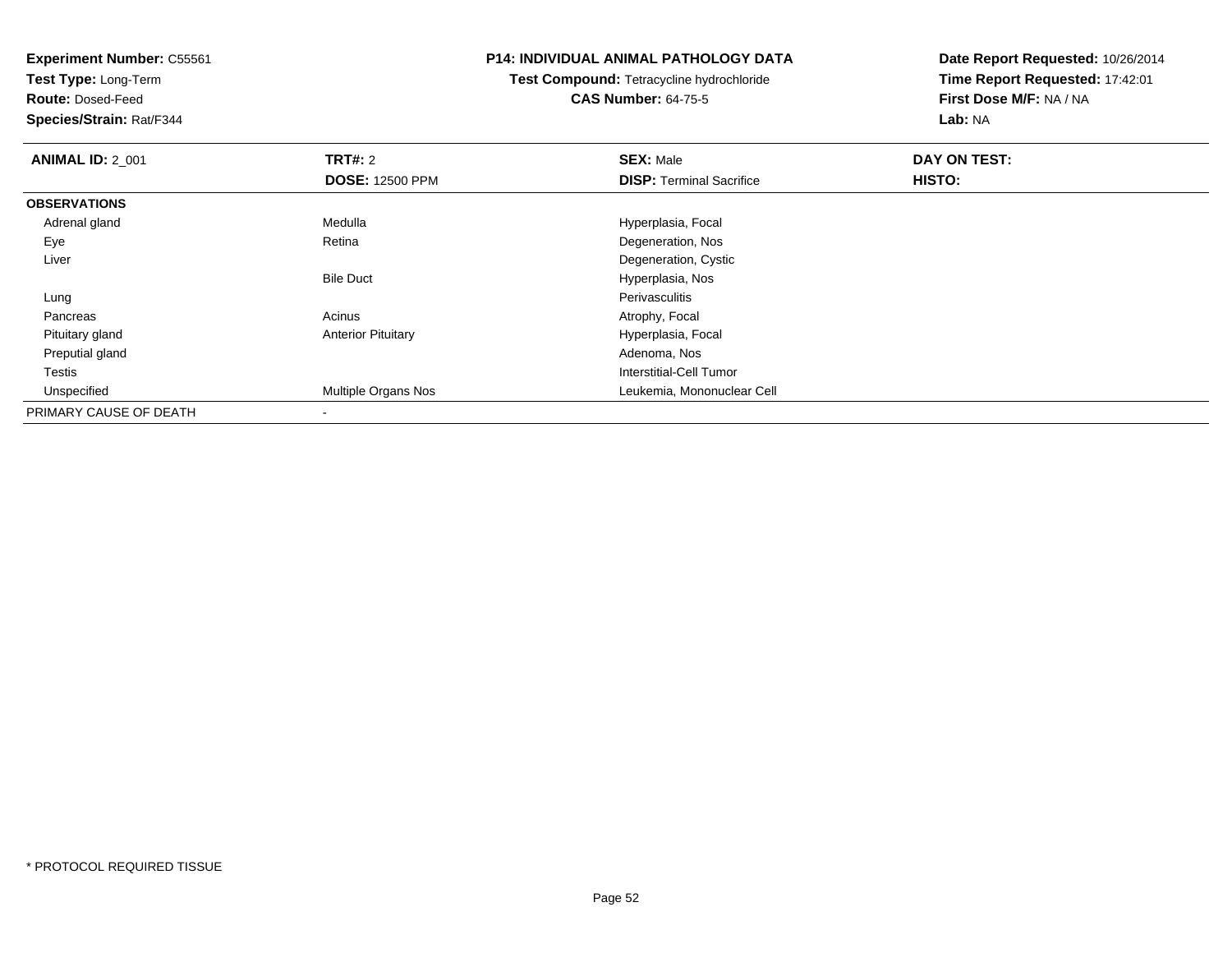**Experiment Number:** C55561
**Test Type:** Long-Term
**Route:** Dosed-Feed
**Species/Strain:** Rat/F344

**P14: INDIVIDUAL ANIMAL PATHOLOGY DATA**
**Test Compound:** Tetracycline hydrochloride
**CAS Number:** 64-75-5

**Date Report Requested:** 10/26/2014
**Time Report Requested:** 17:42:01
**First Dose M/F:** NA / NA
**Lab:** NA

| **ANIMAL ID:** 2_001 | **TRT#:** 2 | **SEX:** Male | **DAY ON TEST:** |
|---|---|---|---|
| | **DOSE:** 12500 PPM | **DISP:** Terminal Sacrifice | **HISTO:** |
| **OBSERVATIONS** | | | |
| Adrenal gland | Medulla | Hyperplasia, Focal | |
| Eye | Retina | Degeneration, Nos | |
| Liver | | Degeneration, Cystic | |
| | Bile Duct | Hyperplasia, Nos | |
| Lung | | Perivasculitis | |
| Pancreas | Acinus | Atrophy, Focal | |
| Pituitary gland | Anterior Pituitary | Hyperplasia, Focal | |
| Preputial gland | | Adenoma, Nos | |
| Testis | | Interstitial-Cell Tumor | |
| Unspecified | Multiple Organs Nos | Leukemia, Mononuclear Cell | |
| PRIMARY CAUSE OF DEATH | - | | |

* PROTOCOL REQUIRED TISSUE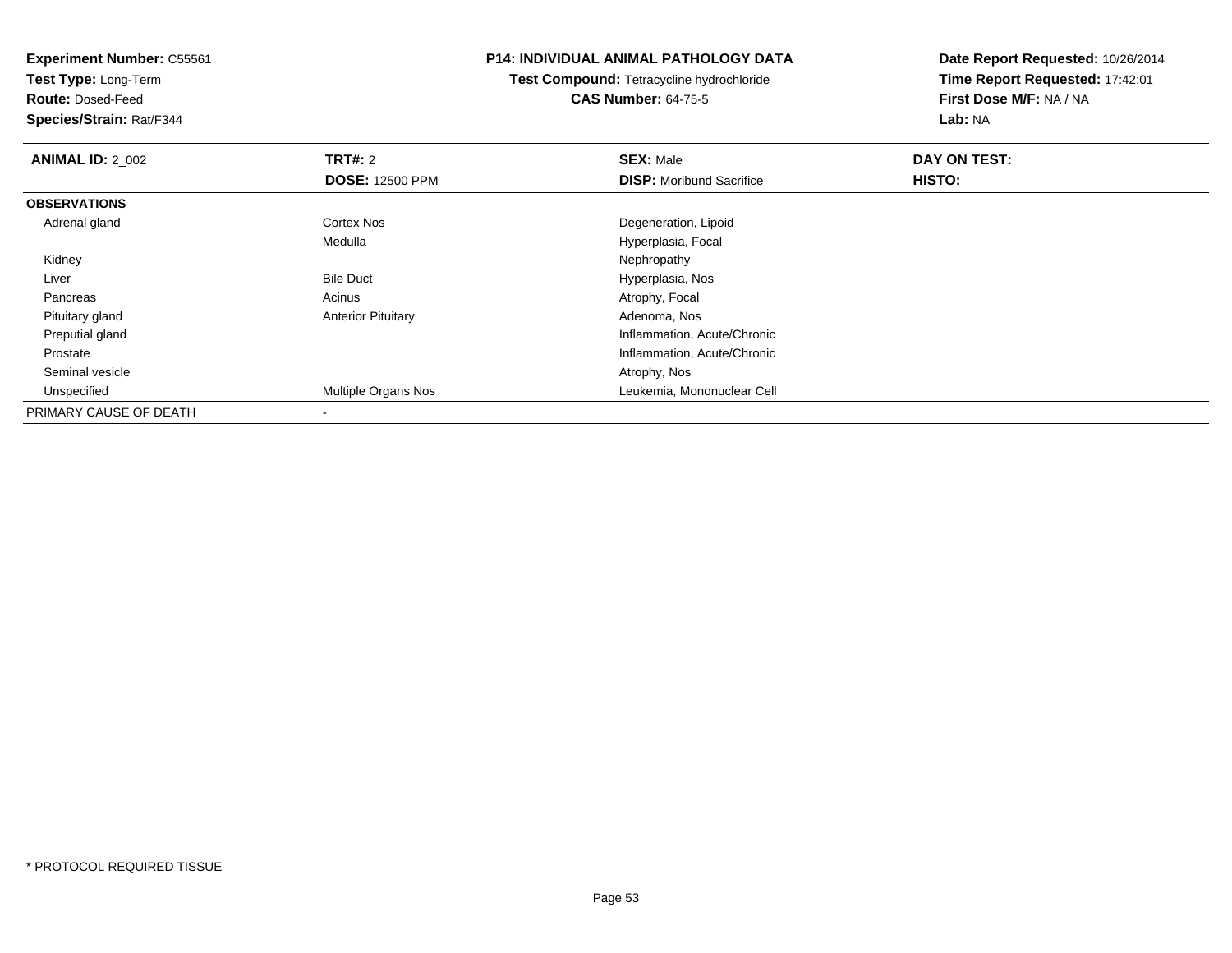**Experiment Number:** C55561
**Test Type:** Long-Term
**Route:** Dosed-Feed
**Species/Strain:** Rat/F344

**P14: INDIVIDUAL ANIMAL PATHOLOGY DATA**
**Test Compound:** Tetracycline hydrochloride
**CAS Number:** 64-75-5

**Date Report Requested:** 10/26/2014
**Time Report Requested:** 17:42:01
**First Dose M/F:** NA / NA
**Lab:** NA

| **ANIMAL ID:** 2_002 | **TRT#:** 2 | **SEX:** Male | **DAY ON TEST:** |
|---|---|---|---|
| | **DOSE:** 12500 PPM | **DISP:** Moribund Sacrifice | **HISTO:** |
| **OBSERVATIONS** | | | |
| Adrenal gland | Cortex Nos | Degeneration, Lipoid | |
| | Medulla | Hyperplasia, Focal | |
| Kidney | | Nephropathy | |
| Liver | Bile Duct | Hyperplasia, Nos | |
| Pancreas | Acinus | Atrophy, Focal | |
| Pituitary gland | Anterior Pituitary | Adenoma, Nos | |
| Preputial gland | | Inflammation, Acute/Chronic | |
| Prostate | | Inflammation, Acute/Chronic | |
| Seminal vesicle | | Atrophy, Nos | |
| Unspecified | Multiple Organs Nos | Leukemia, Mononuclear Cell | |
| PRIMARY CAUSE OF DEATH | - | | |

* PROTOCOL REQUIRED TISSUE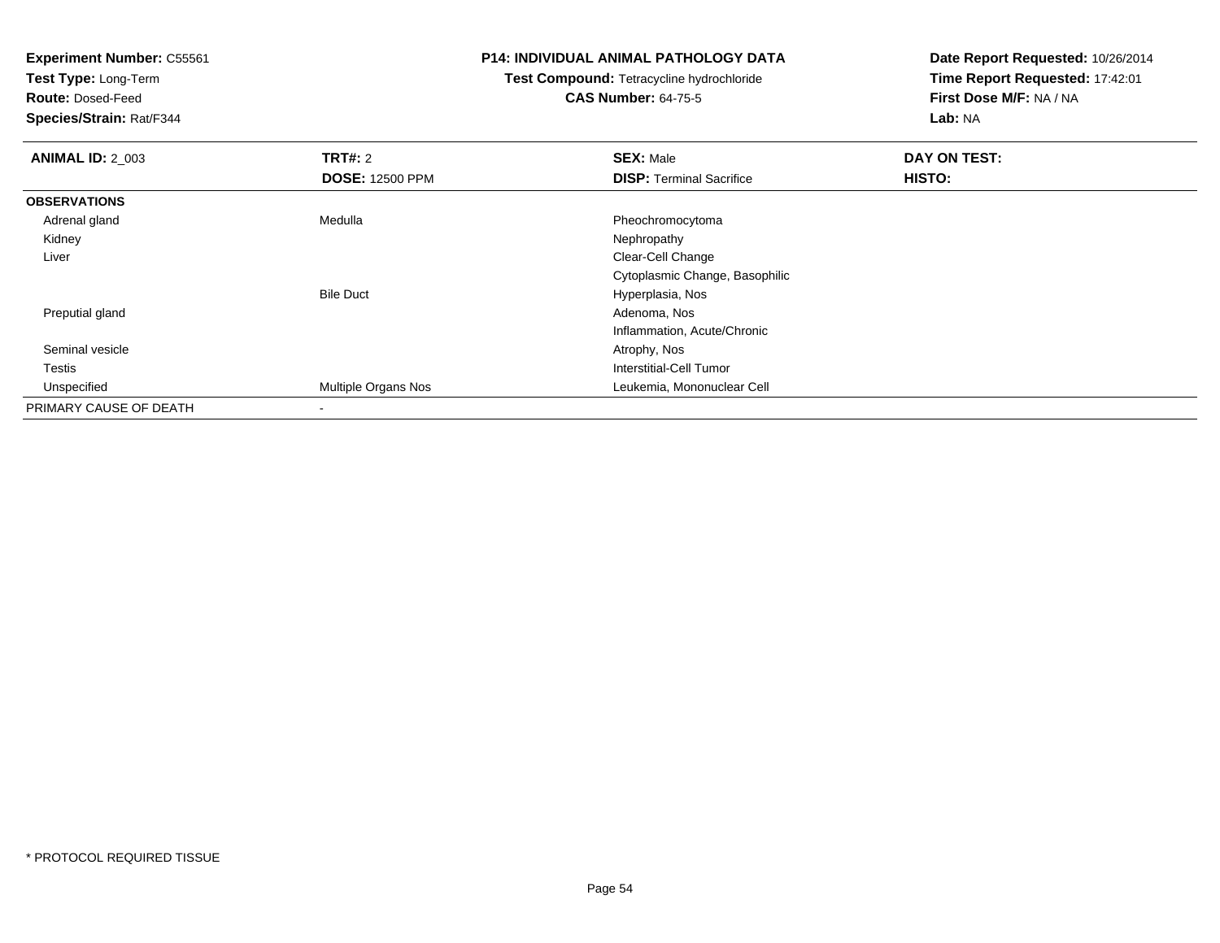**Experiment Number:** C55561
**Test Type:** Long-Term
**Route:** Dosed-Feed
**Species/Strain:** Rat/F344

**P14: INDIVIDUAL ANIMAL PATHOLOGY DATA**
**Test Compound:** Tetracycline hydrochloride
**CAS Number:** 64-75-5

**Date Report Requested:** 10/26/2014
**Time Report Requested:** 17:42:01
**First Dose M/F:** NA / NA
**Lab:** NA

| **ANIMAL ID:** 2_003 | **TRT#:** 2 | **SEX:** Male | **DAY ON TEST:** |
|---|---|---|---|
| | **DOSE:** 12500 PPM | **DISP:** Terminal Sacrifice | **HISTO:** |
| **OBSERVATIONS** | | | |
| Adrenal gland | Medulla | Pheochromocytoma | |
| Kidney | | Nephropathy | |
| Liver | | Clear-Cell Change | |
| | | Cytoplasmic Change, Basophilic | |
| | Bile Duct | Hyperplasia, Nos | |
| Preputial gland | | Adenoma, Nos | |
| | | Inflammation, Acute/Chronic | |
| Seminal vesicle | | Atrophy, Nos | |
| Testis | | Interstitial-Cell Tumor | |
| Unspecified | Multiple Organs Nos | Leukemia, Mononuclear Cell | |
| PRIMARY CAUSE OF DEATH | - | | |

* PROTOCOL REQUIRED TISSUE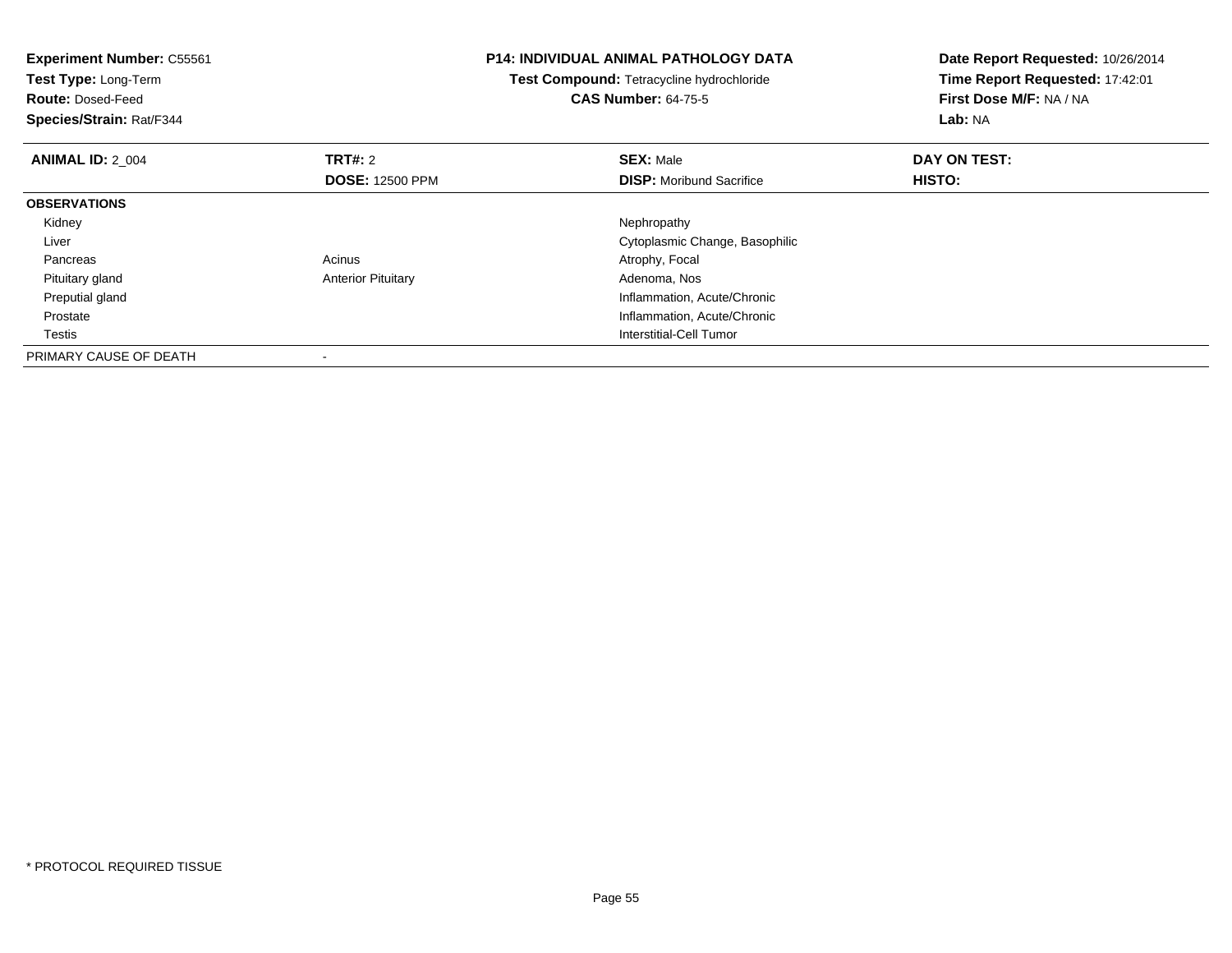**Experiment Number:** C55561
**Test Type:** Long-Term
**Route:** Dosed-Feed
**Species/Strain:** Rat/F344

**P14: INDIVIDUAL ANIMAL PATHOLOGY DATA**
**Test Compound:** Tetracycline hydrochloride
**CAS Number:** 64-75-5

**Date Report Requested:** 10/26/2014
**Time Report Requested:** 17:42:01
**First Dose M/F:** NA / NA
**Lab:** NA

| **ANIMAL ID:** 2_004 | **TRT#:** 2 | **SEX:** Male | **DAY ON TEST:** |
|---|---|---|---|
| | **DOSE:** 12500 PPM | **DISP:** Moribund Sacrifice | **HISTO:** |
| **OBSERVATIONS** | | | |
| Kidney | | Nephropathy | |
| Liver | | Cytoplasmic Change, Basophilic | |
| Pancreas | Acinus | Atrophy, Focal | |
| Pituitary gland | Anterior Pituitary | Adenoma, Nos | |
| Preputial gland | | Inflammation, Acute/Chronic | |
| Prostate | | Inflammation, Acute/Chronic | |
| Testis | | Interstitial-Cell Tumor | |
| PRIMARY CAUSE OF DEATH | - | | |

* PROTOCOL REQUIRED TISSUE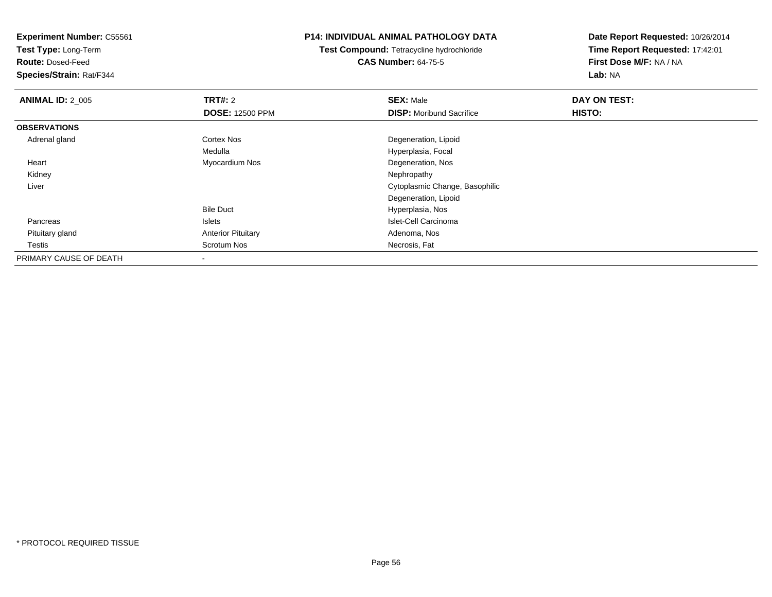**Experiment Number:** C55561
**Test Type:** Long-Term
**Route:** Dosed-Feed
**Species/Strain:** Rat/F344

**P14: INDIVIDUAL ANIMAL PATHOLOGY DATA**
**Test Compound:** Tetracycline hydrochloride
**CAS Number:** 64-75-5

**Date Report Requested:** 10/26/2014
**Time Report Requested:** 17:42:01
**First Dose M/F:** NA / NA
**Lab:** NA

| **ANIMAL ID:** 2_005 | **TRT#:** 2 | **SEX:** Male | **DAY ON TEST:** |
|---|---|---|---|
| | **DOSE:** 12500 PPM | **DISP:** Moribund Sacrifice | **HISTO:** |
| **OBSERVATIONS** | | | |
| Adrenal gland | Cortex Nos | Degeneration, Lipoid | |
| | Medulla | Hyperplasia, Focal | |
| Heart | Myocardium Nos | Degeneration, Nos | |
| Kidney | | Nephropathy | |
| Liver | | Cytoplasmic Change, Basophilic | |
| | | Degeneration, Lipoid | |
| | Bile Duct | Hyperplasia, Nos | |
| Pancreas | Islets | Islet-Cell Carcinoma | |
| Pituitary gland | Anterior Pituitary | Adenoma, Nos | |
| Testis | Scrotum Nos | Necrosis, Fat | |
| PRIMARY CAUSE OF DEATH | - | | |

\* PROTOCOL REQUIRED TISSUE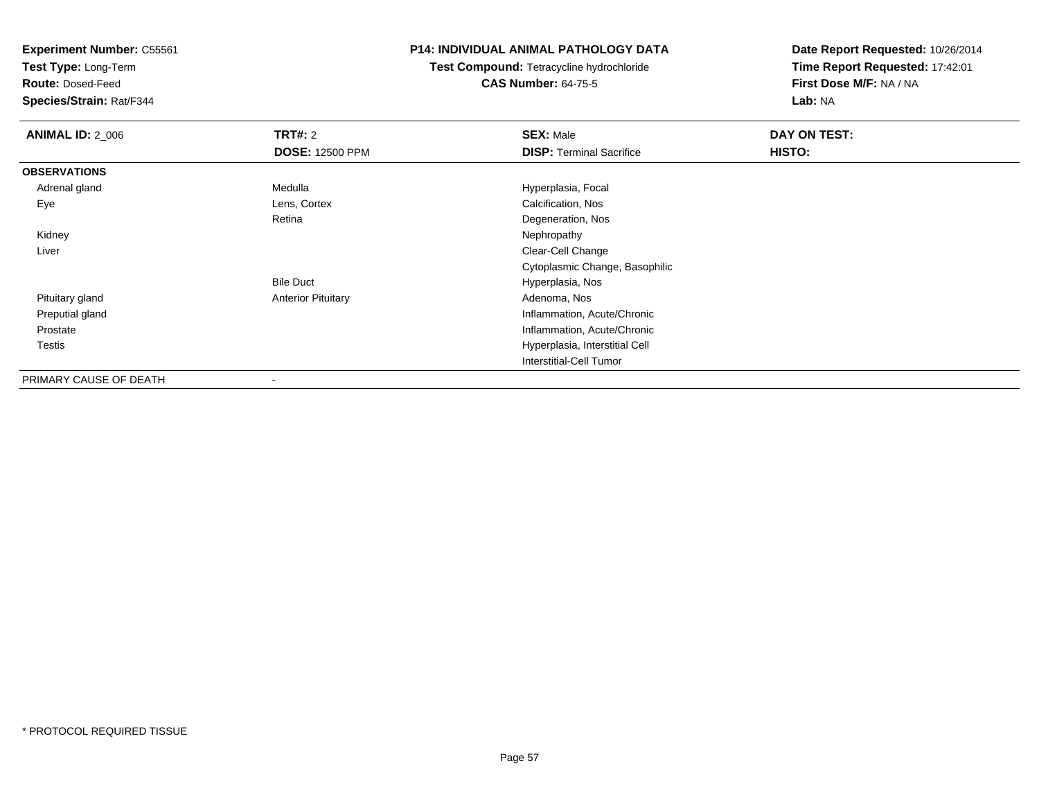**Experiment Number:** C55561
**Test Type:** Long-Term
**Route:** Dosed-Feed
**Species/Strain:** Rat/F344

**P14: INDIVIDUAL ANIMAL PATHOLOGY DATA**
**Test Compound:** Tetracycline hydrochloride
**CAS Number:** 64-75-5

**Date Report Requested:** 10/26/2014
**Time Report Requested:** 17:42:01
**First Dose M/F:** NA / NA
**Lab:** NA

| **ANIMAL ID:** 2_006 | **TRT#:** 2 | **SEX:** Male | **DAY ON TEST:** |
|---|---|---|---|
| | **DOSE:** 12500 PPM | **DISP:** Terminal Sacrifice | **HISTO:** |
| **OBSERVATIONS** | | | |
| Adrenal gland | Medulla | Hyperplasia, Focal | |
| Eye | Lens, Cortex | Calcification, Nos | |
| | Retina | Degeneration, Nos | |
| Kidney | | Nephropathy | |
| Liver | | Clear-Cell Change | |
| | | Cytoplasmic Change, Basophilic | |
| | Bile Duct | Hyperplasia, Nos | |
| Pituitary gland | Anterior Pituitary | Adenoma, Nos | |
| Preputial gland | | Inflammation, Acute/Chronic | |
| Prostate | | Inflammation, Acute/Chronic | |
| Testis | | Hyperplasia, Interstitial Cell | |
| | | Interstitial-Cell Tumor | |
| PRIMARY CAUSE OF DEATH | - | | |

* PROTOCOL REQUIRED TISSUE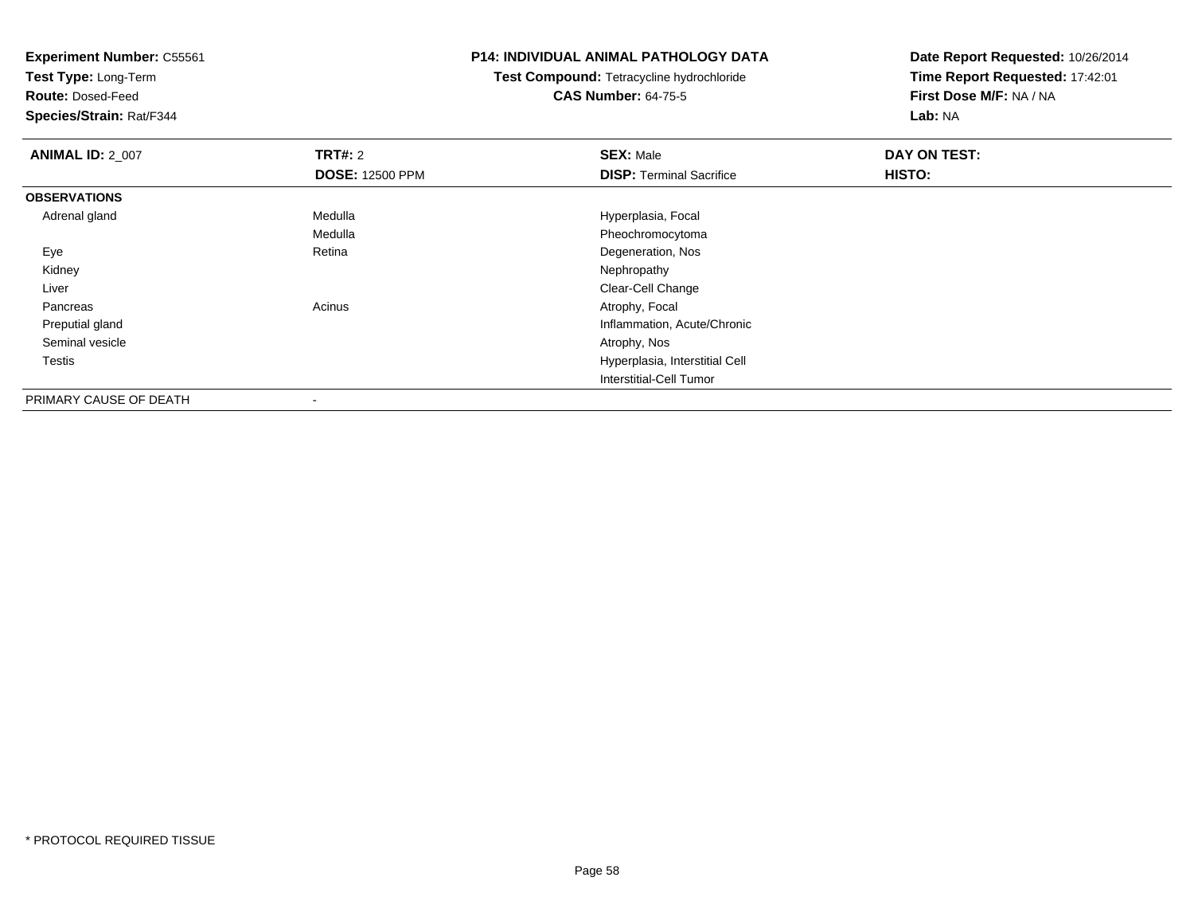**Experiment Number:** C55561
**Test Type:** Long-Term
**Route:** Dosed-Feed
**Species/Strain:** Rat/F344

**P14: INDIVIDUAL ANIMAL PATHOLOGY DATA**
**Test Compound:** Tetracycline hydrochloride
**CAS Number:** 64-75-5

**Date Report Requested:** 10/26/2014
**Time Report Requested:** 17:42:01
**First Dose M/F:** NA / NA
**Lab:** NA

| **ANIMAL ID:** 2_007 | **TRT#:** 2 | **SEX:** Male | **DAY ON TEST:** |
|---|---|---|---|
| | **DOSE:** 12500 PPM | **DISP:** Terminal Sacrifice | **HISTO:** |
| **OBSERVATIONS** | | | |
| Adrenal gland | Medulla | Hyperplasia, Focal | |
| | Medulla | Pheochromocytoma | |
| Eye | Retina | Degeneration, Nos | |
| Kidney | | Nephropathy | |
| Liver | | Clear-Cell Change | |
| Pancreas | Acinus | Atrophy, Focal | |
| Preputial gland | | Inflammation, Acute/Chronic | |
| Seminal vesicle | | Atrophy, Nos | |
| Testis | | Hyperplasia, Interstitial Cell | |
| | | Interstitial-Cell Tumor | |
| PRIMARY CAUSE OF DEATH | - | | |

* PROTOCOL REQUIRED TISSUE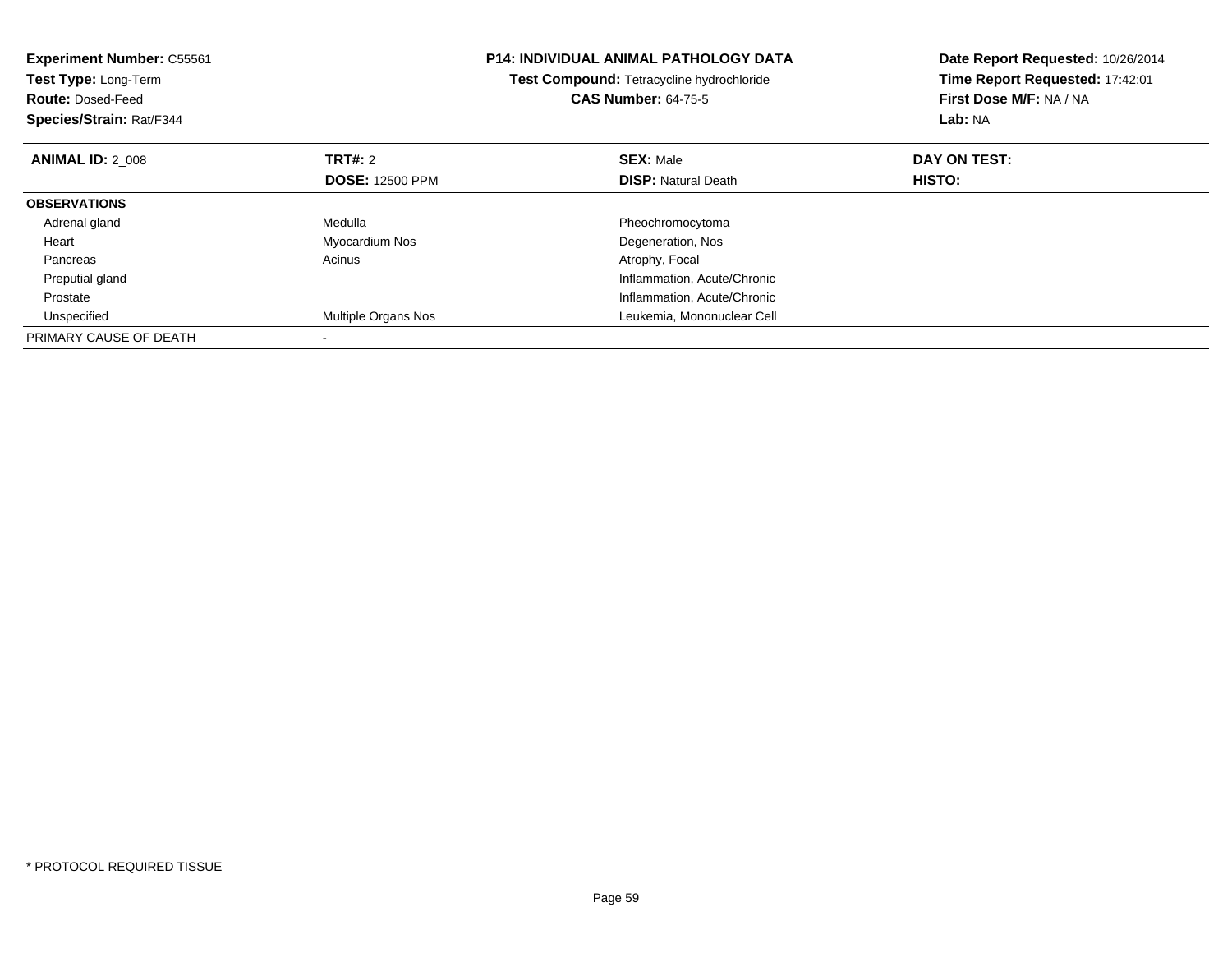**Experiment Number:** C55561
**Test Type:** Long-Term
**Route:** Dosed-Feed
**Species/Strain:** Rat/F344

**P14: INDIVIDUAL ANIMAL PATHOLOGY DATA**
**Test Compound:** Tetracycline hydrochloride
**CAS Number:** 64-75-5

**Date Report Requested:** 10/26/2014
**Time Report Requested:** 17:42:01
**First Dose M/F:** NA / NA
**Lab:** NA

| **ANIMAL ID:** 2_008 | **TRT#:** 2 | **SEX:** Male | **DAY ON TEST:** |
|---|---|---|---|
| | **DOSE:** 12500 PPM | **DISP:** Natural Death | **HISTO:** |
| **OBSERVATIONS** | | | |
| Adrenal gland | Medulla | Pheochromocytoma | |
| Heart | Myocardium Nos | Degeneration, Nos | |
| Pancreas | Acinus | Atrophy, Focal | |
| Preputial gland | | Inflammation, Acute/Chronic | |
| Prostate | | Inflammation, Acute/Chronic | |
| Unspecified | Multiple Organs Nos | Leukemia, Mononuclear Cell | |
| PRIMARY CAUSE OF DEATH | - | | |

\* PROTOCOL REQUIRED TISSUE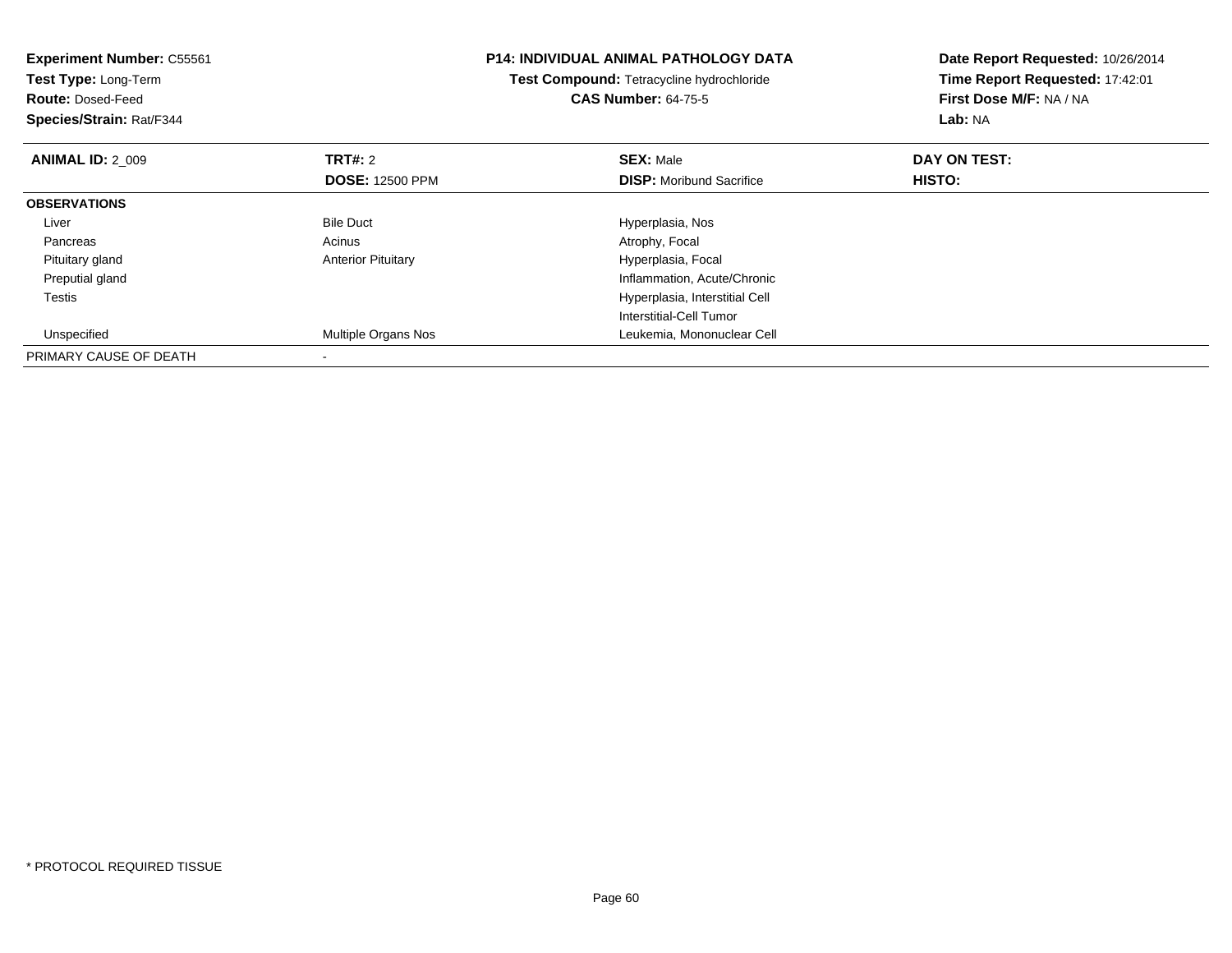**Experiment Number:** C55561
**Test Type:** Long-Term
**Route:** Dosed-Feed
**Species/Strain:** Rat/F344

**P14: INDIVIDUAL ANIMAL PATHOLOGY DATA**
**Test Compound:** Tetracycline hydrochloride
**CAS Number:** 64-75-5

**Date Report Requested:** 10/26/2014
**Time Report Requested:** 17:42:01
**First Dose M/F:** NA / NA
**Lab:** NA

| **ANIMAL ID:** 2_009 | **TRT#:** 2 | **SEX:** Male | **DAY ON TEST:** |
|---|---|---|---|
| | **DOSE:** 12500 PPM | **DISP:** Moribund Sacrifice | **HISTO:** |
| **OBSERVATIONS** | | | |
| Liver | Bile Duct | Hyperplasia, Nos | |
| Pancreas | Acinus | Atrophy, Focal | |
| Pituitary gland | Anterior Pituitary | Hyperplasia, Focal | |
| Preputial gland | | Inflammation, Acute/Chronic | |
| Testis | | Hyperplasia, Interstitial Cell | |
| | | Interstitial-Cell Tumor | |
| Unspecified | Multiple Organs Nos | Leukemia, Mononuclear Cell | |
| PRIMARY CAUSE OF DEATH | - | | |

* PROTOCOL REQUIRED TISSUE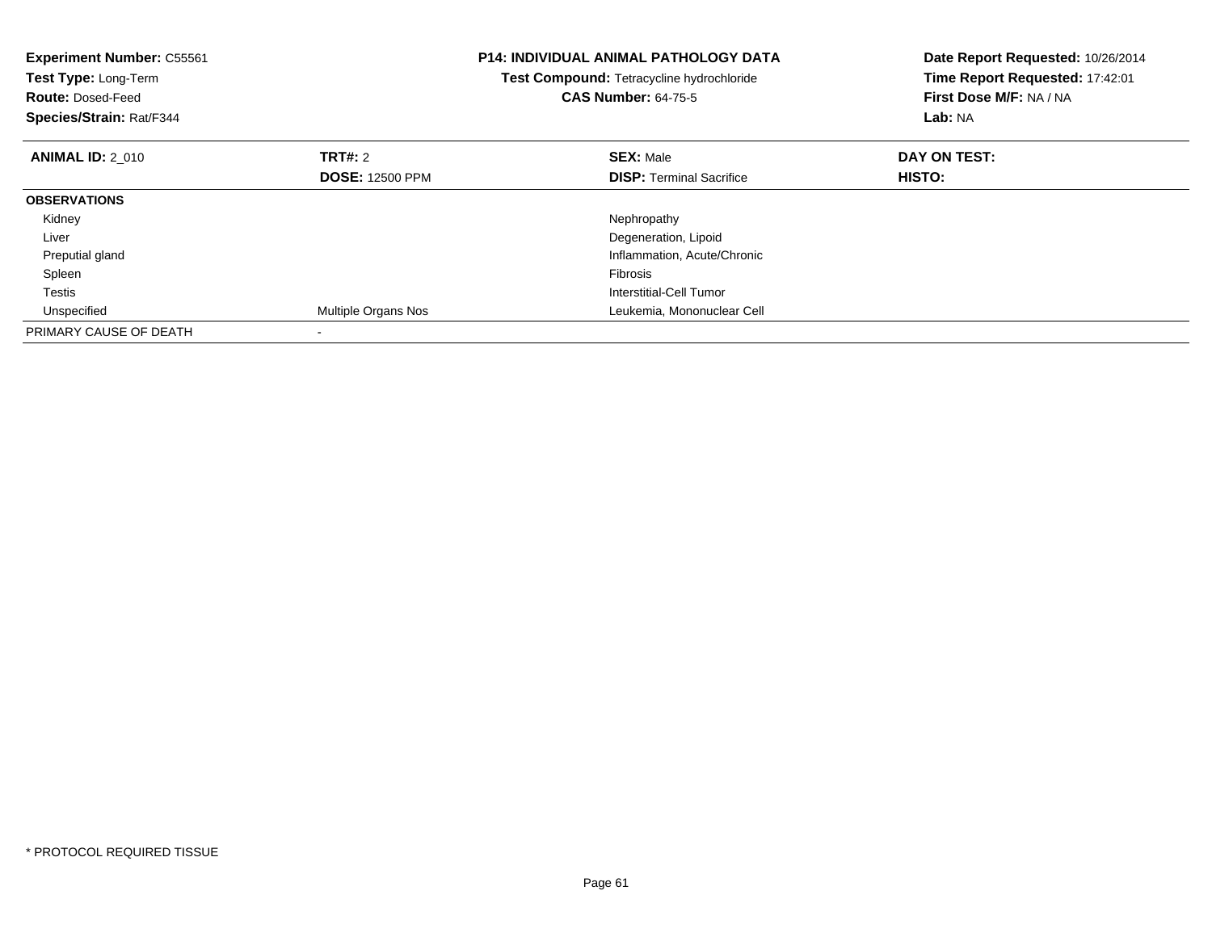**Experiment Number:** C55561
**Test Type:** Long-Term
**Route:** Dosed-Feed
**Species/Strain:** Rat/F344

**P14: INDIVIDUAL ANIMAL PATHOLOGY DATA**
**Test Compound:** Tetracycline hydrochloride
**CAS Number:** 64-75-5

**Date Report Requested:** 10/26/2014
**Time Report Requested:** 17:42:01
**First Dose M/F:** NA / NA
**Lab:** NA

| **ANIMAL ID:** 2_010 | **TRT#:** 2 | **SEX:** Male | **DAY ON TEST:** |
|---|---|---|---|
| | **DOSE:** 12500 PPM | **DISP:** Terminal Sacrifice | **HISTO:** |
| **OBSERVATIONS** | | | |
| Kidney | | Nephropathy | |
| Liver | | Degeneration, Lipoid | |
| Preputial gland | | Inflammation, Acute/Chronic | |
| Spleen | | Fibrosis | |
| Testis | | Interstitial-Cell Tumor | |
| Unspecified | Multiple Organs Nos | Leukemia, Mononuclear Cell | |
| PRIMARY CAUSE OF DEATH | - | | |

* PROTOCOL REQUIRED TISSUE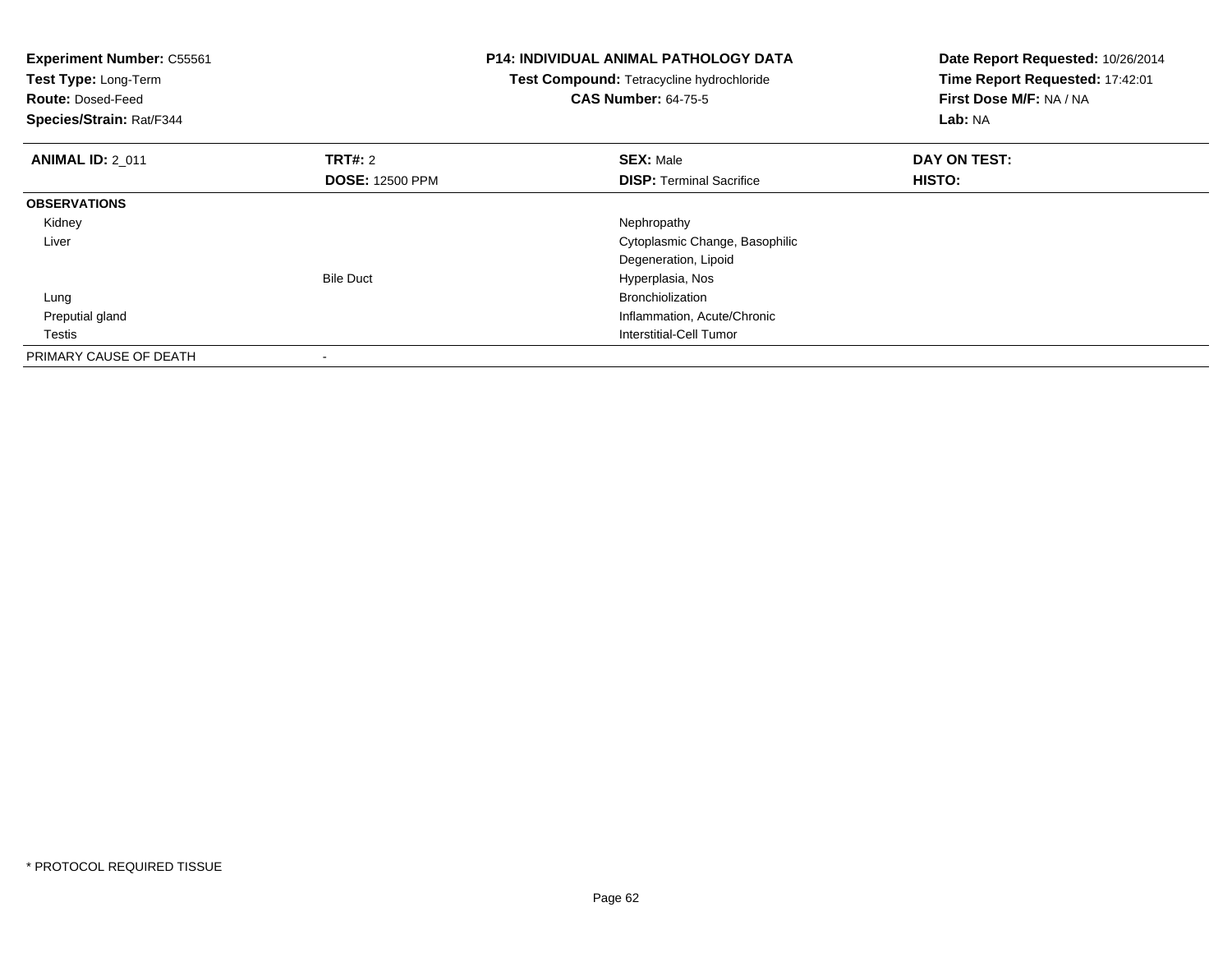**Experiment Number:** C55561
**Test Type:** Long-Term
**Route:** Dosed-Feed
**Species/Strain:** Rat/F344

**P14: INDIVIDUAL ANIMAL PATHOLOGY DATA**
**Test Compound:** Tetracycline hydrochloride
**CAS Number:** 64-75-5

**Date Report Requested:** 10/26/2014
**Time Report Requested:** 17:42:01
**First Dose M/F:** NA / NA
**Lab:** NA

| **ANIMAL ID:** 2_011 | **TRT#:** 2 | **SEX:** Male | **DAY ON TEST:** |
|---|---|---|---|
| | **DOSE:** 12500 PPM | **DISP:** Terminal Sacrifice | **HISTO:** |
| **OBSERVATIONS** | | | |
| Kidney | | Nephropathy | |
| Liver | | Cytoplasmic Change, Basophilic | |
| | | Degeneration, Lipoid | |
| | Bile Duct | Hyperplasia, Nos | |
| Lung | | Bronchiolization | |
| Preputial gland | | Inflammation, Acute/Chronic | |
| Testis | | Interstitial-Cell Tumor | |
| PRIMARY CAUSE OF DEATH | - | | |

* PROTOCOL REQUIRED TISSUE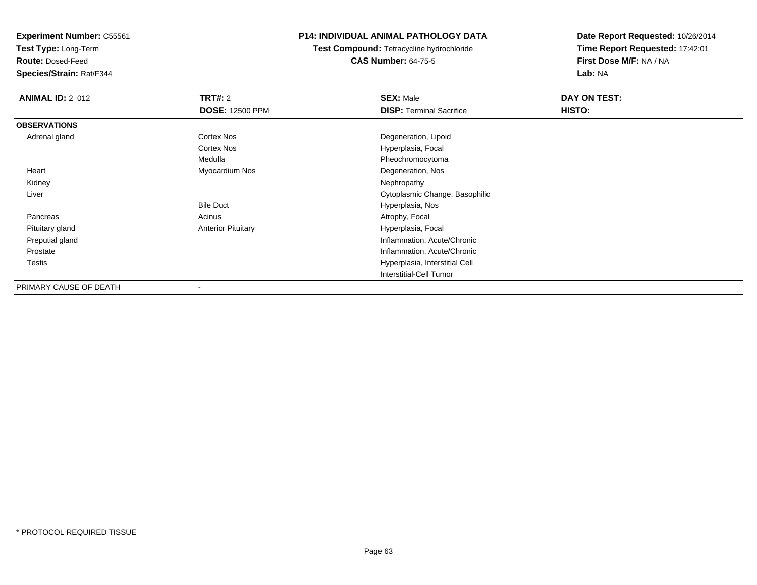**Experiment Number:** C55561
**Test Type:** Long-Term
**Route:** Dosed-Feed
**Species/Strain:** Rat/F344

**P14: INDIVIDUAL ANIMAL PATHOLOGY DATA**
**Test Compound:** Tetracycline hydrochloride
**CAS Number:** 64-75-5

**Date Report Requested:** 10/26/2014
**Time Report Requested:** 17:42:01
**First Dose M/F:** NA / NA
**Lab:** NA

| **ANIMAL ID:** 2_012 | **TRT#:** 2 | **SEX:** Male | **DAY ON TEST:** |
|---|---|---|---|
| | **DOSE:** 12500 PPM | **DISP:** Terminal Sacrifice | **HISTO:** |
| **OBSERVATIONS** | | | |
| Adrenal gland | Cortex Nos | Degeneration, Lipoid | |
| | Cortex Nos | Hyperplasia, Focal | |
| | Medulla | Pheochromocytoma | |
| Heart | Myocardium Nos | Degeneration, Nos | |
| Kidney | | Nephropathy | |
| Liver | | Cytoplasmic Change, Basophilic | |
| | Bile Duct | Hyperplasia, Nos | |
| Pancreas | Acinus | Atrophy, Focal | |
| Pituitary gland | Anterior Pituitary | Hyperplasia, Focal | |
| Preputial gland | | Inflammation, Acute/Chronic | |
| Prostate | | Inflammation, Acute/Chronic | |
| Testis | | Hyperplasia, Interstitial Cell | |
| | | Interstitial-Cell Tumor | |
| PRIMARY CAUSE OF DEATH | - | | |

* PROTOCOL REQUIRED TISSUE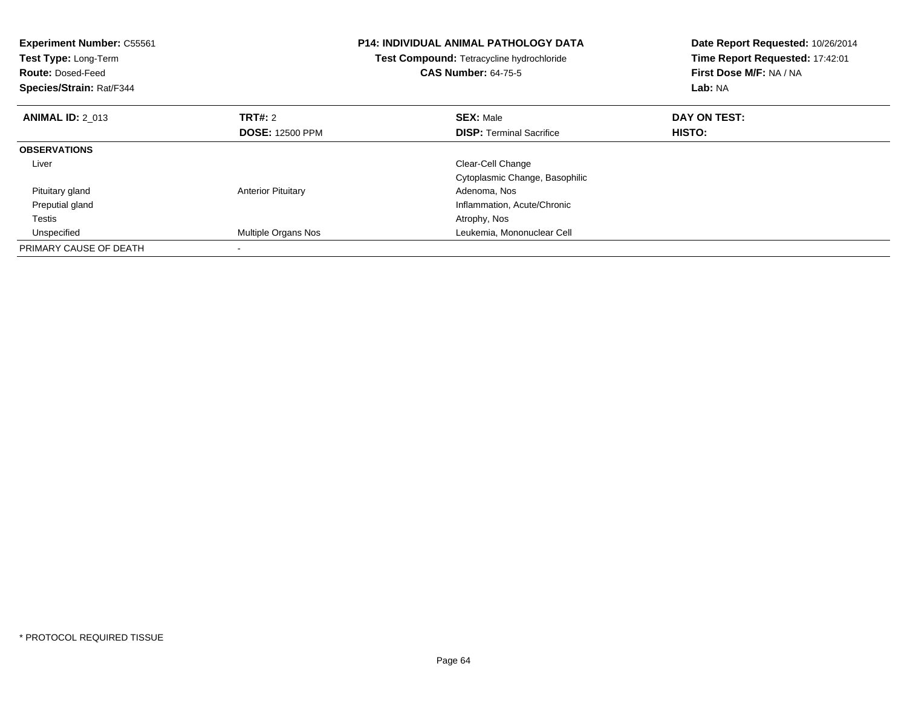**Experiment Number:** C55561
**Test Type:** Long-Term
**Route:** Dosed-Feed
**Species/Strain:** Rat/F344

**P14: INDIVIDUAL ANIMAL PATHOLOGY DATA**
**Test Compound:** Tetracycline hydrochloride
**CAS Number:** 64-75-5

**Date Report Requested:** 10/26/2014
**Time Report Requested:** 17:42:01
**First Dose M/F:** NA / NA
**Lab:** NA

| **ANIMAL ID:** 2_013 | **TRT#:** 2 | **SEX:** Male | **DAY ON TEST:** |
|---|---|---|---|
| | **DOSE:** 12500 PPM | **DISP:** Terminal Sacrifice | **HISTO:** |
| **OBSERVATIONS** | | | |
| Liver | | Clear-Cell Change | |
| | | Cytoplasmic Change, Basophilic | |
| Pituitary gland | Anterior Pituitary | Adenoma, Nos | |
| Preputial gland | | Inflammation, Acute/Chronic | |
| Testis | | Atrophy, Nos | |
| Unspecified | Multiple Organs Nos | Leukemia, Mononuclear Cell | |
| PRIMARY CAUSE OF DEATH | - | | |

* PROTOCOL REQUIRED TISSUE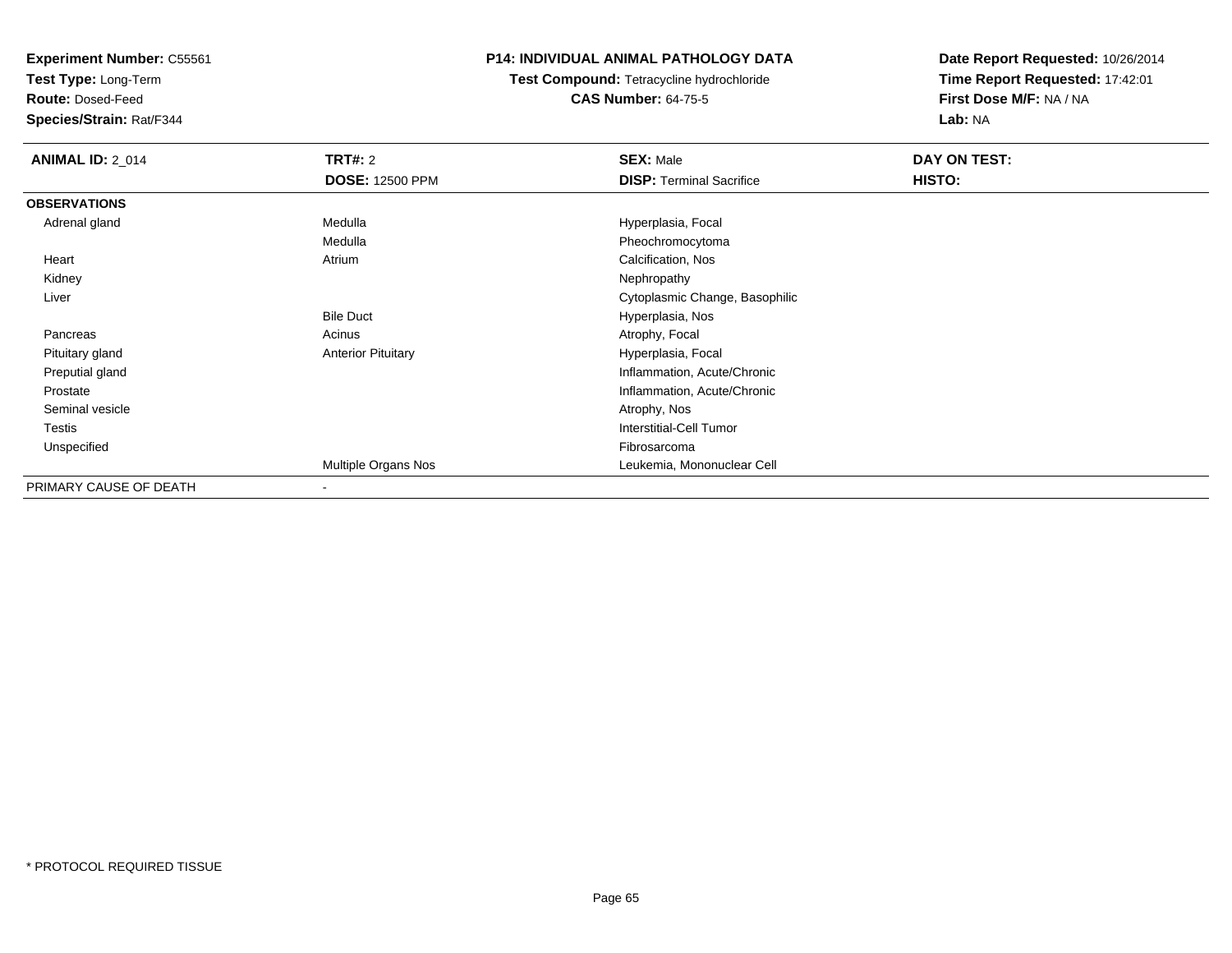**Experiment Number:** C55561
**Test Type:** Long-Term
**Route:** Dosed-Feed
**Species/Strain:** Rat/F344

**P14: INDIVIDUAL ANIMAL PATHOLOGY DATA**
**Test Compound:** Tetracycline hydrochloride
**CAS Number:** 64-75-5

**Date Report Requested:** 10/26/2014
**Time Report Requested:** 17:42:01
**First Dose M/F:** NA / NA
**Lab:** NA

| **ANIMAL ID:** 2_014 | **TRT#:** 2 | **SEX:** Male | **DAY ON TEST:** |
|---|---|---|---|
| | **DOSE:** 12500 PPM | **DISP:** Terminal Sacrifice | **HISTO:** |
| **OBSERVATIONS** | | | |
| Adrenal gland | Medulla | Hyperplasia, Focal | |
| | Medulla | Pheochromocytoma | |
| Heart | Atrium | Calcification, Nos | |
| Kidney | | Nephropathy | |
| Liver | | Cytoplasmic Change, Basophilic | |
| | Bile Duct | Hyperplasia, Nos | |
| Pancreas | Acinus | Atrophy, Focal | |
| Pituitary gland | Anterior Pituitary | Hyperplasia, Focal | |
| Preputial gland | | Inflammation, Acute/Chronic | |
| Prostate | | Inflammation, Acute/Chronic | |
| Seminal vesicle | | Atrophy, Nos | |
| Testis | | Interstitial-Cell Tumor | |
| Unspecified | | Fibrosarcoma | |
| | Multiple Organs Nos | Leukemia, Mononuclear Cell | |
| PRIMARY CAUSE OF DEATH | - | | |

\* PROTOCOL REQUIRED TISSUE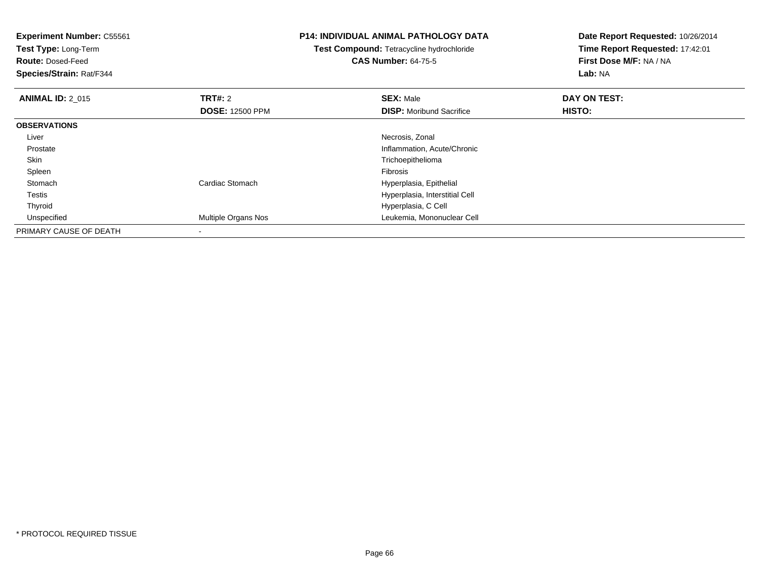**Experiment Number:** C55561
**Test Type:** Long-Term
**Route:** Dosed-Feed
**Species/Strain:** Rat/F344

**P14: INDIVIDUAL ANIMAL PATHOLOGY DATA**
**Test Compound:** Tetracycline hydrochloride
**CAS Number:** 64-75-5

**Date Report Requested:** 10/26/2014
**Time Report Requested:** 17:42:01
**First Dose M/F:** NA / NA
**Lab:** NA

| **ANIMAL ID:** 2_015 | **TRT#:** 2 | **SEX:** Male | **DAY ON TEST:** |
|---|---|---|---|
| | **DOSE:** 12500 PPM | **DISP:** Moribund Sacrifice | **HISTO:** |
| **OBSERVATIONS** | | | |
| Liver | | Necrosis, Zonal | |
| Prostate | | Inflammation, Acute/Chronic | |
| Skin | | Trichoepithelioma | |
| Spleen | | Fibrosis | |
| Stomach | Cardiac Stomach | Hyperplasia, Epithelial | |
| Testis | | Hyperplasia, Interstitial Cell | |
| Thyroid | | Hyperplasia, C Cell | |
| Unspecified | Multiple Organs Nos | Leukemia, Mononuclear Cell | |
| PRIMARY CAUSE OF DEATH | - | | |

* PROTOCOL REQUIRED TISSUE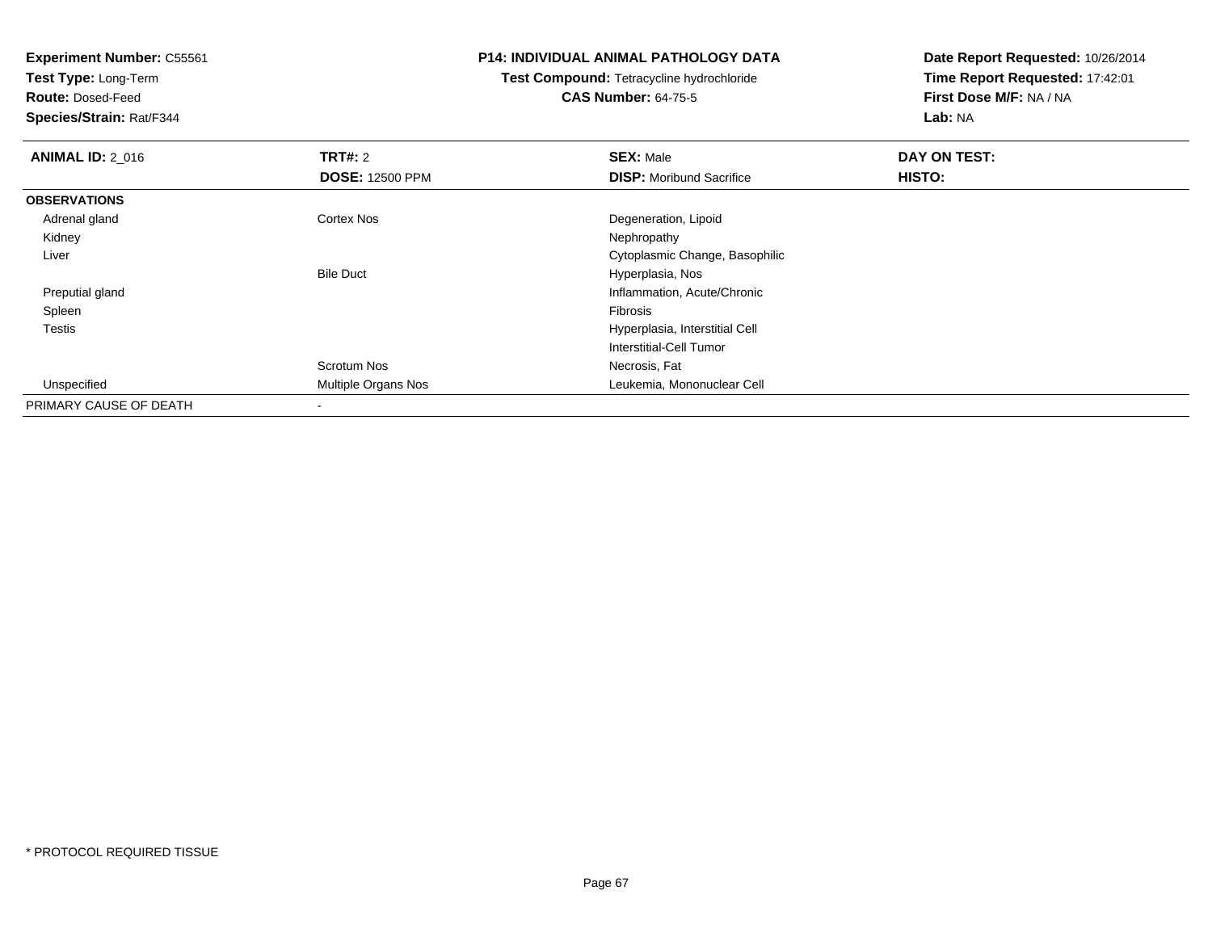**Experiment Number:** C55561
**Test Type:** Long-Term
**Route:** Dosed-Feed
**Species/Strain:** Rat/F344

**P14: INDIVIDUAL ANIMAL PATHOLOGY DATA**
**Test Compound:** Tetracycline hydrochloride
**CAS Number:** 64-75-5

**Date Report Requested:** 10/26/2014
**Time Report Requested:** 17:42:01
**First Dose M/F:** NA / NA
**Lab:** NA

| **ANIMAL ID:** 2_016 | **TRT#:** 2 | **SEX:** Male | **DAY ON TEST:** |
|---|---|---|---|
| | **DOSE:** 12500 PPM | **DISP:** Moribund Sacrifice | **HISTO:** |
| **OBSERVATIONS** | | | |
| Adrenal gland | Cortex Nos | Degeneration, Lipoid | |
| Kidney | | Nephropathy | |
| Liver | | Cytoplasmic Change, Basophilic | |
| | Bile Duct | Hyperplasia, Nos | |
| Preputial gland | | Inflammation, Acute/Chronic | |
| Spleen | | Fibrosis | |
| Testis | | Hyperplasia, Interstitial Cell | |
| | | Interstitial-Cell Tumor | |
| | Scrotum Nos | Necrosis, Fat | |
| Unspecified | Multiple Organs Nos | Leukemia, Mononuclear Cell | |
| PRIMARY CAUSE OF DEATH | - | | |

* PROTOCOL REQUIRED TISSUE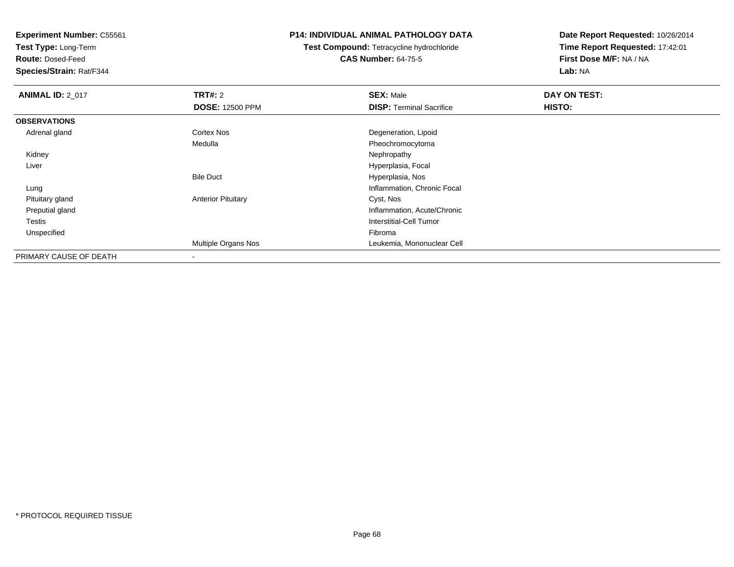**Experiment Number:** C55561
**Test Type:** Long-Term
**Route:** Dosed-Feed
**Species/Strain:** Rat/F344

**P14: INDIVIDUAL ANIMAL PATHOLOGY DATA**
**Test Compound:** Tetracycline hydrochloride
**CAS Number:** 64-75-5

**Date Report Requested:** 10/26/2014
**Time Report Requested:** 17:42:01
**First Dose M/F:** NA / NA
**Lab:** NA

| **ANIMAL ID:** 2_017 | **TRT#:** 2 | **SEX:** Male | **DAY ON TEST:** |
|---|---|---|---|
| | **DOSE:** 12500 PPM | **DISP:** Terminal Sacrifice | **HISTO:** |
| **OBSERVATIONS** | | | |
| Adrenal gland | Cortex Nos | Degeneration, Lipoid | |
| | Medulla | Pheochromocytoma | |
| Kidney | | Nephropathy | |
| Liver | | Hyperplasia, Focal | |
| | Bile Duct | Hyperplasia, Nos | |
| Lung | | Inflammation, Chronic Focal | |
| Pituitary gland | Anterior Pituitary | Cyst, Nos | |
| Preputial gland | | Inflammation, Acute/Chronic | |
| Testis | | Interstitial-Cell Tumor | |
| Unspecified | | Fibroma | |
| | Multiple Organs Nos | Leukemia, Mononuclear Cell | |
| PRIMARY CAUSE OF DEATH | - | | |

* PROTOCOL REQUIRED TISSUE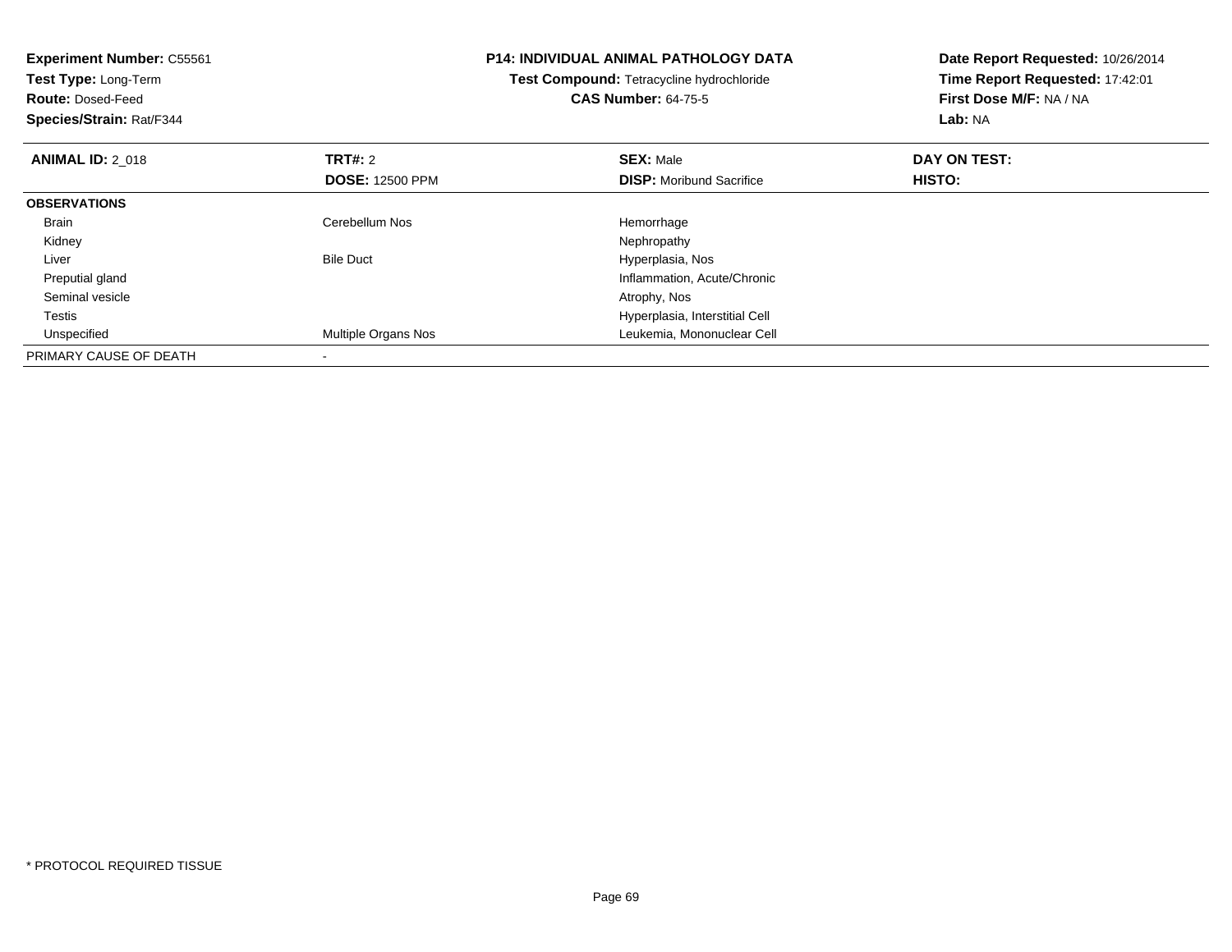**Experiment Number:** C55561
**Test Type:** Long-Term
**Route:** Dosed-Feed
**Species/Strain:** Rat/F344

**P14: INDIVIDUAL ANIMAL PATHOLOGY DATA**
**Test Compound:** Tetracycline hydrochloride
**CAS Number:** 64-75-5

**Date Report Requested:** 10/26/2014
**Time Report Requested:** 17:42:01
**First Dose M/F:** NA / NA
**Lab:** NA

| **ANIMAL ID:** 2_018 | **TRT#:** 2 | **SEX:** Male | **DAY ON TEST:** |
|---|---|---|---|
| | **DOSE:** 12500 PPM | **DISP:** Moribund Sacrifice | **HISTO:** |
| **OBSERVATIONS** | | | |
| Brain | Cerebellum Nos | Hemorrhage | |
| Kidney | | Nephropathy | |
| Liver | Bile Duct | Hyperplasia, Nos | |
| Preputial gland | | Inflammation, Acute/Chronic | |
| Seminal vesicle | | Atrophy, Nos | |
| Testis | | Hyperplasia, Interstitial Cell | |
| Unspecified | Multiple Organs Nos | Leukemia, Mononuclear Cell | |
| PRIMARY CAUSE OF DEATH | - | | |

\* PROTOCOL REQUIRED TISSUE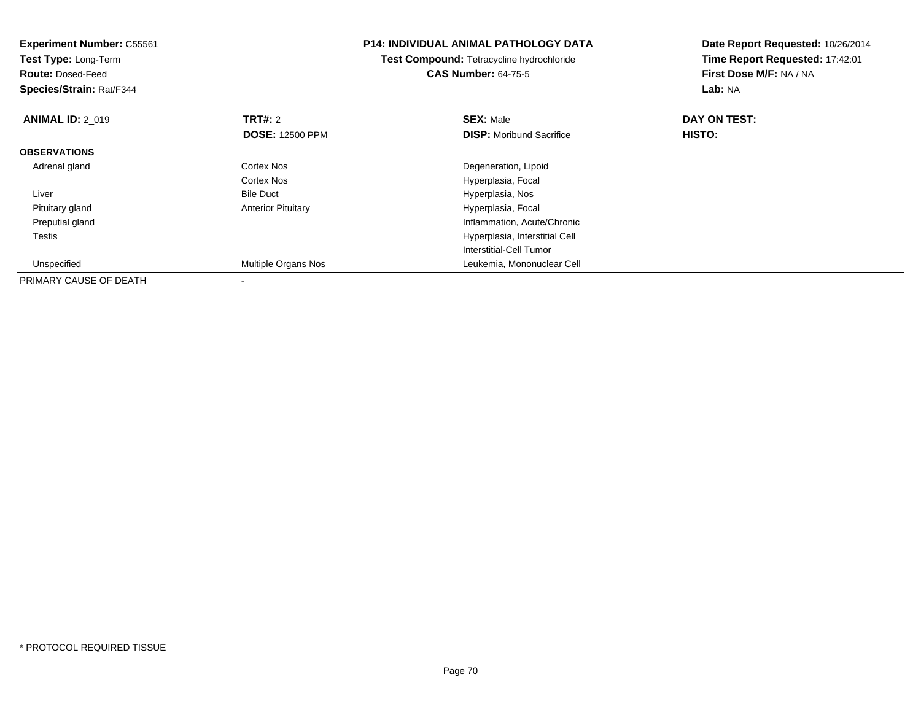**Experiment Number:** C55561
**Test Type:** Long-Term
**Route:** Dosed-Feed
**Species/Strain:** Rat/F344

**P14: INDIVIDUAL ANIMAL PATHOLOGY DATA**
**Test Compound:** Tetracycline hydrochloride
**CAS Number:** 64-75-5

**Date Report Requested:** 10/26/2014
**Time Report Requested:** 17:42:01
**First Dose M/F:** NA / NA
**Lab:** NA

| **ANIMAL ID:** 2_019 | **TRT#:** 2 | **SEX:** Male | **DAY ON TEST:** |
|---|---|---|---|
| | **DOSE:** 12500 PPM | **DISP:** Moribund Sacrifice | **HISTO:** |
| **OBSERVATIONS** | | | |
| Adrenal gland | Cortex Nos | Degeneration, Lipoid | |
| | Cortex Nos | Hyperplasia, Focal | |
| Liver | Bile Duct | Hyperplasia, Nos | |
| Pituitary gland | Anterior Pituitary | Hyperplasia, Focal | |
| Preputial gland | | Inflammation, Acute/Chronic | |
| Testis | | Hyperplasia, Interstitial Cell | |
| | | Interstitial-Cell Tumor | |
| Unspecified | Multiple Organs Nos | Leukemia, Mononuclear Cell | |
| PRIMARY CAUSE OF DEATH | - | | |

* PROTOCOL REQUIRED TISSUE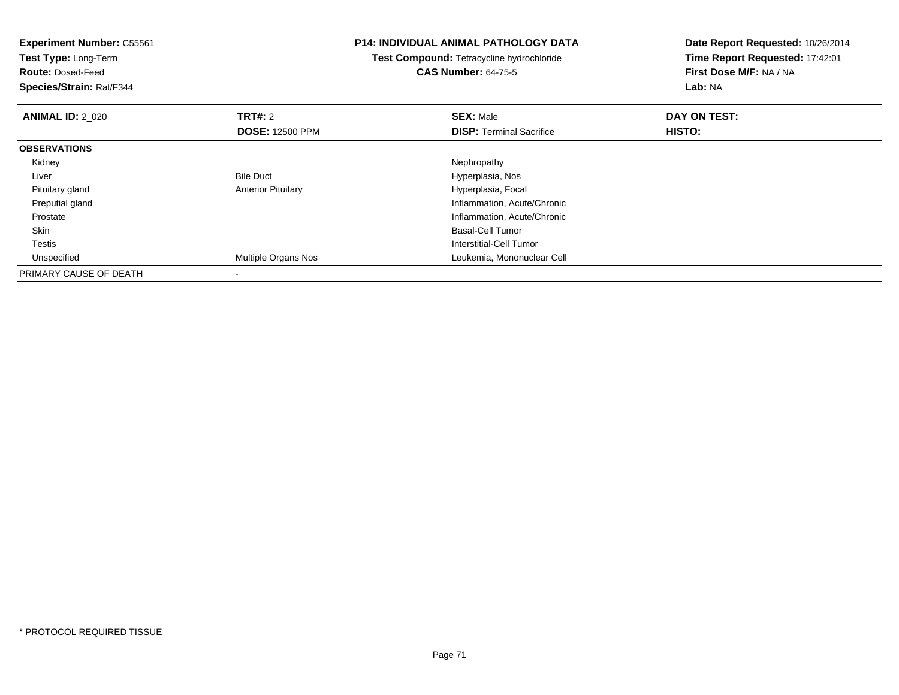**Experiment Number:** C55561
**Test Type:** Long-Term
**Route:** Dosed-Feed
**Species/Strain:** Rat/F344

**P14: INDIVIDUAL ANIMAL PATHOLOGY DATA**
**Test Compound:** Tetracycline hydrochloride
**CAS Number:** 64-75-5

**Date Report Requested:** 10/26/2014
**Time Report Requested:** 17:42:01
**First Dose M/F:** NA / NA
**Lab:** NA

| **ANIMAL ID:** 2_020 | **TRT#:** 2 | **SEX:** Male | **DAY ON TEST:** |
|---|---|---|---|
| | **DOSE:** 12500 PPM | **DISP:** Terminal Sacrifice | **HISTO:** |
| **OBSERVATIONS** | | | |
| Kidney | | Nephropathy | |
| Liver | Bile Duct | Hyperplasia, Nos | |
| Pituitary gland | Anterior Pituitary | Hyperplasia, Focal | |
| Preputial gland | | Inflammation, Acute/Chronic | |
| Prostate | | Inflammation, Acute/Chronic | |
| Skin | | Basal-Cell Tumor | |
| Testis | | Interstitial-Cell Tumor | |
| Unspecified | Multiple Organs Nos | Leukemia, Mononuclear Cell | |
| PRIMARY CAUSE OF DEATH | - | | |

* PROTOCOL REQUIRED TISSUE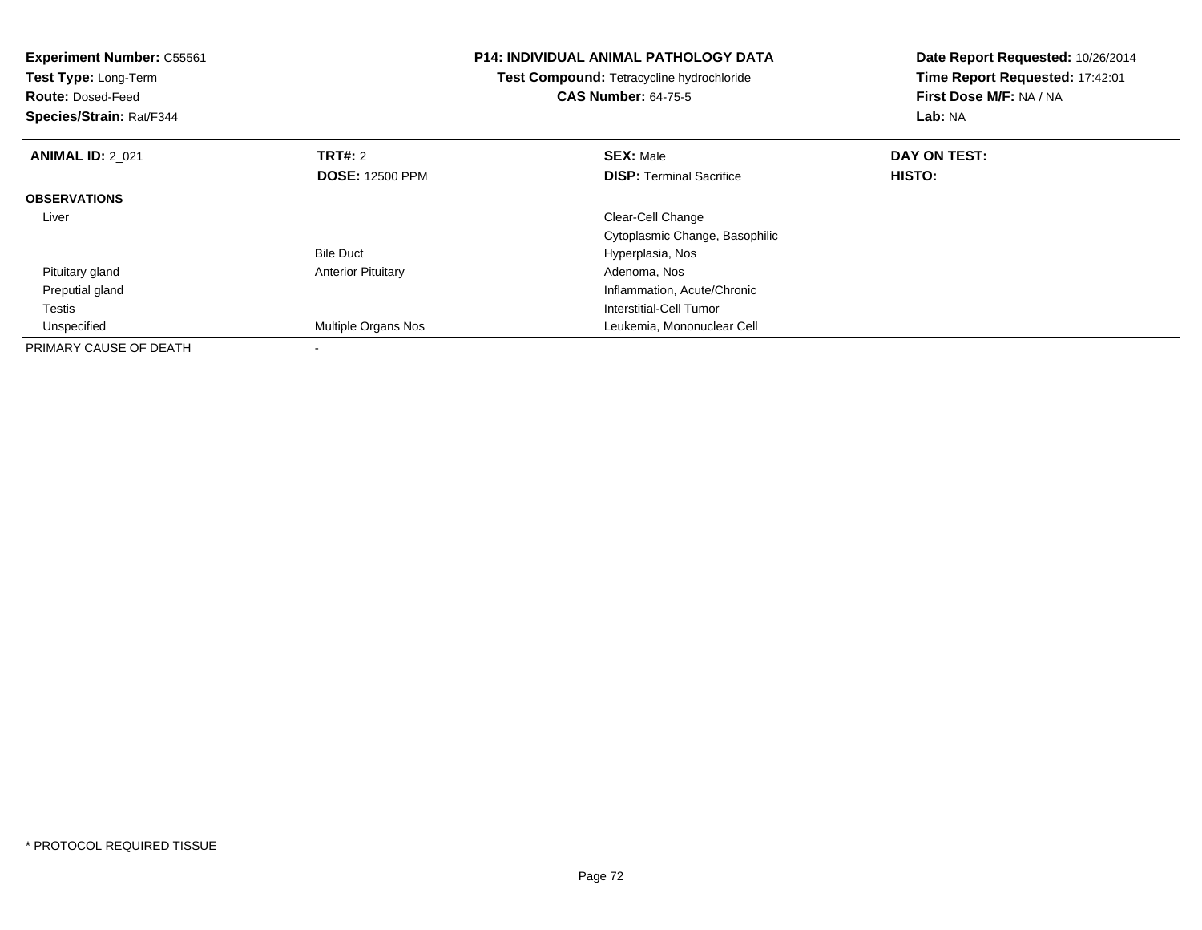**Experiment Number:** C55561
**Test Type:** Long-Term
**Route:** Dosed-Feed
**Species/Strain:** Rat/F344

**P14: INDIVIDUAL ANIMAL PATHOLOGY DATA**
**Test Compound:** Tetracycline hydrochloride
**CAS Number:** 64-75-5

**Date Report Requested:** 10/26/2014
**Time Report Requested:** 17:42:01
**First Dose M/F:** NA / NA
**Lab:** NA

| **ANIMAL ID:** 2_021 | **TRT#:** 2 | **SEX:** Male | **DAY ON TEST:** |
|---|---|---|---|
| | **DOSE:** 12500 PPM | **DISP:** Terminal Sacrifice | **HISTO:** |
| **OBSERVATIONS** | | | |
| Liver | | Clear-Cell Change | |
| | | Cytoplasmic Change, Basophilic | |
| | Bile Duct | Hyperplasia, Nos | |
| Pituitary gland | Anterior Pituitary | Adenoma, Nos | |
| Preputial gland | | Inflammation, Acute/Chronic | |
| Testis | | Interstitial-Cell Tumor | |
| Unspecified | Multiple Organs Nos | Leukemia, Mononuclear Cell | |
| PRIMARY CAUSE OF DEATH | - | | |

* PROTOCOL REQUIRED TISSUE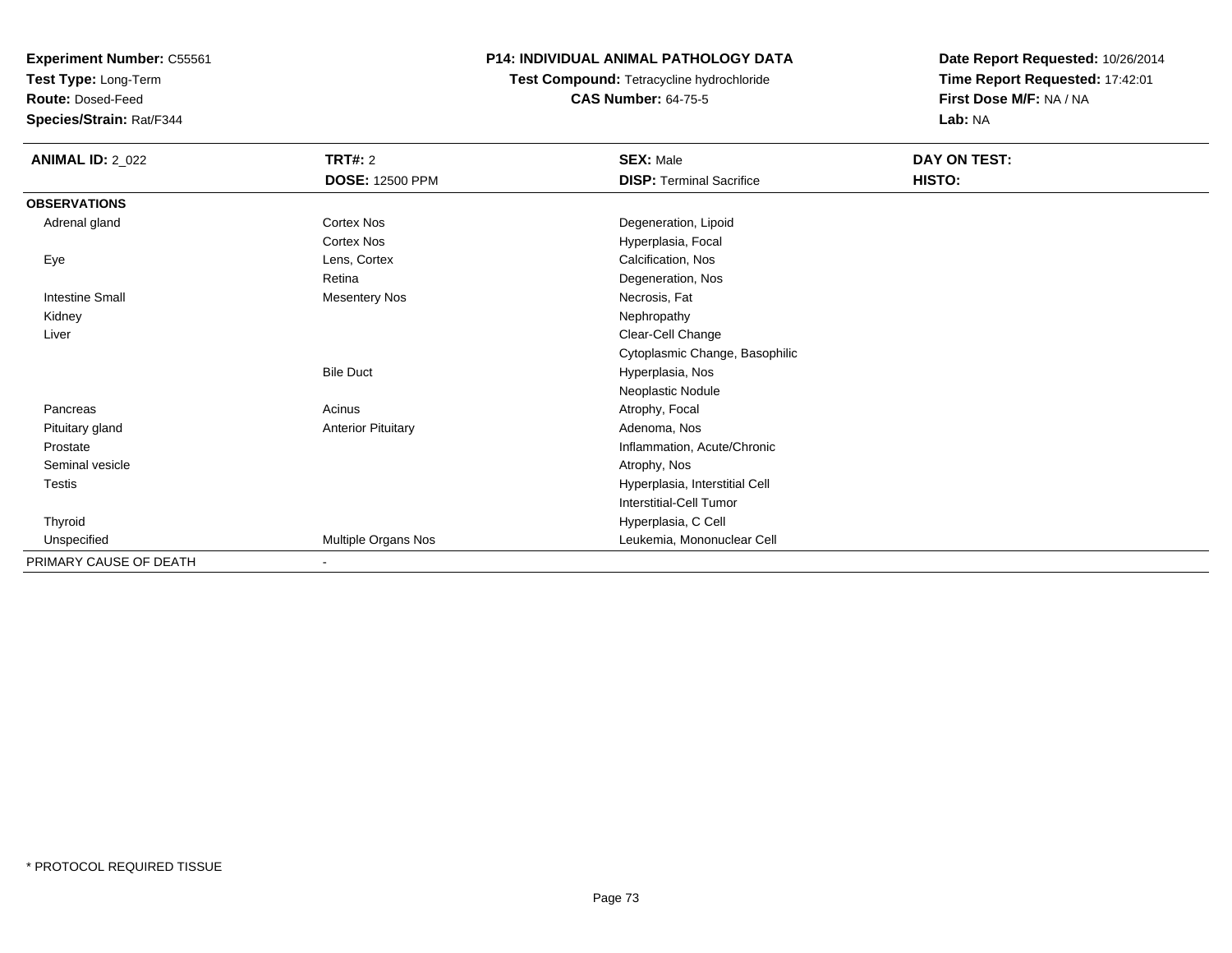**Experiment Number:** C55561
**Test Type:** Long-Term
**Route:** Dosed-Feed
**Species/Strain:** Rat/F344

**P14: INDIVIDUAL ANIMAL PATHOLOGY DATA**
**Test Compound:** Tetracycline hydrochloride
**CAS Number:** 64-75-5

**Date Report Requested:** 10/26/2014
**Time Report Requested:** 17:42:01
**First Dose M/F:** NA / NA
**Lab:** NA

| **ANIMAL ID:** 2_022 | **TRT#:** 2 | **SEX:** Male | **DAY ON TEST:** |
|---|---|---|---|
| | **DOSE:** 12500 PPM | **DISP:** Terminal Sacrifice | **HISTO:** |
| **OBSERVATIONS** | | | |
| Adrenal gland | Cortex Nos | Degeneration, Lipoid | |
| | Cortex Nos | Hyperplasia, Focal | |
| Eye | Lens, Cortex | Calcification, Nos | |
| | Retina | Degeneration, Nos | |
| Intestine Small | Mesentery Nos | Necrosis, Fat | |
| Kidney | | Nephropathy | |
| Liver | | Clear-Cell Change | |
| | | Cytoplasmic Change, Basophilic | |
| | Bile Duct | Hyperplasia, Nos | |
| | | Neoplastic Nodule | |
| Pancreas | Acinus | Atrophy, Focal | |
| Pituitary gland | Anterior Pituitary | Adenoma, Nos | |
| Prostate | | Inflammation, Acute/Chronic | |
| Seminal vesicle | | Atrophy, Nos | |
| Testis | | Hyperplasia, Interstitial Cell | |
| | | Interstitial-Cell Tumor | |
| Thyroid | | Hyperplasia, C Cell | |
| Unspecified | Multiple Organs Nos | Leukemia, Mononuclear Cell | |
| PRIMARY CAUSE OF DEATH | - | | |

* PROTOCOL REQUIRED TISSUE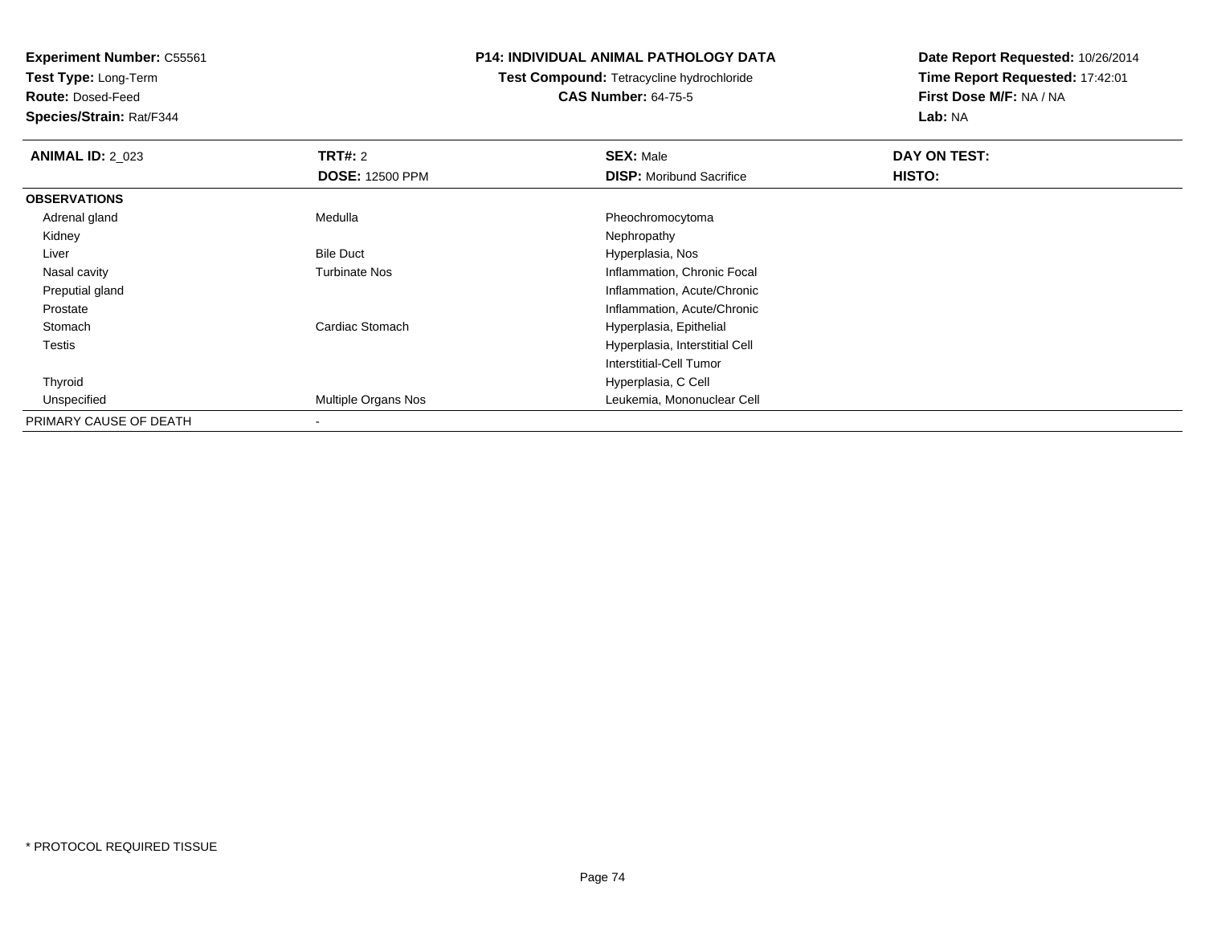**Experiment Number:** C55561
**Test Type:** Long-Term
**Route:** Dosed-Feed
**Species/Strain:** Rat/F344

**P14: INDIVIDUAL ANIMAL PATHOLOGY DATA**
**Test Compound:** Tetracycline hydrochloride
**CAS Number:** 64-75-5

**Date Report Requested:** 10/26/2014
**Time Report Requested:** 17:42:01
**First Dose M/F:** NA / NA
**Lab:** NA

| **ANIMAL ID:** 2_023 | **TRT#:** 2 | **SEX:** Male | **DAY ON TEST:** |
|---|---|---|---|
| | **DOSE:** 12500 PPM | **DISP:** Moribund Sacrifice | **HISTO:** |
| **OBSERVATIONS** | | | |
| Adrenal gland | Medulla | Pheochromocytoma | |
| Kidney | | Nephropathy | |
| Liver | Bile Duct | Hyperplasia, Nos | |
| Nasal cavity | Turbinate Nos | Inflammation, Chronic Focal | |
| Preputial gland | | Inflammation, Acute/Chronic | |
| Prostate | | Inflammation, Acute/Chronic | |
| Stomach | Cardiac Stomach | Hyperplasia, Epithelial | |
| Testis | | Hyperplasia, Interstitial Cell | |
| | | Interstitial-Cell Tumor | |
| Thyroid | | Hyperplasia, C Cell | |
| Unspecified | Multiple Organs Nos | Leukemia, Mononuclear Cell | |
| PRIMARY CAUSE OF DEATH | - | | |

* PROTOCOL REQUIRED TISSUE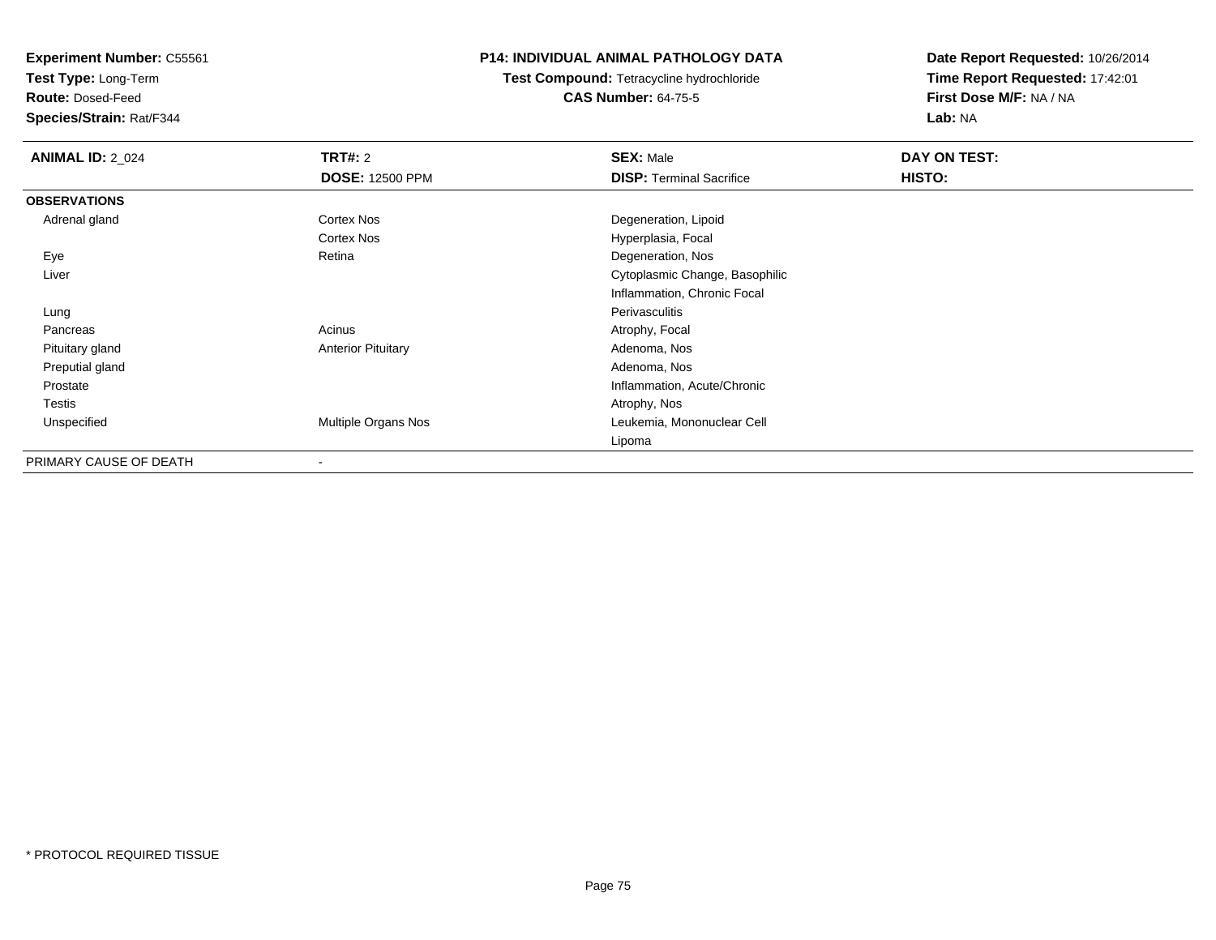**Experiment Number:** C55561
**Test Type:** Long-Term
**Route:** Dosed-Feed
**Species/Strain:** Rat/F344

**P14: INDIVIDUAL ANIMAL PATHOLOGY DATA**
**Test Compound:** Tetracycline hydrochloride
**CAS Number:** 64-75-5

**Date Report Requested:** 10/26/2014
**Time Report Requested:** 17:42:01
**First Dose M/F:** NA / NA
**Lab:** NA

| **ANIMAL ID:** 2_024 | **TRT#:** 2 | **SEX:** Male | **DAY ON TEST:** |
|---|---|---|---|
| | **DOSE:** 12500 PPM | **DISP:** Terminal Sacrifice | **HISTO:** |
| **OBSERVATIONS** | | | |
| Adrenal gland | Cortex Nos | Degeneration, Lipoid | |
| | Cortex Nos | Hyperplasia, Focal | |
| Eye | Retina | Degeneration, Nos | |
| Liver | | Cytoplasmic Change, Basophilic | |
| | | Inflammation, Chronic Focal | |
| Lung | | Perivasculitis | |
| Pancreas | Acinus | Atrophy, Focal | |
| Pituitary gland | Anterior Pituitary | Adenoma, Nos | |
| Preputial gland | | Adenoma, Nos | |
| Prostate | | Inflammation, Acute/Chronic | |
| Testis | | Atrophy, Nos | |
| Unspecified | Multiple Organs Nos | Leukemia, Mononuclear Cell | |
| | | Lipoma | |
| PRIMARY CAUSE OF DEATH | - | | |

* PROTOCOL REQUIRED TISSUE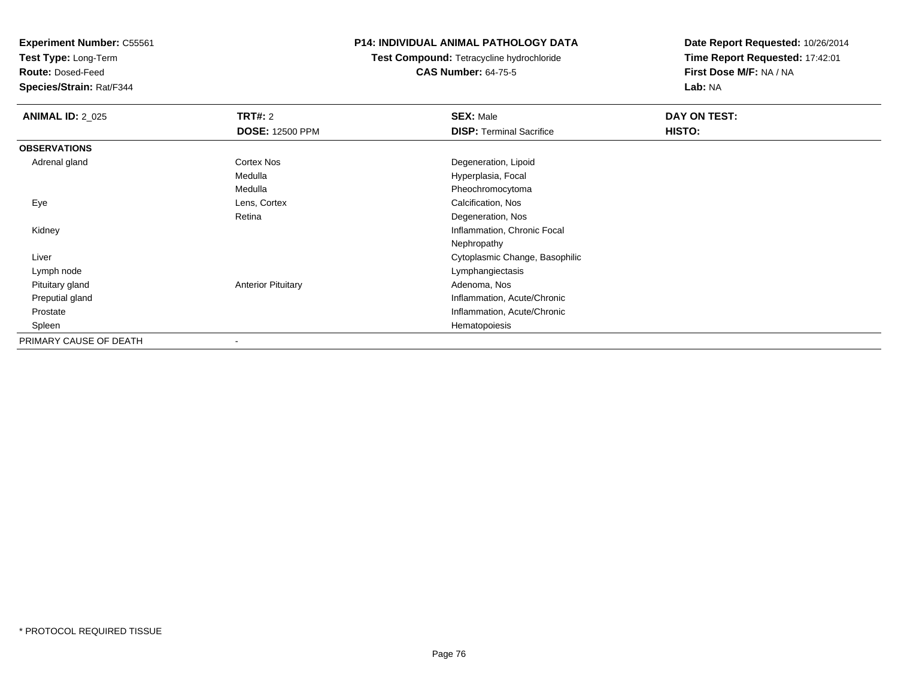**Experiment Number:** C55561
**Test Type:** Long-Term
**Route:** Dosed-Feed
**Species/Strain:** Rat/F344

## P14: INDIVIDUAL ANIMAL PATHOLOGY DATA

**Test Compound:** Tetracycline hydrochloride
**CAS Number:** 64-75-5

**Date Report Requested:** 10/26/2014
**Time Report Requested:** 17:42:01
**First Dose M/F:** NA / NA
**Lab:** NA

| **ANIMAL ID:** 2_025 | **TRT#:** 2<br>**DOSE:** 12500 PPM | **SEX:** Male<br>**DISP:** Terminal Sacrifice | **DAY ON TEST:**<br>**HISTO:** |
|---|---|---|---|
| **OBSERVATIONS** | | | |
| Adrenal gland | Cortex Nos | Degeneration, Lipoid | |
| | Medulla | Hyperplasia, Focal | |
| | Medulla | Pheochromocytoma | |
| Eye | Lens, Cortex | Calcification, Nos | |
| | Retina | Degeneration, Nos | |
| Kidney | | Inflammation, Chronic Focal | |
| | | Nephropathy | |
| Liver | | Cytoplasmic Change, Basophilic | |
| Lymph node | | Lymphangiectasis | |
| Pituitary gland | Anterior Pituitary | Adenoma, Nos | |
| Preputial gland | | Inflammation, Acute/Chronic | |
| Prostate | | Inflammation, Acute/Chronic | |
| Spleen | | Hematopoiesis | |
| PRIMARY CAUSE OF DEATH | - | | |

* PROTOCOL REQUIRED TISSUE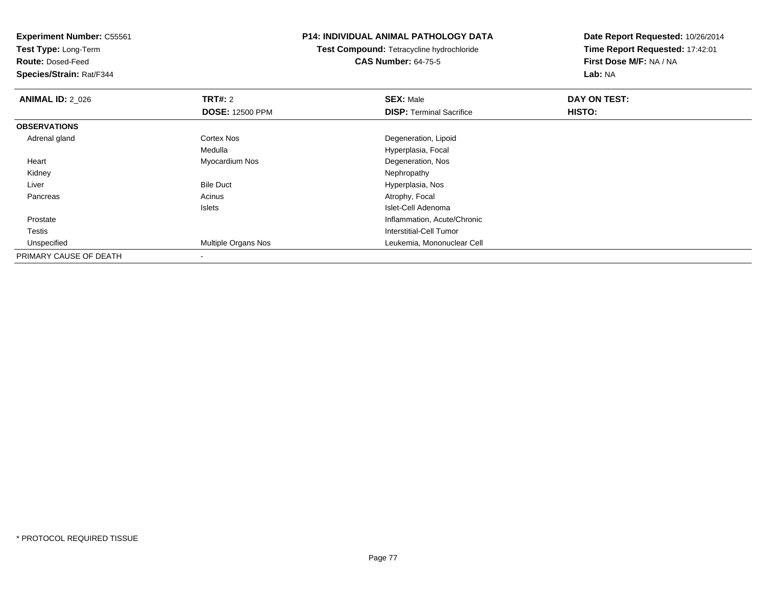**Experiment Number:** C55561
**Test Type:** Long-Term
**Route:** Dosed-Feed
**Species/Strain:** Rat/F344

**P14: INDIVIDUAL ANIMAL PATHOLOGY DATA**
**Test Compound:** Tetracycline hydrochloride
**CAS Number:** 64-75-5

**Date Report Requested:** 10/26/2014
**Time Report Requested:** 17:42:01
**First Dose M/F:** NA / NA
**Lab:** NA

| **ANIMAL ID:** 2_026 | **TRT#:** 2 | **SEX:** Male | **DAY ON TEST:** |
|---|---|---|---|
| | **DOSE:** 12500 PPM | **DISP:** Terminal Sacrifice | **HISTO:** |
| **OBSERVATIONS** | | | |
| Adrenal gland | Cortex Nos | Degeneration, Lipoid | |
| | Medulla | Hyperplasia, Focal | |
| Heart | Myocardium Nos | Degeneration, Nos | |
| Kidney | | Nephropathy | |
| Liver | Bile Duct | Hyperplasia, Nos | |
| Pancreas | Acinus | Atrophy, Focal | |
| | Islets | Islet-Cell Adenoma | |
| Prostate | | Inflammation, Acute/Chronic | |
| Testis | | Interstitial-Cell Tumor | |
| Unspecified | Multiple Organs Nos | Leukemia, Mononuclear Cell | |
| PRIMARY CAUSE OF DEATH | - | | |

* PROTOCOL REQUIRED TISSUE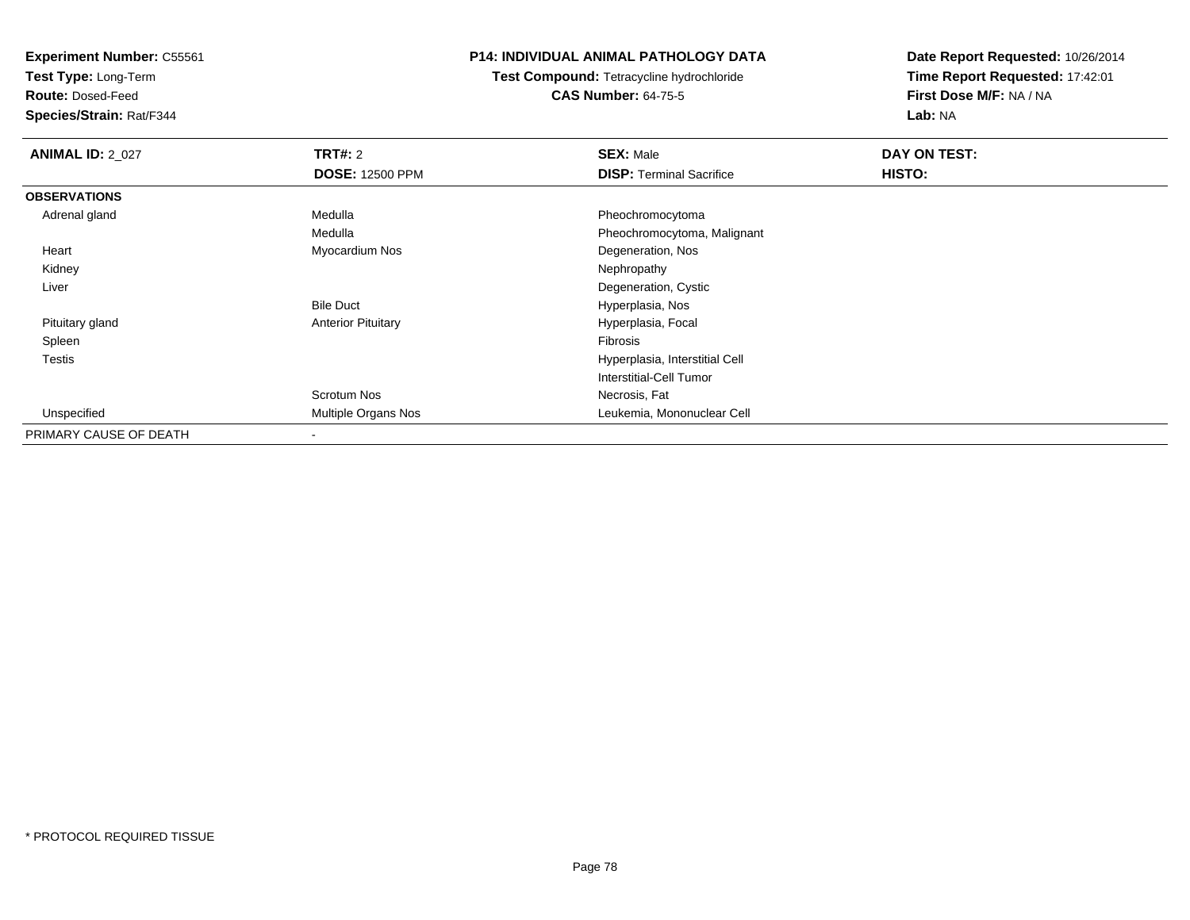**Experiment Number:** C55561
**Test Type:** Long-Term
**Route:** Dosed-Feed
**Species/Strain:** Rat/F344

**P14: INDIVIDUAL ANIMAL PATHOLOGY DATA**
**Test Compound:** Tetracycline hydrochloride
**CAS Number:** 64-75-5

**Date Report Requested:** 10/26/2014
**Time Report Requested:** 17:42:01
**First Dose M/F:** NA / NA
**Lab:** NA

| **ANIMAL ID:** 2_027 | **TRT#:** 2 | **SEX:** Male | **DAY ON TEST:** |
|---|---|---|---|
| | **DOSE:** 12500 PPM | **DISP:** Terminal Sacrifice | **HISTO:** |
| **OBSERVATIONS** | | | |
| Adrenal gland | Medulla | Pheochromocytoma | |
| | Medulla | Pheochromocytoma, Malignant | |
| Heart | Myocardium Nos | Degeneration, Nos | |
| Kidney | | Nephropathy | |
| Liver | | Degeneration, Cystic | |
| | Bile Duct | Hyperplasia, Nos | |
| Pituitary gland | Anterior Pituitary | Hyperplasia, Focal | |
| Spleen | | Fibrosis | |
| Testis | | Hyperplasia, Interstitial Cell | |
| | | Interstitial-Cell Tumor | |
| | Scrotum Nos | Necrosis, Fat | |
| Unspecified | Multiple Organs Nos | Leukemia, Mononuclear Cell | |
| PRIMARY CAUSE OF DEATH | - | | |

* PROTOCOL REQUIRED TISSUE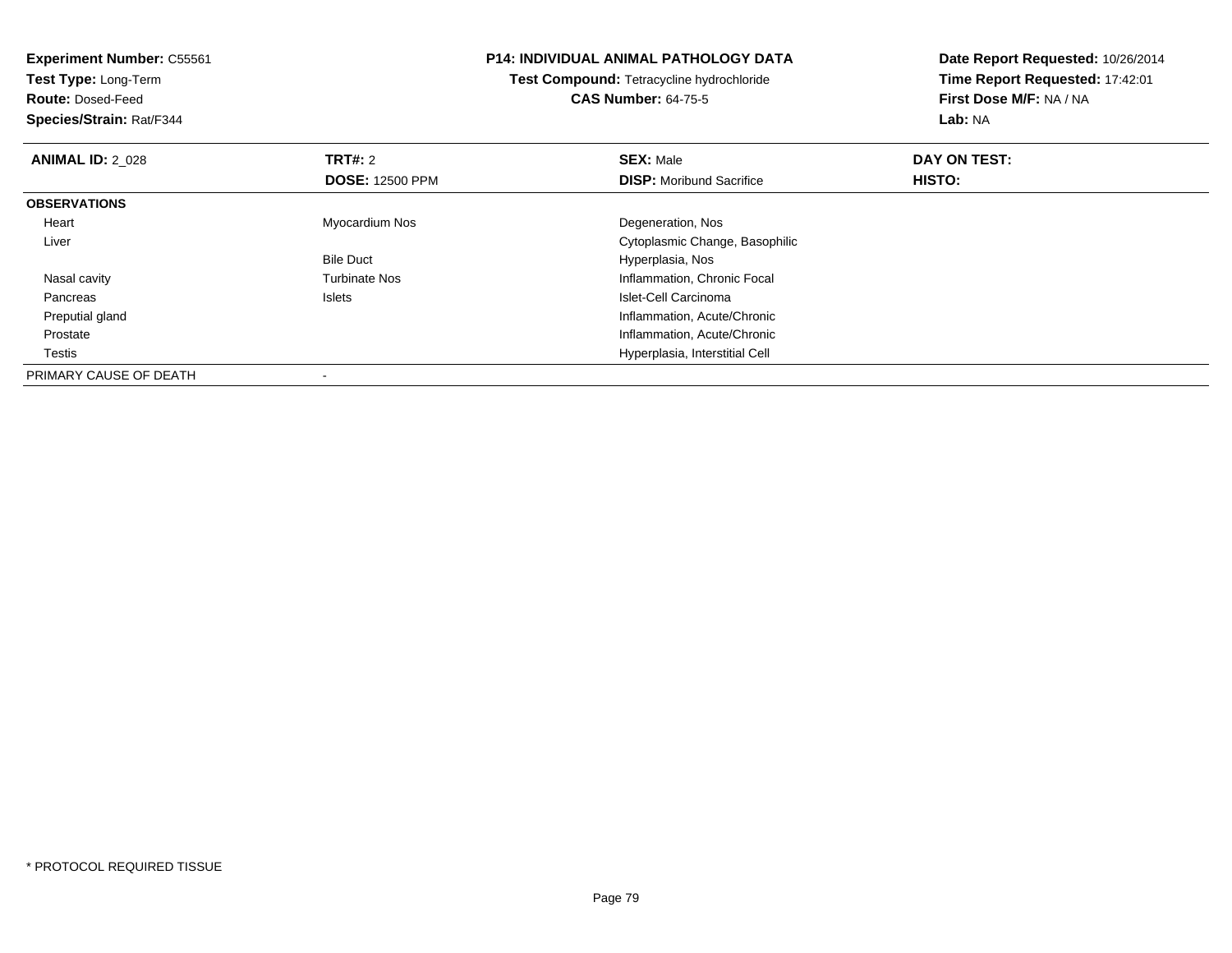**Experiment Number:** C55561
**Test Type:** Long-Term
**Route:** Dosed-Feed
**Species/Strain:** Rat/F344

**P14: INDIVIDUAL ANIMAL PATHOLOGY DATA**
**Test Compound:** Tetracycline hydrochloride
**CAS Number:** 64-75-5

**Date Report Requested:** 10/26/2014
**Time Report Requested:** 17:42:01
**First Dose M/F:** NA / NA
**Lab:** NA

| **ANIMAL ID:** 2_028 | **TRT#:** 2 | **SEX:** Male | **DAY ON TEST:** |
|---|---|---|---|
| | **DOSE:** 12500 PPM | **DISP:** Moribund Sacrifice | **HISTO:** |
| **OBSERVATIONS** | | | |
| Heart | Myocardium Nos | Degeneration, Nos | |
| Liver | | Cytoplasmic Change, Basophilic | |
| | Bile Duct | Hyperplasia, Nos | |
| Nasal cavity | Turbinate Nos | Inflammation, Chronic Focal | |
| Pancreas | Islets | Islet-Cell Carcinoma | |
| Preputial gland | | Inflammation, Acute/Chronic | |
| Prostate | | Inflammation, Acute/Chronic | |
| Testis | | Hyperplasia, Interstitial Cell | |
| PRIMARY CAUSE OF DEATH | - | | |

* PROTOCOL REQUIRED TISSUE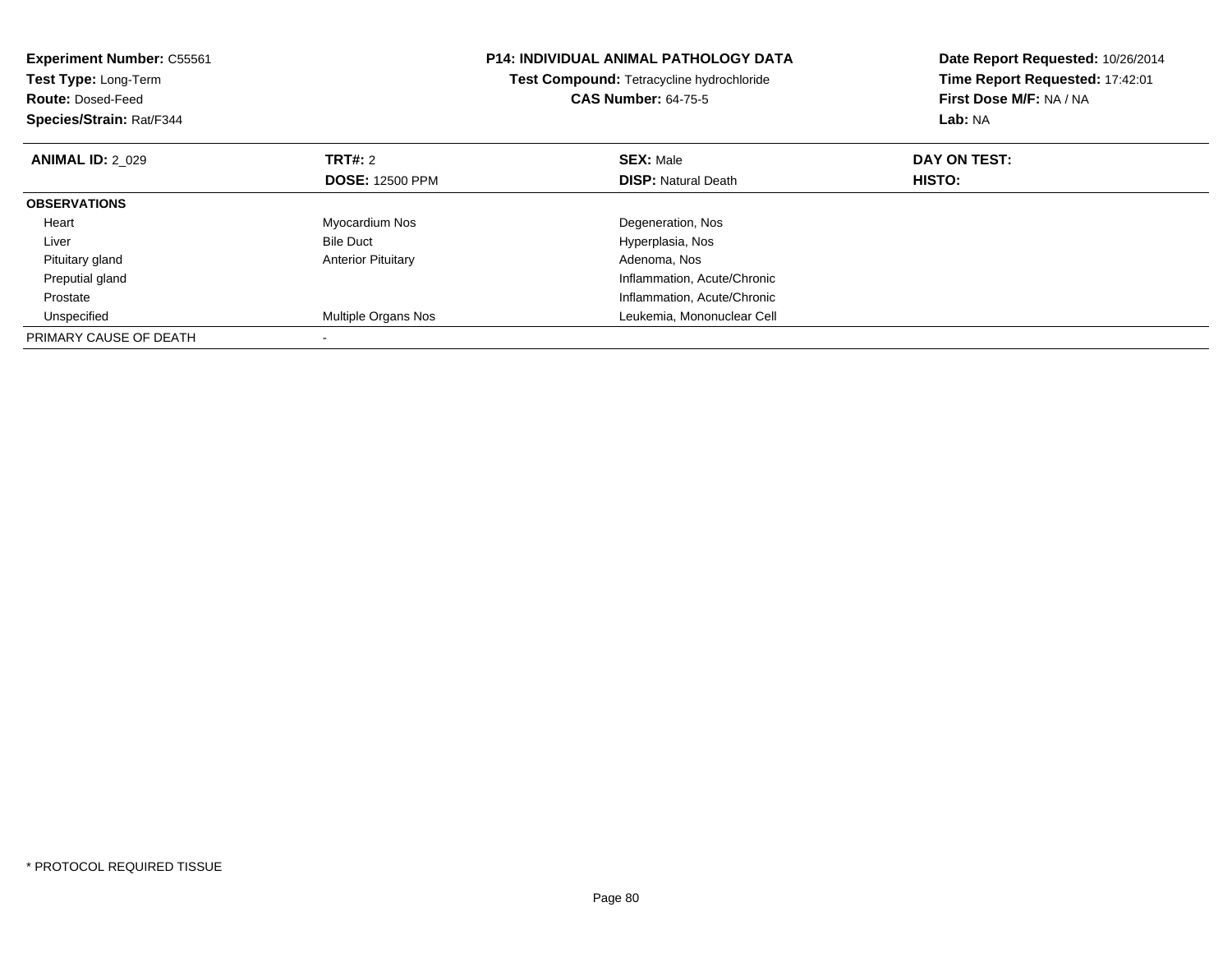**Experiment Number:** C55561
**Test Type:** Long-Term
**Route:** Dosed-Feed
**Species/Strain:** Rat/F344

**P14: INDIVIDUAL ANIMAL PATHOLOGY DATA**
**Test Compound:** Tetracycline hydrochloride
**CAS Number:** 64-75-5

**Date Report Requested:** 10/26/2014
**Time Report Requested:** 17:42:01
**First Dose M/F:** NA / NA
**Lab:** NA

| **ANIMAL ID:** 2_029 | **TRT#:** 2 | **SEX:** Male | **DAY ON TEST:** |
|---|---|---|---|
| | **DOSE:** 12500 PPM | **DISP:** Natural Death | **HISTO:** |
| **OBSERVATIONS** | | | |
| Heart | Myocardium Nos | Degeneration, Nos | |
| Liver | Bile Duct | Hyperplasia, Nos | |
| Pituitary gland | Anterior Pituitary | Adenoma, Nos | |
| Preputial gland | | Inflammation, Acute/Chronic | |
| Prostate | | Inflammation, Acute/Chronic | |
| Unspecified | Multiple Organs Nos | Leukemia, Mononuclear Cell | |
| PRIMARY CAUSE OF DEATH | - | | |

* PROTOCOL REQUIRED TISSUE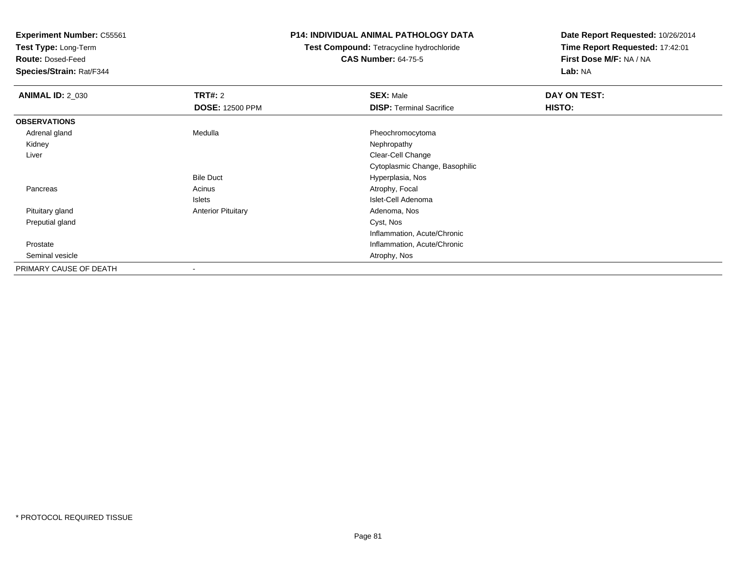**Experiment Number:** C55561
**Test Type:** Long-Term
**Route:** Dosed-Feed
**Species/Strain:** Rat/F344

**P14: INDIVIDUAL ANIMAL PATHOLOGY DATA**
**Test Compound:** Tetracycline hydrochloride
**CAS Number:** 64-75-5

**Date Report Requested:** 10/26/2014
**Time Report Requested:** 17:42:01
**First Dose M/F:** NA / NA
**Lab:** NA

| **ANIMAL ID:** 2_030 | **TRT#:** 2 | **SEX:** Male | **DAY ON TEST:** |
|---|---|---|---|
| | **DOSE:** 12500 PPM | **DISP:** Terminal Sacrifice | **HISTO:** |
| **OBSERVATIONS** | | | |
| Adrenal gland | Medulla | Pheochromocytoma | |
| Kidney | | Nephropathy | |
| Liver | | Clear-Cell Change | |
| | | Cytoplasmic Change, Basophilic | |
| | Bile Duct | Hyperplasia, Nos | |
| Pancreas | Acinus | Atrophy, Focal | |
| | Islets | Islet-Cell Adenoma | |
| Pituitary gland | Anterior Pituitary | Adenoma, Nos | |
| Preputial gland | | Cyst, Nos | |
| | | Inflammation, Acute/Chronic | |
| Prostate | | Inflammation, Acute/Chronic | |
| Seminal vesicle | | Atrophy, Nos | |
| PRIMARY CAUSE OF DEATH | - | | |

* PROTOCOL REQUIRED TISSUE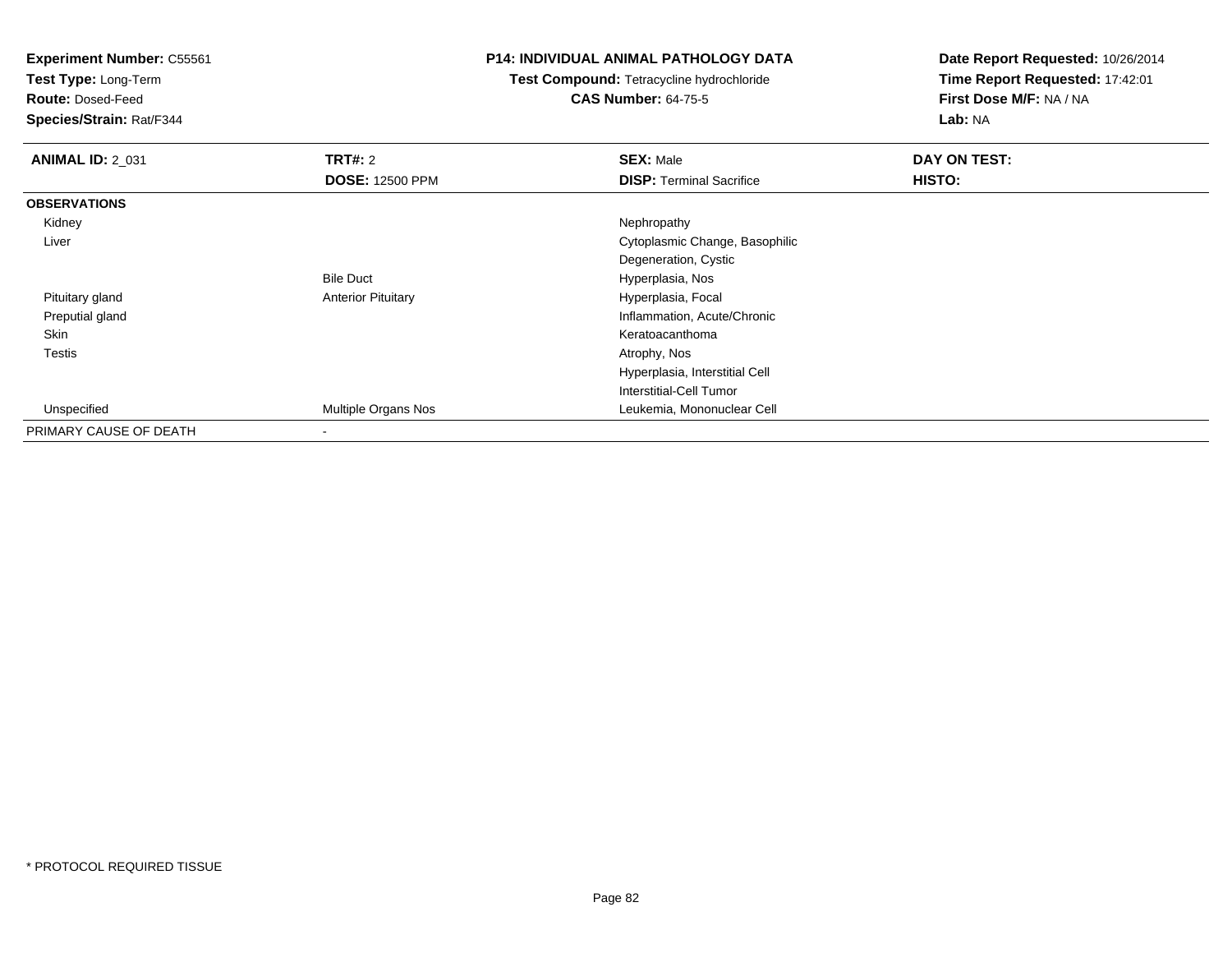**Experiment Number:** C55561
**Test Type:** Long-Term
**Route:** Dosed-Feed
**Species/Strain:** Rat/F344

**P14: INDIVIDUAL ANIMAL PATHOLOGY DATA**
**Test Compound:** Tetracycline hydrochloride
**CAS Number:** 64-75-5

**Date Report Requested:** 10/26/2014
**Time Report Requested:** 17:42:01
**First Dose M/F:** NA / NA
**Lab:** NA

| **ANIMAL ID:** 2_031 | **TRT#:** 2 | **SEX:** Male | **DAY ON TEST:** |
|---|---|---|---|
| | **DOSE:** 12500 PPM | **DISP:** Terminal Sacrifice | **HISTO:** |
| **OBSERVATIONS** | | | |
| Kidney | | Nephropathy | |
| Liver | | Cytoplasmic Change, Basophilic | |
| | | Degeneration, Cystic | |
| | Bile Duct | Hyperplasia, Nos | |
| Pituitary gland | Anterior Pituitary | Hyperplasia, Focal | |
| Preputial gland | | Inflammation, Acute/Chronic | |
| Skin | | Keratoacanthoma | |
| Testis | | Atrophy, Nos | |
| | | Hyperplasia, Interstitial Cell | |
| | | Interstitial-Cell Tumor | |
| Unspecified | Multiple Organs Nos | Leukemia, Mononuclear Cell | |
| PRIMARY CAUSE OF DEATH | - | | |

* PROTOCOL REQUIRED TISSUE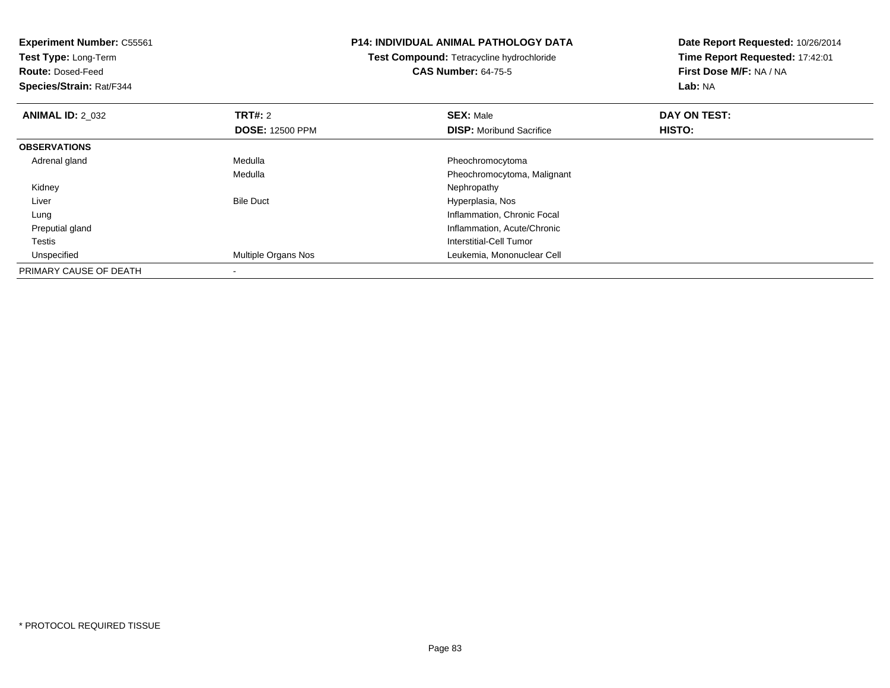**Experiment Number:** C55561
**Test Type:** Long-Term
**Route:** Dosed-Feed
**Species/Strain:** Rat/F344

**P14: INDIVIDUAL ANIMAL PATHOLOGY DATA**
**Test Compound:** Tetracycline hydrochloride
**CAS Number:** 64-75-5

**Date Report Requested:** 10/26/2014
**Time Report Requested:** 17:42:01
**First Dose M/F:** NA / NA
**Lab:** NA

| **ANIMAL ID:** 2_032 | **TRT#:** 2 | **SEX:** Male | **DAY ON TEST:** |
|---|---|---|---|
| | **DOSE:** 12500 PPM | **DISP:** Moribund Sacrifice | **HISTO:** |
| **OBSERVATIONS** | | | |
| Adrenal gland | Medulla | Pheochromocytoma | |
| | Medulla | Pheochromocytoma, Malignant | |
| Kidney | | Nephropathy | |
| Liver | Bile Duct | Hyperplasia, Nos | |
| Lung | | Inflammation, Chronic Focal | |
| Preputial gland | | Inflammation, Acute/Chronic | |
| Testis | | Interstitial-Cell Tumor | |
| Unspecified | Multiple Organs Nos | Leukemia, Mononuclear Cell | |
| PRIMARY CAUSE OF DEATH | - | | |

* PROTOCOL REQUIRED TISSUE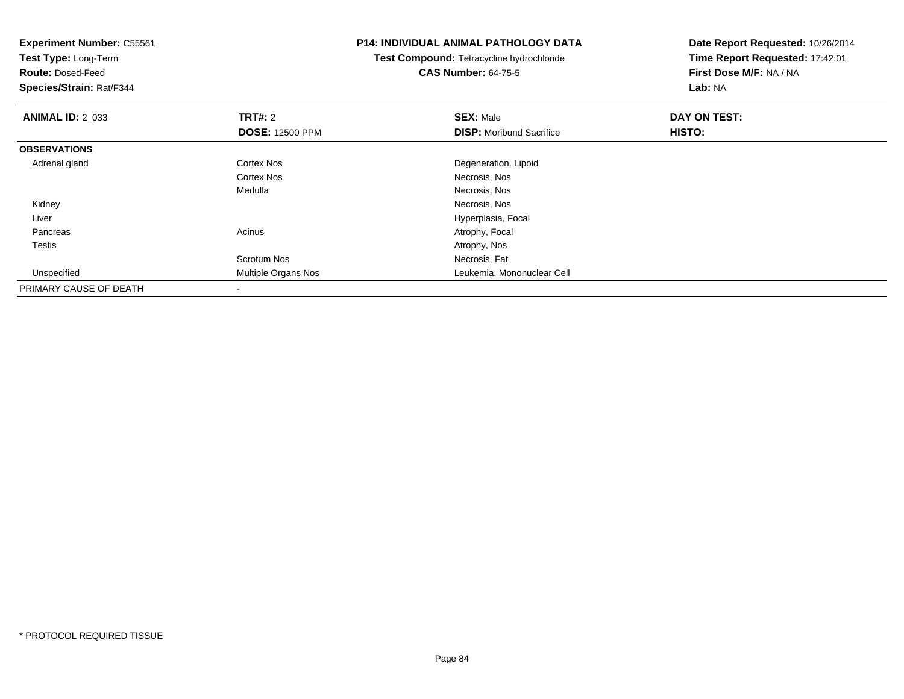**Experiment Number:** C55561
**Test Type:** Long-Term
**Route:** Dosed-Feed
**Species/Strain:** Rat/F344

**P14: INDIVIDUAL ANIMAL PATHOLOGY DATA**
**Test Compound:** Tetracycline hydrochloride
**CAS Number:** 64-75-5

**Date Report Requested:** 10/26/2014
**Time Report Requested:** 17:42:01
**First Dose M/F:** NA / NA
**Lab:** NA

| **ANIMAL ID:** 2_033 | **TRT#:** 2 | **SEX:** Male | **DAY ON TEST:** |
|---|---|---|---|
| | **DOSE:** 12500 PPM | **DISP:** Moribund Sacrifice | **HISTO:** |
| **OBSERVATIONS** | | | |
| Adrenal gland | Cortex Nos | Degeneration, Lipoid | |
| | Cortex Nos | Necrosis, Nos | |
| | Medulla | Necrosis, Nos | |
| Kidney | | Necrosis, Nos | |
| Liver | | Hyperplasia, Focal | |
| Pancreas | Acinus | Atrophy, Focal | |
| Testis | | Atrophy, Nos | |
| | Scrotum Nos | Necrosis, Fat | |
| Unspecified | Multiple Organs Nos | Leukemia, Mononuclear Cell | |
| PRIMARY CAUSE OF DEATH | - | | |

* PROTOCOL REQUIRED TISSUE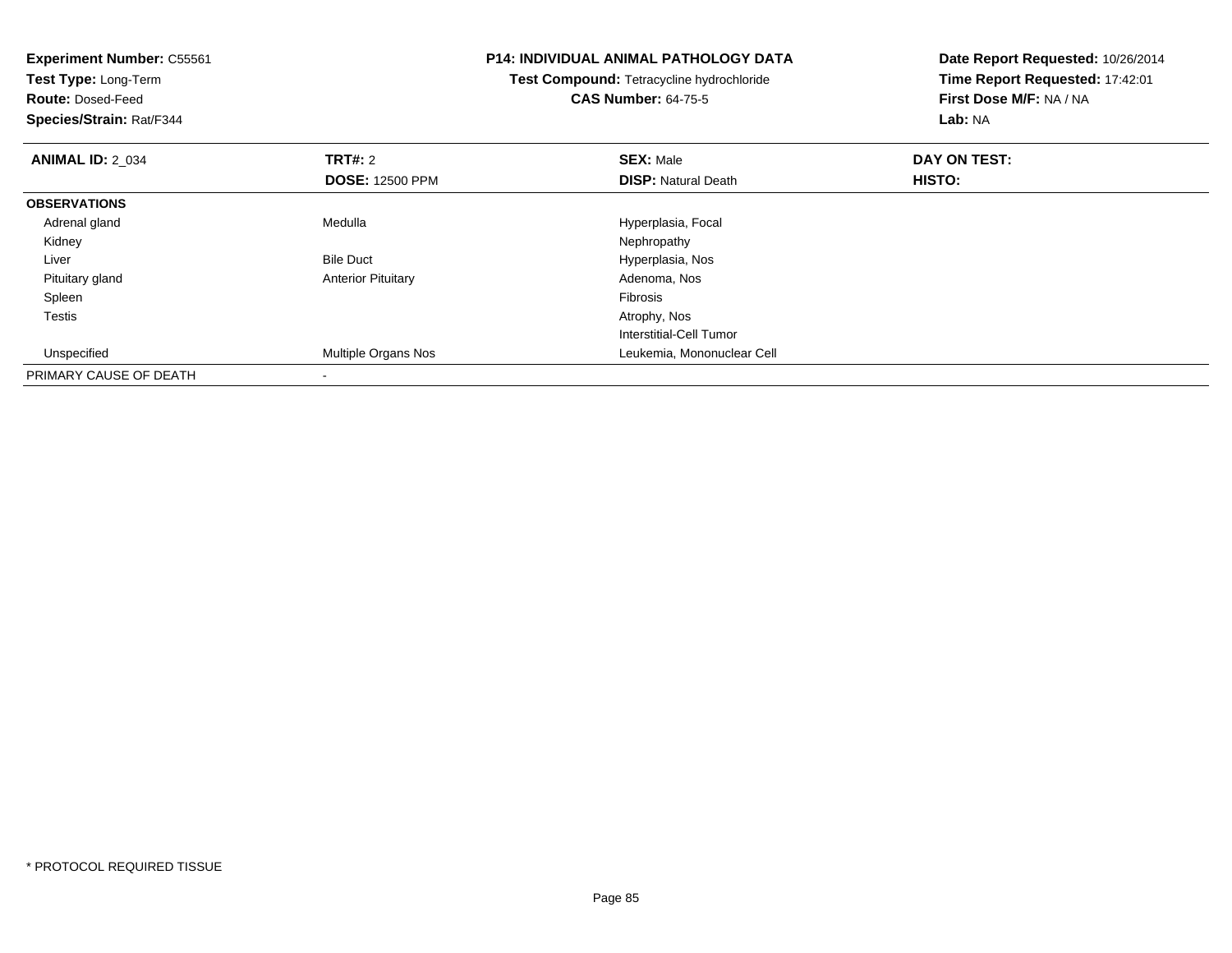**Experiment Number:** C55561
**Test Type:** Long-Term
**Route:** Dosed-Feed
**Species/Strain:** Rat/F344

**P14: INDIVIDUAL ANIMAL PATHOLOGY DATA**
**Test Compound:** Tetracycline hydrochloride
**CAS Number:** 64-75-5

**Date Report Requested:** 10/26/2014
**Time Report Requested:** 17:42:01
**First Dose M/F:** NA / NA
**Lab:** NA

| **ANIMAL ID:** 2_034 | **TRT#:** 2 | **SEX:** Male | **DAY ON TEST:** |
|---|---|---|---|
| | **DOSE:** 12500 PPM | **DISP:** Natural Death | **HISTO:** |
| **OBSERVATIONS** | | | |
| Adrenal gland | Medulla | Hyperplasia, Focal | |
| Kidney | | Nephropathy | |
| Liver | Bile Duct | Hyperplasia, Nos | |
| Pituitary gland | Anterior Pituitary | Adenoma, Nos | |
| Spleen | | Fibrosis | |
| Testis | | Atrophy, Nos | |
| | | Interstitial-Cell Tumor | |
| Unspecified | Multiple Organs Nos | Leukemia, Mononuclear Cell | |
| PRIMARY CAUSE OF DEATH | - | | |

* PROTOCOL REQUIRED TISSUE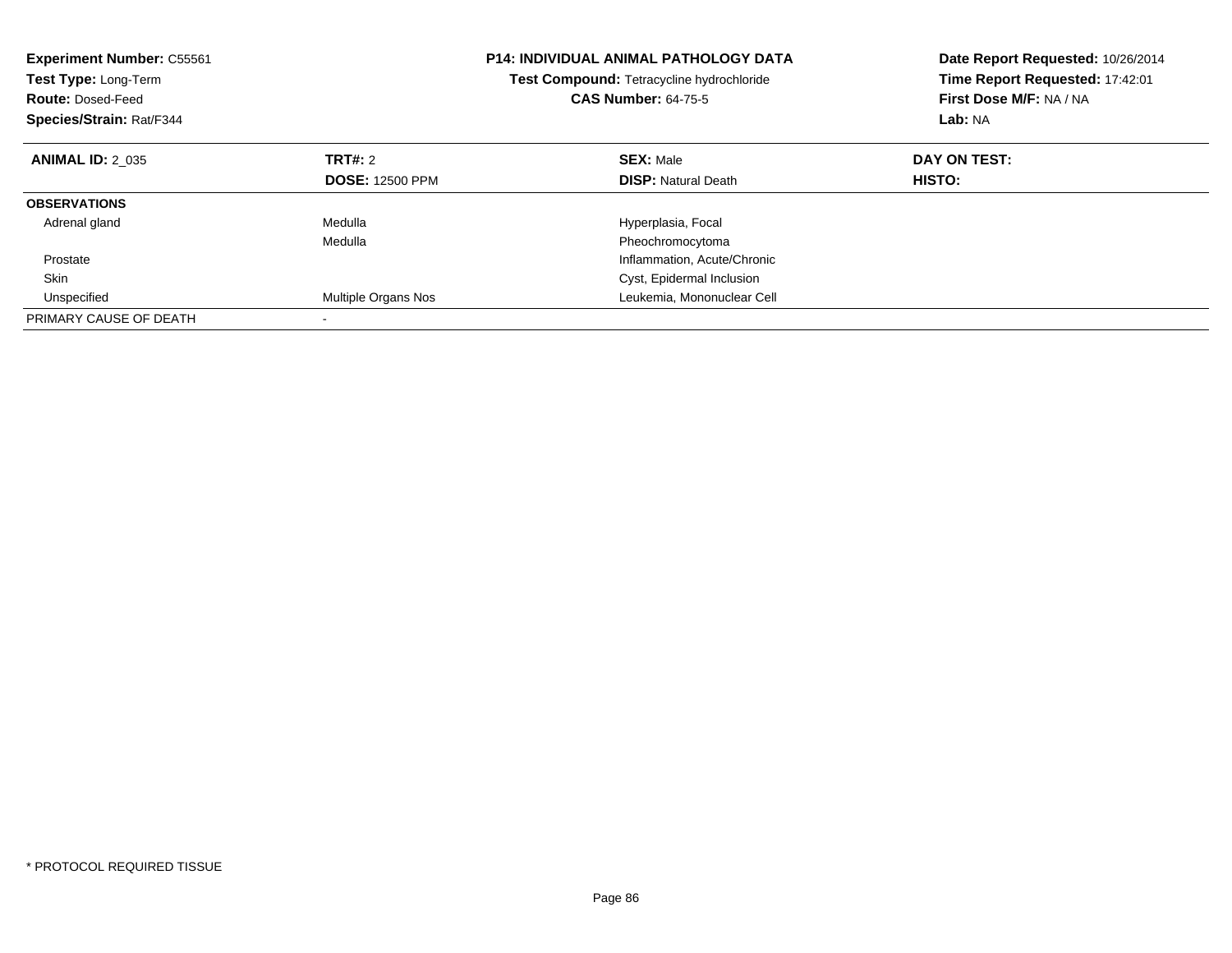**Experiment Number:** C55561
**Test Type:** Long-Term
**Route:** Dosed-Feed
**Species/Strain:** Rat/F344

**P14: INDIVIDUAL ANIMAL PATHOLOGY DATA**
**Test Compound:** Tetracycline hydrochloride
**CAS Number:** 64-75-5

**Date Report Requested:** 10/26/2014
**Time Report Requested:** 17:42:01
**First Dose M/F:** NA / NA
**Lab:** NA

| **ANIMAL ID:** 2_035 | **TRT#:** 2 | **SEX:** Male | **DAY ON TEST:** |
|---|---|---|---|
| | **DOSE:** 12500 PPM | **DISP:** Natural Death | **HISTO:** |
| **OBSERVATIONS** | | | |
| Adrenal gland | Medulla | Hyperplasia, Focal | |
| | Medulla | Pheochromocytoma | |
| Prostate | | Inflammation, Acute/Chronic | |
| Skin | | Cyst, Epidermal Inclusion | |
| Unspecified | Multiple Organs Nos | Leukemia, Mononuclear Cell | |
| PRIMARY CAUSE OF DEATH | - | | |

\* PROTOCOL REQUIRED TISSUE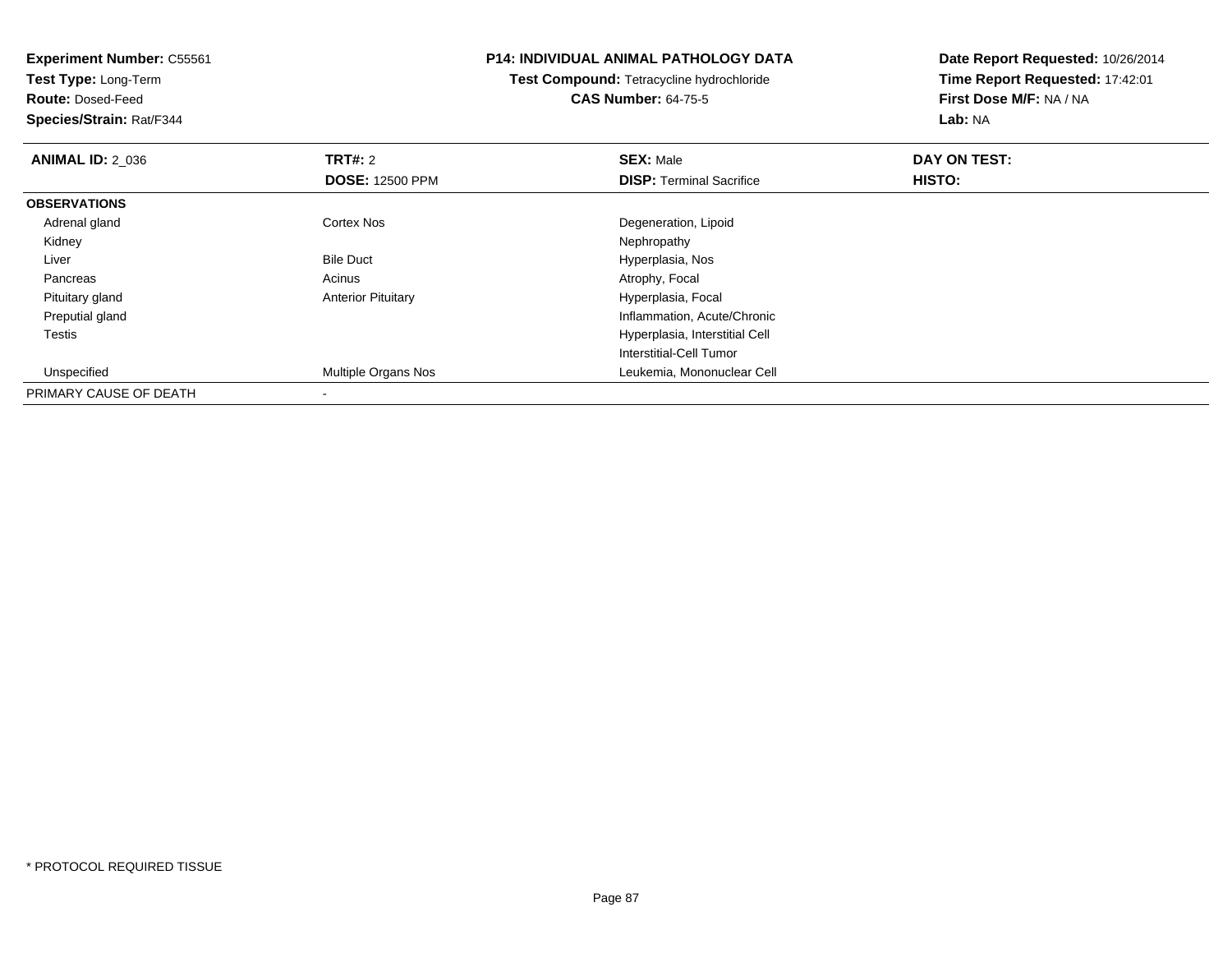**Experiment Number:** C55561
**Test Type:** Long-Term
**Route:** Dosed-Feed
**Species/Strain:** Rat/F344

**P14: INDIVIDUAL ANIMAL PATHOLOGY DATA**
**Test Compound:** Tetracycline hydrochloride
**CAS Number:** 64-75-5

**Date Report Requested:** 10/26/2014
**Time Report Requested:** 17:42:01
**First Dose M/F:** NA / NA
**Lab:** NA

| **ANIMAL ID:** 2_036 | **TRT#:** 2 | **SEX:** Male | **DAY ON TEST:** |
|---|---|---|---|
| | **DOSE:** 12500 PPM | **DISP:** Terminal Sacrifice | **HISTO:** |
| **OBSERVATIONS** | | | |
| Adrenal gland | Cortex Nos | Degeneration, Lipoid | |
| Kidney | | Nephropathy | |
| Liver | Bile Duct | Hyperplasia, Nos | |
| Pancreas | Acinus | Atrophy, Focal | |
| Pituitary gland | Anterior Pituitary | Hyperplasia, Focal | |
| Preputial gland | | Inflammation, Acute/Chronic | |
| Testis | | Hyperplasia, Interstitial Cell | |
| | | Interstitial-Cell Tumor | |
| Unspecified | Multiple Organs Nos | Leukemia, Mononuclear Cell | |
| PRIMARY CAUSE OF DEATH | - | | |

* PROTOCOL REQUIRED TISSUE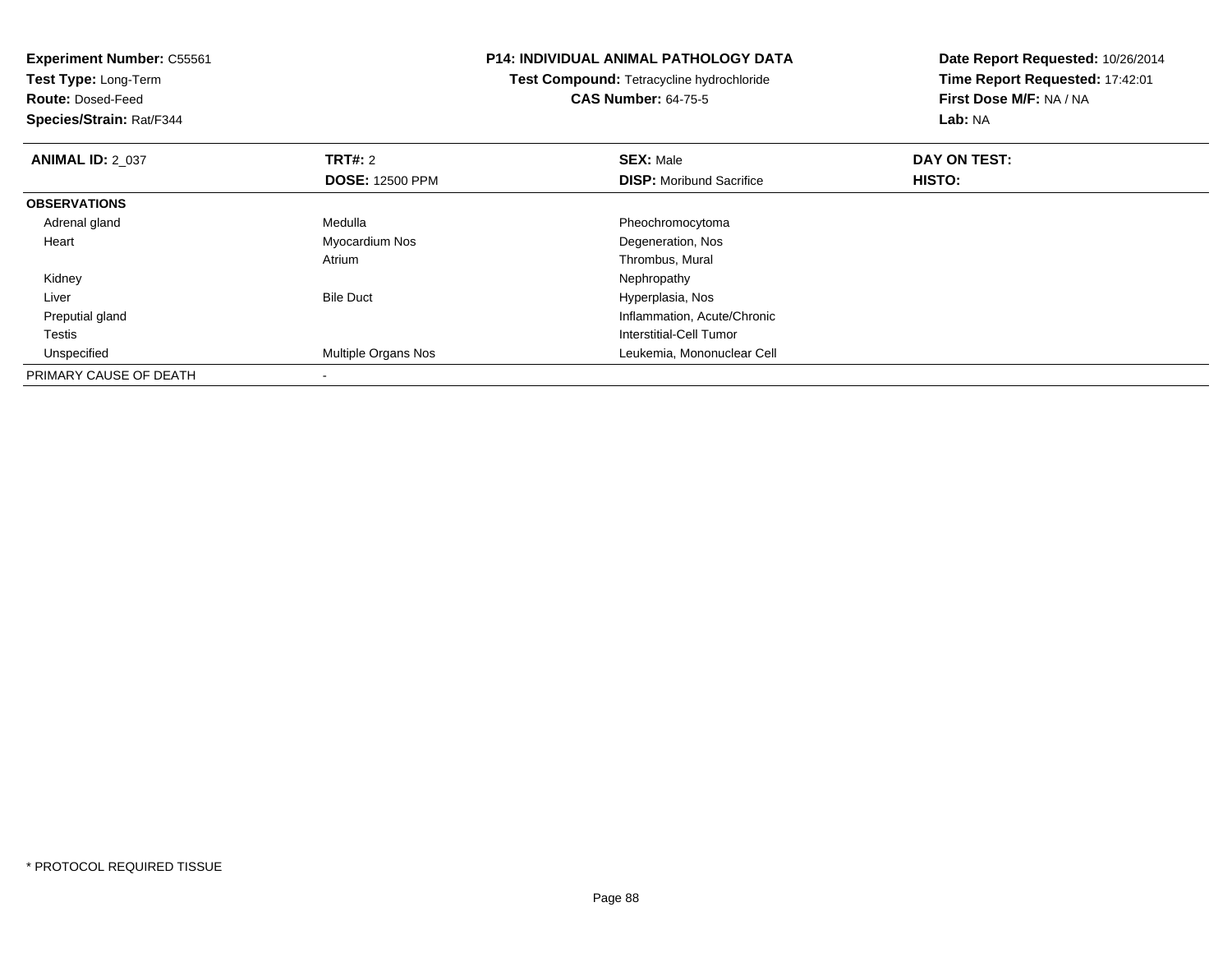**Experiment Number:** C55561
**Test Type:** Long-Term
**Route:** Dosed-Feed
**Species/Strain:** Rat/F344

**P14: INDIVIDUAL ANIMAL PATHOLOGY DATA**
**Test Compound:** Tetracycline hydrochloride
**CAS Number:** 64-75-5

**Date Report Requested:** 10/26/2014
**Time Report Requested:** 17:42:01
**First Dose M/F:** NA / NA
**Lab:** NA

| **ANIMAL ID:** 2_037 | **TRT#:** 2 | **SEX:** Male | **DAY ON TEST:** |
|---|---|---|---|
| | **DOSE:** 12500 PPM | **DISP:** Moribund Sacrifice | **HISTO:** |
| **OBSERVATIONS** | | | |
| Adrenal gland | Medulla | Pheochromocytoma | |
| Heart | Myocardium Nos | Degeneration, Nos | |
| | Atrium | Thrombus, Mural | |
| Kidney | | Nephropathy | |
| Liver | Bile Duct | Hyperplasia, Nos | |
| Preputial gland | | Inflammation, Acute/Chronic | |
| Testis | | Interstitial-Cell Tumor | |
| Unspecified | Multiple Organs Nos | Leukemia, Mononuclear Cell | |
| PRIMARY CAUSE OF DEATH | - | | |

* PROTOCOL REQUIRED TISSUE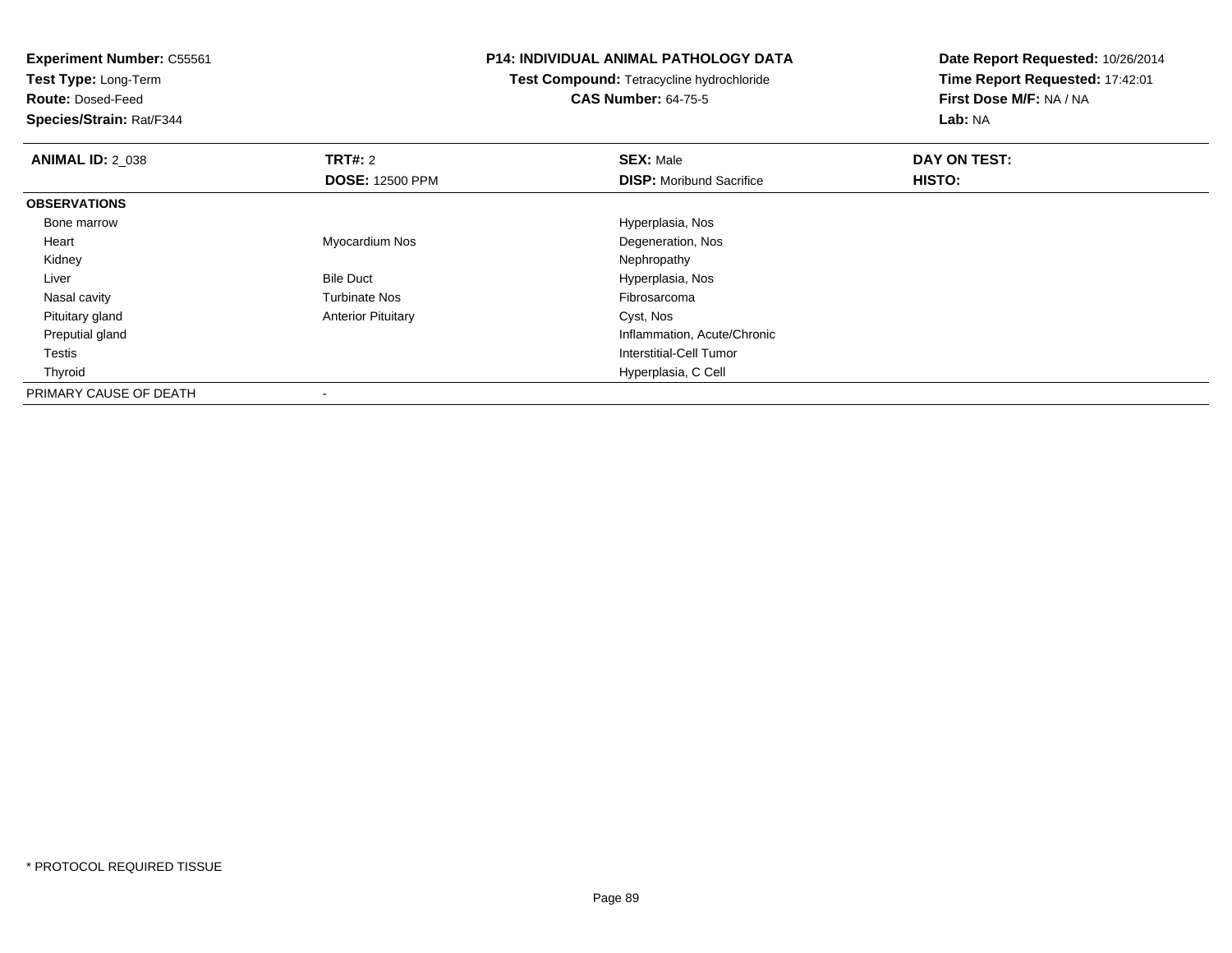**Experiment Number:** C55561
**Test Type:** Long-Term
**Route:** Dosed-Feed
**Species/Strain:** Rat/F344

**P14: INDIVIDUAL ANIMAL PATHOLOGY DATA**
**Test Compound:** Tetracycline hydrochloride
**CAS Number:** 64-75-5

**Date Report Requested:** 10/26/2014
**Time Report Requested:** 17:42:01
**First Dose M/F:** NA / NA
**Lab:** NA

| **ANIMAL ID:** 2_038 | **TRT#:** 2 | **SEX:** Male | **DAY ON TEST:** |
|---|---|---|---|
| | **DOSE:** 12500 PPM | **DISP:** Moribund Sacrifice | **HISTO:** |
| **OBSERVATIONS** | | | |
| Bone marrow | | Hyperplasia, Nos | |
| Heart | Myocardium Nos | Degeneration, Nos | |
| Kidney | | Nephropathy | |
| Liver | Bile Duct | Hyperplasia, Nos | |
| Nasal cavity | Turbinate Nos | Fibrosarcoma | |
| Pituitary gland | Anterior Pituitary | Cyst, Nos | |
| Preputial gland | | Inflammation, Acute/Chronic | |
| Testis | | Interstitial-Cell Tumor | |
| Thyroid | | Hyperplasia, C Cell | |
| PRIMARY CAUSE OF DEATH | - | | |

* PROTOCOL REQUIRED TISSUE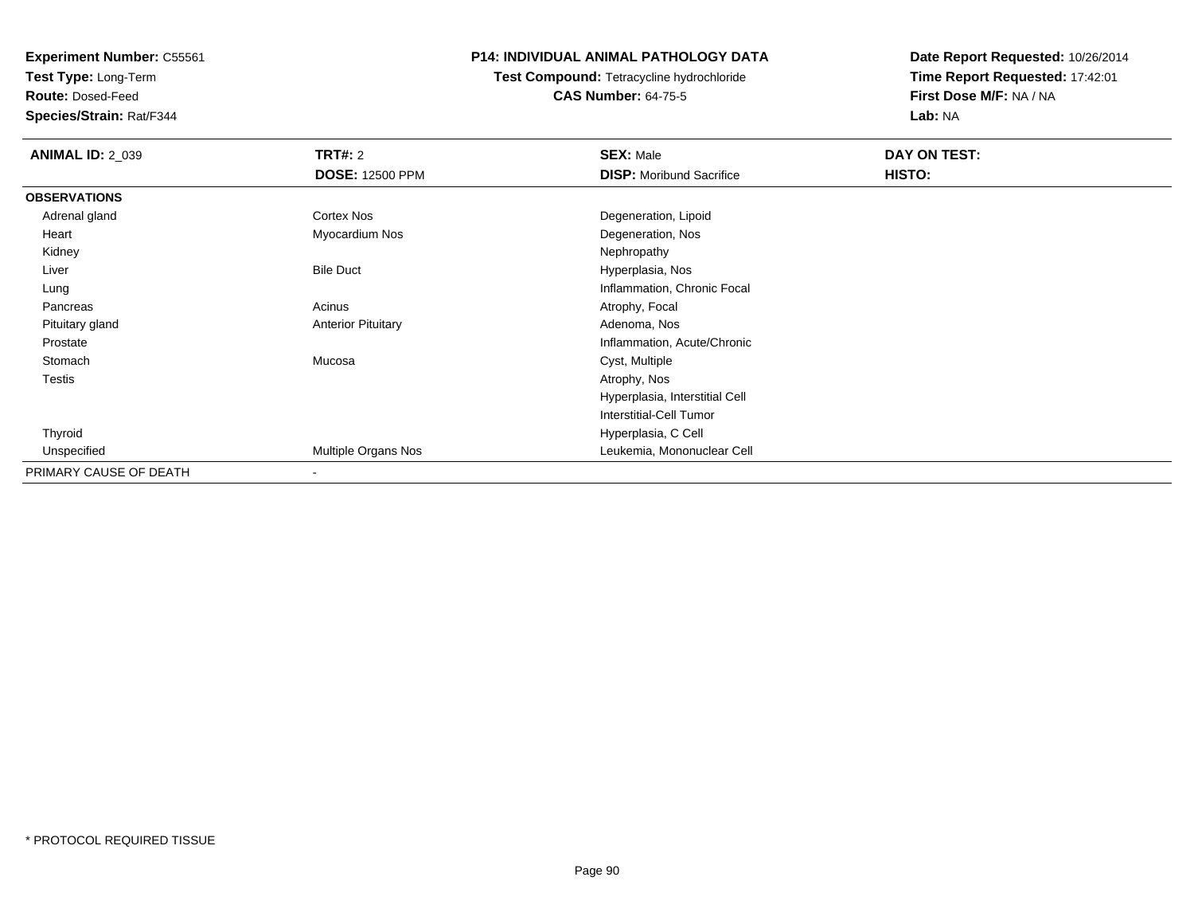**Experiment Number:** C55561
**Test Type:** Long-Term
**Route:** Dosed-Feed
**Species/Strain:** Rat/F344

**P14: INDIVIDUAL ANIMAL PATHOLOGY DATA**
**Test Compound:** Tetracycline hydrochloride
**CAS Number:** 64-75-5

**Date Report Requested:** 10/26/2014
**Time Report Requested:** 17:42:01
**First Dose M/F:** NA / NA
**Lab:** NA

| **ANIMAL ID:** 2_039 | **TRT#:** 2 | **SEX:** Male | **DAY ON TEST:** |
|---|---|---|---|
| | **DOSE:** 12500 PPM | **DISP:** Moribund Sacrifice | **HISTO:** |
| **OBSERVATIONS** | | | |
| Adrenal gland | Cortex Nos | Degeneration, Lipoid | |
| Heart | Myocardium Nos | Degeneration, Nos | |
| Kidney | | Nephropathy | |
| Liver | Bile Duct | Hyperplasia, Nos | |
| Lung | | Inflammation, Chronic Focal | |
| Pancreas | Acinus | Atrophy, Focal | |
| Pituitary gland | Anterior Pituitary | Adenoma, Nos | |
| Prostate | | Inflammation, Acute/Chronic | |
| Stomach | Mucosa | Cyst, Multiple | |
| Testis | | Atrophy, Nos | |
| | | Hyperplasia, Interstitial Cell | |
| | | Interstitial-Cell Tumor | |
| Thyroid | | Hyperplasia, C Cell | |
| Unspecified | Multiple Organs Nos | Leukemia, Mononuclear Cell | |
| PRIMARY CAUSE OF DEATH | - | | |

* PROTOCOL REQUIRED TISSUE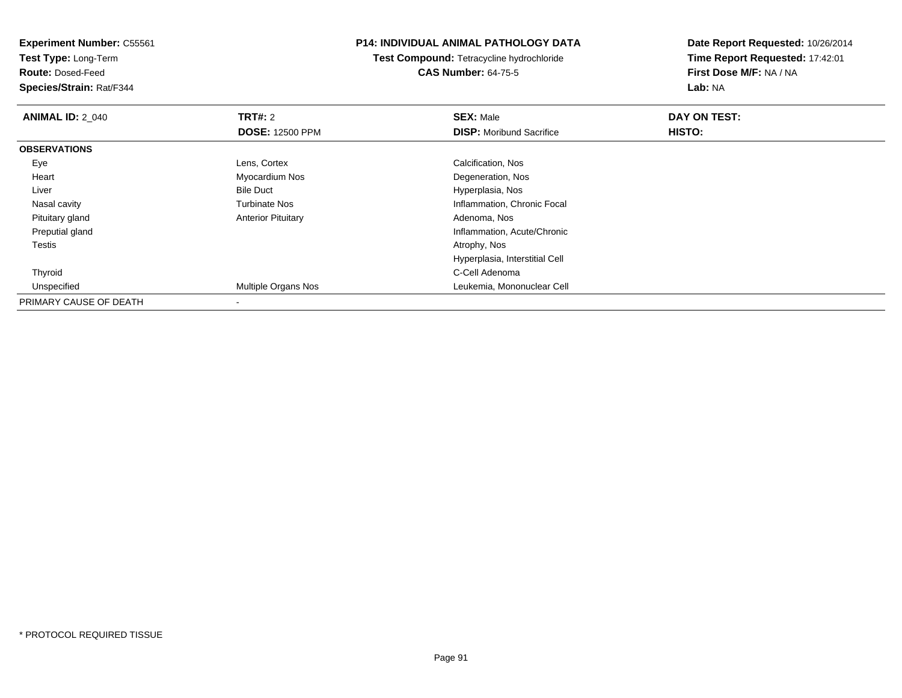**Experiment Number:** C55561
**Test Type:** Long-Term
**Route:** Dosed-Feed
**Species/Strain:** Rat/F344

**P14: INDIVIDUAL ANIMAL PATHOLOGY DATA**
**Test Compound:** Tetracycline hydrochloride
**CAS Number:** 64-75-5

**Date Report Requested:** 10/26/2014
**Time Report Requested:** 17:42:01
**First Dose M/F:** NA / NA
**Lab:** NA

| **ANIMAL ID:** 2_040 | **TRT#:** 2 | **SEX:** Male | **DAY ON TEST:** |
|---|---|---|---|
| | **DOSE:** 12500 PPM | **DISP:** Moribund Sacrifice | **HISTO:** |
| **OBSERVATIONS** | | | |
| Eye | Lens, Cortex | Calcification, Nos | |
| Heart | Myocardium Nos | Degeneration, Nos | |
| Liver | Bile Duct | Hyperplasia, Nos | |
| Nasal cavity | Turbinate Nos | Inflammation, Chronic Focal | |
| Pituitary gland | Anterior Pituitary | Adenoma, Nos | |
| Preputial gland | | Inflammation, Acute/Chronic | |
| Testis | | Atrophy, Nos | |
| | | Hyperplasia, Interstitial Cell | |
| Thyroid | | C-Cell Adenoma | |
| Unspecified | Multiple Organs Nos | Leukemia, Mononuclear Cell | |
| PRIMARY CAUSE OF DEATH | - | | |

* PROTOCOL REQUIRED TISSUE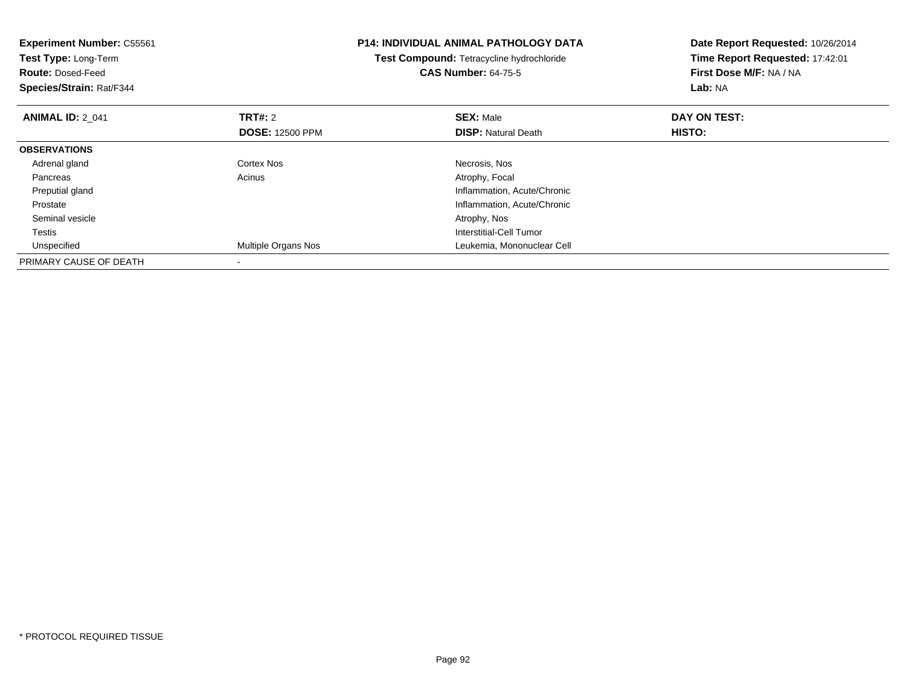**Experiment Number:** C55561
**Test Type:** Long-Term
**Route:** Dosed-Feed
**Species/Strain:** Rat/F344

**P14: INDIVIDUAL ANIMAL PATHOLOGY DATA**
**Test Compound:** Tetracycline hydrochloride
**CAS Number:** 64-75-5

**Date Report Requested:** 10/26/2014
**Time Report Requested:** 17:42:01
**First Dose M/F:** NA / NA
**Lab:** NA

| **ANIMAL ID:** 2_041 | **TRT#:** 2 | **SEX:** Male | **DAY ON TEST:** |
|---|---|---|---|
| | **DOSE:** 12500 PPM | **DISP:** Natural Death | **HISTO:** |
| **OBSERVATIONS** | | | |
| Adrenal gland | Cortex Nos | Necrosis, Nos | |
| Pancreas | Acinus | Atrophy, Focal | |
| Preputial gland | | Inflammation, Acute/Chronic | |
| Prostate | | Inflammation, Acute/Chronic | |
| Seminal vesicle | | Atrophy, Nos | |
| Testis | | Interstitial-Cell Tumor | |
| Unspecified | Multiple Organs Nos | Leukemia, Mononuclear Cell | |
| PRIMARY CAUSE OF DEATH | - | | |

* PROTOCOL REQUIRED TISSUE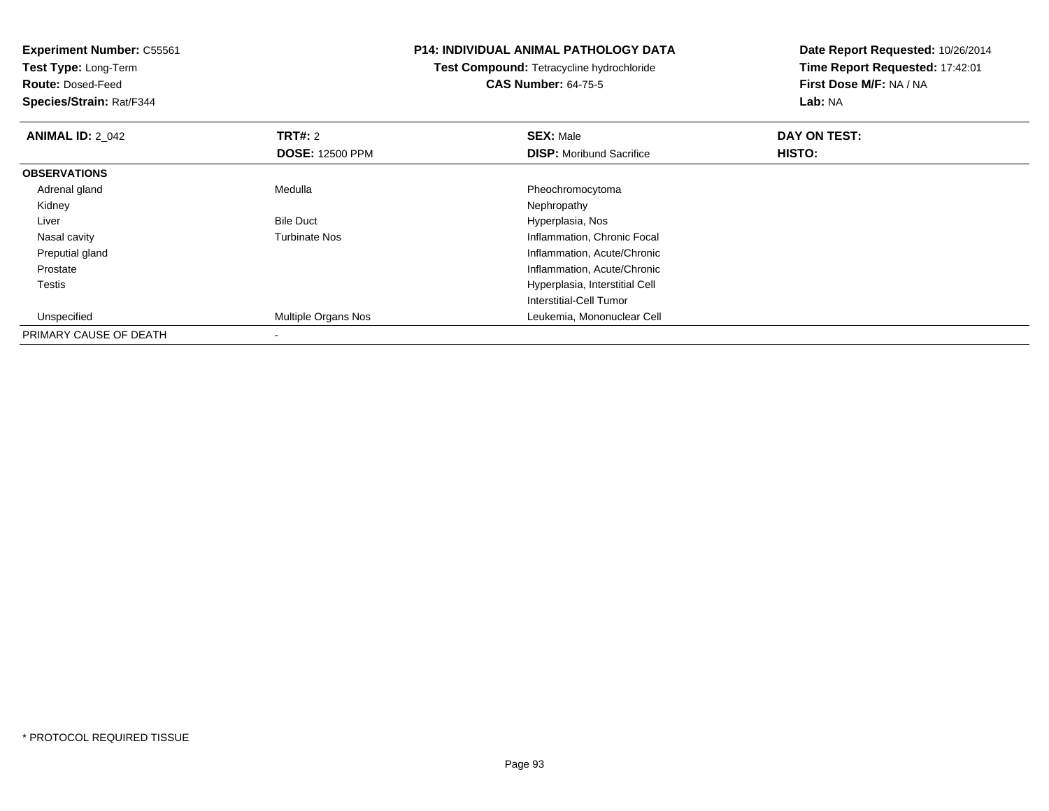**Experiment Number:** C55561
**Test Type:** Long-Term
**Route:** Dosed-Feed
**Species/Strain:** Rat/F344

**P14: INDIVIDUAL ANIMAL PATHOLOGY DATA**
**Test Compound:** Tetracycline hydrochloride
**CAS Number:** 64-75-5

**Date Report Requested:** 10/26/2014
**Time Report Requested:** 17:42:01
**First Dose M/F:** NA / NA
**Lab:** NA

| **ANIMAL ID:** 2_042 | **TRT#:** 2 | **SEX:** Male | **DAY ON TEST:** |
|---|---|---|---|
| | **DOSE:** 12500 PPM | **DISP:** Moribund Sacrifice | **HISTO:** |
| **OBSERVATIONS** | | | |
| Adrenal gland | Medulla | Pheochromocytoma | |
| Kidney | | Nephropathy | |
| Liver | Bile Duct | Hyperplasia, Nos | |
| Nasal cavity | Turbinate Nos | Inflammation, Chronic Focal | |
| Preputial gland | | Inflammation, Acute/Chronic | |
| Prostate | | Inflammation, Acute/Chronic | |
| Testis | | Hyperplasia, Interstitial Cell | |
| | | Interstitial-Cell Tumor | |
| Unspecified | Multiple Organs Nos | Leukemia, Mononuclear Cell | |
| PRIMARY CAUSE OF DEATH | - | | |

\* PROTOCOL REQUIRED TISSUE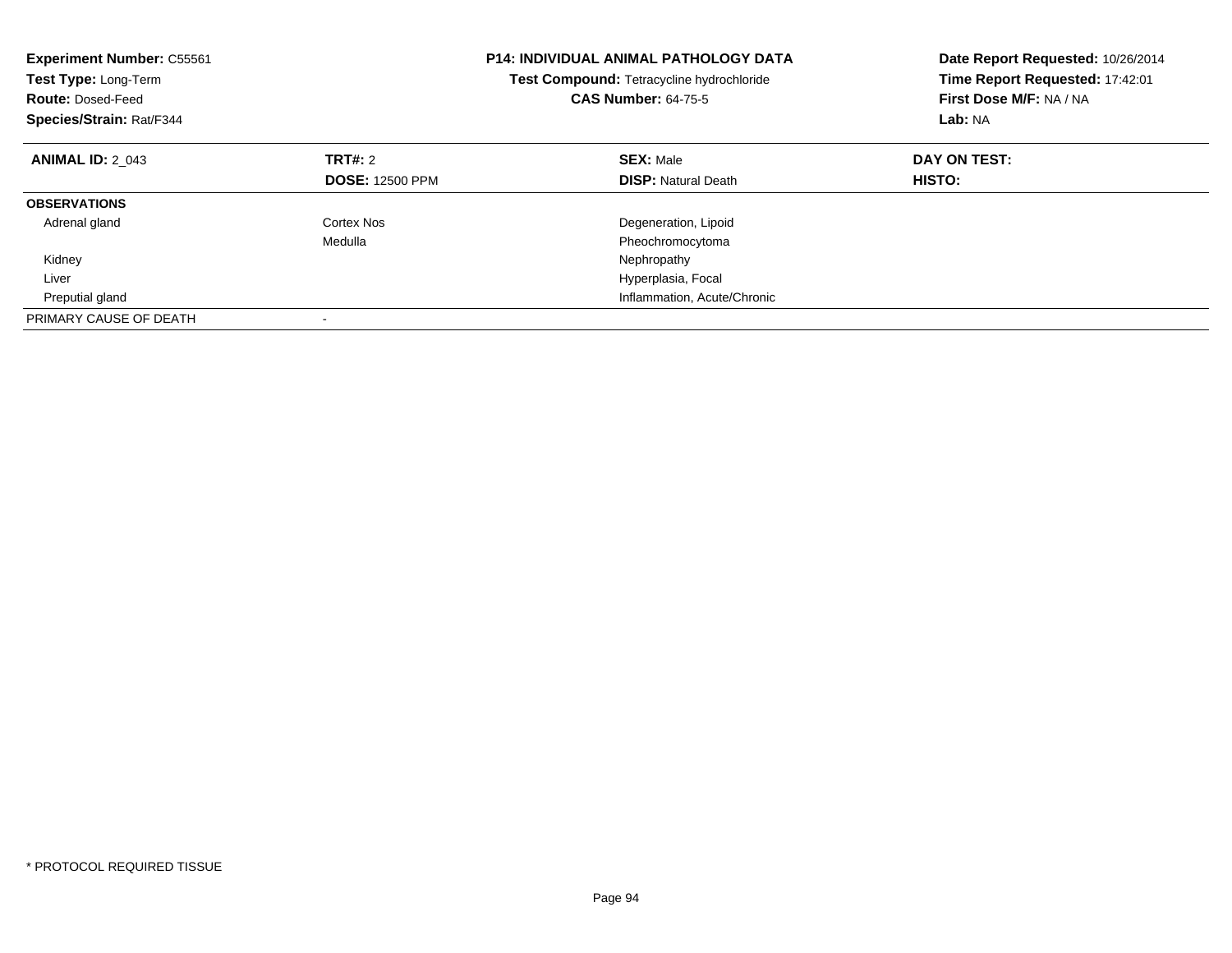**Experiment Number:** C55561
**Test Type:** Long-Term
**Route:** Dosed-Feed
**Species/Strain:** Rat/F344

**P14: INDIVIDUAL ANIMAL PATHOLOGY DATA**
**Test Compound:** Tetracycline hydrochloride
**CAS Number:** 64-75-5

**Date Report Requested:** 10/26/2014
**Time Report Requested:** 17:42:01
**First Dose M/F:** NA / NA
**Lab:** NA

| **ANIMAL ID:** 2_043 | **TRT#:** 2 | **SEX:** Male | **DAY ON TEST:** |
|---|---|---|---|
| | **DOSE:** 12500 PPM | **DISP:** Natural Death | **HISTO:** |
| **OBSERVATIONS** | | | |
| Adrenal gland | Cortex Nos | Degeneration, Lipoid | |
| | Medulla | Pheochromocytoma | |
| Kidney | | Nephropathy | |
| Liver | | Hyperplasia, Focal | |
| Preputial gland | | Inflammation, Acute/Chronic | |
| PRIMARY CAUSE OF DEATH | - | | |

* PROTOCOL REQUIRED TISSUE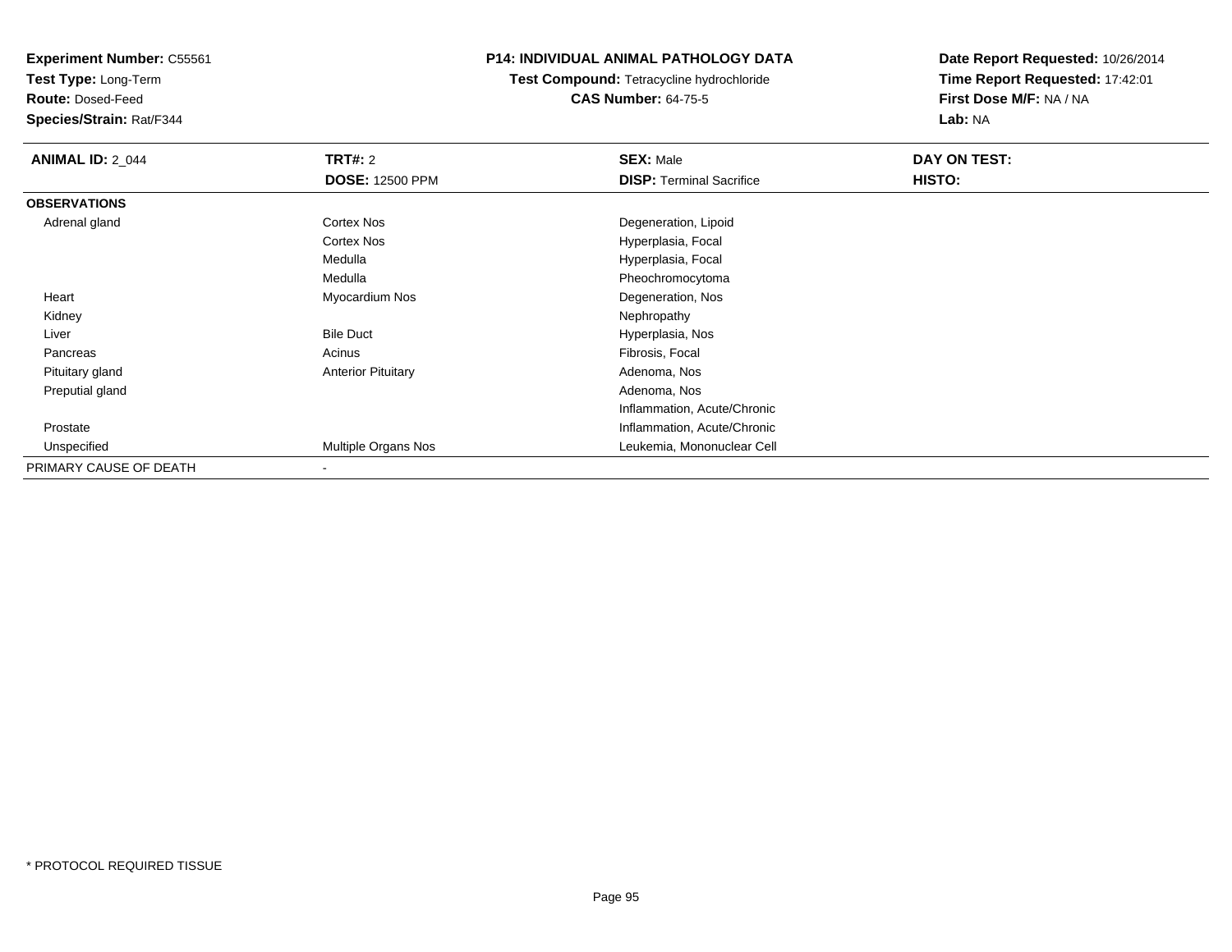**Experiment Number:** C55561
**Test Type:** Long-Term
**Route:** Dosed-Feed
**Species/Strain:** Rat/F344

**P14: INDIVIDUAL ANIMAL PATHOLOGY DATA**
**Test Compound:** Tetracycline hydrochloride
**CAS Number:** 64-75-5

**Date Report Requested:** 10/26/2014
**Time Report Requested:** 17:42:01
**First Dose M/F:** NA / NA
**Lab:** NA

| **ANIMAL ID:** 2_044 | **TRT#:** 2 | **SEX:** Male | **DAY ON TEST:** |
|---|---|---|---|
| | **DOSE:** 12500 PPM | **DISP:** Terminal Sacrifice | **HISTO:** |
| **OBSERVATIONS** | | | |
| Adrenal gland | Cortex Nos | Degeneration, Lipoid | |
| | Cortex Nos | Hyperplasia, Focal | |
| | Medulla | Hyperplasia, Focal | |
| | Medulla | Pheochromocytoma | |
| Heart | Myocardium Nos | Degeneration, Nos | |
| Kidney | | Nephropathy | |
| Liver | Bile Duct | Hyperplasia, Nos | |
| Pancreas | Acinus | Fibrosis, Focal | |
| Pituitary gland | Anterior Pituitary | Adenoma, Nos | |
| Preputial gland | | Adenoma, Nos | |
| | | Inflammation, Acute/Chronic | |
| Prostate | | Inflammation, Acute/Chronic | |
| Unspecified | Multiple Organs Nos | Leukemia, Mononuclear Cell | |
| PRIMARY CAUSE OF DEATH | - | | |

* PROTOCOL REQUIRED TISSUE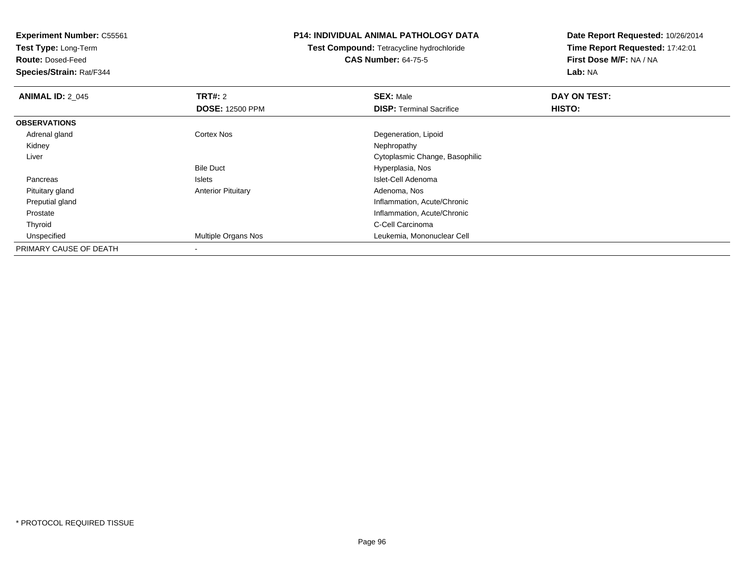**Experiment Number:** C55561
**Test Type:** Long-Term
**Route:** Dosed-Feed
**Species/Strain:** Rat/F344

**P14: INDIVIDUAL ANIMAL PATHOLOGY DATA**
**Test Compound:** Tetracycline hydrochloride
**CAS Number:** 64-75-5

**Date Report Requested:** 10/26/2014
**Time Report Requested:** 17:42:01
**First Dose M/F:** NA / NA
**Lab:** NA

| **ANIMAL ID:** 2_045 | **TRT#:** 2 | **SEX:** Male | **DAY ON TEST:** |
|---|---|---|---|
| | **DOSE:** 12500 PPM | **DISP:** Terminal Sacrifice | **HISTO:** |
| **OBSERVATIONS** | | | |
| Adrenal gland | Cortex Nos | Degeneration, Lipoid | |
| Kidney | | Nephropathy | |
| Liver | | Cytoplasmic Change, Basophilic | |
| | Bile Duct | Hyperplasia, Nos | |
| Pancreas | Islets | Islet-Cell Adenoma | |
| Pituitary gland | Anterior Pituitary | Adenoma, Nos | |
| Preputial gland | | Inflammation, Acute/Chronic | |
| Prostate | | Inflammation, Acute/Chronic | |
| Thyroid | | C-Cell Carcinoma | |
| Unspecified | Multiple Organs Nos | Leukemia, Mononuclear Cell | |
| PRIMARY CAUSE OF DEATH | - | | |

* PROTOCOL REQUIRED TISSUE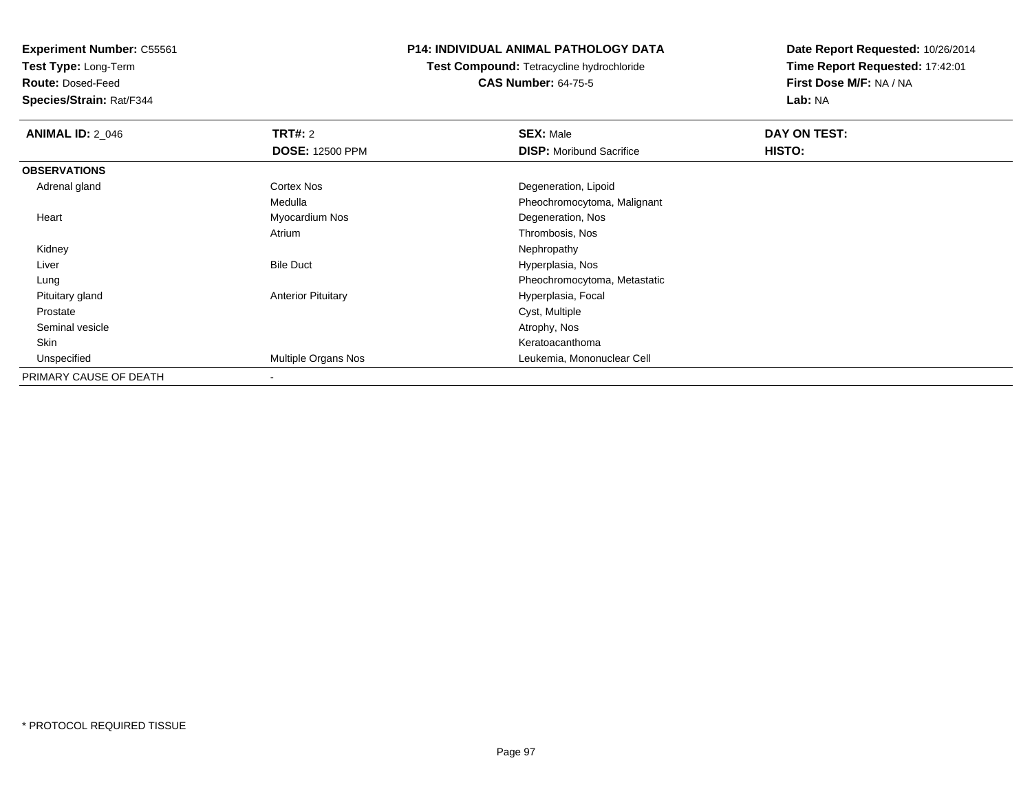**Experiment Number:** C55561
**Test Type:** Long-Term
**Route:** Dosed-Feed
**Species/Strain:** Rat/F344

**P14: INDIVIDUAL ANIMAL PATHOLOGY DATA**
**Test Compound:** Tetracycline hydrochloride
**CAS Number:** 64-75-5

**Date Report Requested:** 10/26/2014
**Time Report Requested:** 17:42:01
**First Dose M/F:** NA / NA
**Lab:** NA

| **ANIMAL ID:** 2_046 | **TRT#:** 2<br>**DOSE:** 12500 PPM | **SEX:** Male<br>**DISP:** Moribund Sacrifice | **DAY ON TEST:**<br>**HISTO:** |
|---|---|---|---|
| **OBSERVATIONS** | | | |
| Adrenal gland | Cortex Nos | Degeneration, Lipoid | |
| | Medulla | Pheochromocytoma, Malignant | |
| Heart | Myocardium Nos | Degeneration, Nos | |
| | Atrium | Thrombosis, Nos | |
| Kidney | | Nephropathy | |
| Liver | Bile Duct | Hyperplasia, Nos | |
| Lung | | Pheochromocytoma, Metastatic | |
| Pituitary gland | Anterior Pituitary | Hyperplasia, Focal | |
| Prostate | | Cyst, Multiple | |
| Seminal vesicle | | Atrophy, Nos | |
| Skin | | Keratoacanthoma | |
| Unspecified | Multiple Organs Nos | Leukemia, Mononuclear Cell | |
| PRIMARY CAUSE OF DEATH | - | | |

* PROTOCOL REQUIRED TISSUE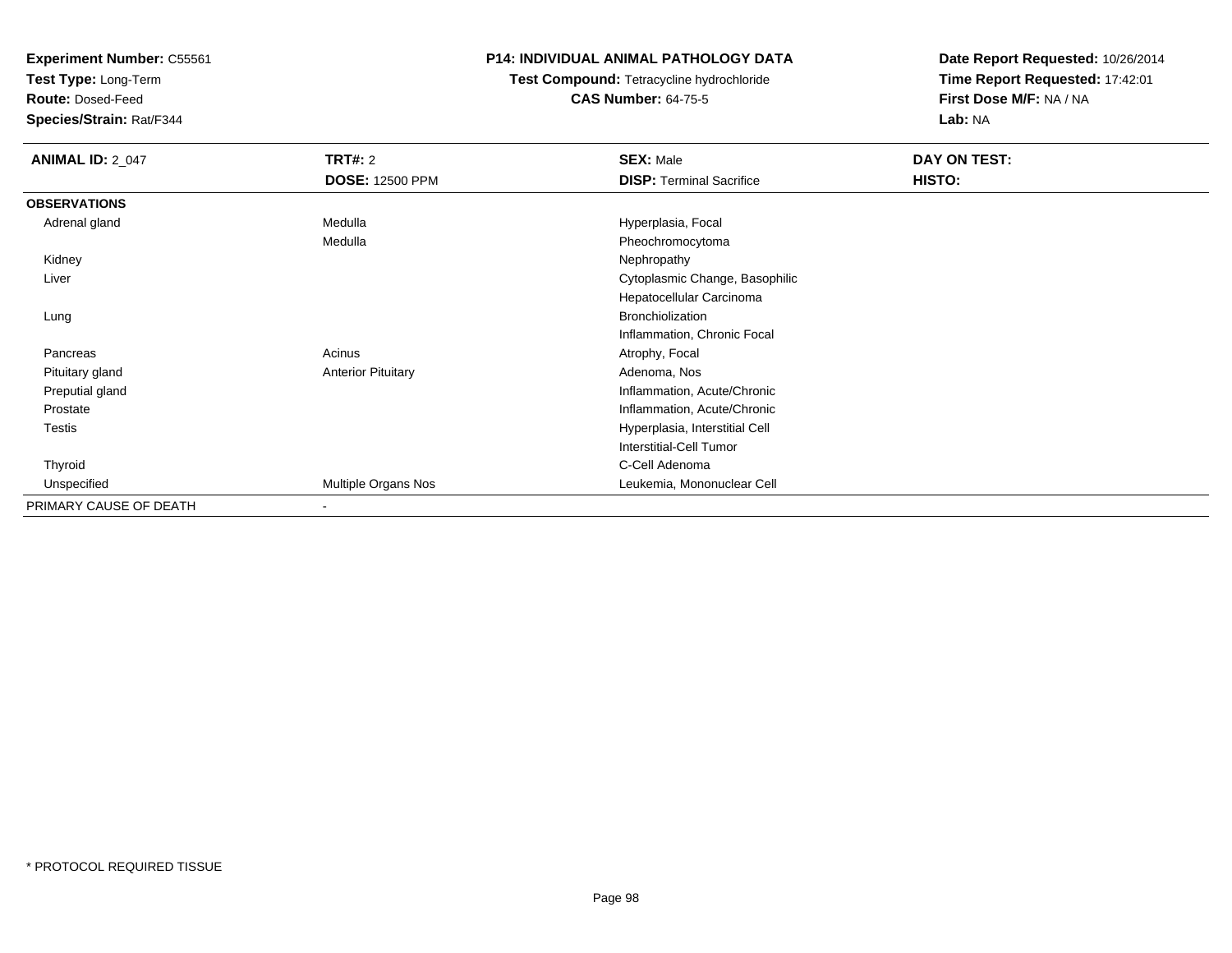**Experiment Number:** C55561
**Test Type:** Long-Term
**Route:** Dosed-Feed
**Species/Strain:** Rat/F344

**P14: INDIVIDUAL ANIMAL PATHOLOGY DATA**
**Test Compound:** Tetracycline hydrochloride
**CAS Number:** 64-75-5

**Date Report Requested:** 10/26/2014
**Time Report Requested:** 17:42:01
**First Dose M/F:** NA / NA
**Lab:** NA

| **ANIMAL ID:** 2_047 | **TRT#:** 2 | **SEX:** Male | **DAY ON TEST:** |
|---|---|---|---|
| | **DOSE:** 12500 PPM | **DISP:** Terminal Sacrifice | **HISTO:** |
| **OBSERVATIONS** | | | |
| Adrenal gland | Medulla | Hyperplasia, Focal | |
| | Medulla | Pheochromocytoma | |
| Kidney | | Nephropathy | |
| Liver | | Cytoplasmic Change, Basophilic | |
| | | Hepatocellular Carcinoma | |
| Lung | | Bronchiolization | |
| | | Inflammation, Chronic Focal | |
| Pancreas | Acinus | Atrophy, Focal | |
| Pituitary gland | Anterior Pituitary | Adenoma, Nos | |
| Preputial gland | | Inflammation, Acute/Chronic | |
| Prostate | | Inflammation, Acute/Chronic | |
| Testis | | Hyperplasia, Interstitial Cell | |
| | | Interstitial-Cell Tumor | |
| Thyroid | | C-Cell Adenoma | |
| Unspecified | Multiple Organs Nos | Leukemia, Mononuclear Cell | |
| PRIMARY CAUSE OF DEATH | - | | |

* PROTOCOL REQUIRED TISSUE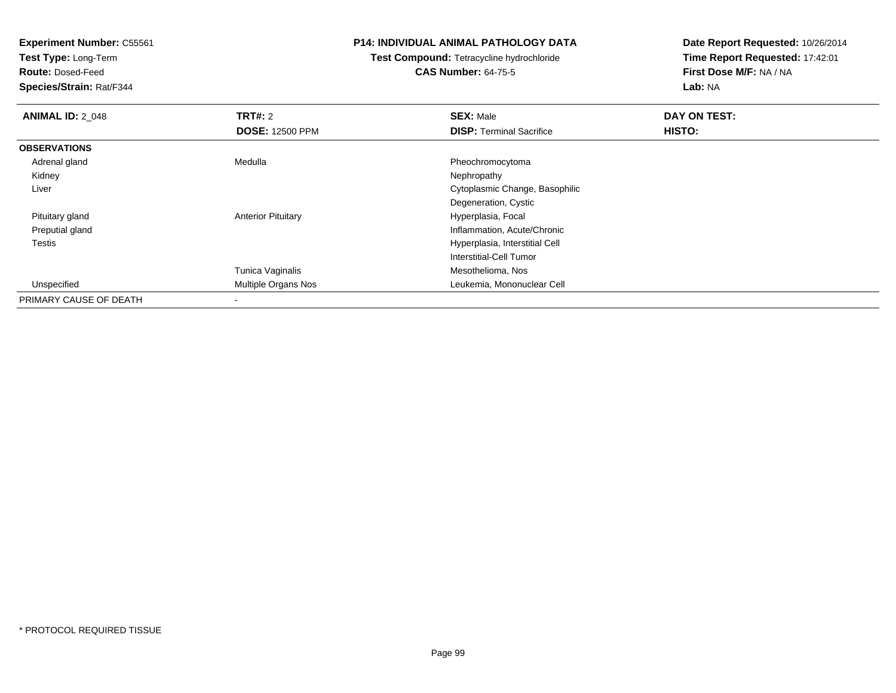**Experiment Number:** C55561
**Test Type:** Long-Term
**Route:** Dosed-Feed
**Species/Strain:** Rat/F344

**P14: INDIVIDUAL ANIMAL PATHOLOGY DATA**
**Test Compound:** Tetracycline hydrochloride
**CAS Number:** 64-75-5

**Date Report Requested:** 10/26/2014
**Time Report Requested:** 17:42:01
**First Dose M/F:** NA / NA
**Lab:** NA

| **ANIMAL ID:** 2_048 | **TRT#:** 2 | **SEX:** Male | **DAY ON TEST:** |
|---|---|---|---|
| | **DOSE:** 12500 PPM | **DISP:** Terminal Sacrifice | **HISTO:** |
| **OBSERVATIONS** | | | |
| Adrenal gland | Medulla | Pheochromocytoma | |
| Kidney | | Nephropathy | |
| Liver | | Cytoplasmic Change, Basophilic | |
| | | Degeneration, Cystic | |
| Pituitary gland | Anterior Pituitary | Hyperplasia, Focal | |
| Preputial gland | | Inflammation, Acute/Chronic | |
| Testis | | Hyperplasia, Interstitial Cell | |
| | | Interstitial-Cell Tumor | |
| | Tunica Vaginalis | Mesothelioma, Nos | |
| Unspecified | Multiple Organs Nos | Leukemia, Mononuclear Cell | |
| PRIMARY CAUSE OF DEATH | - | | |

* PROTOCOL REQUIRED TISSUE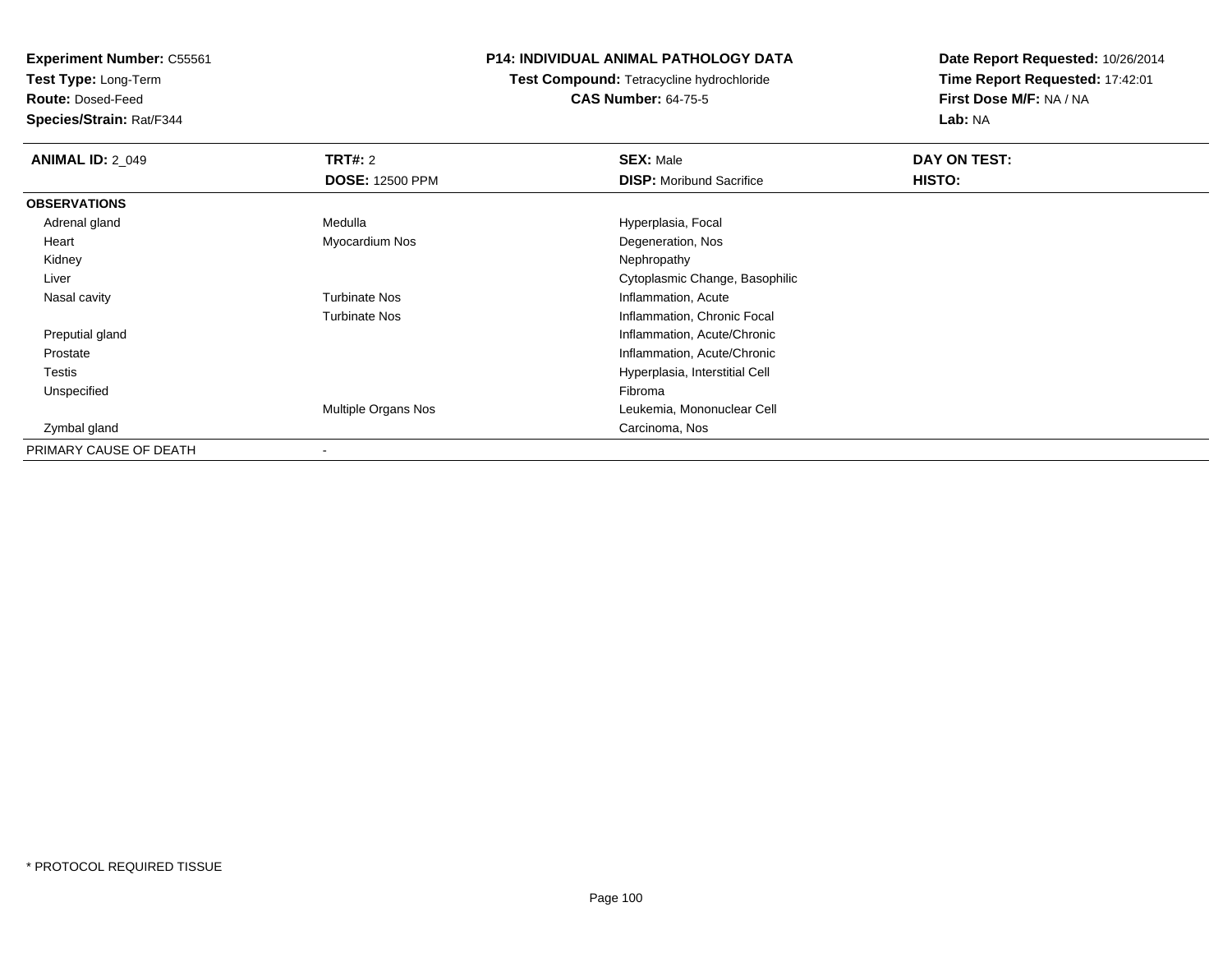**Experiment Number:** C55561
**Test Type:** Long-Term
**Route:** Dosed-Feed
**Species/Strain:** Rat/F344

**P14: INDIVIDUAL ANIMAL PATHOLOGY DATA**
**Test Compound:** Tetracycline hydrochloride
**CAS Number:** 64-75-5

**Date Report Requested:** 10/26/2014
**Time Report Requested:** 17:42:01
**First Dose M/F:** NA / NA
**Lab:** NA

| **ANIMAL ID:** 2_049 | **TRT#:** 2 | **SEX:** Male | **DAY ON TEST:** |
|---|---|---|---|
| | **DOSE:** 12500 PPM | **DISP:** Moribund Sacrifice | **HISTO:** |
| **OBSERVATIONS** | | | |
| Adrenal gland | Medulla | Hyperplasia, Focal | |
| Heart | Myocardium Nos | Degeneration, Nos | |
| Kidney | | Nephropathy | |
| Liver | | Cytoplasmic Change, Basophilic | |
| Nasal cavity | Turbinate Nos | Inflammation, Acute | |
| | Turbinate Nos | Inflammation, Chronic Focal | |
| Preputial gland | | Inflammation, Acute/Chronic | |
| Prostate | | Inflammation, Acute/Chronic | |
| Testis | | Hyperplasia, Interstitial Cell | |
| Unspecified | | Fibroma | |
| | Multiple Organs Nos | Leukemia, Mononuclear Cell | |
| Zymbal gland | | Carcinoma, Nos | |
| PRIMARY CAUSE OF DEATH | - | | |

\* PROTOCOL REQUIRED TISSUE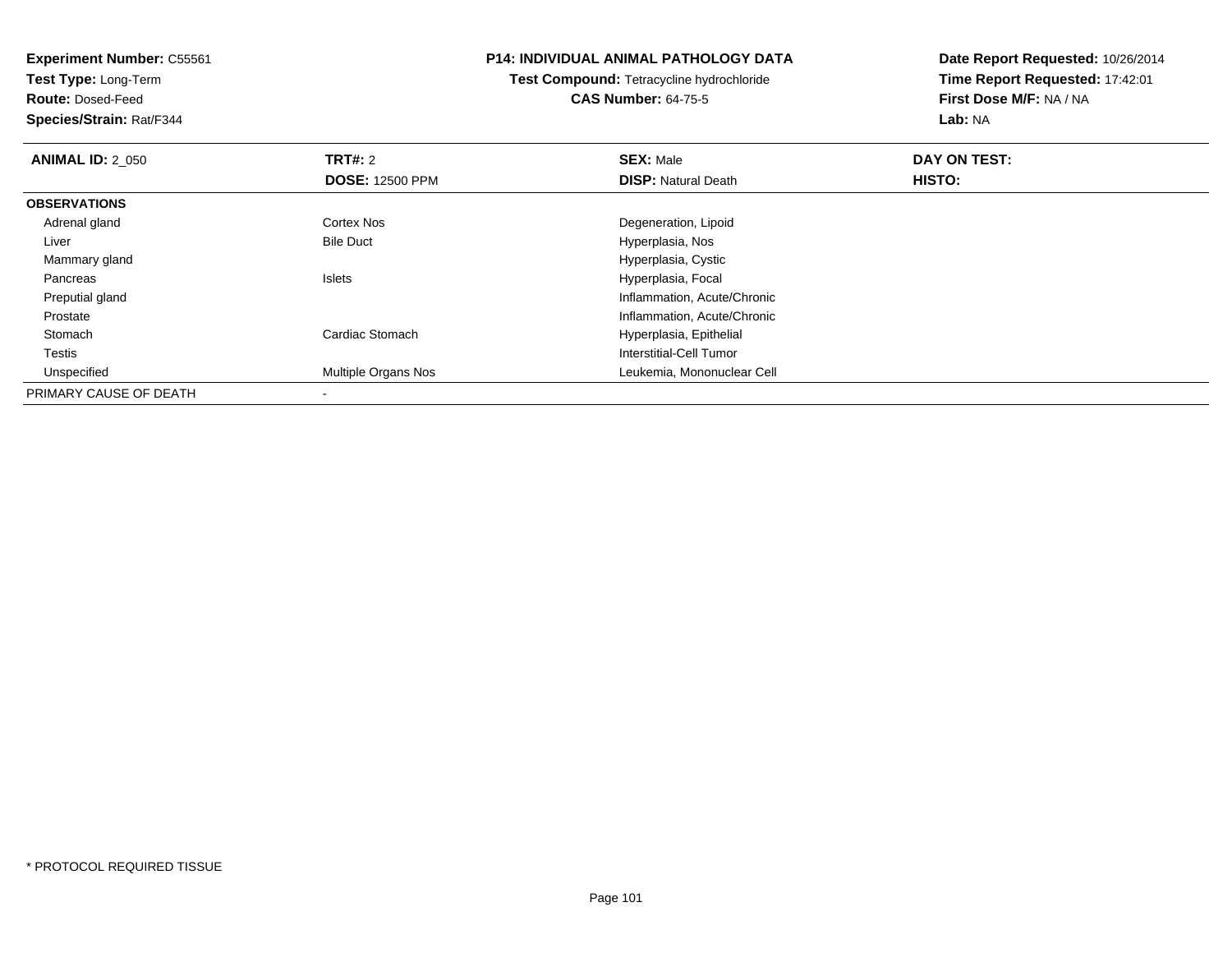**Experiment Number:** C55561
**Test Type:** Long-Term
**Route:** Dosed-Feed
**Species/Strain:** Rat/F344

**P14: INDIVIDUAL ANIMAL PATHOLOGY DATA**
**Test Compound:** Tetracycline hydrochloride
**CAS Number:** 64-75-5

**Date Report Requested:** 10/26/2014
**Time Report Requested:** 17:42:01
**First Dose M/F:** NA / NA
**Lab:** NA

| **ANIMAL ID:** 2_050 | **TRT#:** 2 | **SEX:** Male | **DAY ON TEST:** |
|---|---|---|---|
| | **DOSE:** 12500 PPM | **DISP:** Natural Death | **HISTO:** |
| **OBSERVATIONS** | | | |
| Adrenal gland | Cortex Nos | Degeneration, Lipoid | |
| Liver | Bile Duct | Hyperplasia, Nos | |
| Mammary gland | | Hyperplasia, Cystic | |
| Pancreas | Islets | Hyperplasia, Focal | |
| Preputial gland | | Inflammation, Acute/Chronic | |
| Prostate | | Inflammation, Acute/Chronic | |
| Stomach | Cardiac Stomach | Hyperplasia, Epithelial | |
| Testis | | Interstitial-Cell Tumor | |
| Unspecified | Multiple Organs Nos | Leukemia, Mononuclear Cell | |
| PRIMARY CAUSE OF DEATH | - | | |

* PROTOCOL REQUIRED TISSUE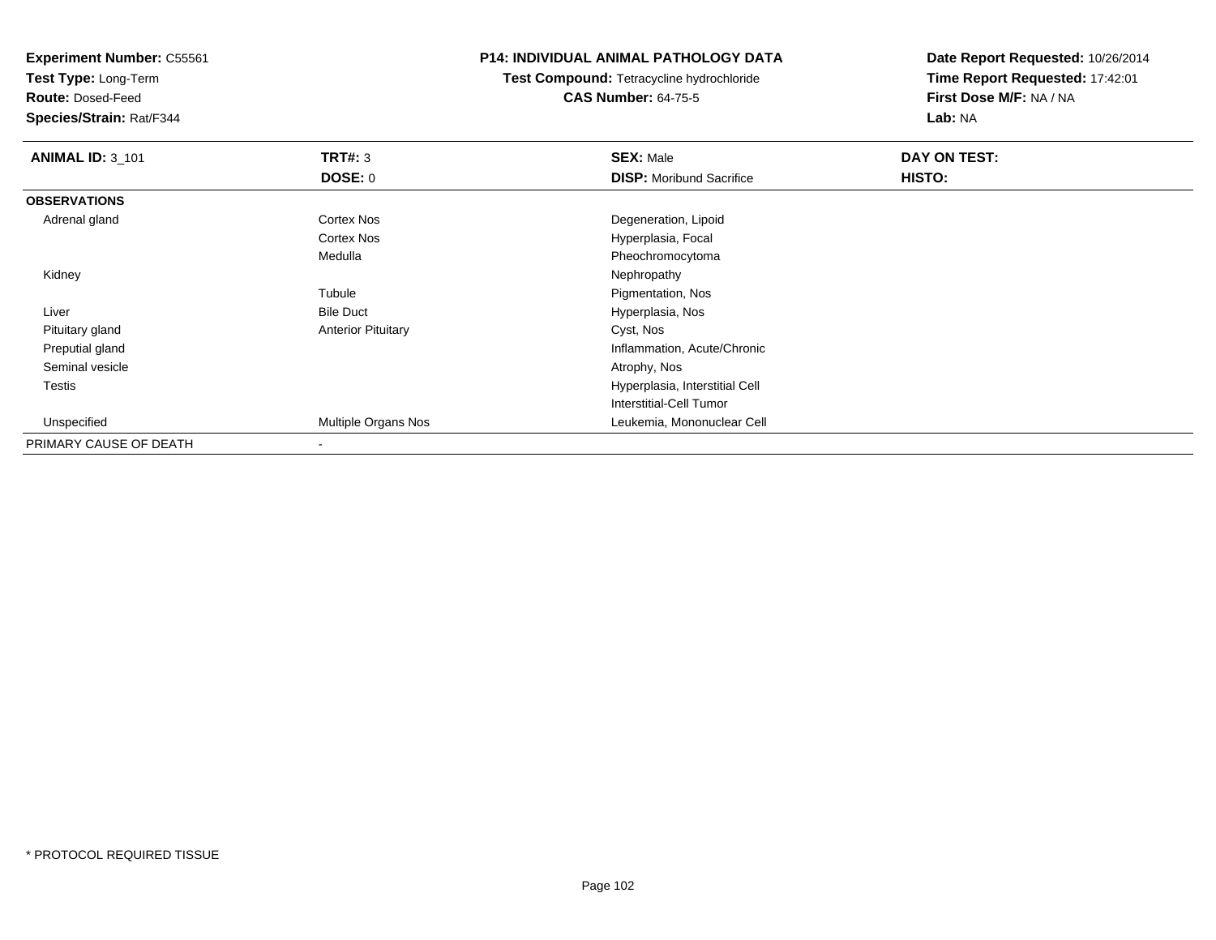**Experiment Number:** C55561
**Test Type:** Long-Term
**Route:** Dosed-Feed
**Species/Strain:** Rat/F344

**P14: INDIVIDUAL ANIMAL PATHOLOGY DATA**
**Test Compound:** Tetracycline hydrochloride
**CAS Number:** 64-75-5

**Date Report Requested:** 10/26/2014
**Time Report Requested:** 17:42:01
**First Dose M/F:** NA / NA
**Lab:** NA

| **ANIMAL ID:** 3_101 | **TRT#:** 3 | **SEX:** Male | **DAY ON TEST:** |
|---|---|---|---|
| | **DOSE:** 0 | **DISP:** Moribund Sacrifice | **HISTO:** |
| **OBSERVATIONS** | | | |
| Adrenal gland | Cortex Nos | Degeneration, Lipoid | |
| | Cortex Nos | Hyperplasia, Focal | |
| | Medulla | Pheochromocytoma | |
| Kidney | | Nephropathy | |
| | Tubule | Pigmentation, Nos | |
| Liver | Bile Duct | Hyperplasia, Nos | |
| Pituitary gland | Anterior Pituitary | Cyst, Nos | |
| Preputial gland | | Inflammation, Acute/Chronic | |
| Seminal vesicle | | Atrophy, Nos | |
| Testis | | Hyperplasia, Interstitial Cell | |
| | | Interstitial-Cell Tumor | |
| Unspecified | Multiple Organs Nos | Leukemia, Mononuclear Cell | |
| PRIMARY CAUSE OF DEATH | - | | |

* PROTOCOL REQUIRED TISSUE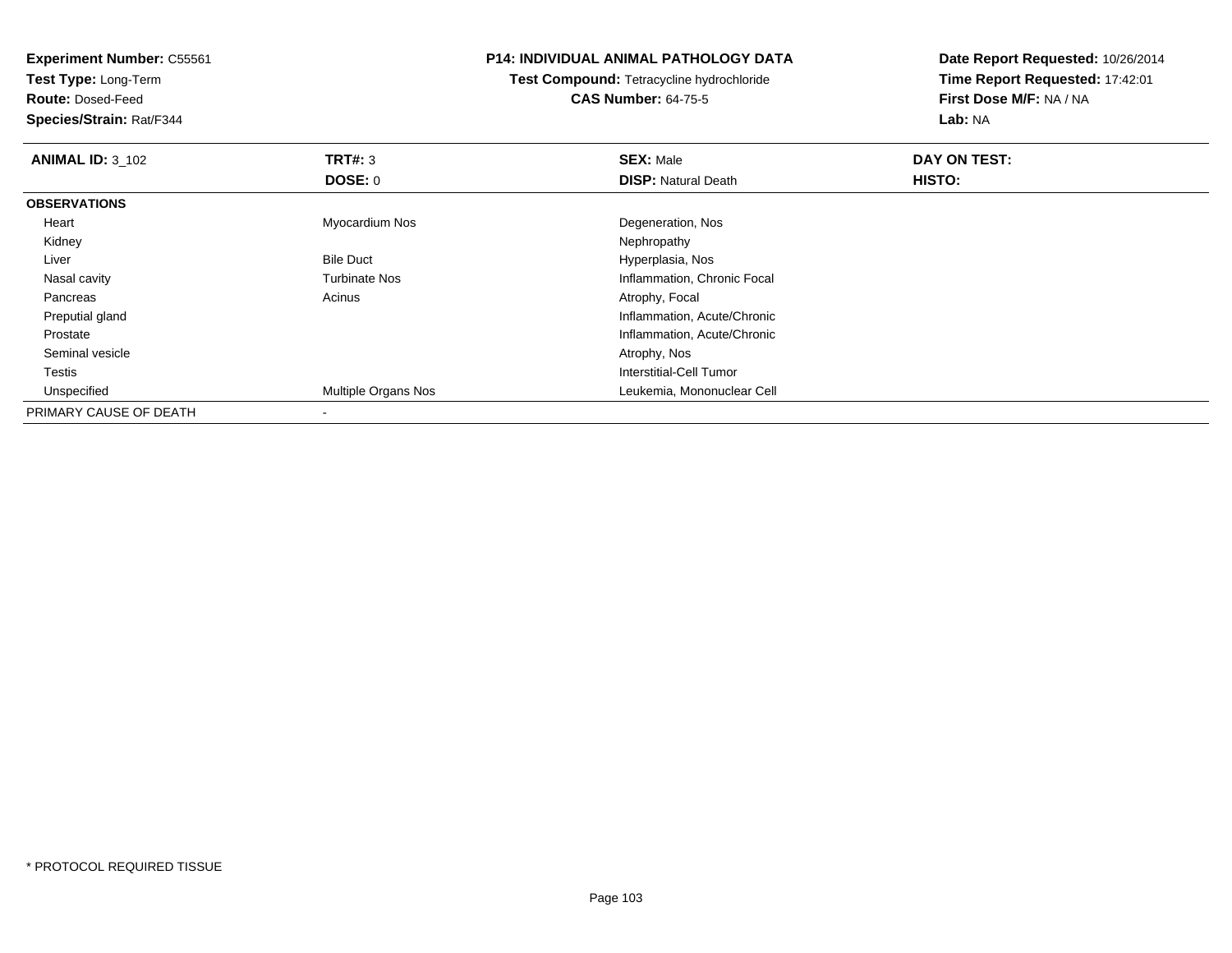**Experiment Number:** C55561
**Test Type:** Long-Term
**Route:** Dosed-Feed
**Species/Strain:** Rat/F344

**P14: INDIVIDUAL ANIMAL PATHOLOGY DATA**
**Test Compound:** Tetracycline hydrochloride
**CAS Number:** 64-75-5

**Date Report Requested:** 10/26/2014
**Time Report Requested:** 17:42:01
**First Dose M/F:** NA / NA
**Lab:** NA

| **ANIMAL ID:** 3_102 | **TRT#:** 3 | **SEX:** Male | **DAY ON TEST:** |
|---|---|---|---|
| | **DOSE:** 0 | **DISP:** Natural Death | **HISTO:** |
| **OBSERVATIONS** | | | |
| Heart | Myocardium Nos | Degeneration, Nos | |
| Kidney | | Nephropathy | |
| Liver | Bile Duct | Hyperplasia, Nos | |
| Nasal cavity | Turbinate Nos | Inflammation, Chronic Focal | |
| Pancreas | Acinus | Atrophy, Focal | |
| Preputial gland | | Inflammation, Acute/Chronic | |
| Prostate | | Inflammation, Acute/Chronic | |
| Seminal vesicle | | Atrophy, Nos | |
| Testis | | Interstitial-Cell Tumor | |
| Unspecified | Multiple Organs Nos | Leukemia, Mononuclear Cell | |
| PRIMARY CAUSE OF DEATH | - | | |

* PROTOCOL REQUIRED TISSUE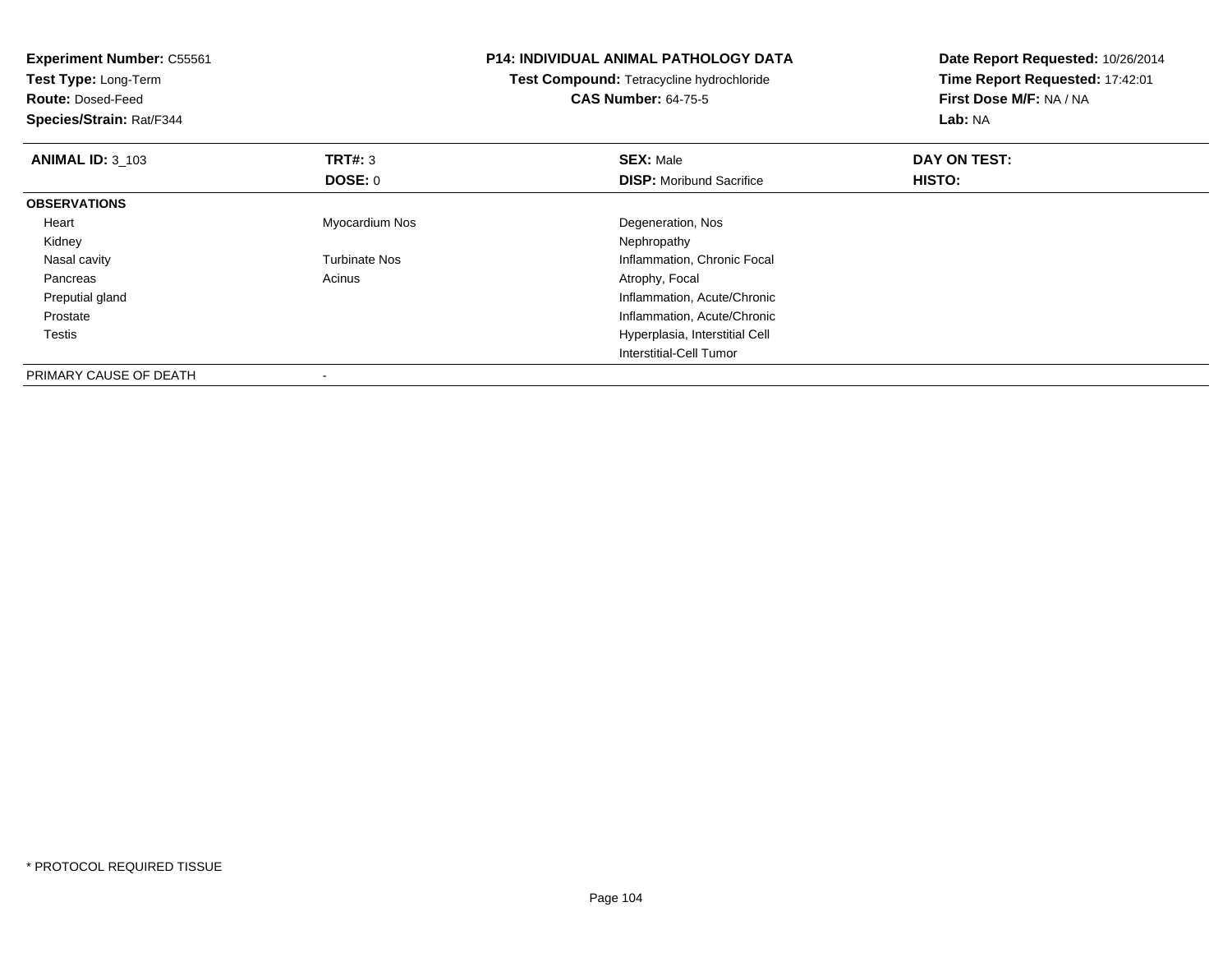**Experiment Number:** C55561
**Test Type:** Long-Term
**Route:** Dosed-Feed
**Species/Strain:** Rat/F344

**P14: INDIVIDUAL ANIMAL PATHOLOGY DATA**
**Test Compound:** Tetracycline hydrochloride
**CAS Number:** 64-75-5

**Date Report Requested:** 10/26/2014
**Time Report Requested:** 17:42:01
**First Dose M/F:** NA / NA
**Lab:** NA

| **ANIMAL ID:** 3_103 | **TRT#:** 3 | **SEX:** Male | **DAY ON TEST:** |
|---|---|---|---|
| | **DOSE:** 0 | **DISP:** Moribund Sacrifice | **HISTO:** |
| **OBSERVATIONS** | | | |
| Heart | Myocardium Nos | Degeneration, Nos | |
| Kidney | | Nephropathy | |
| Nasal cavity | Turbinate Nos | Inflammation, Chronic Focal | |
| Pancreas | Acinus | Atrophy, Focal | |
| Preputial gland | | Inflammation, Acute/Chronic | |
| Prostate | | Inflammation, Acute/Chronic | |
| Testis | | Hyperplasia, Interstitial Cell | |
| | | Interstitial-Cell Tumor | |
| PRIMARY CAUSE OF DEATH | - | | |

* PROTOCOL REQUIRED TISSUE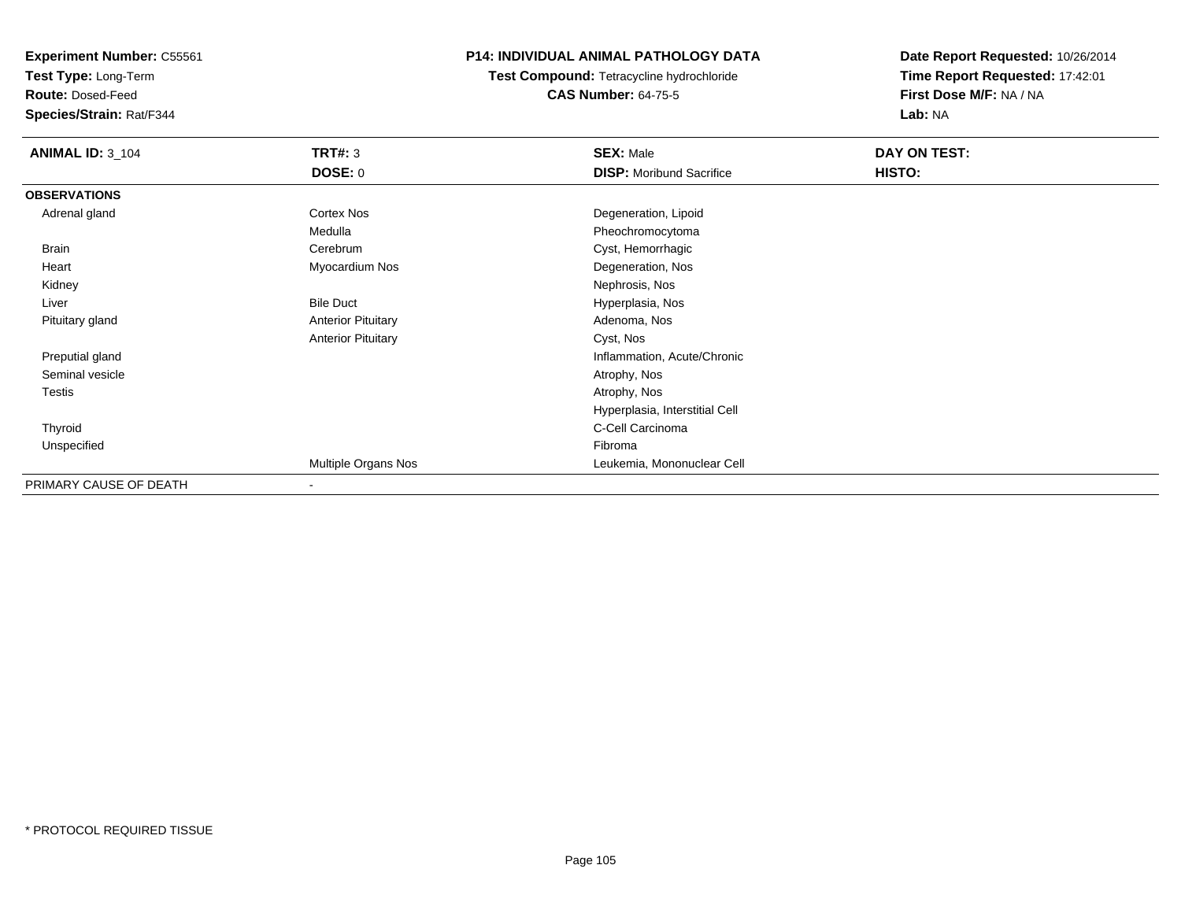**Experiment Number:** C55561
**Test Type:** Long-Term
**Route:** Dosed-Feed
**Species/Strain:** Rat/F344

**P14: INDIVIDUAL ANIMAL PATHOLOGY DATA**
**Test Compound:** Tetracycline hydrochloride
**CAS Number:** 64-75-5

**Date Report Requested:** 10/26/2014
**Time Report Requested:** 17:42:01
**First Dose M/F:** NA / NA
**Lab:** NA

| **ANIMAL ID:** 3_104 | **TRT#:** 3 | **SEX:** Male | **DAY ON TEST:** |
|---|---|---|---|
| | **DOSE:** 0 | **DISP:** Moribund Sacrifice | **HISTO:** |
| **OBSERVATIONS** | | | |
| Adrenal gland | Cortex Nos | Degeneration, Lipoid | |
| | Medulla | Pheochromocytoma | |
| Brain | Cerebrum | Cyst, Hemorrhagic | |
| Heart | Myocardium Nos | Degeneration, Nos | |
| Kidney | | Nephrosis, Nos | |
| Liver | Bile Duct | Hyperplasia, Nos | |
| Pituitary gland | Anterior Pituitary | Adenoma, Nos | |
| | Anterior Pituitary | Cyst, Nos | |
| Preputial gland | | Inflammation, Acute/Chronic | |
| Seminal vesicle | | Atrophy, Nos | |
| Testis | | Atrophy, Nos | |
| | | Hyperplasia, Interstitial Cell | |
| Thyroid | | C-Cell Carcinoma | |
| Unspecified | | Fibroma | |
| | Multiple Organs Nos | Leukemia, Mononuclear Cell | |
| PRIMARY CAUSE OF DEATH | - | | |

* PROTOCOL REQUIRED TISSUE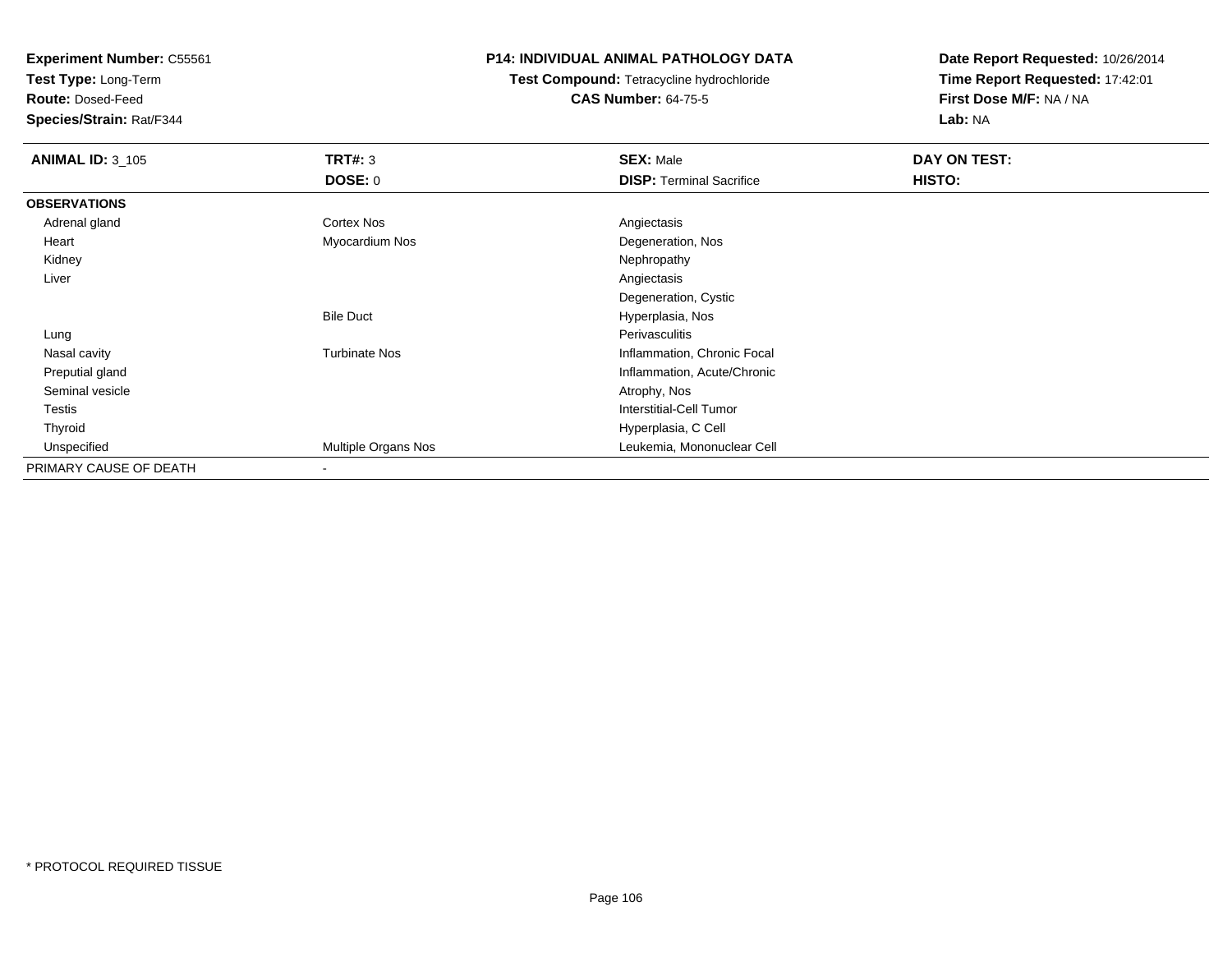**Experiment Number:** C55561
**Test Type:** Long-Term
**Route:** Dosed-Feed
**Species/Strain:** Rat/F344

**P14: INDIVIDUAL ANIMAL PATHOLOGY DATA**
**Test Compound:** Tetracycline hydrochloride
**CAS Number:** 64-75-5

**Date Report Requested:** 10/26/2014
**Time Report Requested:** 17:42:01
**First Dose M/F:** NA / NA
**Lab:** NA

| **ANIMAL ID:** 3_105 | **TRT#:** 3 | **SEX:** Male | **DAY ON TEST:** |
|---|---|---|---|
| | **DOSE:** 0 | **DISP:** Terminal Sacrifice | **HISTO:** |
| **OBSERVATIONS** | | | |
| Adrenal gland | Cortex Nos | Angiectasis | |
| Heart | Myocardium Nos | Degeneration, Nos | |
| Kidney | | Nephropathy | |
| Liver | | Angiectasis | |
| | | Degeneration, Cystic | |
| | Bile Duct | Hyperplasia, Nos | |
| Lung | | Perivasculitis | |
| Nasal cavity | Turbinate Nos | Inflammation, Chronic Focal | |
| Preputial gland | | Inflammation, Acute/Chronic | |
| Seminal vesicle | | Atrophy, Nos | |
| Testis | | Interstitial-Cell Tumor | |
| Thyroid | | Hyperplasia, C Cell | |
| Unspecified | Multiple Organs Nos | Leukemia, Mononuclear Cell | |
| PRIMARY CAUSE OF DEATH | - | | |

* PROTOCOL REQUIRED TISSUE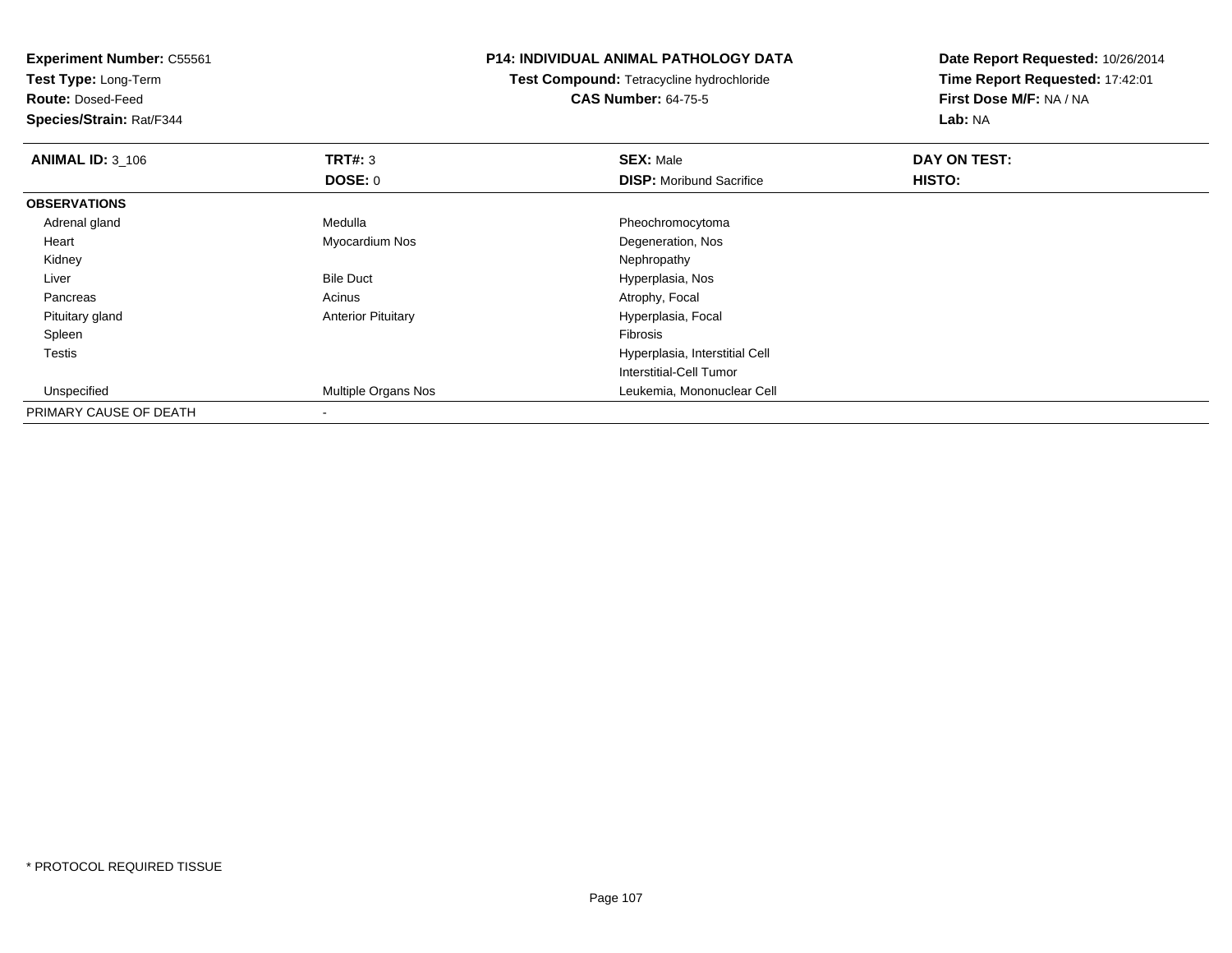**Experiment Number:** C55561
**Test Type:** Long-Term
**Route:** Dosed-Feed
**Species/Strain:** Rat/F344

**P14: INDIVIDUAL ANIMAL PATHOLOGY DATA**
**Test Compound:** Tetracycline hydrochloride
**CAS Number:** 64-75-5

**Date Report Requested:** 10/26/2014
**Time Report Requested:** 17:42:01
**First Dose M/F:** NA / NA
**Lab:** NA

| **ANIMAL ID:** 3_106 | **TRT#:** 3 | **SEX:** Male | **DAY ON TEST:** |
|---|---|---|---|
| | **DOSE:** 0 | **DISP:** Moribund Sacrifice | **HISTO:** |
| **OBSERVATIONS** | | | |
| Adrenal gland | Medulla | Pheochromocytoma | |
| Heart | Myocardium Nos | Degeneration, Nos | |
| Kidney | | Nephropathy | |
| Liver | Bile Duct | Hyperplasia, Nos | |
| Pancreas | Acinus | Atrophy, Focal | |
| Pituitary gland | Anterior Pituitary | Hyperplasia, Focal | |
| Spleen | | Fibrosis | |
| Testis | | Hyperplasia, Interstitial Cell | |
| | | Interstitial-Cell Tumor | |
| Unspecified | Multiple Organs Nos | Leukemia, Mononuclear Cell | |
| PRIMARY CAUSE OF DEATH | - | | |

\* PROTOCOL REQUIRED TISSUE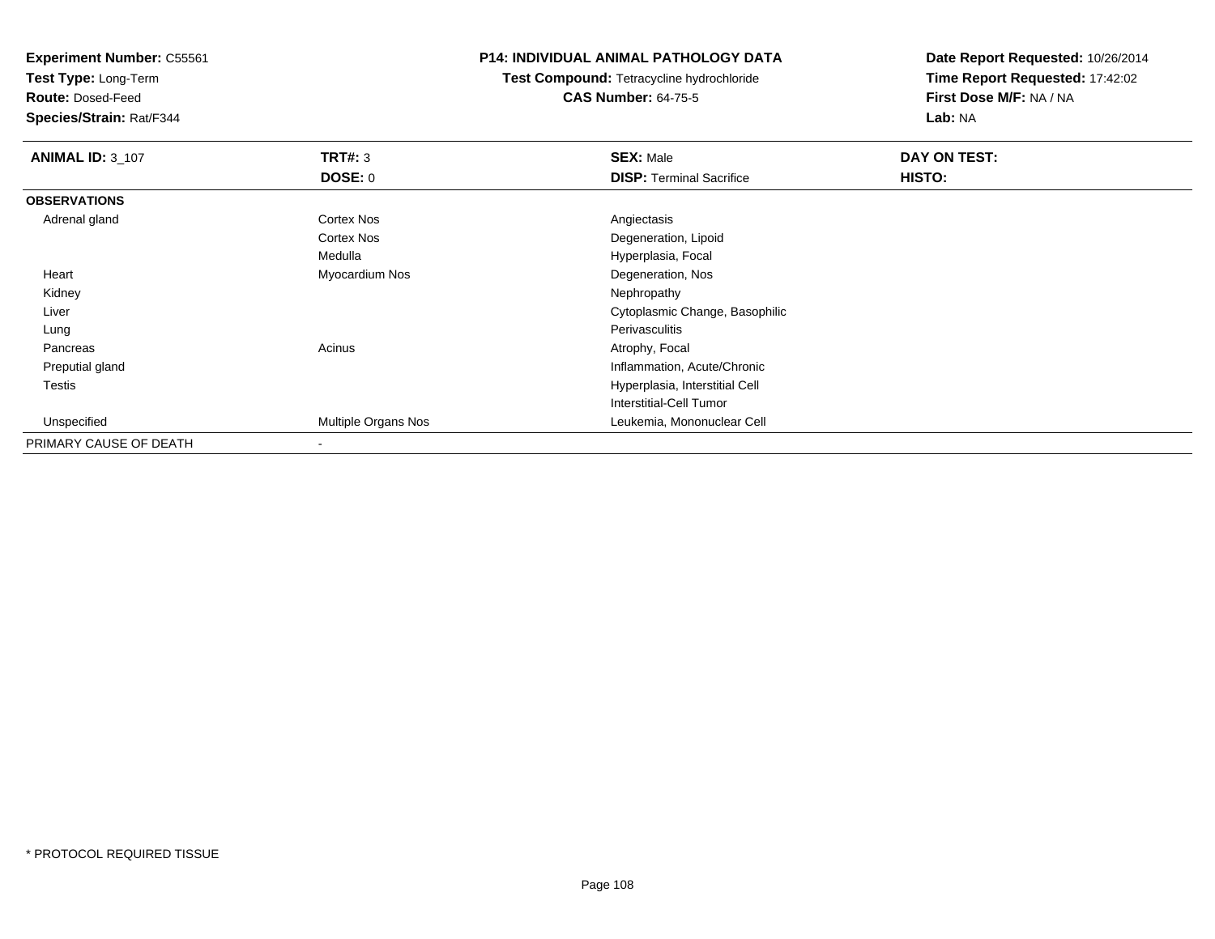**Experiment Number:** C55561
**Test Type:** Long-Term
**Route:** Dosed-Feed
**Species/Strain:** Rat/F344

**P14: INDIVIDUAL ANIMAL PATHOLOGY DATA**
**Test Compound:** Tetracycline hydrochloride
**CAS Number:** 64-75-5

**Date Report Requested:** 10/26/2014
**Time Report Requested:** 17:42:02
**First Dose M/F:** NA / NA
**Lab:** NA

| **ANIMAL ID:** 3_107 | **TRT#:** 3 | **SEX:** Male | **DAY ON TEST:** |
|---|---|---|---|
| | **DOSE:** 0 | **DISP:** Terminal Sacrifice | **HISTO:** |
| **OBSERVATIONS** | | | |
| Adrenal gland | Cortex Nos | Angiectasis | |
| | Cortex Nos | Degeneration, Lipoid | |
| | Medulla | Hyperplasia, Focal | |
| Heart | Myocardium Nos | Degeneration, Nos | |
| Kidney | | Nephropathy | |
| Liver | | Cytoplasmic Change, Basophilic | |
| Lung | | Perivasculitis | |
| Pancreas | Acinus | Atrophy, Focal | |
| Preputial gland | | Inflammation, Acute/Chronic | |
| Testis | | Hyperplasia, Interstitial Cell | |
| | | Interstitial-Cell Tumor | |
| Unspecified | Multiple Organs Nos | Leukemia, Mononuclear Cell | |
| PRIMARY CAUSE OF DEATH | - | | |

* PROTOCOL REQUIRED TISSUE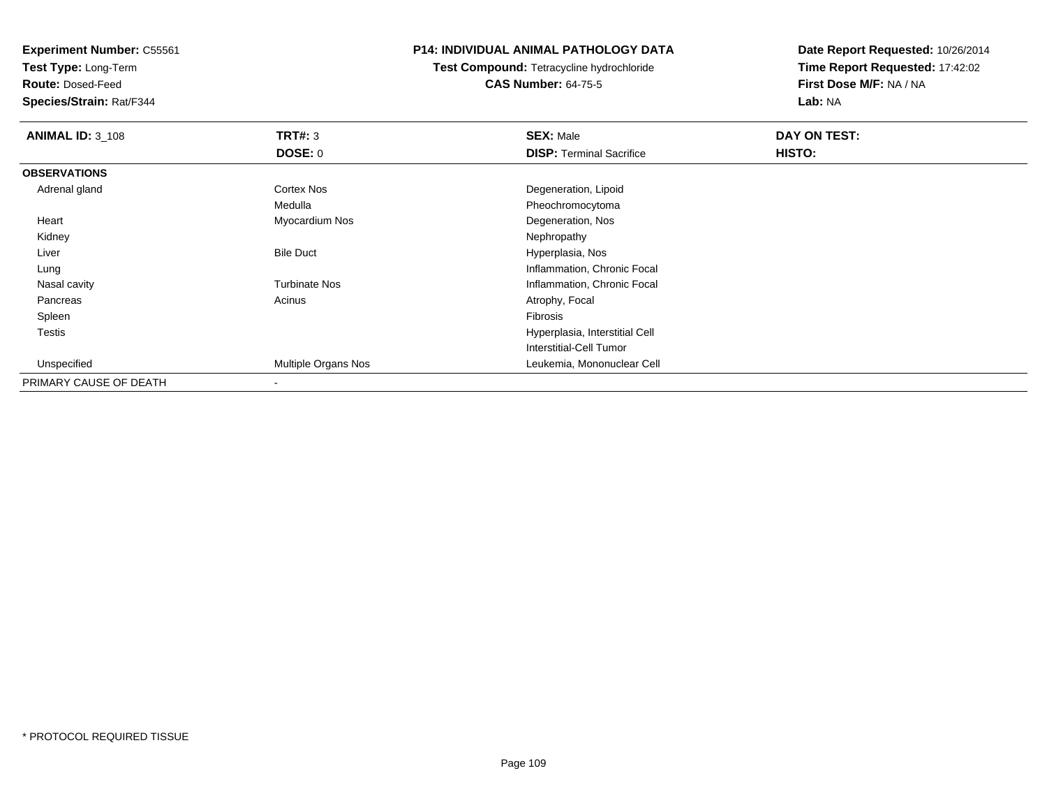**Experiment Number:** C55561
**Test Type:** Long-Term
**Route:** Dosed-Feed
**Species/Strain:** Rat/F344

**P14: INDIVIDUAL ANIMAL PATHOLOGY DATA**
**Test Compound:** Tetracycline hydrochloride
**CAS Number:** 64-75-5

**Date Report Requested:** 10/26/2014
**Time Report Requested:** 17:42:02
**First Dose M/F:** NA / NA
**Lab:** NA

| **ANIMAL ID:** 3_108 | **TRT#:** 3 | **SEX:** Male | **DAY ON TEST:** |
|---|---|---|---|
| | **DOSE:** 0 | **DISP:** Terminal Sacrifice | **HISTO:** |
| **OBSERVATIONS** | | | |
| Adrenal gland | Cortex Nos | Degeneration, Lipoid | |
| | Medulla | Pheochromocytoma | |
| Heart | Myocardium Nos | Degeneration, Nos | |
| Kidney | | Nephropathy | |
| Liver | Bile Duct | Hyperplasia, Nos | |
| Lung | | Inflammation, Chronic Focal | |
| Nasal cavity | Turbinate Nos | Inflammation, Chronic Focal | |
| Pancreas | Acinus | Atrophy, Focal | |
| Spleen | | Fibrosis | |
| Testis | | Hyperplasia, Interstitial Cell | |
| | | Interstitial-Cell Tumor | |
| Unspecified | Multiple Organs Nos | Leukemia, Mononuclear Cell | |
| PRIMARY CAUSE OF DEATH | - | | |

* PROTOCOL REQUIRED TISSUE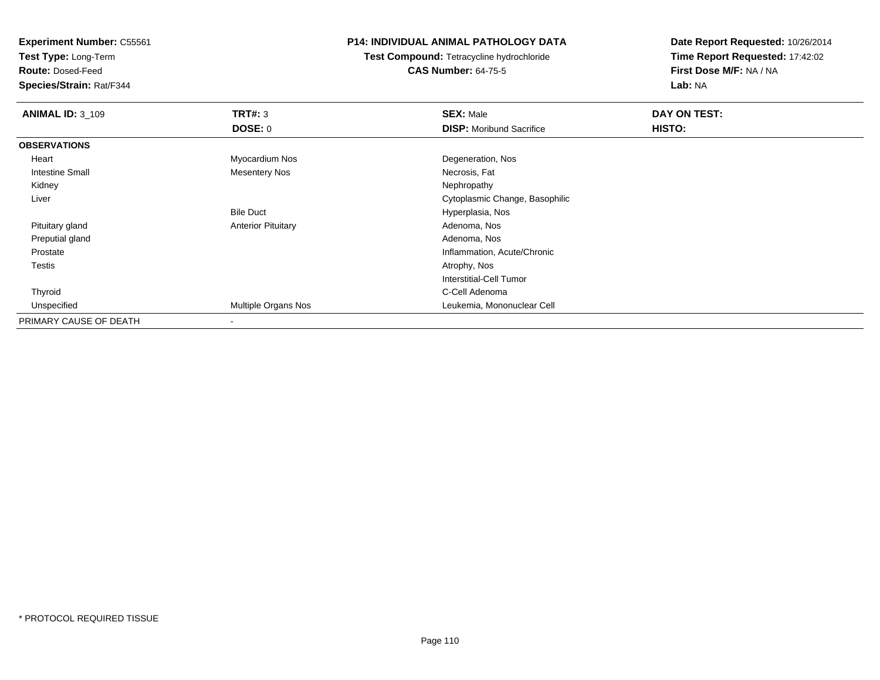**Experiment Number:** C55561
**Test Type:** Long-Term
**Route:** Dosed-Feed
**Species/Strain:** Rat/F344

## P14: INDIVIDUAL ANIMAL PATHOLOGY DATA

**Test Compound:** Tetracycline hydrochloride
**CAS Number:** 64-75-5

**Date Report Requested:** 10/26/2014
**Time Report Requested:** 17:42:02
**First Dose M/F:** NA / NA
**Lab:** NA

| **ANIMAL ID:** 3_109 | **TRT#:** 3 | **SEX:** Male | **DAY ON TEST:** |
|---|---|---|---|
| | **DOSE:** 0 | **DISP:** Moribund Sacrifice | **HISTO:** |
| **OBSERVATIONS** | | | |
| Heart | Myocardium Nos | Degeneration, Nos | |
| Intestine Small | Mesentery Nos | Necrosis, Fat | |
| Kidney | | Nephropathy | |
| Liver | | Cytoplasmic Change, Basophilic | |
| | Bile Duct | Hyperplasia, Nos | |
| Pituitary gland | Anterior Pituitary | Adenoma, Nos | |
| Preputial gland | | Adenoma, Nos | |
| Prostate | | Inflammation, Acute/Chronic | |
| Testis | | Atrophy, Nos | |
| | | Interstitial-Cell Tumor | |
| Thyroid | | C-Cell Adenoma | |
| Unspecified | Multiple Organs Nos | Leukemia, Mononuclear Cell | |
| PRIMARY CAUSE OF DEATH | - | | |

* PROTOCOL REQUIRED TISSUE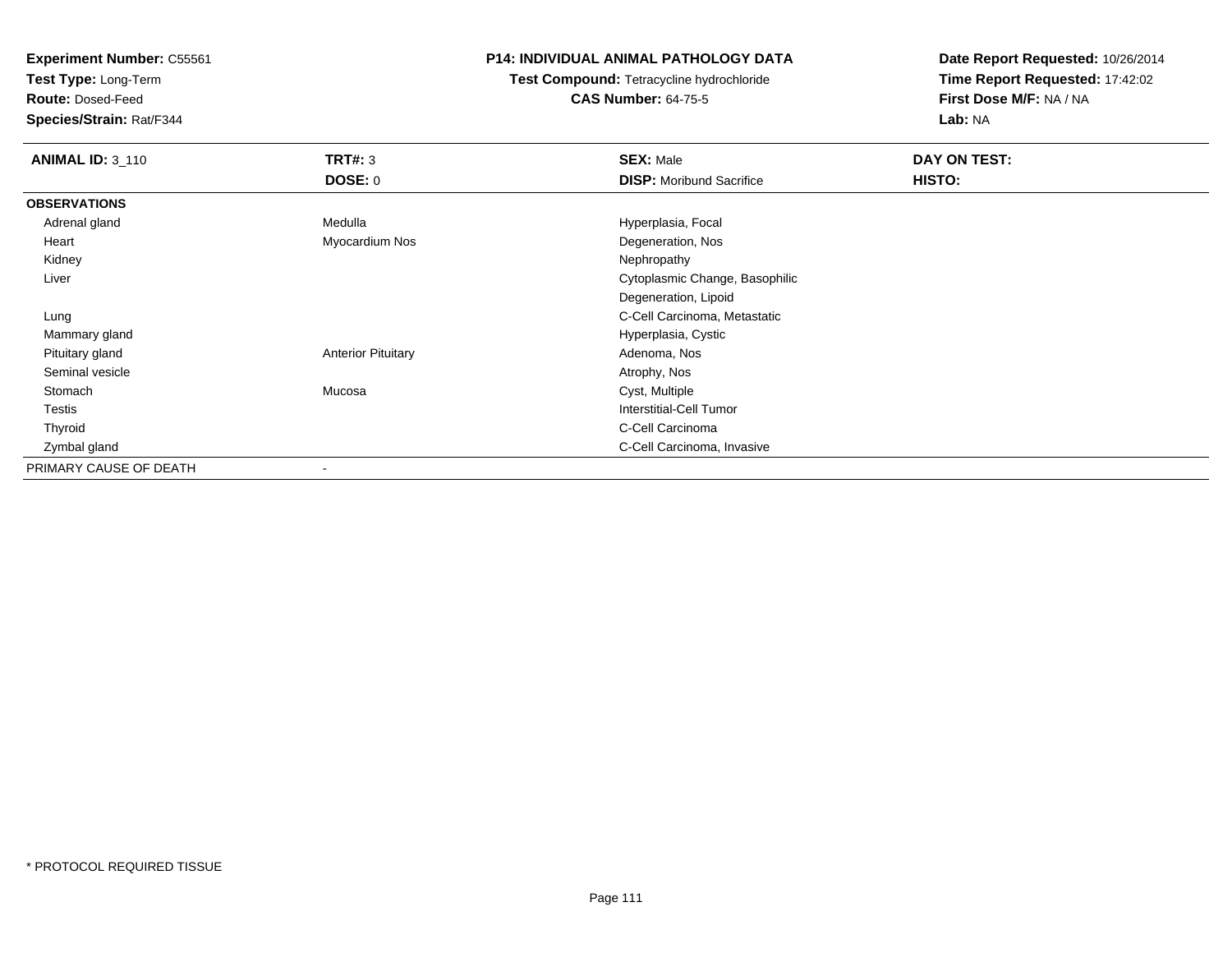**Experiment Number:** C55561
**Test Type:** Long-Term
**Route:** Dosed-Feed
**Species/Strain:** Rat/F344

**P14: INDIVIDUAL ANIMAL PATHOLOGY DATA**
**Test Compound:** Tetracycline hydrochloride
**CAS Number:** 64-75-5

**Date Report Requested:** 10/26/2014
**Time Report Requested:** 17:42:02
**First Dose M/F:** NA / NA
**Lab:** NA

| **ANIMAL ID:** 3_110 | **TRT#:** 3 | **SEX:** Male | **DAY ON TEST:** |
|---|---|---|---|
| | **DOSE:** 0 | **DISP:** Moribund Sacrifice | **HISTO:** |
| **OBSERVATIONS** | | | |
| Adrenal gland | Medulla | Hyperplasia, Focal | |
| Heart | Myocardium Nos | Degeneration, Nos | |
| Kidney | | Nephropathy | |
| Liver | | Cytoplasmic Change, Basophilic | |
| | | Degeneration, Lipoid | |
| Lung | | C-Cell Carcinoma, Metastatic | |
| Mammary gland | | Hyperplasia, Cystic | |
| Pituitary gland | Anterior Pituitary | Adenoma, Nos | |
| Seminal vesicle | | Atrophy, Nos | |
| Stomach | Mucosa | Cyst, Multiple | |
| Testis | | Interstitial-Cell Tumor | |
| Thyroid | | C-Cell Carcinoma | |
| Zymbal gland | | C-Cell Carcinoma, Invasive | |
| PRIMARY CAUSE OF DEATH | - | | |

\* PROTOCOL REQUIRED TISSUE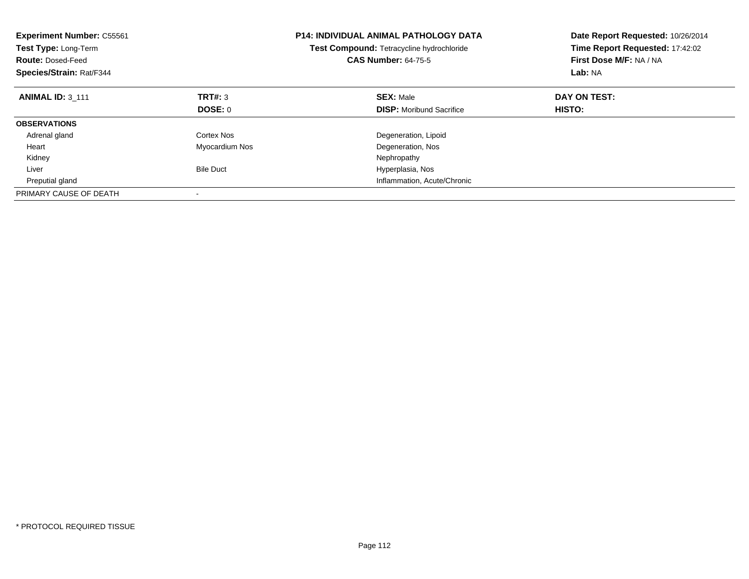**Experiment Number:** C55561
**Test Type:** Long-Term
**Route:** Dosed-Feed
**Species/Strain:** Rat/F344

**P14: INDIVIDUAL ANIMAL PATHOLOGY DATA**
**Test Compound:** Tetracycline hydrochloride
**CAS Number:** 64-75-5

**Date Report Requested:** 10/26/2014
**Time Report Requested:** 17:42:02
**First Dose M/F:** NA / NA
**Lab:** NA

| **ANIMAL ID:** 3_111 | **TRT#:** 3 | **SEX:** Male | **DAY ON TEST:** |
|---|---|---|---|
| | **DOSE:** 0 | **DISP:** Moribund Sacrifice | **HISTO:** |
| **OBSERVATIONS** | | | |
| Adrenal gland | Cortex Nos | Degeneration, Lipoid | |
| Heart | Myocardium Nos | Degeneration, Nos | |
| Kidney | | Nephropathy | |
| Liver | Bile Duct | Hyperplasia, Nos | |
| Preputial gland | | Inflammation, Acute/Chronic | |
| PRIMARY CAUSE OF DEATH | - | | |

* PROTOCOL REQUIRED TISSUE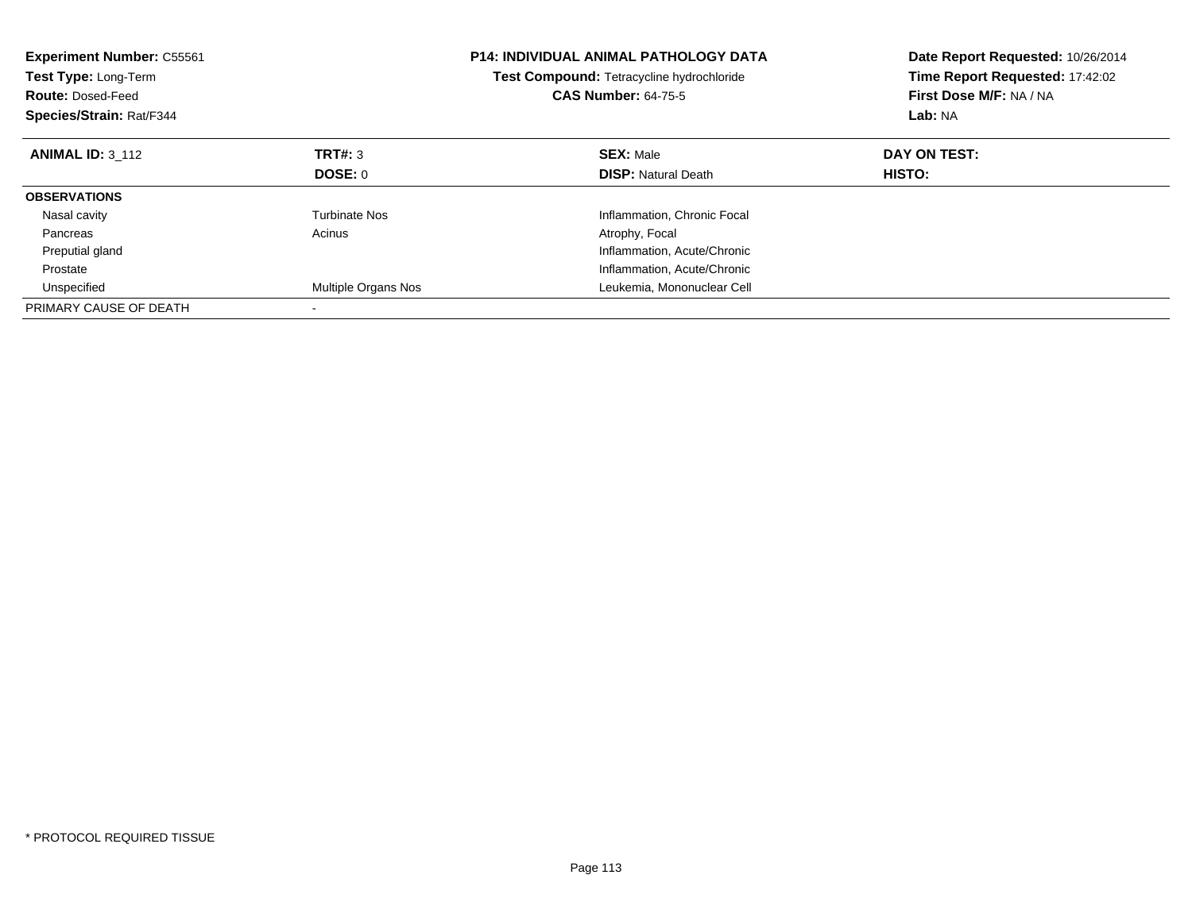**Experiment Number:** C55561
**Test Type:** Long-Term
**Route:** Dosed-Feed
**Species/Strain:** Rat/F344

**P14: INDIVIDUAL ANIMAL PATHOLOGY DATA**
**Test Compound:** Tetracycline hydrochloride
**CAS Number:** 64-75-5

**Date Report Requested:** 10/26/2014
**Time Report Requested:** 17:42:02
**First Dose M/F:** NA / NA
**Lab:** NA

| **ANIMAL ID:** 3_112 | **TRT#:** 3 | **SEX:** Male | **DAY ON TEST:** |
|---|---|---|---|
| | **DOSE:** 0 | **DISP:** Natural Death | **HISTO:** |
| **OBSERVATIONS** | | | |
| Nasal cavity | Turbinate Nos | Inflammation, Chronic Focal | |
| Pancreas | Acinus | Atrophy, Focal | |
| Preputial gland | | Inflammation, Acute/Chronic | |
| Prostate | | Inflammation, Acute/Chronic | |
| Unspecified | Multiple Organs Nos | Leukemia, Mononuclear Cell | |
| PRIMARY CAUSE OF DEATH | - | | |

\* PROTOCOL REQUIRED TISSUE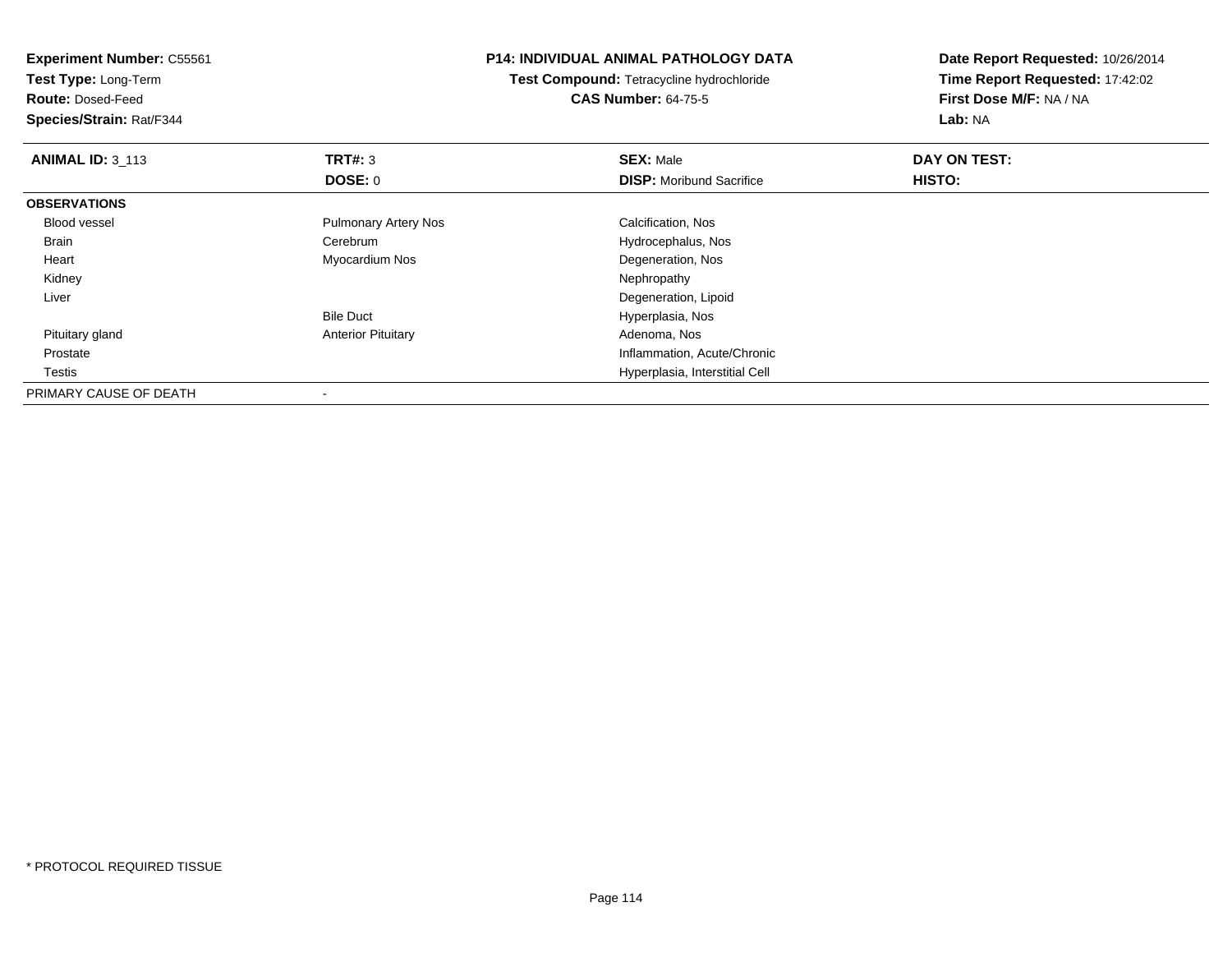**Experiment Number:** C55561
**Test Type:** Long-Term
**Route:** Dosed-Feed
**Species/Strain:** Rat/F344

**P14: INDIVIDUAL ANIMAL PATHOLOGY DATA**
**Test Compound:** Tetracycline hydrochloride
**CAS Number:** 64-75-5

**Date Report Requested:** 10/26/2014
**Time Report Requested:** 17:42:02
**First Dose M/F:** NA / NA
**Lab:** NA

| **ANIMAL ID:** 3_113 | **TRT#:** 3 | **SEX:** Male | **DAY ON TEST:** |
|---|---|---|---|
| | **DOSE:** 0 | **DISP:** Moribund Sacrifice | **HISTO:** |
| **OBSERVATIONS** | | | |
| Blood vessel | Pulmonary Artery Nos | Calcification, Nos | |
| Brain | Cerebrum | Hydrocephalus, Nos | |
| Heart | Myocardium Nos | Degeneration, Nos | |
| Kidney | | Nephropathy | |
| Liver | | Degeneration, Lipoid | |
| | Bile Duct | Hyperplasia, Nos | |
| Pituitary gland | Anterior Pituitary | Adenoma, Nos | |
| Prostate | | Inflammation, Acute/Chronic | |
| Testis | | Hyperplasia, Interstitial Cell | |
| PRIMARY CAUSE OF DEATH | - | | |

* PROTOCOL REQUIRED TISSUE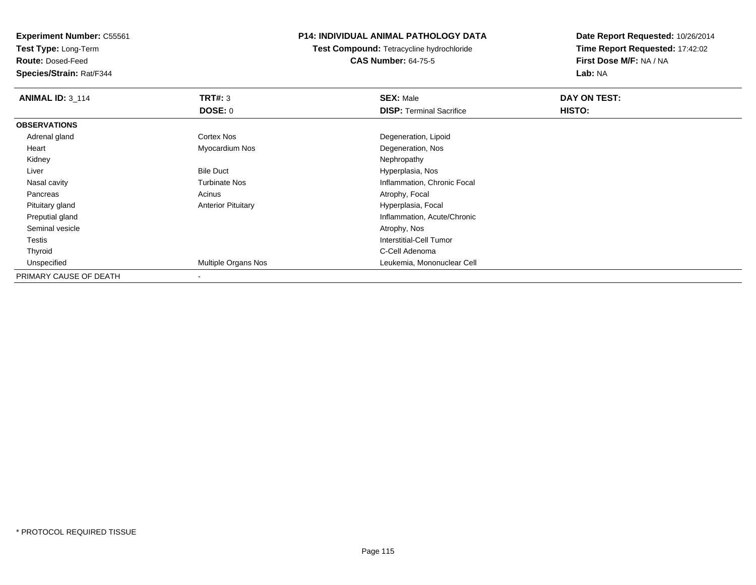**Experiment Number:** C55561
**Test Type:** Long-Term
**Route:** Dosed-Feed
**Species/Strain:** Rat/F344

**P14: INDIVIDUAL ANIMAL PATHOLOGY DATA**
**Test Compound:** Tetracycline hydrochloride
**CAS Number:** 64-75-5

**Date Report Requested:** 10/26/2014
**Time Report Requested:** 17:42:02
**First Dose M/F:** NA / NA
**Lab:** NA

| **ANIMAL ID:** 3_114 | **TRT#:** 3 | **SEX:** Male | **DAY ON TEST:** |
|---|---|---|---|
| | **DOSE:** 0 | **DISP:** Terminal Sacrifice | **HISTO:** |
| **OBSERVATIONS** | | | |
| Adrenal gland | Cortex Nos | Degeneration, Lipoid | |
| Heart | Myocardium Nos | Degeneration, Nos | |
| Kidney | | Nephropathy | |
| Liver | Bile Duct | Hyperplasia, Nos | |
| Nasal cavity | Turbinate Nos | Inflammation, Chronic Focal | |
| Pancreas | Acinus | Atrophy, Focal | |
| Pituitary gland | Anterior Pituitary | Hyperplasia, Focal | |
| Preputial gland | | Inflammation, Acute/Chronic | |
| Seminal vesicle | | Atrophy, Nos | |
| Testis | | Interstitial-Cell Tumor | |
| Thyroid | | C-Cell Adenoma | |
| Unspecified | Multiple Organs Nos | Leukemia, Mononuclear Cell | |
| PRIMARY CAUSE OF DEATH | - | | |

* PROTOCOL REQUIRED TISSUE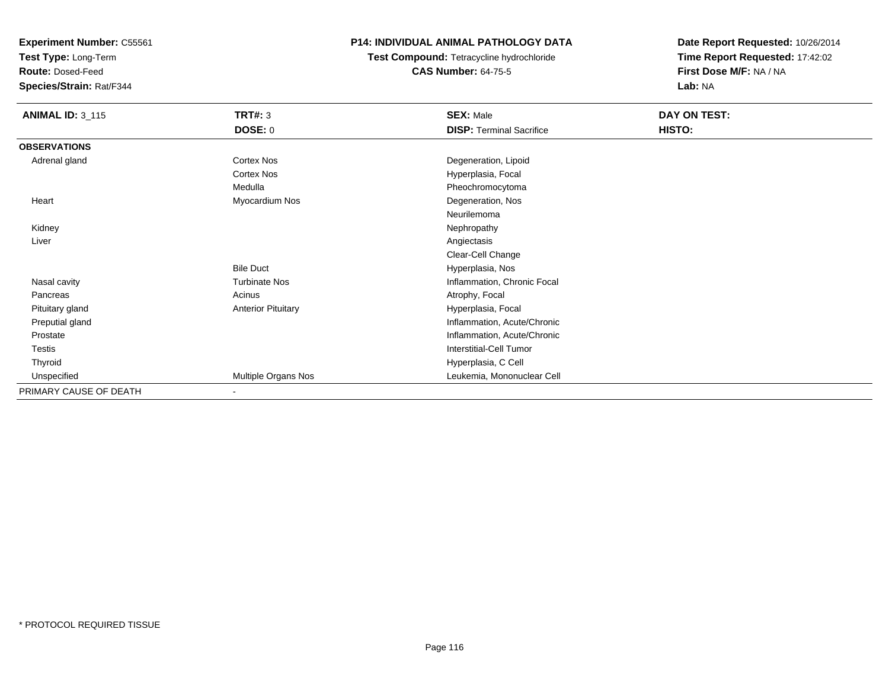**Experiment Number:** C55561
**Test Type:** Long-Term
**Route:** Dosed-Feed
**Species/Strain:** Rat/F344

**P14: INDIVIDUAL ANIMAL PATHOLOGY DATA**
**Test Compound:** Tetracycline hydrochloride
**CAS Number:** 64-75-5

**Date Report Requested:** 10/26/2014
**Time Report Requested:** 17:42:02
**First Dose M/F:** NA / NA
**Lab:** NA

| **ANIMAL ID:** 3_115 | **TRT#:** 3 | **SEX:** Male | **DAY ON TEST:** |
|---|---|---|---|
| | **DOSE:** 0 | **DISP:** Terminal Sacrifice | **HISTO:** |
| **OBSERVATIONS** | | | |
| Adrenal gland | Cortex Nos | Degeneration, Lipoid | |
| | Cortex Nos | Hyperplasia, Focal | |
| | Medulla | Pheochromocytoma | |
| Heart | Myocardium Nos | Degeneration, Nos | |
| | | Neurilemoma | |
| Kidney | | Nephropathy | |
| Liver | | Angiectasis | |
| | | Clear-Cell Change | |
| | Bile Duct | Hyperplasia, Nos | |
| Nasal cavity | Turbinate Nos | Inflammation, Chronic Focal | |
| Pancreas | Acinus | Atrophy, Focal | |
| Pituitary gland | Anterior Pituitary | Hyperplasia, Focal | |
| Preputial gland | | Inflammation, Acute/Chronic | |
| Prostate | | Inflammation, Acute/Chronic | |
| Testis | | Interstitial-Cell Tumor | |
| Thyroid | | Hyperplasia, C Cell | |
| Unspecified | Multiple Organs Nos | Leukemia, Mononuclear Cell | |
| PRIMARY CAUSE OF DEATH | - | | |

* PROTOCOL REQUIRED TISSUE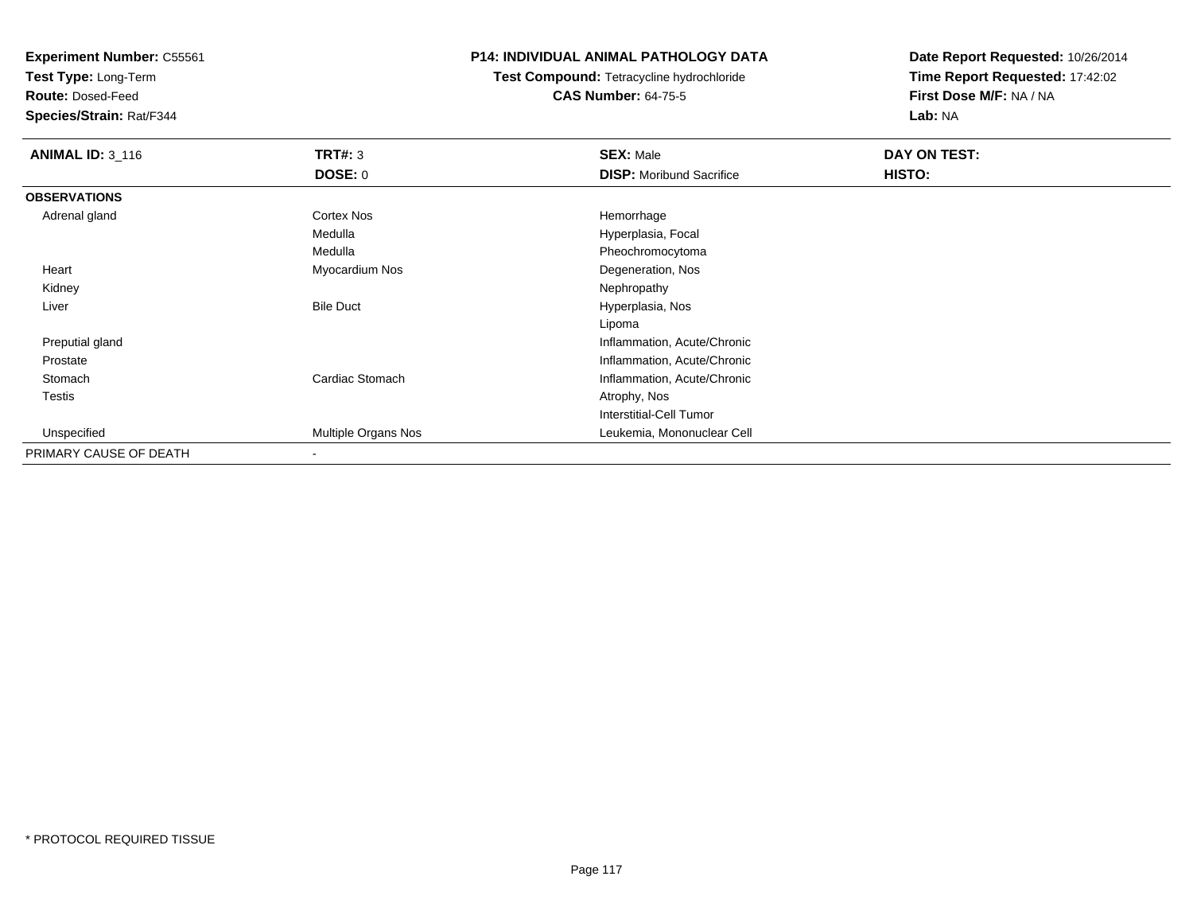**Experiment Number:** C55561
**Test Type:** Long-Term
**Route:** Dosed-Feed
**Species/Strain:** Rat/F344

## P14: INDIVIDUAL ANIMAL PATHOLOGY DATA

**Test Compound:** Tetracycline hydrochloride
**CAS Number:** 64-75-5

**Date Report Requested:** 10/26/2014
**Time Report Requested:** 17:42:02
**First Dose M/F:** NA / NA
**Lab:** NA

| ANIMAL ID: 3_116 | TRT#: 3 | SEX: Male | DAY ON TEST: |
|---|---|---|---|
| | DOSE: 0 | DISP: Moribund Sacrifice | HISTO: |
| **OBSERVATIONS** | | | |
| Adrenal gland | Cortex Nos | Hemorrhage | |
| | Medulla | Hyperplasia, Focal | |
| | Medulla | Pheochromocytoma | |
| Heart | Myocardium Nos | Degeneration, Nos | |
| Kidney | | Nephropathy | |
| Liver | Bile Duct | Hyperplasia, Nos | |
| | | Lipoma | |
| Preputial gland | | Inflammation, Acute/Chronic | |
| Prostate | | Inflammation, Acute/Chronic | |
| Stomach | Cardiac Stomach | Inflammation, Acute/Chronic | |
| Testis | | Atrophy, Nos | |
| | | Interstitial-Cell Tumor | |
| Unspecified | Multiple Organs Nos | Leukemia, Mononuclear Cell | |
| PRIMARY CAUSE OF DEATH | - | | |

* PROTOCOL REQUIRED TISSUE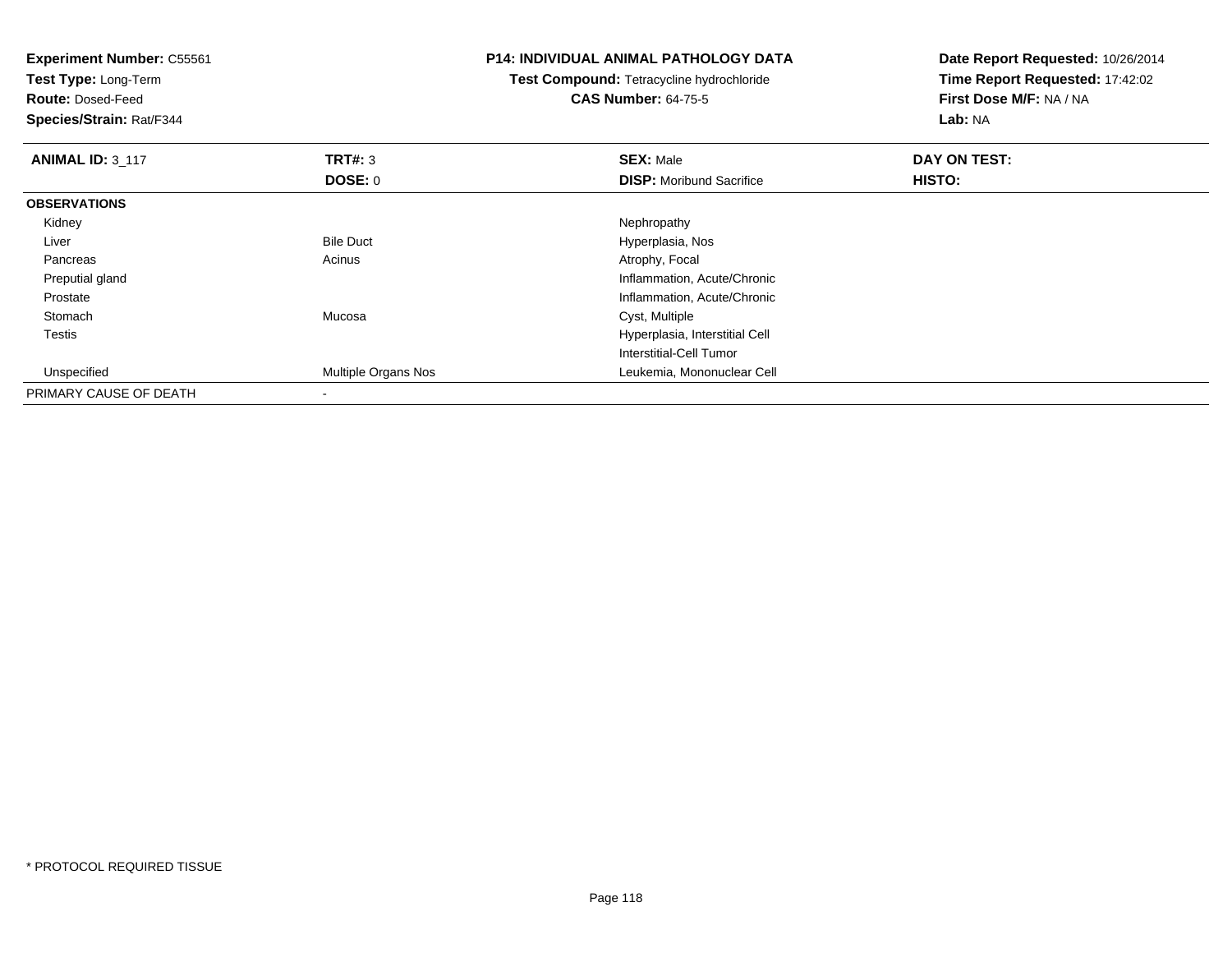**Experiment Number:** C55561
**Test Type:** Long-Term
**Route:** Dosed-Feed
**Species/Strain:** Rat/F344

**P14: INDIVIDUAL ANIMAL PATHOLOGY DATA**
**Test Compound:** Tetracycline hydrochloride
**CAS Number:** 64-75-5

**Date Report Requested:** 10/26/2014
**Time Report Requested:** 17:42:02
**First Dose M/F:** NA / NA
**Lab:** NA

| **ANIMAL ID:** 3_117 | **TRT#:** 3 | **SEX:** Male | **DAY ON TEST:** |
|---|---|---|---|
| | **DOSE:** 0 | **DISP:** Moribund Sacrifice | **HISTO:** |
| **OBSERVATIONS** | | | |
| Kidney | | Nephropathy | |
| Liver | Bile Duct | Hyperplasia, Nos | |
| Pancreas | Acinus | Atrophy, Focal | |
| Preputial gland | | Inflammation, Acute/Chronic | |
| Prostate | | Inflammation, Acute/Chronic | |
| Stomach | Mucosa | Cyst, Multiple | |
| Testis | | Hyperplasia, Interstitial Cell | |
| | | Interstitial-Cell Tumor | |
| Unspecified | Multiple Organs Nos | Leukemia, Mononuclear Cell | |
| PRIMARY CAUSE OF DEATH | - | | |

* PROTOCOL REQUIRED TISSUE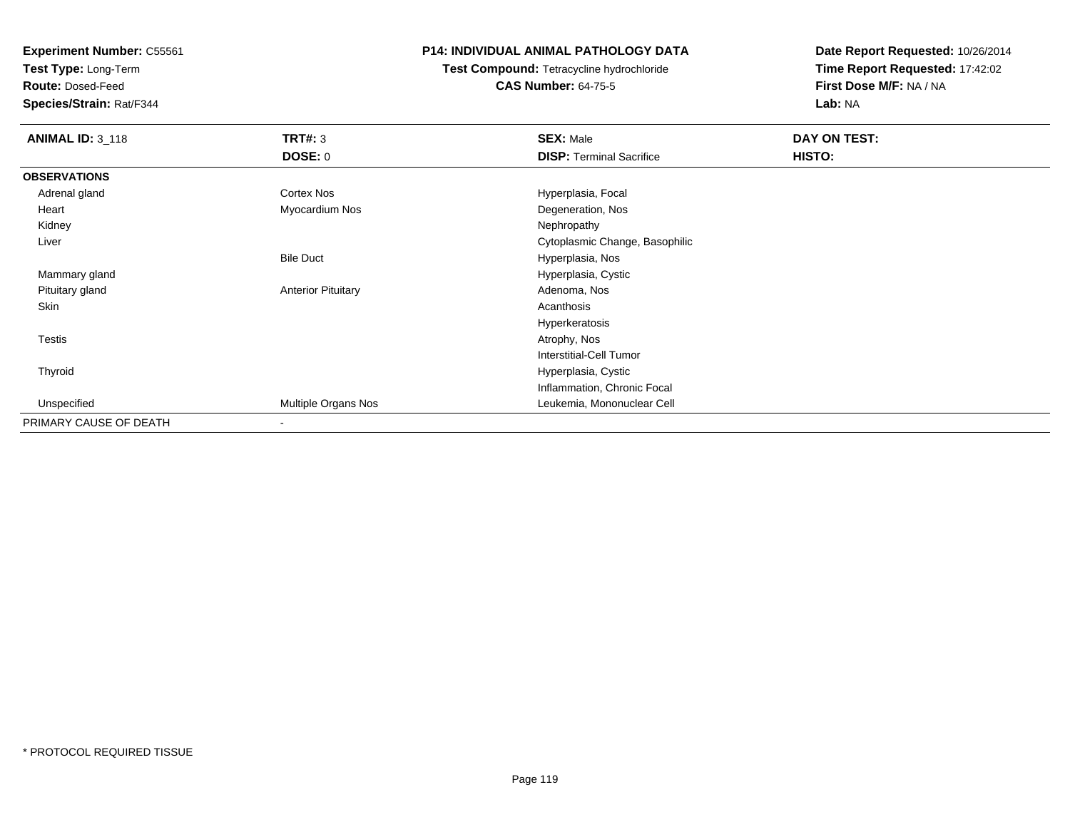**Experiment Number:** C55561
**Test Type:** Long-Term
**Route:** Dosed-Feed
**Species/Strain:** Rat/F344

**P14: INDIVIDUAL ANIMAL PATHOLOGY DATA**
**Test Compound:** Tetracycline hydrochloride
**CAS Number:** 64-75-5

**Date Report Requested:** 10/26/2014
**Time Report Requested:** 17:42:02
**First Dose M/F:** NA / NA
**Lab:** NA

| **ANIMAL ID:** 3_118 | **TRT#:** 3<br>**DOSE:** 0 | **SEX:** Male<br>**DISP:** Terminal Sacrifice | **DAY ON TEST:**<br>**HISTO:** |
|---|---|---|---|
| **OBSERVATIONS** | | | |
| Adrenal gland | Cortex Nos | Hyperplasia, Focal | |
| Heart | Myocardium Nos | Degeneration, Nos | |
| Kidney | | Nephropathy | |
| Liver | | Cytoplasmic Change, Basophilic | |
| | Bile Duct | Hyperplasia, Nos | |
| Mammary gland | | Hyperplasia, Cystic | |
| Pituitary gland | Anterior Pituitary | Adenoma, Nos | |
| Skin | | Acanthosis | |
| | | Hyperkeratosis | |
| Testis | | Atrophy, Nos | |
| | | Interstitial-Cell Tumor | |
| Thyroid | | Hyperplasia, Cystic | |
| | | Inflammation, Chronic Focal | |
| Unspecified | Multiple Organs Nos | Leukemia, Mononuclear Cell | |
| PRIMARY CAUSE OF DEATH | - | | |

* PROTOCOL REQUIRED TISSUE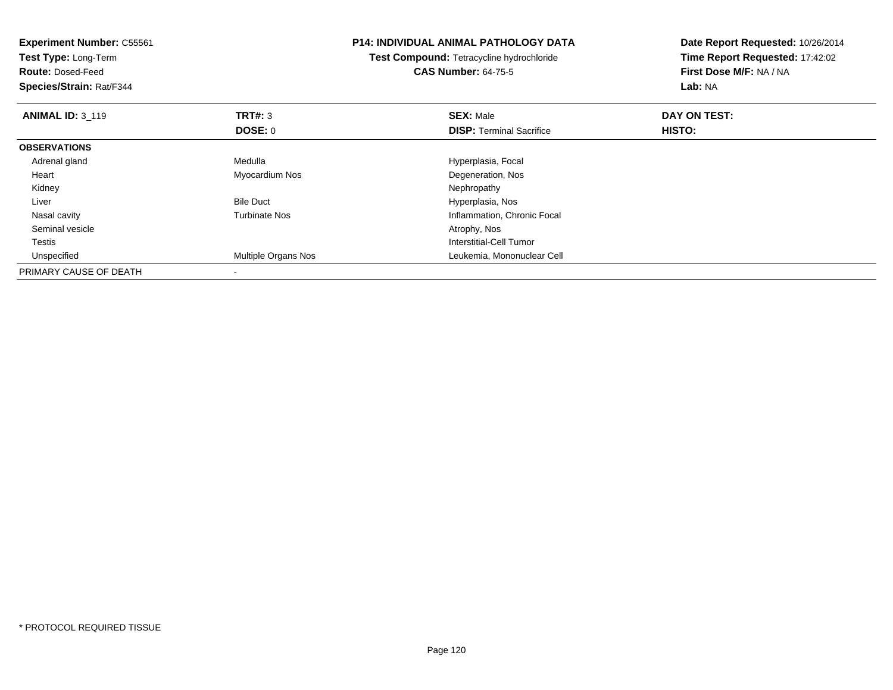**Experiment Number:** C55561
**Test Type:** Long-Term
**Route:** Dosed-Feed
**Species/Strain:** Rat/F344

**P14: INDIVIDUAL ANIMAL PATHOLOGY DATA**
**Test Compound:** Tetracycline hydrochloride
**CAS Number:** 64-75-5

**Date Report Requested:** 10/26/2014
**Time Report Requested:** 17:42:02
**First Dose M/F:** NA / NA
**Lab:** NA

| **ANIMAL ID:** 3_119 | **TRT#:** 3 | **SEX:** Male | **DAY ON TEST:** |
|---|---|---|---|
| | **DOSE:** 0 | **DISP:** Terminal Sacrifice | **HISTO:** |
| **OBSERVATIONS** | | | |
| Adrenal gland | Medulla | Hyperplasia, Focal | |
| Heart | Myocardium Nos | Degeneration, Nos | |
| Kidney | | Nephropathy | |
| Liver | Bile Duct | Hyperplasia, Nos | |
| Nasal cavity | Turbinate Nos | Inflammation, Chronic Focal | |
| Seminal vesicle | | Atrophy, Nos | |
| Testis | | Interstitial-Cell Tumor | |
| Unspecified | Multiple Organs Nos | Leukemia, Mononuclear Cell | |
| PRIMARY CAUSE OF DEATH | - | | |

* PROTOCOL REQUIRED TISSUE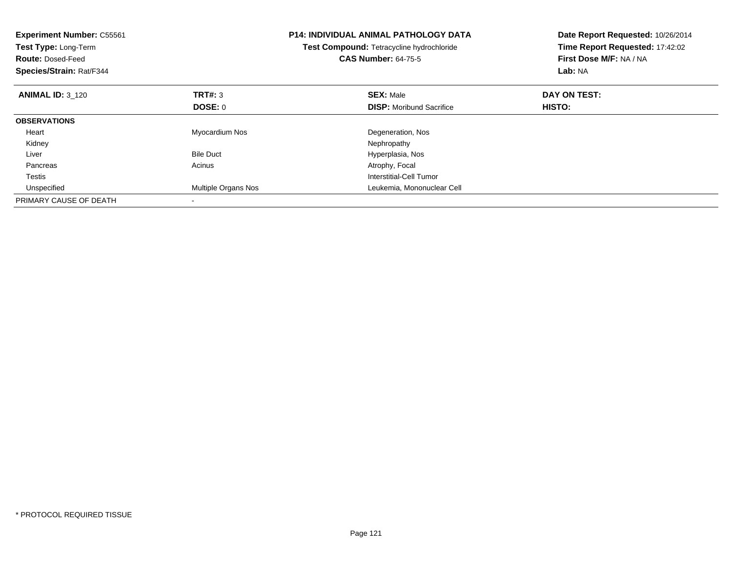**Experiment Number:** C55561
**Test Type:** Long-Term
**Route:** Dosed-Feed
**Species/Strain:** Rat/F344

**P14: INDIVIDUAL ANIMAL PATHOLOGY DATA**
**Test Compound:** Tetracycline hydrochloride
**CAS Number:** 64-75-5

**Date Report Requested:** 10/26/2014
**Time Report Requested:** 17:42:02
**First Dose M/F:** NA / NA
**Lab:** NA

| **ANIMAL ID:** 3_120 | **TRT#:** 3 | **SEX:** Male | **DAY ON TEST:** |
|---|---|---|---|
| | **DOSE:** 0 | **DISP:** Moribund Sacrifice | **HISTO:** |
| **OBSERVATIONS** | | | |
| Heart | Myocardium Nos | Degeneration, Nos | |
| Kidney | | Nephropathy | |
| Liver | Bile Duct | Hyperplasia, Nos | |
| Pancreas | Acinus | Atrophy, Focal | |
| Testis | | Interstitial-Cell Tumor | |
| Unspecified | Multiple Organs Nos | Leukemia, Mononuclear Cell | |
| PRIMARY CAUSE OF DEATH | - | | |

* PROTOCOL REQUIRED TISSUE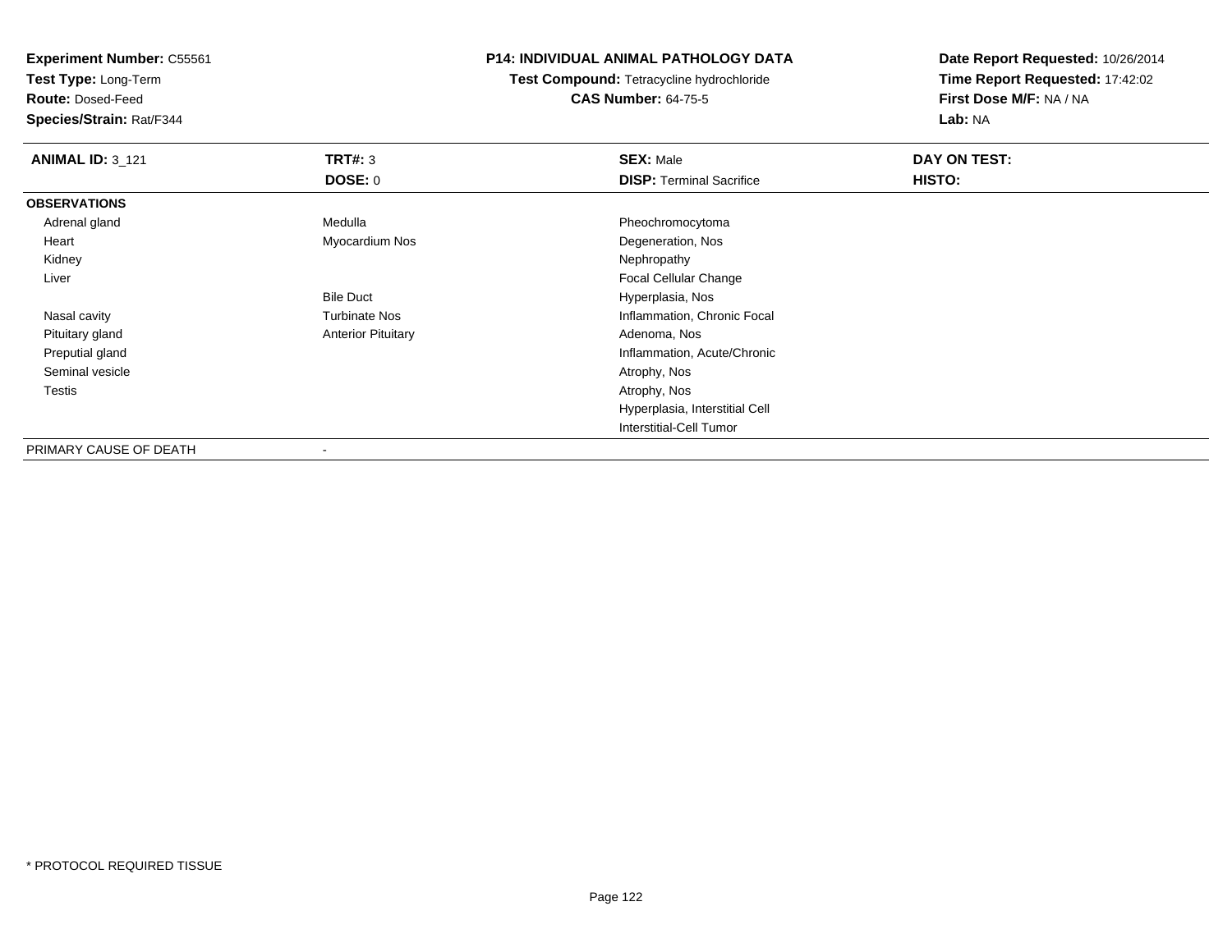**Experiment Number:** C55561
**Test Type:** Long-Term
**Route:** Dosed-Feed
**Species/Strain:** Rat/F344

**P14: INDIVIDUAL ANIMAL PATHOLOGY DATA**
**Test Compound:** Tetracycline hydrochloride
**CAS Number:** 64-75-5

**Date Report Requested:** 10/26/2014
**Time Report Requested:** 17:42:02
**First Dose M/F:** NA / NA
**Lab:** NA

| **ANIMAL ID:** 3_121 | **TRT#:** 3 | **SEX:** Male | **DAY ON TEST:** |
|---|---|---|---|
| | **DOSE:** 0 | **DISP:** Terminal Sacrifice | **HISTO:** |
| **OBSERVATIONS** | | | |
| Adrenal gland | Medulla | Pheochromocytoma | |
| Heart | Myocardium Nos | Degeneration, Nos | |
| Kidney | | Nephropathy | |
| Liver | | Focal Cellular Change | |
| | Bile Duct | Hyperplasia, Nos | |
| Nasal cavity | Turbinate Nos | Inflammation, Chronic Focal | |
| Pituitary gland | Anterior Pituitary | Adenoma, Nos | |
| Preputial gland | | Inflammation, Acute/Chronic | |
| Seminal vesicle | | Atrophy, Nos | |
| Testis | | Atrophy, Nos | |
| | | Hyperplasia, Interstitial Cell | |
| | | Interstitial-Cell Tumor | |
| PRIMARY CAUSE OF DEATH | - | | |

* PROTOCOL REQUIRED TISSUE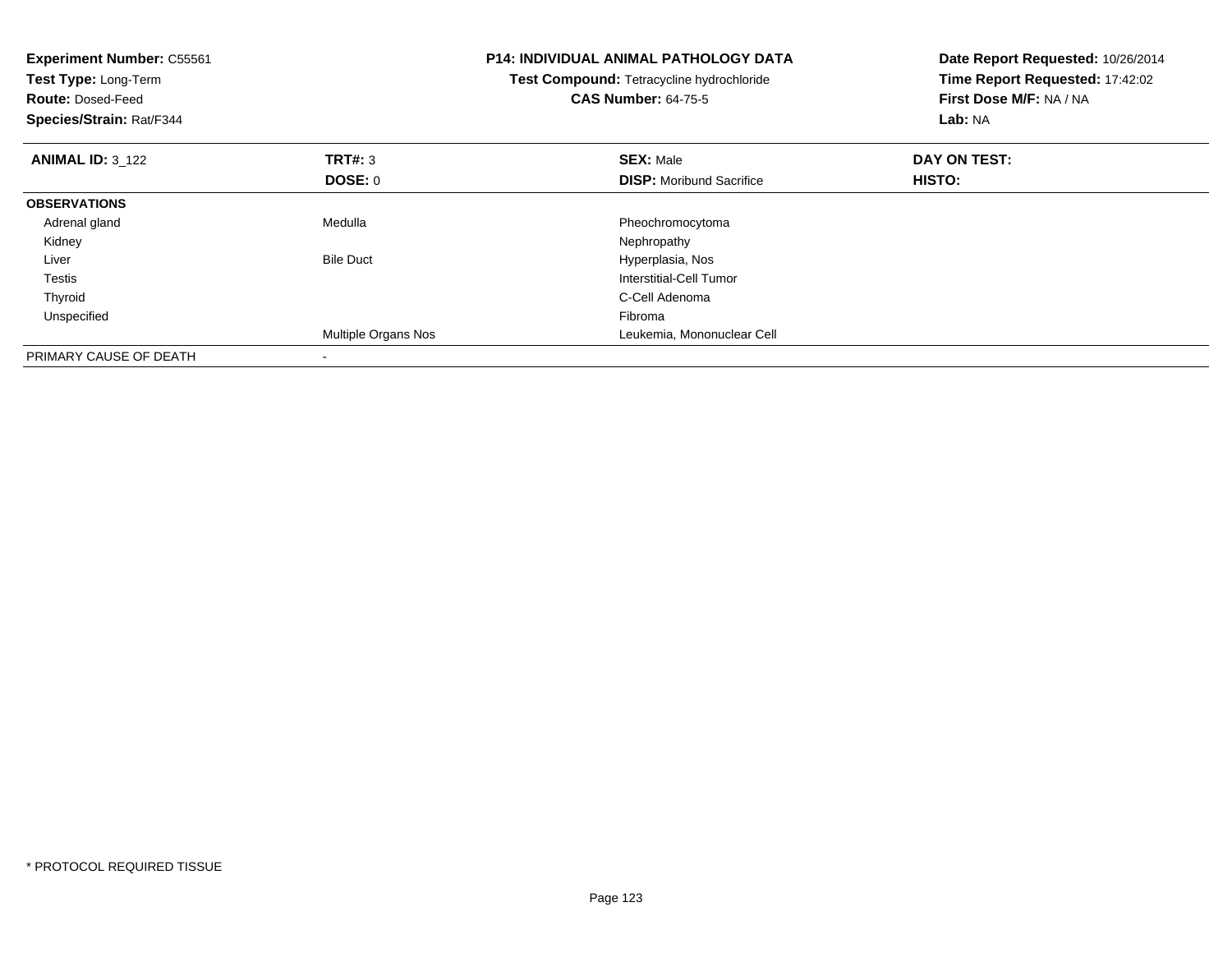**Experiment Number:** C55561
**Test Type:** Long-Term
**Route:** Dosed-Feed
**Species/Strain:** Rat/F344

**P14: INDIVIDUAL ANIMAL PATHOLOGY DATA**
**Test Compound:** Tetracycline hydrochloride
**CAS Number:** 64-75-5

**Date Report Requested:** 10/26/2014
**Time Report Requested:** 17:42:02
**First Dose M/F:** NA / NA
**Lab:** NA

| **ANIMAL ID:** 3_122 | **TRT#:** 3 | **SEX:** Male | **DAY ON TEST:** |
|---|---|---|---|
| | **DOSE:** 0 | **DISP:** Moribund Sacrifice | **HISTO:** |
| **OBSERVATIONS** | | | |
| Adrenal gland | Medulla | Pheochromocytoma | |
| Kidney | | Nephropathy | |
| Liver | Bile Duct | Hyperplasia, Nos | |
| Testis | | Interstitial-Cell Tumor | |
| Thyroid | | C-Cell Adenoma | |
| Unspecified | | Fibroma | |
| | Multiple Organs Nos | Leukemia, Mononuclear Cell | |
| PRIMARY CAUSE OF DEATH | - | | |

* PROTOCOL REQUIRED TISSUE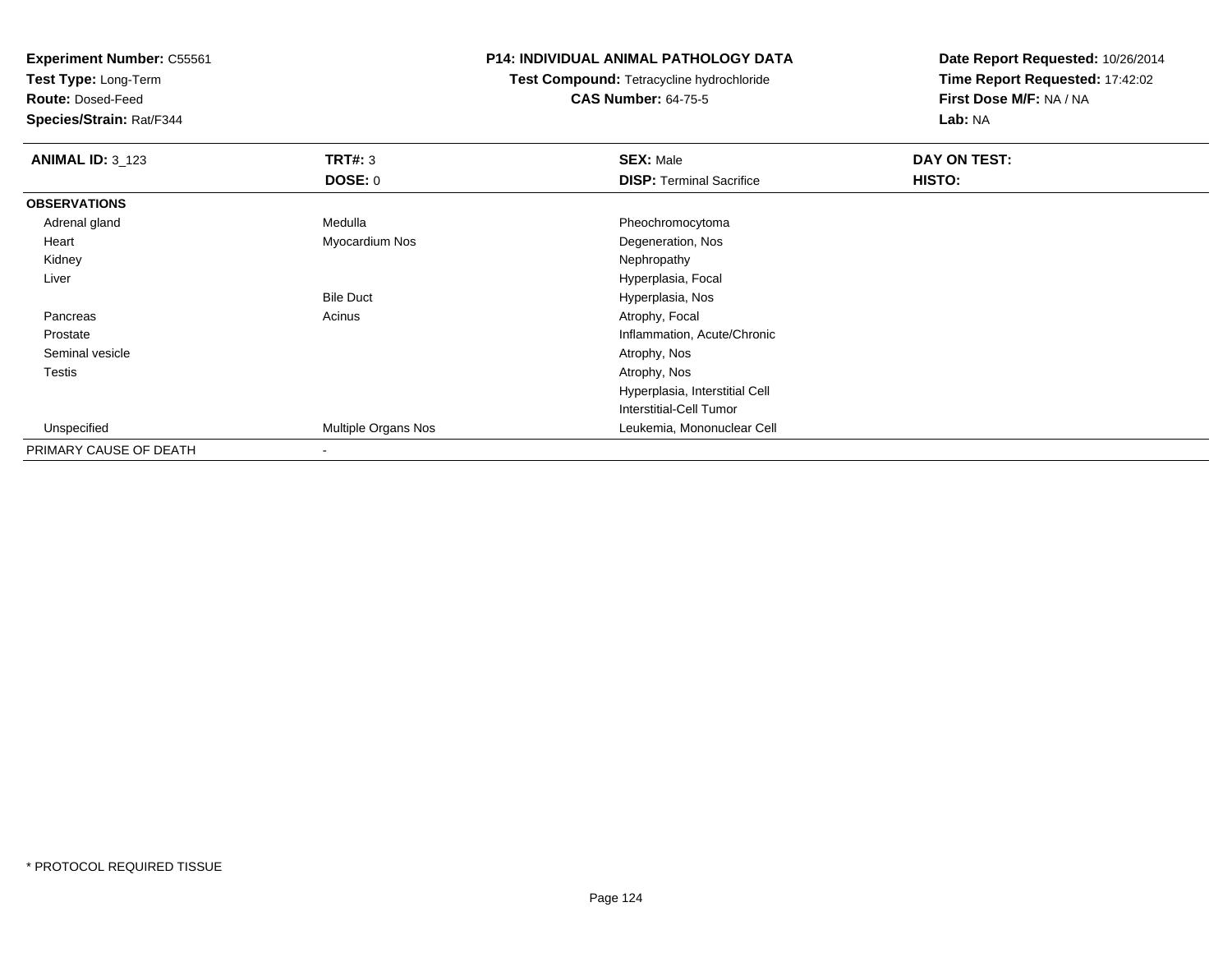**Experiment Number:** C55561
**Test Type:** Long-Term
**Route:** Dosed-Feed
**Species/Strain:** Rat/F344

**P14: INDIVIDUAL ANIMAL PATHOLOGY DATA**
**Test Compound:** Tetracycline hydrochloride
**CAS Number:** 64-75-5

**Date Report Requested:** 10/26/2014
**Time Report Requested:** 17:42:02
**First Dose M/F:** NA / NA
**Lab:** NA

| **ANIMAL ID:** 3_123 | **TRT#:** 3 | **SEX:** Male | **DAY ON TEST:** |
|---|---|---|---|
| | **DOSE:** 0 | **DISP:** Terminal Sacrifice | **HISTO:** |
| **OBSERVATIONS** | | | |
| Adrenal gland | Medulla | Pheochromocytoma | |
| Heart | Myocardium Nos | Degeneration, Nos | |
| Kidney | | Nephropathy | |
| Liver | | Hyperplasia, Focal | |
| | Bile Duct | Hyperplasia, Nos | |
| Pancreas | Acinus | Atrophy, Focal | |
| Prostate | | Inflammation, Acute/Chronic | |
| Seminal vesicle | | Atrophy, Nos | |
| Testis | | Atrophy, Nos | |
| | | Hyperplasia, Interstitial Cell | |
| | | Interstitial-Cell Tumor | |
| Unspecified | Multiple Organs Nos | Leukemia, Mononuclear Cell | |
| PRIMARY CAUSE OF DEATH | - | | |

* PROTOCOL REQUIRED TISSUE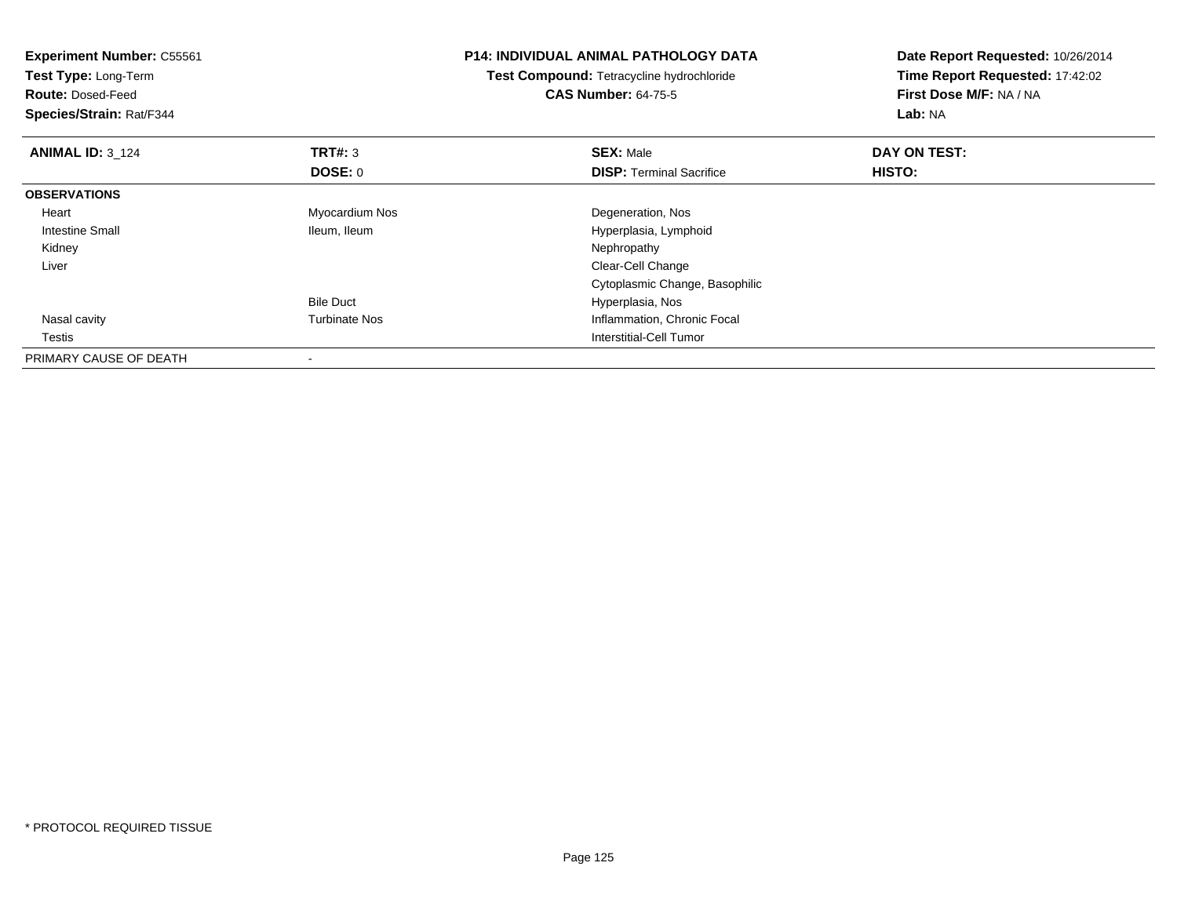**Experiment Number:** C55561
**Test Type:** Long-Term
**Route:** Dosed-Feed
**Species/Strain:** Rat/F344

**P14: INDIVIDUAL ANIMAL PATHOLOGY DATA**
**Test Compound:** Tetracycline hydrochloride
**CAS Number:** 64-75-5

**Date Report Requested:** 10/26/2014
**Time Report Requested:** 17:42:02
**First Dose M/F:** NA / NA
**Lab:** NA

| **ANIMAL ID:** 3_124 | **TRT#:** 3 | **SEX:** Male | **DAY ON TEST:** |
|---|---|---|---|
| | **DOSE:** 0 | **DISP:** Terminal Sacrifice | **HISTO:** |
| **OBSERVATIONS** | | | |
| Heart | Myocardium Nos | Degeneration, Nos | |
| Intestine Small | Ileum, Ileum | Hyperplasia, Lymphoid | |
| Kidney | | Nephropathy | |
| Liver | | Clear-Cell Change | |
| | | Cytoplasmic Change, Basophilic | |
| | Bile Duct | Hyperplasia, Nos | |
| Nasal cavity | Turbinate Nos | Inflammation, Chronic Focal | |
| Testis | | Interstitial-Cell Tumor | |
| PRIMARY CAUSE OF DEATH | - | | |

* PROTOCOL REQUIRED TISSUE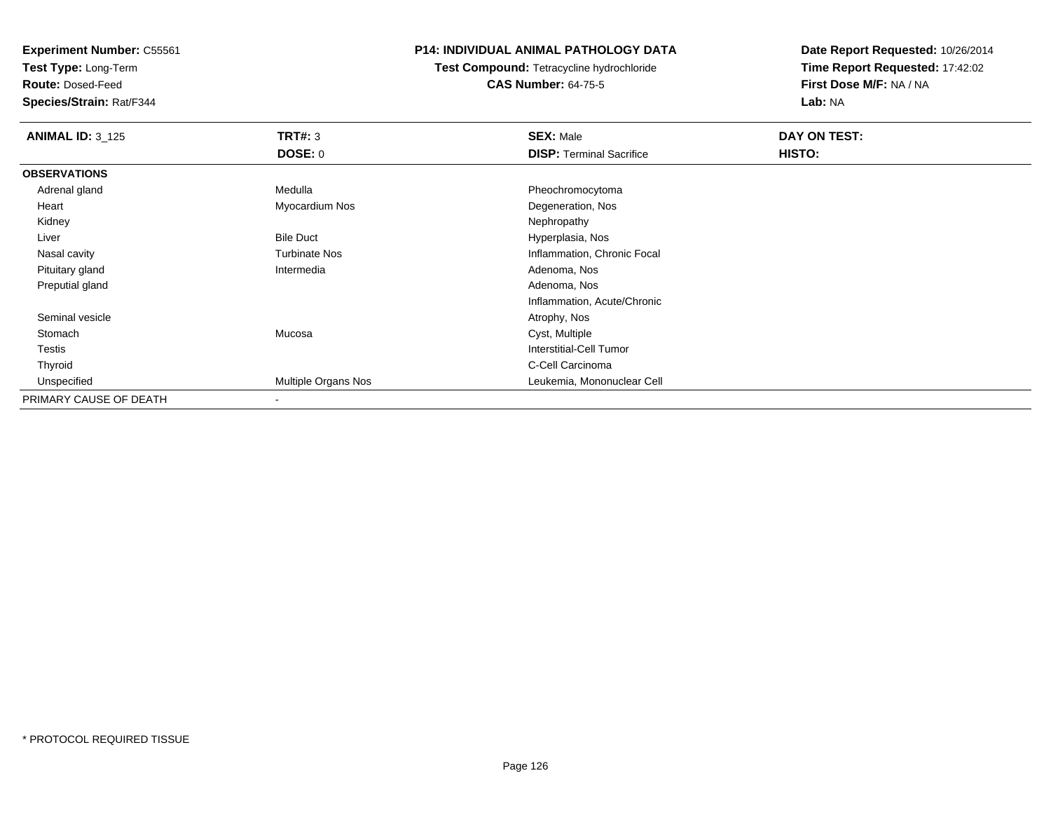**Experiment Number:** C55561
**Test Type:** Long-Term
**Route:** Dosed-Feed
**Species/Strain:** Rat/F344

**P14: INDIVIDUAL ANIMAL PATHOLOGY DATA**
**Test Compound:** Tetracycline hydrochloride
**CAS Number:** 64-75-5

**Date Report Requested:** 10/26/2014
**Time Report Requested:** 17:42:02
**First Dose M/F:** NA / NA
**Lab:** NA

| **ANIMAL ID:** 3_125 | **TRT#:** 3 | **SEX:** Male | **DAY ON TEST:** |
|---|---|---|---|
| | **DOSE:** 0 | **DISP:** Terminal Sacrifice | **HISTO:** |
| **OBSERVATIONS** | | | |
| Adrenal gland | Medulla | Pheochromocytoma | |
| Heart | Myocardium Nos | Degeneration, Nos | |
| Kidney | | Nephropathy | |
| Liver | Bile Duct | Hyperplasia, Nos | |
| Nasal cavity | Turbinate Nos | Inflammation, Chronic Focal | |
| Pituitary gland | Intermedia | Adenoma, Nos | |
| Preputial gland | | Adenoma, Nos | |
| | | Inflammation, Acute/Chronic | |
| Seminal vesicle | | Atrophy, Nos | |
| Stomach | Mucosa | Cyst, Multiple | |
| Testis | | Interstitial-Cell Tumor | |
| Thyroid | | C-Cell Carcinoma | |
| Unspecified | Multiple Organs Nos | Leukemia, Mononuclear Cell | |
| PRIMARY CAUSE OF DEATH | - | | |

* PROTOCOL REQUIRED TISSUE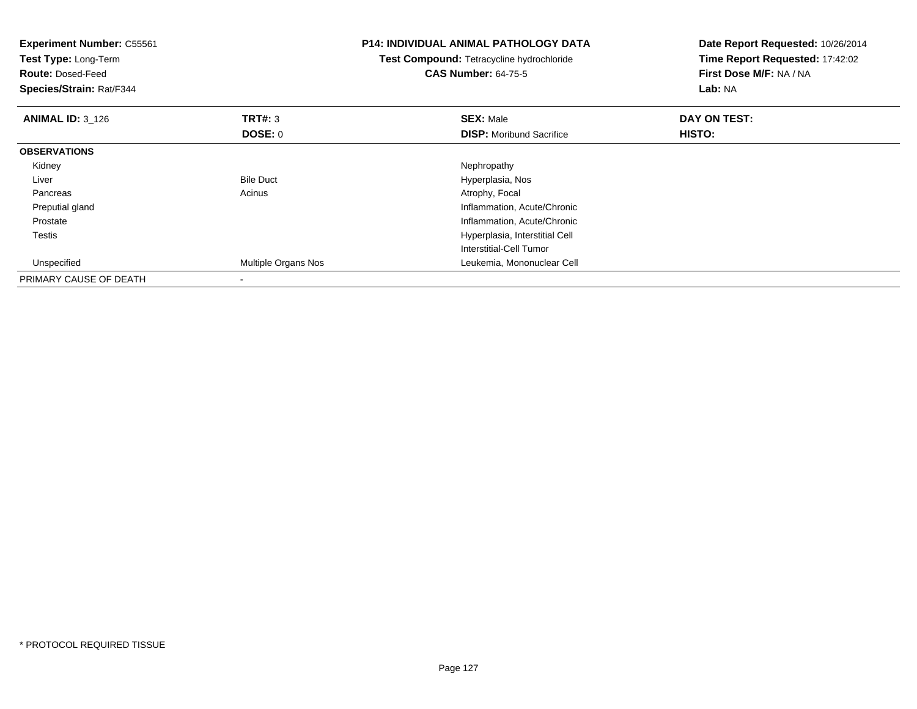**Experiment Number:** C55561
**Test Type:** Long-Term
**Route:** Dosed-Feed
**Species/Strain:** Rat/F344

**P14: INDIVIDUAL ANIMAL PATHOLOGY DATA**
**Test Compound:** Tetracycline hydrochloride
**CAS Number:** 64-75-5

**Date Report Requested:** 10/26/2014
**Time Report Requested:** 17:42:02
**First Dose M/F:** NA / NA
**Lab:** NA

| **ANIMAL ID:** 3_126 | **TRT#:** 3 | **SEX:** Male | **DAY ON TEST:** |
|---|---|---|---|
| | **DOSE:** 0 | **DISP:** Moribund Sacrifice | **HISTO:** |
| **OBSERVATIONS** | | | |
| Kidney | | Nephropathy | |
| Liver | Bile Duct | Hyperplasia, Nos | |
| Pancreas | Acinus | Atrophy, Focal | |
| Preputial gland | | Inflammation, Acute/Chronic | |
| Prostate | | Inflammation, Acute/Chronic | |
| Testis | | Hyperplasia, Interstitial Cell | |
| | | Interstitial-Cell Tumor | |
| Unspecified | Multiple Organs Nos | Leukemia, Mononuclear Cell | |
| PRIMARY CAUSE OF DEATH | - | | |

\* PROTOCOL REQUIRED TISSUE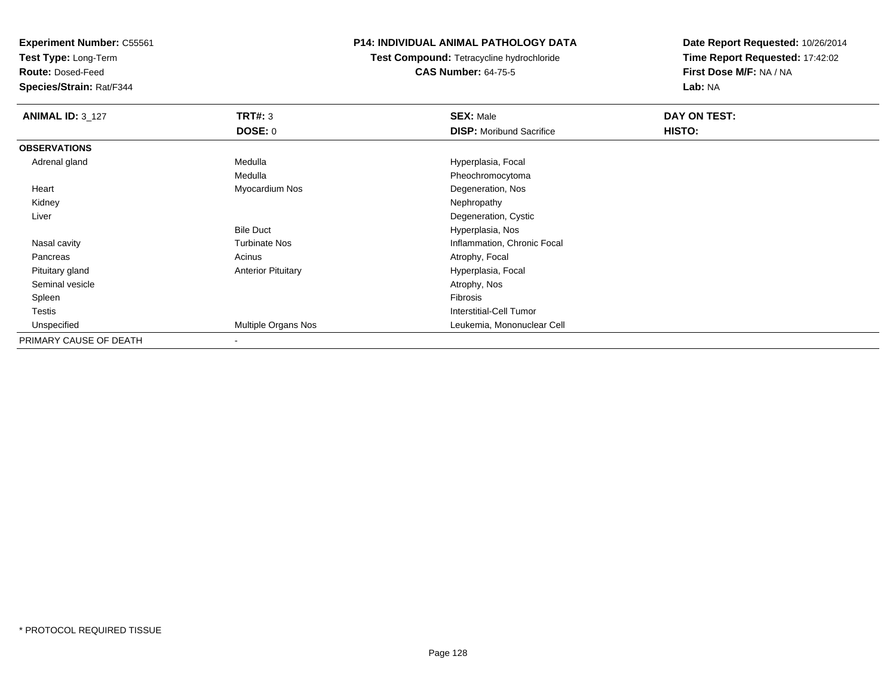**Experiment Number:** C55561
**Test Type:** Long-Term
**Route:** Dosed-Feed
**Species/Strain:** Rat/F344

**P14: INDIVIDUAL ANIMAL PATHOLOGY DATA**
**Test Compound:** Tetracycline hydrochloride
**CAS Number:** 64-75-5

**Date Report Requested:** 10/26/2014
**Time Report Requested:** 17:42:02
**First Dose M/F:** NA / NA
**Lab:** NA

| **ANIMAL ID:** 3_127 | **TRT#:** 3 | **SEX:** Male | **DAY ON TEST:** |
|---|---|---|---|
| | **DOSE:** 0 | **DISP:** Moribund Sacrifice | **HISTO:** |
| **OBSERVATIONS** | | | |
| Adrenal gland | Medulla | Hyperplasia, Focal | |
| | Medulla | Pheochromocytoma | |
| Heart | Myocardium Nos | Degeneration, Nos | |
| Kidney | | Nephropathy | |
| Liver | | Degeneration, Cystic | |
| | Bile Duct | Hyperplasia, Nos | |
| Nasal cavity | Turbinate Nos | Inflammation, Chronic Focal | |
| Pancreas | Acinus | Atrophy, Focal | |
| Pituitary gland | Anterior Pituitary | Hyperplasia, Focal | |
| Seminal vesicle | | Atrophy, Nos | |
| Spleen | | Fibrosis | |
| Testis | | Interstitial-Cell Tumor | |
| Unspecified | Multiple Organs Nos | Leukemia, Mononuclear Cell | |
| PRIMARY CAUSE OF DEATH | - | | |

\* PROTOCOL REQUIRED TISSUE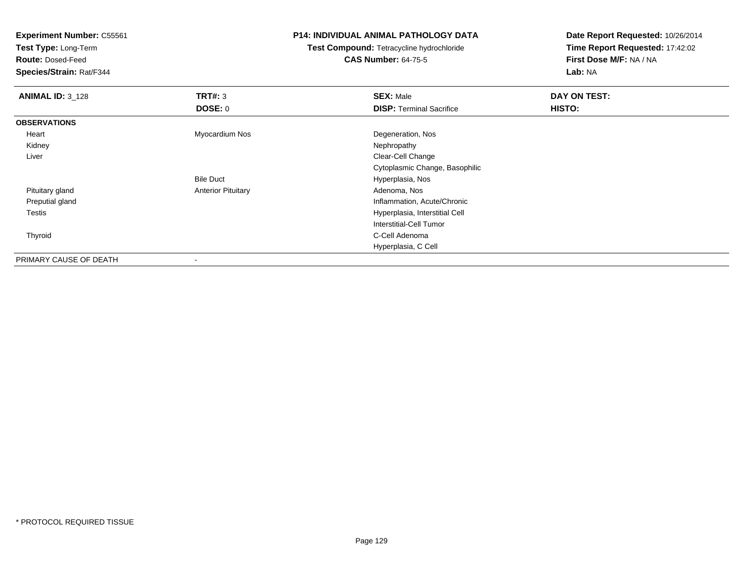**Experiment Number:** C55561
**Test Type:** Long-Term
**Route:** Dosed-Feed
**Species/Strain:** Rat/F344

**P14: INDIVIDUAL ANIMAL PATHOLOGY DATA**
**Test Compound:** Tetracycline hydrochloride
**CAS Number:** 64-75-5

**Date Report Requested:** 10/26/2014
**Time Report Requested:** 17:42:02
**First Dose M/F:** NA / NA
**Lab:** NA

| **ANIMAL ID:** 3_128 | **TRT#:** 3 | **SEX:** Male | **DAY ON TEST:** |
|---|---|---|---|
| | **DOSE:** 0 | **DISP:** Terminal Sacrifice | **HISTO:** |
| **OBSERVATIONS** | | | |
| Heart | Myocardium Nos | Degeneration, Nos | |
| Kidney | | Nephropathy | |
| Liver | | Clear-Cell Change | |
| | | Cytoplasmic Change, Basophilic | |
| | Bile Duct | Hyperplasia, Nos | |
| Pituitary gland | Anterior Pituitary | Adenoma, Nos | |
| Preputial gland | | Inflammation, Acute/Chronic | |
| Testis | | Hyperplasia, Interstitial Cell | |
| | | Interstitial-Cell Tumor | |
| Thyroid | | C-Cell Adenoma | |
| | | Hyperplasia, C Cell | |
| PRIMARY CAUSE OF DEATH | - | | |

* PROTOCOL REQUIRED TISSUE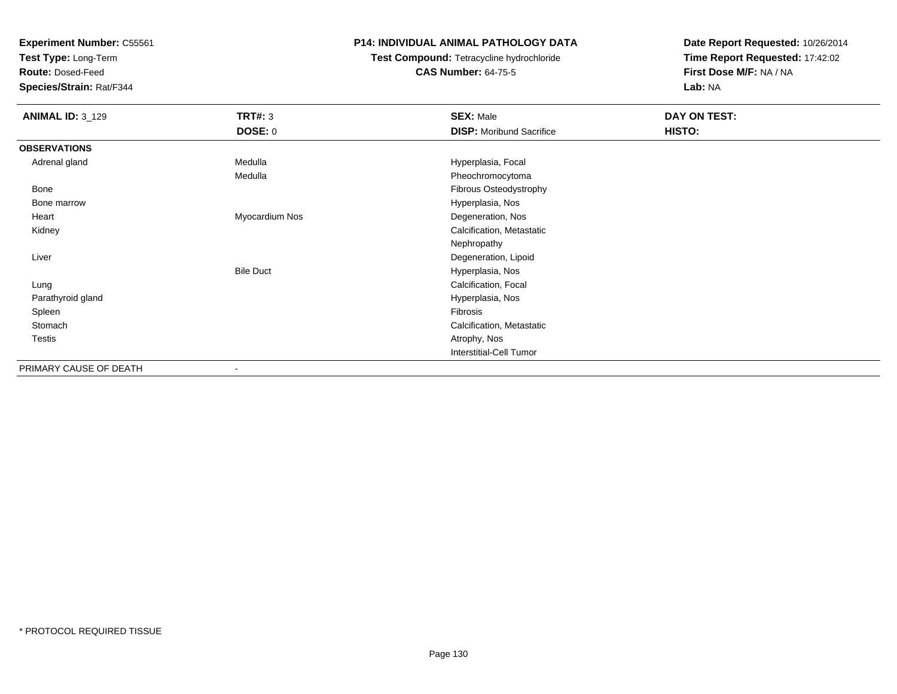**Experiment Number:** C55561
**Test Type:** Long-Term
**Route:** Dosed-Feed
**Species/Strain:** Rat/F344

**P14: INDIVIDUAL ANIMAL PATHOLOGY DATA**
**Test Compound:** Tetracycline hydrochloride
**CAS Number:** 64-75-5

**Date Report Requested:** 10/26/2014
**Time Report Requested:** 17:42:02
**First Dose M/F:** NA / NA
**Lab:** NA

| **ANIMAL ID:** 3_129 | **TRT#:** 3 | **SEX:** Male | **DAY ON TEST:** |
|---|---|---|---|
| | **DOSE:** 0 | **DISP:** Moribund Sacrifice | **HISTO:** |
| **OBSERVATIONS** | | | |
| Adrenal gland | Medulla | Hyperplasia, Focal | |
| | Medulla | Pheochromocytoma | |
| Bone | | Fibrous Osteodystrophy | |
| Bone marrow | | Hyperplasia, Nos | |
| Heart | Myocardium Nos | Degeneration, Nos | |
| Kidney | | Calcification, Metastatic | |
| | | Nephropathy | |
| Liver | | Degeneration, Lipoid | |
| | Bile Duct | Hyperplasia, Nos | |
| Lung | | Calcification, Focal | |
| Parathyroid gland | | Hyperplasia, Nos | |
| Spleen | | Fibrosis | |
| Stomach | | Calcification, Metastatic | |
| Testis | | Atrophy, Nos | |
| | | Interstitial-Cell Tumor | |
| PRIMARY CAUSE OF DEATH | - | | |

* PROTOCOL REQUIRED TISSUE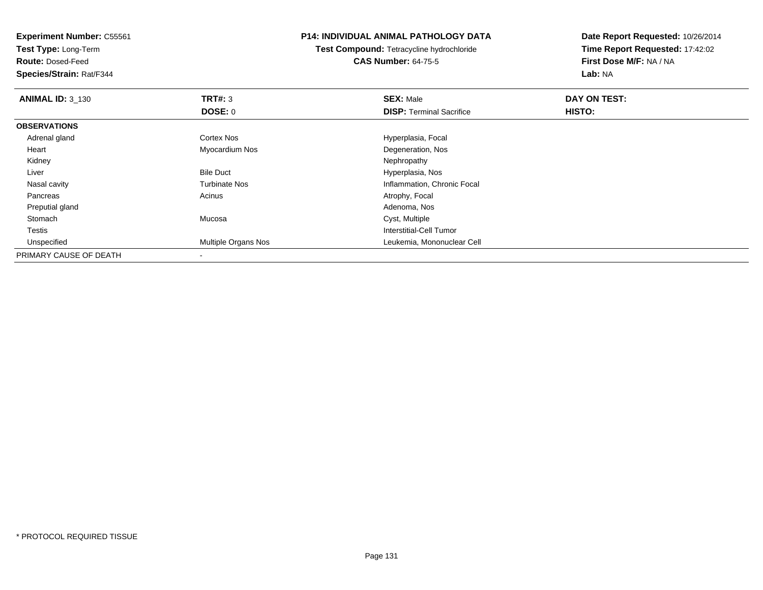**Experiment Number:** C55561
**Test Type:** Long-Term
**Route:** Dosed-Feed
**Species/Strain:** Rat/F344

**P14: INDIVIDUAL ANIMAL PATHOLOGY DATA**
**Test Compound:** Tetracycline hydrochloride
**CAS Number:** 64-75-5

**Date Report Requested:** 10/26/2014
**Time Report Requested:** 17:42:02
**First Dose M/F:** NA / NA
**Lab:** NA

| **ANIMAL ID:** 3_130 | **TRT#:** 3 | **SEX:** Male | **DAY ON TEST:** |
|---|---|---|---|
| | **DOSE:** 0 | **DISP:** Terminal Sacrifice | **HISTO:** |
| **OBSERVATIONS** | | | |
| Adrenal gland | Cortex Nos | Hyperplasia, Focal | |
| Heart | Myocardium Nos | Degeneration, Nos | |
| Kidney | | Nephropathy | |
| Liver | Bile Duct | Hyperplasia, Nos | |
| Nasal cavity | Turbinate Nos | Inflammation, Chronic Focal | |
| Pancreas | Acinus | Atrophy, Focal | |
| Preputial gland | | Adenoma, Nos | |
| Stomach | Mucosa | Cyst, Multiple | |
| Testis | | Interstitial-Cell Tumor | |
| Unspecified | Multiple Organs Nos | Leukemia, Mononuclear Cell | |
| PRIMARY CAUSE OF DEATH | - | | |

* PROTOCOL REQUIRED TISSUE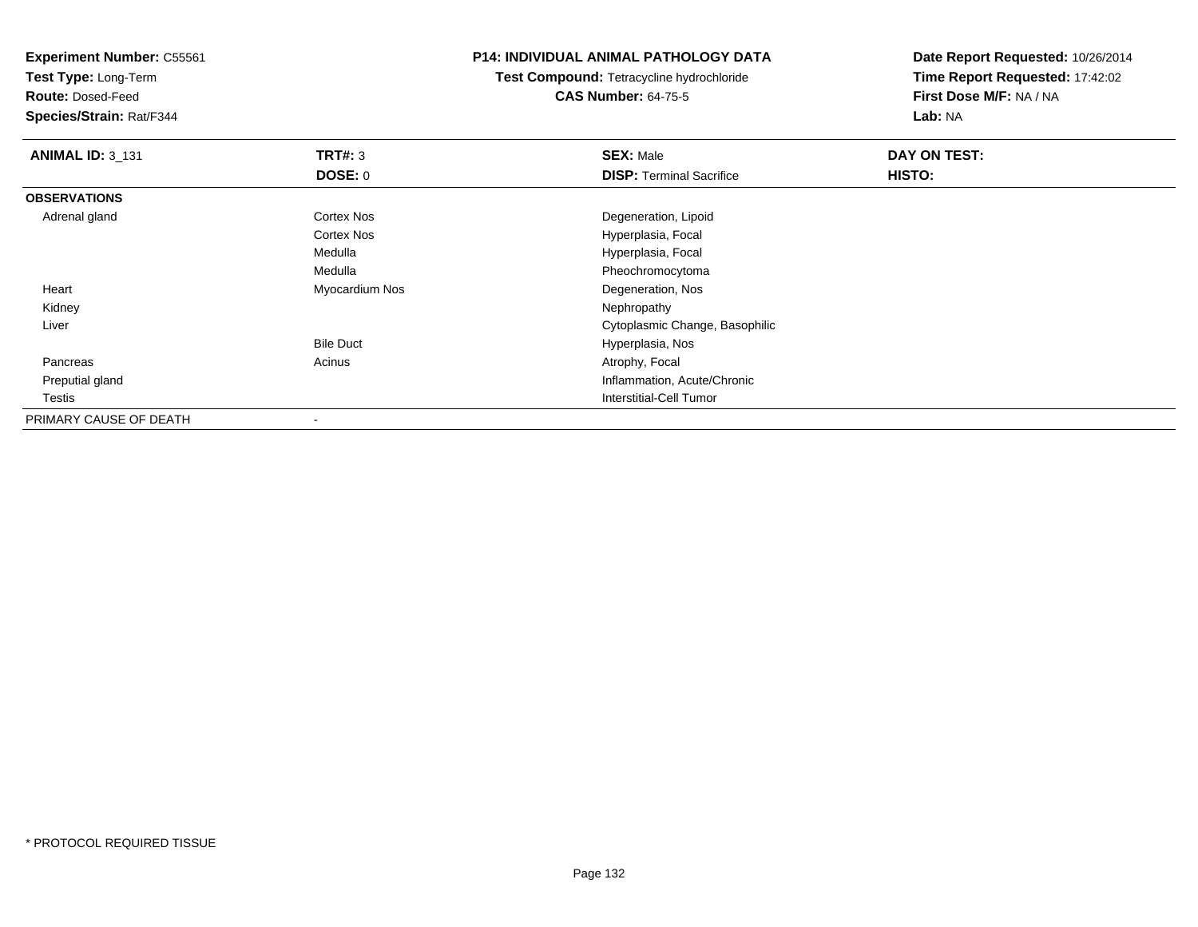**Experiment Number:** C55561
**Test Type:** Long-Term
**Route:** Dosed-Feed
**Species/Strain:** Rat/F344

**P14: INDIVIDUAL ANIMAL PATHOLOGY DATA**
**Test Compound:** Tetracycline hydrochloride
**CAS Number:** 64-75-5

**Date Report Requested:** 10/26/2014
**Time Report Requested:** 17:42:02
**First Dose M/F:** NA / NA
**Lab:** NA

| **ANIMAL ID:** 3_131 | **TRT#:** 3 | **SEX:** Male | **DAY ON TEST:** |
|---|---|---|---|
| | **DOSE:** 0 | **DISP:** Terminal Sacrifice | **HISTO:** |
| **OBSERVATIONS** | | | |
| Adrenal gland | Cortex Nos | Degeneration, Lipoid | |
| | Cortex Nos | Hyperplasia, Focal | |
| | Medulla | Hyperplasia, Focal | |
| | Medulla | Pheochromocytoma | |
| Heart | Myocardium Nos | Degeneration, Nos | |
| Kidney | | Nephropathy | |
| Liver | | Cytoplasmic Change, Basophilic | |
| | Bile Duct | Hyperplasia, Nos | |
| Pancreas | Acinus | Atrophy, Focal | |
| Preputial gland | | Inflammation, Acute/Chronic | |
| Testis | | Interstitial-Cell Tumor | |
| PRIMARY CAUSE OF DEATH | - | | |

\* PROTOCOL REQUIRED TISSUE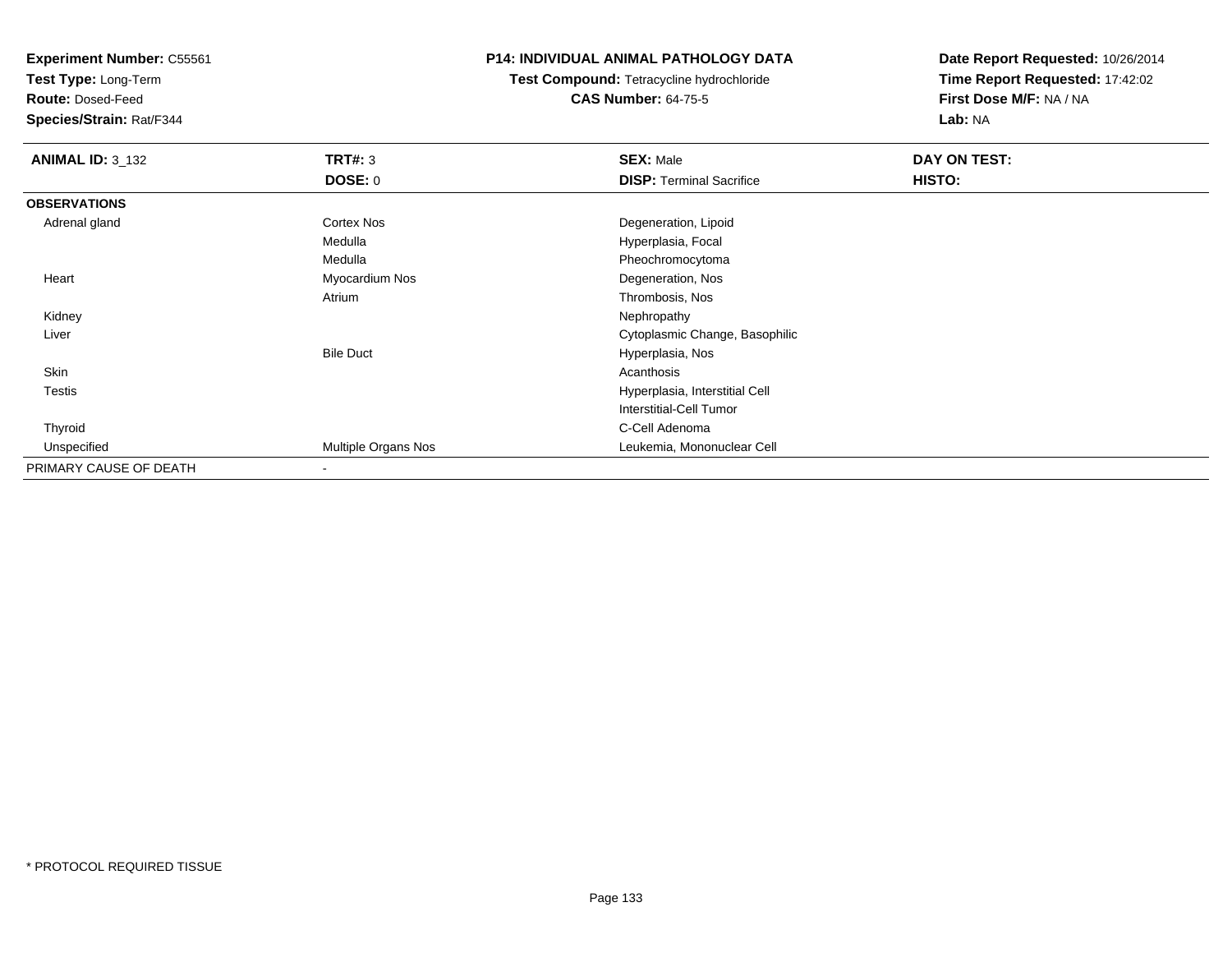**Experiment Number:** C55561
**Test Type:** Long-Term
**Route:** Dosed-Feed
**Species/Strain:** Rat/F344

**P14: INDIVIDUAL ANIMAL PATHOLOGY DATA**
**Test Compound:** Tetracycline hydrochloride
**CAS Number:** 64-75-5

**Date Report Requested:** 10/26/2014
**Time Report Requested:** 17:42:02
**First Dose M/F:** NA / NA
**Lab:** NA

| **ANIMAL ID:** 3_132 | **TRT#:** 3 | **SEX:** Male | **DAY ON TEST:** |
|---|---|---|---|
| | **DOSE:** 0 | **DISP:** Terminal Sacrifice | **HISTO:** |
| **OBSERVATIONS** | | | |
| Adrenal gland | Cortex Nos | Degeneration, Lipoid | |
| | Medulla | Hyperplasia, Focal | |
| | Medulla | Pheochromocytoma | |
| Heart | Myocardium Nos | Degeneration, Nos | |
| | Atrium | Thrombosis, Nos | |
| Kidney | | Nephropathy | |
| Liver | | Cytoplasmic Change, Basophilic | |
| | Bile Duct | Hyperplasia, Nos | |
| Skin | | Acanthosis | |
| Testis | | Hyperplasia, Interstitial Cell | |
| | | Interstitial-Cell Tumor | |
| Thyroid | | C-Cell Adenoma | |
| Unspecified | Multiple Organs Nos | Leukemia, Mononuclear Cell | |
| PRIMARY CAUSE OF DEATH | - | | |

\* PROTOCOL REQUIRED TISSUE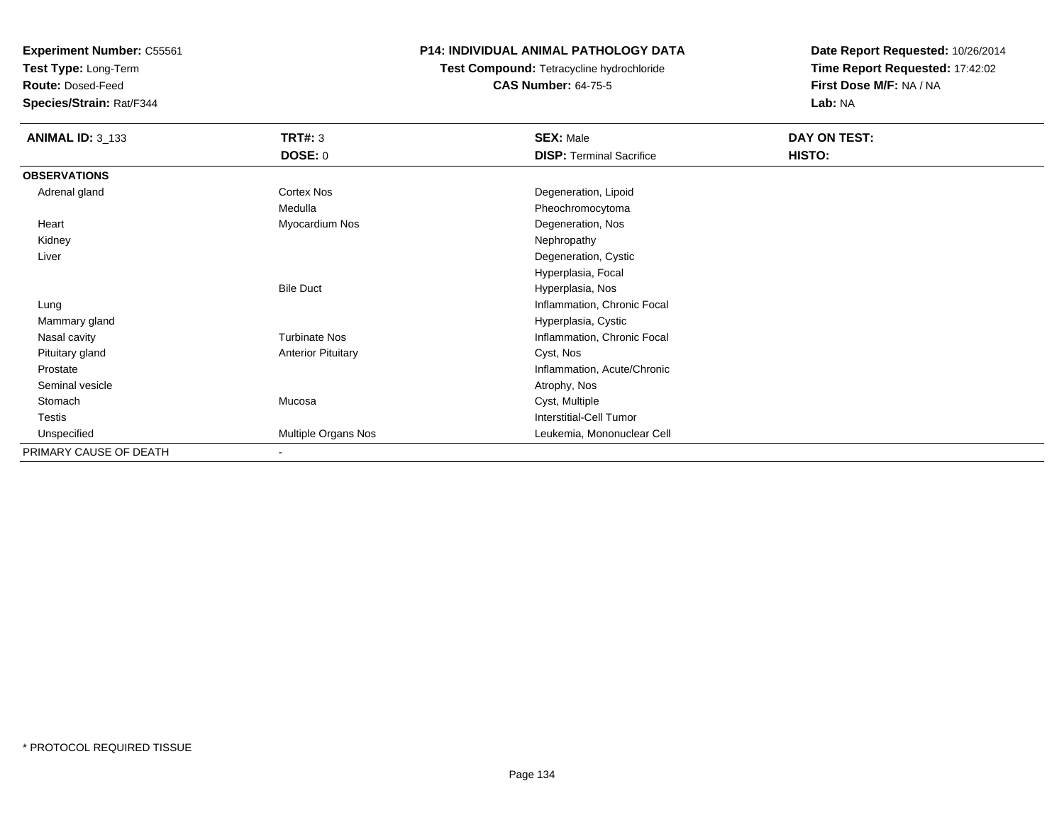**Experiment Number:** C55561
**Test Type:** Long-Term
**Route:** Dosed-Feed
**Species/Strain:** Rat/F344

**P14: INDIVIDUAL ANIMAL PATHOLOGY DATA**
**Test Compound:** Tetracycline hydrochloride
**CAS Number:** 64-75-5

**Date Report Requested:** 10/26/2014
**Time Report Requested:** 17:42:02
**First Dose M/F:** NA / NA
**Lab:** NA

| **ANIMAL ID:** 3_133 | **TRT#:** 3 | **SEX:** Male | **DAY ON TEST:** |
|---|---|---|---|
| | **DOSE:** 0 | **DISP:** Terminal Sacrifice | **HISTO:** |
| **OBSERVATIONS** | | | |
| Adrenal gland | Cortex Nos | Degeneration, Lipoid | |
| | Medulla | Pheochromocytoma | |
| Heart | Myocardium Nos | Degeneration, Nos | |
| Kidney | | Nephropathy | |
| Liver | | Degeneration, Cystic | |
| | | Hyperplasia, Focal | |
| | Bile Duct | Hyperplasia, Nos | |
| Lung | | Inflammation, Chronic Focal | |
| Mammary gland | | Hyperplasia, Cystic | |
| Nasal cavity | Turbinate Nos | Inflammation, Chronic Focal | |
| Pituitary gland | Anterior Pituitary | Cyst, Nos | |
| Prostate | | Inflammation, Acute/Chronic | |
| Seminal vesicle | | Atrophy, Nos | |
| Stomach | Mucosa | Cyst, Multiple | |
| Testis | | Interstitial-Cell Tumor | |
| Unspecified | Multiple Organs Nos | Leukemia, Mononuclear Cell | |
| PRIMARY CAUSE OF DEATH | - | | |

\* PROTOCOL REQUIRED TISSUE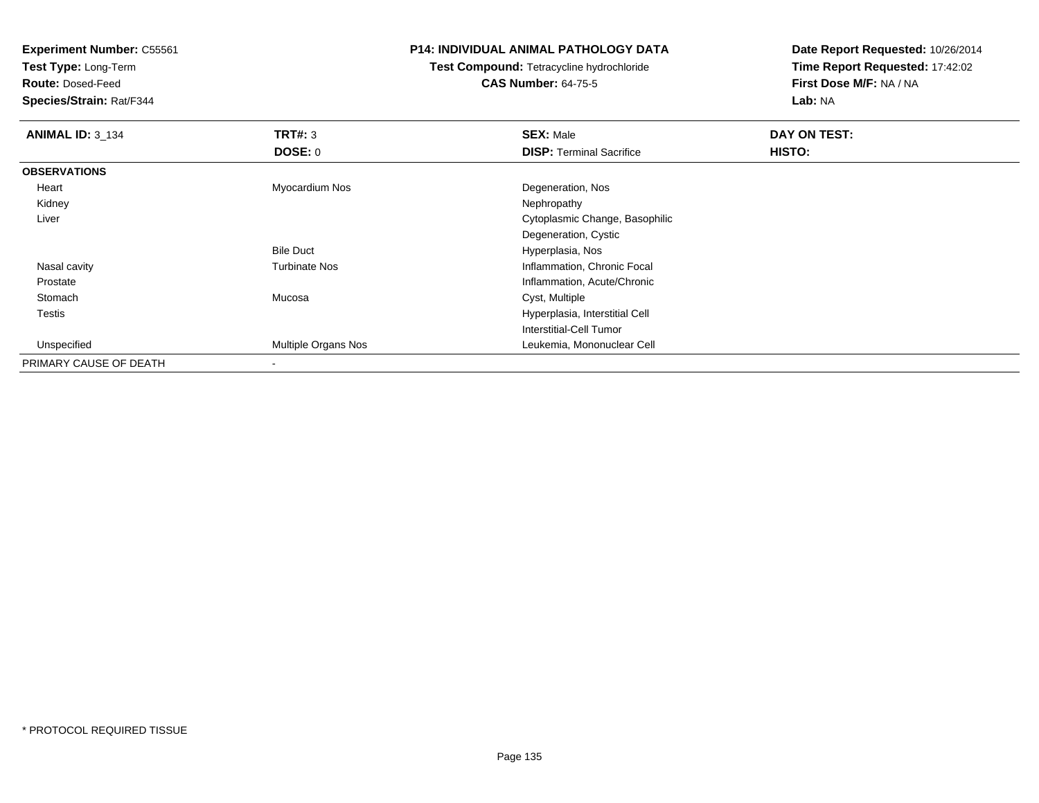**Experiment Number:** C55561
**Test Type:** Long-Term
**Route:** Dosed-Feed
**Species/Strain:** Rat/F344

**P14: INDIVIDUAL ANIMAL PATHOLOGY DATA**
**Test Compound:** Tetracycline hydrochloride
**CAS Number:** 64-75-5

**Date Report Requested:** 10/26/2014
**Time Report Requested:** 17:42:02
**First Dose M/F:** NA / NA
**Lab:** NA

| **ANIMAL ID:** 3_134 | **TRT#:** 3 | **SEX:** Male | **DAY ON TEST:** |
|---|---|---|---|
| | **DOSE:** 0 | **DISP:** Terminal Sacrifice | **HISTO:** |
| **OBSERVATIONS** | | | |
| Heart | Myocardium Nos | Degeneration, Nos | |
| Kidney | | Nephropathy | |
| Liver | | Cytoplasmic Change, Basophilic | |
| | | Degeneration, Cystic | |
| | Bile Duct | Hyperplasia, Nos | |
| Nasal cavity | Turbinate Nos | Inflammation, Chronic Focal | |
| Prostate | | Inflammation, Acute/Chronic | |
| Stomach | Mucosa | Cyst, Multiple | |
| Testis | | Hyperplasia, Interstitial Cell | |
| | | Interstitial-Cell Tumor | |
| Unspecified | Multiple Organs Nos | Leukemia, Mononuclear Cell | |
| PRIMARY CAUSE OF DEATH | - | | |

\* PROTOCOL REQUIRED TISSUE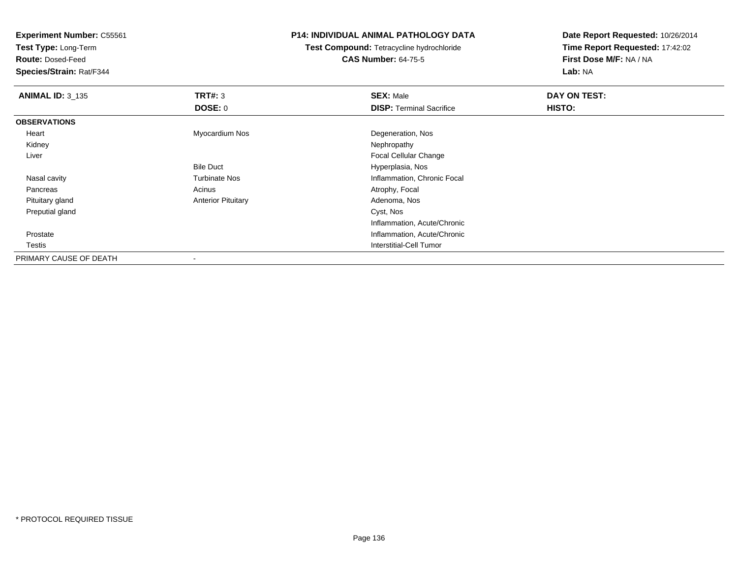**Experiment Number:** C55561
**Test Type:** Long-Term
**Route:** Dosed-Feed
**Species/Strain:** Rat/F344

**P14: INDIVIDUAL ANIMAL PATHOLOGY DATA**
**Test Compound:** Tetracycline hydrochloride
**CAS Number:** 64-75-5

**Date Report Requested:** 10/26/2014
**Time Report Requested:** 17:42:02
**First Dose M/F:** NA / NA
**Lab:** NA

| **ANIMAL ID:** 3_135 | **TRT#:** 3 | **SEX:** Male | **DAY ON TEST:** |
|---|---|---|---|
| | **DOSE:** 0 | **DISP:** Terminal Sacrifice | **HISTO:** |
| **OBSERVATIONS** | | | |
| Heart | Myocardium Nos | Degeneration, Nos | |
| Kidney | | Nephropathy | |
| Liver | | Focal Cellular Change | |
| | Bile Duct | Hyperplasia, Nos | |
| Nasal cavity | Turbinate Nos | Inflammation, Chronic Focal | |
| Pancreas | Acinus | Atrophy, Focal | |
| Pituitary gland | Anterior Pituitary | Adenoma, Nos | |
| Preputial gland | | Cyst, Nos | |
| | | Inflammation, Acute/Chronic | |
| Prostate | | Inflammation, Acute/Chronic | |
| Testis | | Interstitial-Cell Tumor | |
| PRIMARY CAUSE OF DEATH | - | | |

\* PROTOCOL REQUIRED TISSUE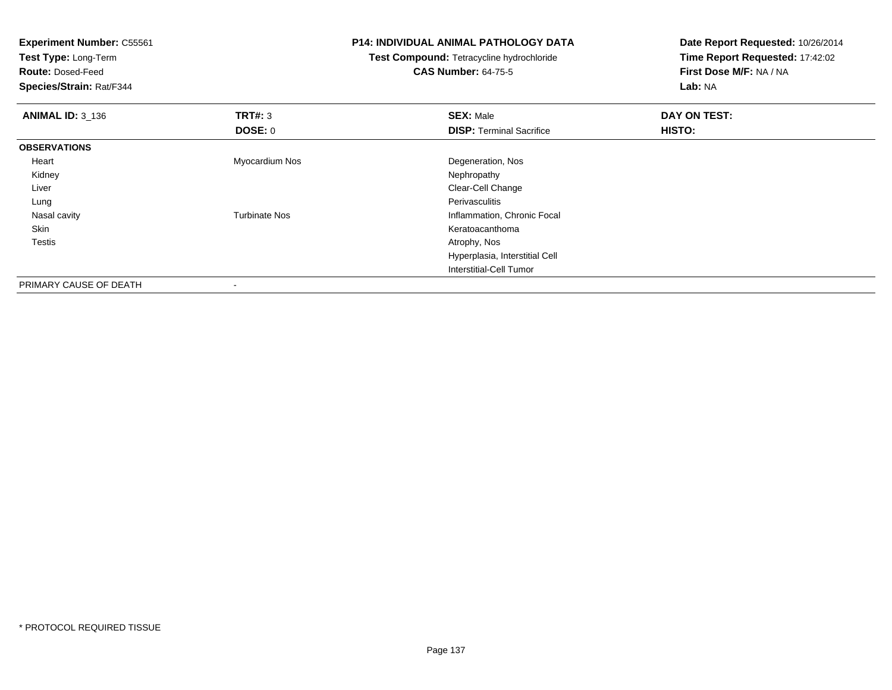**Experiment Number:** C55561
**Test Type:** Long-Term
**Route:** Dosed-Feed
**Species/Strain:** Rat/F344

**P14: INDIVIDUAL ANIMAL PATHOLOGY DATA**
**Test Compound:** Tetracycline hydrochloride
**CAS Number:** 64-75-5

**Date Report Requested:** 10/26/2014
**Time Report Requested:** 17:42:02
**First Dose M/F:** NA / NA
**Lab:** NA

| **ANIMAL ID:** 3_136 | **TRT#:** 3 | **SEX:** Male | **DAY ON TEST:** |
|---|---|---|---|
| | **DOSE:** 0 | **DISP:** Terminal Sacrifice | **HISTO:** |
| **OBSERVATIONS** | | | |
| Heart | Myocardium Nos | Degeneration, Nos | |
| Kidney | | Nephropathy | |
| Liver | | Clear-Cell Change | |
| Lung | | Perivasculitis | |
| Nasal cavity | Turbinate Nos | Inflammation, Chronic Focal | |
| Skin | | Keratoacanthoma | |
| Testis | | Atrophy, Nos | |
| | | Hyperplasia, Interstitial Cell | |
| | | Interstitial-Cell Tumor | |
| PRIMARY CAUSE OF DEATH | - | | |

* PROTOCOL REQUIRED TISSUE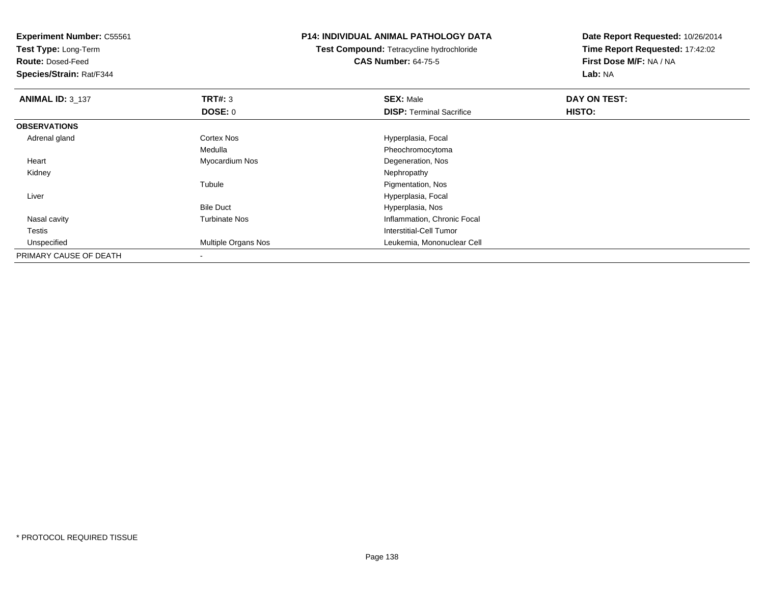**Experiment Number:** C55561
**Test Type:** Long-Term
**Route:** Dosed-Feed
**Species/Strain:** Rat/F344

**P14: INDIVIDUAL ANIMAL PATHOLOGY DATA**
**Test Compound:** Tetracycline hydrochloride
**CAS Number:** 64-75-5

**Date Report Requested:** 10/26/2014
**Time Report Requested:** 17:42:02
**First Dose M/F:** NA / NA
**Lab:** NA

| **ANIMAL ID:** 3_137 | **TRT#:** 3 | **SEX:** Male | **DAY ON TEST:** |
|---|---|---|---|
| | **DOSE:** 0 | **DISP:** Terminal Sacrifice | **HISTO:** |
| **OBSERVATIONS** | | | |
| Adrenal gland | Cortex Nos | Hyperplasia, Focal | |
| | Medulla | Pheochromocytoma | |
| Heart | Myocardium Nos | Degeneration, Nos | |
| Kidney | | Nephropathy | |
| | Tubule | Pigmentation, Nos | |
| Liver | | Hyperplasia, Focal | |
| | Bile Duct | Hyperplasia, Nos | |
| Nasal cavity | Turbinate Nos | Inflammation, Chronic Focal | |
| Testis | | Interstitial-Cell Tumor | |
| Unspecified | Multiple Organs Nos | Leukemia, Mononuclear Cell | |
| PRIMARY CAUSE OF DEATH | - | | |

* PROTOCOL REQUIRED TISSUE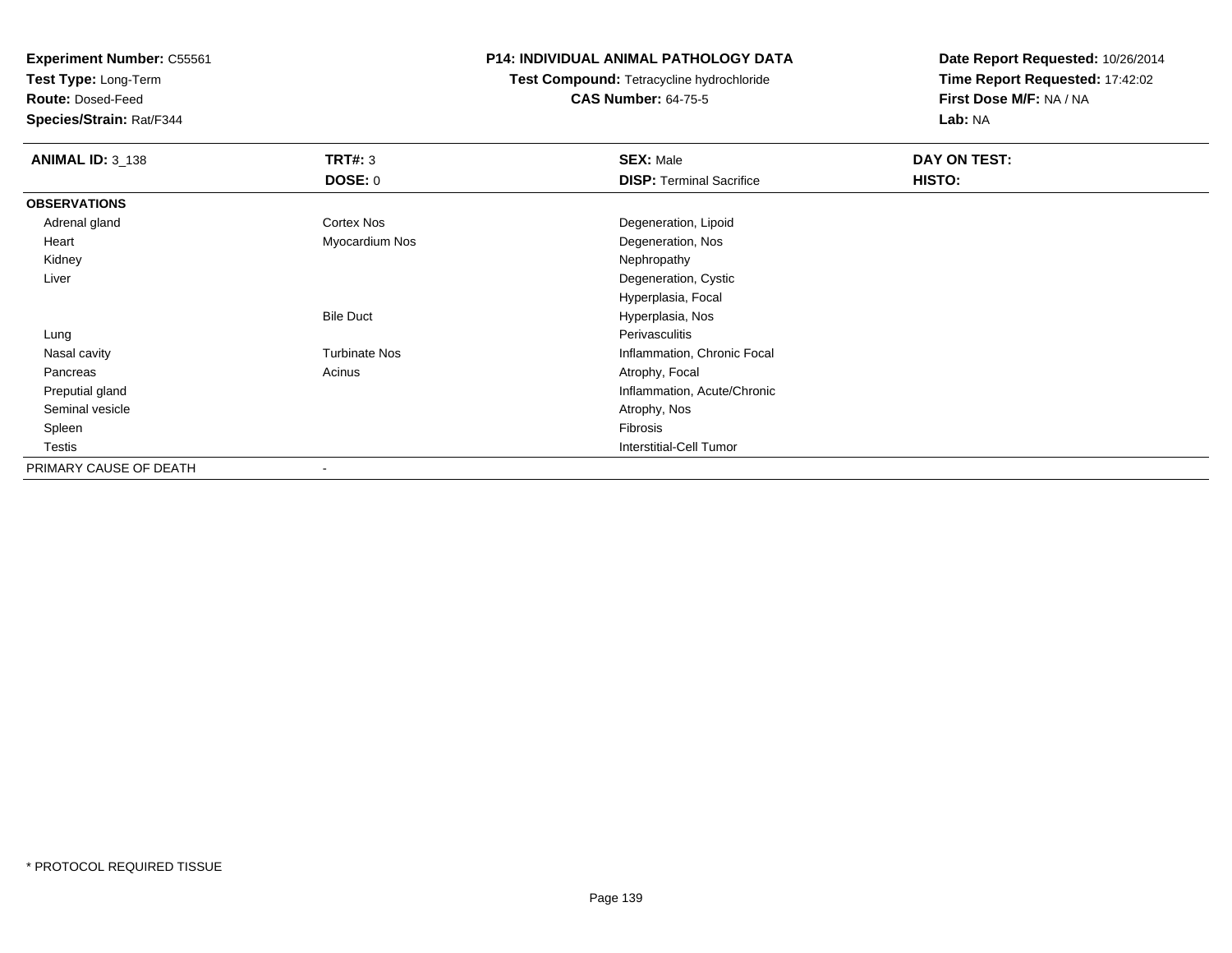**Experiment Number:** C55561
**Test Type:** Long-Term
**Route:** Dosed-Feed
**Species/Strain:** Rat/F344

**P14: INDIVIDUAL ANIMAL PATHOLOGY DATA**
**Test Compound:** Tetracycline hydrochloride
**CAS Number:** 64-75-5

**Date Report Requested:** 10/26/2014
**Time Report Requested:** 17:42:02
**First Dose M/F:** NA / NA
**Lab:** NA

| **ANIMAL ID:** 3_138 | **TRT#:** 3 | **SEX:** Male | **DAY ON TEST:** |
|---|---|---|---|
| | **DOSE:** 0 | **DISP:** Terminal Sacrifice | **HISTO:** |
| **OBSERVATIONS** | | | |
| Adrenal gland | Cortex Nos | Degeneration, Lipoid | |
| Heart | Myocardium Nos | Degeneration, Nos | |
| Kidney | | Nephropathy | |
| Liver | | Degeneration, Cystic | |
| | | Hyperplasia, Focal | |
| | Bile Duct | Hyperplasia, Nos | |
| Lung | | Perivasculitis | |
| Nasal cavity | Turbinate Nos | Inflammation, Chronic Focal | |
| Pancreas | Acinus | Atrophy, Focal | |
| Preputial gland | | Inflammation, Acute/Chronic | |
| Seminal vesicle | | Atrophy, Nos | |
| Spleen | | Fibrosis | |
| Testis | | Interstitial-Cell Tumor | |
| PRIMARY CAUSE OF DEATH | - | | |

* PROTOCOL REQUIRED TISSUE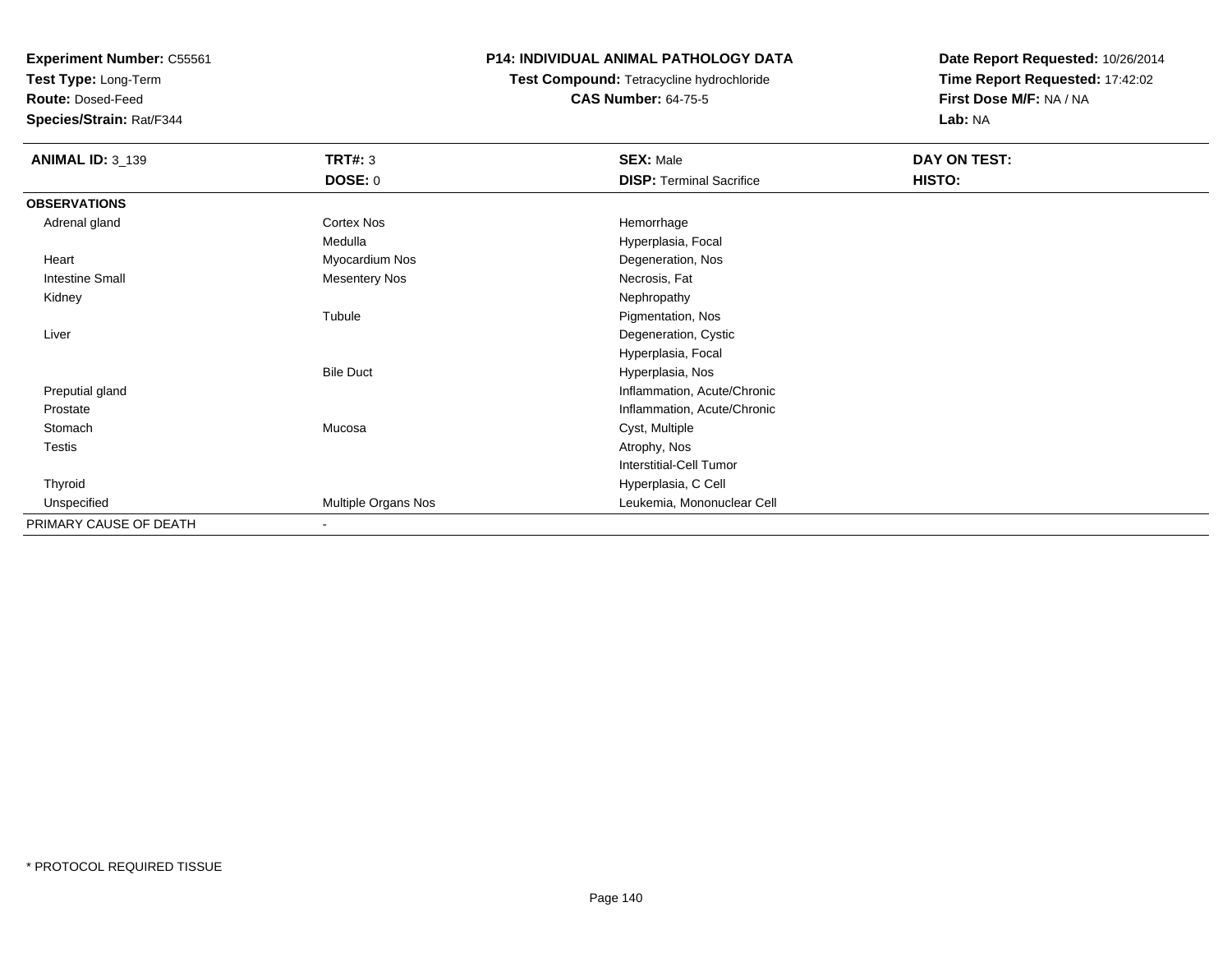**Experiment Number:** C55561
**Test Type:** Long-Term
**Route:** Dosed-Feed
**Species/Strain:** Rat/F344

**P14: INDIVIDUAL ANIMAL PATHOLOGY DATA**
**Test Compound:** Tetracycline hydrochloride
**CAS Number:** 64-75-5

**Date Report Requested:** 10/26/2014
**Time Report Requested:** 17:42:02
**First Dose M/F:** NA / NA
**Lab:** NA

| **ANIMAL ID:** 3_139 | **TRT#:** 3 | **SEX:** Male | **DAY ON TEST:** |
|---|---|---|---|
| | **DOSE:** 0 | **DISP:** Terminal Sacrifice | **HISTO:** |
| **OBSERVATIONS** | | | |
| Adrenal gland | Cortex Nos | Hemorrhage | |
| | Medulla | Hyperplasia, Focal | |
| Heart | Myocardium Nos | Degeneration, Nos | |
| Intestine Small | Mesentery Nos | Necrosis, Fat | |
| Kidney | | Nephropathy | |
| | Tubule | Pigmentation, Nos | |
| Liver | | Degeneration, Cystic | |
| | | Hyperplasia, Focal | |
| | Bile Duct | Hyperplasia, Nos | |
| Preputial gland | | Inflammation, Acute/Chronic | |
| Prostate | | Inflammation, Acute/Chronic | |
| Stomach | Mucosa | Cyst, Multiple | |
| Testis | | Atrophy, Nos | |
| | | Interstitial-Cell Tumor | |
| Thyroid | | Hyperplasia, C Cell | |
| Unspecified | Multiple Organs Nos | Leukemia, Mononuclear Cell | |
| PRIMARY CAUSE OF DEATH | - | | |

* PROTOCOL REQUIRED TISSUE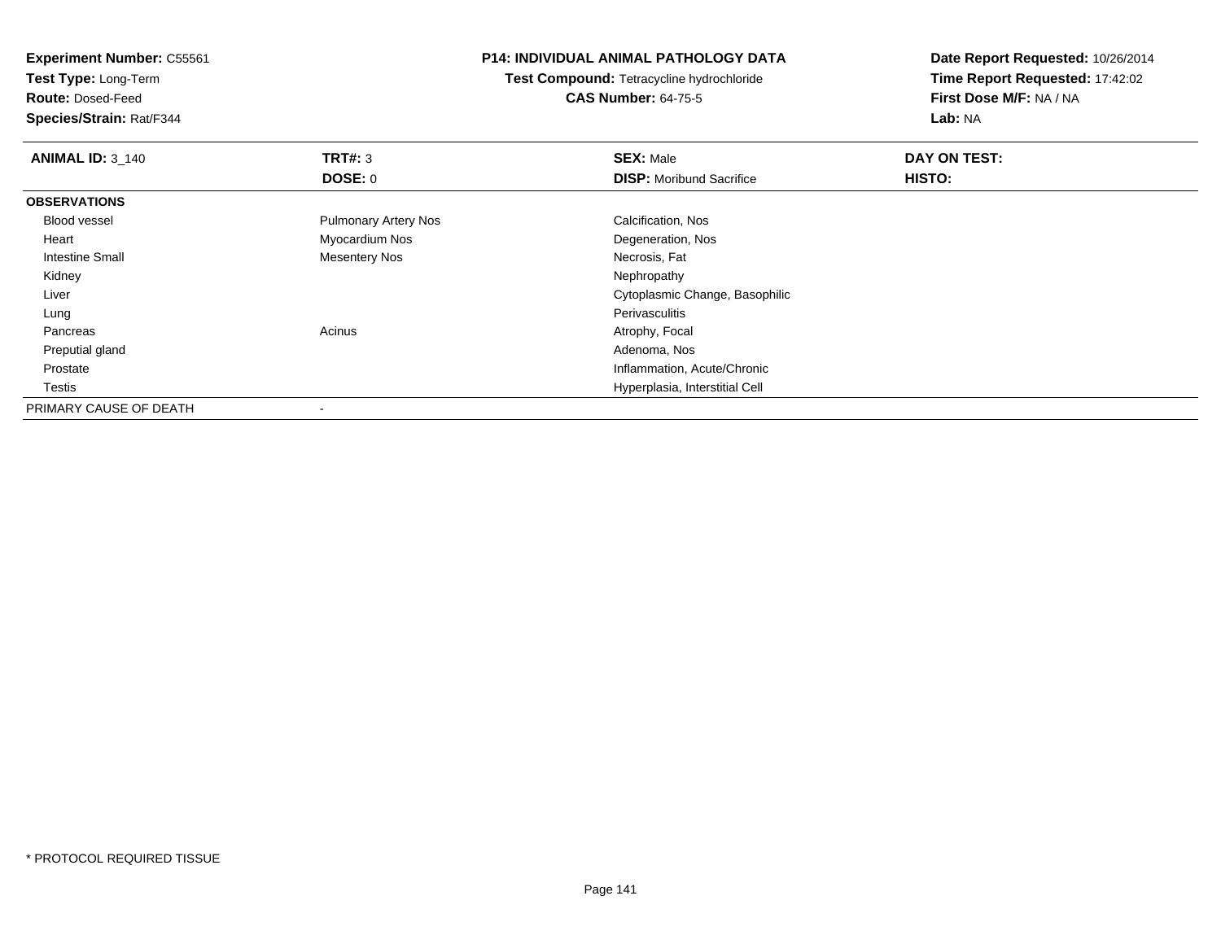**Experiment Number:** C55561
**Test Type:** Long-Term
**Route:** Dosed-Feed
**Species/Strain:** Rat/F344

**P14: INDIVIDUAL ANIMAL PATHOLOGY DATA**
**Test Compound:** Tetracycline hydrochloride
**CAS Number:** 64-75-5

**Date Report Requested:** 10/26/2014
**Time Report Requested:** 17:42:02
**First Dose M/F:** NA / NA
**Lab:** NA

| **ANIMAL ID:** 3_140 | **TRT#:** 3 | **SEX:** Male | **DAY ON TEST:** |
|---|---|---|---|
| | **DOSE:** 0 | **DISP:** Moribund Sacrifice | **HISTO:** |
| **OBSERVATIONS** | | | |
| Blood vessel | Pulmonary Artery Nos | Calcification, Nos | |
| Heart | Myocardium Nos | Degeneration, Nos | |
| Intestine Small | Mesentery Nos | Necrosis, Fat | |
| Kidney | | Nephropathy | |
| Liver | | Cytoplasmic Change, Basophilic | |
| Lung | | Perivasculitis | |
| Pancreas | Acinus | Atrophy, Focal | |
| Preputial gland | | Adenoma, Nos | |
| Prostate | | Inflammation, Acute/Chronic | |
| Testis | | Hyperplasia, Interstitial Cell | |
| PRIMARY CAUSE OF DEATH | - | | |

* PROTOCOL REQUIRED TISSUE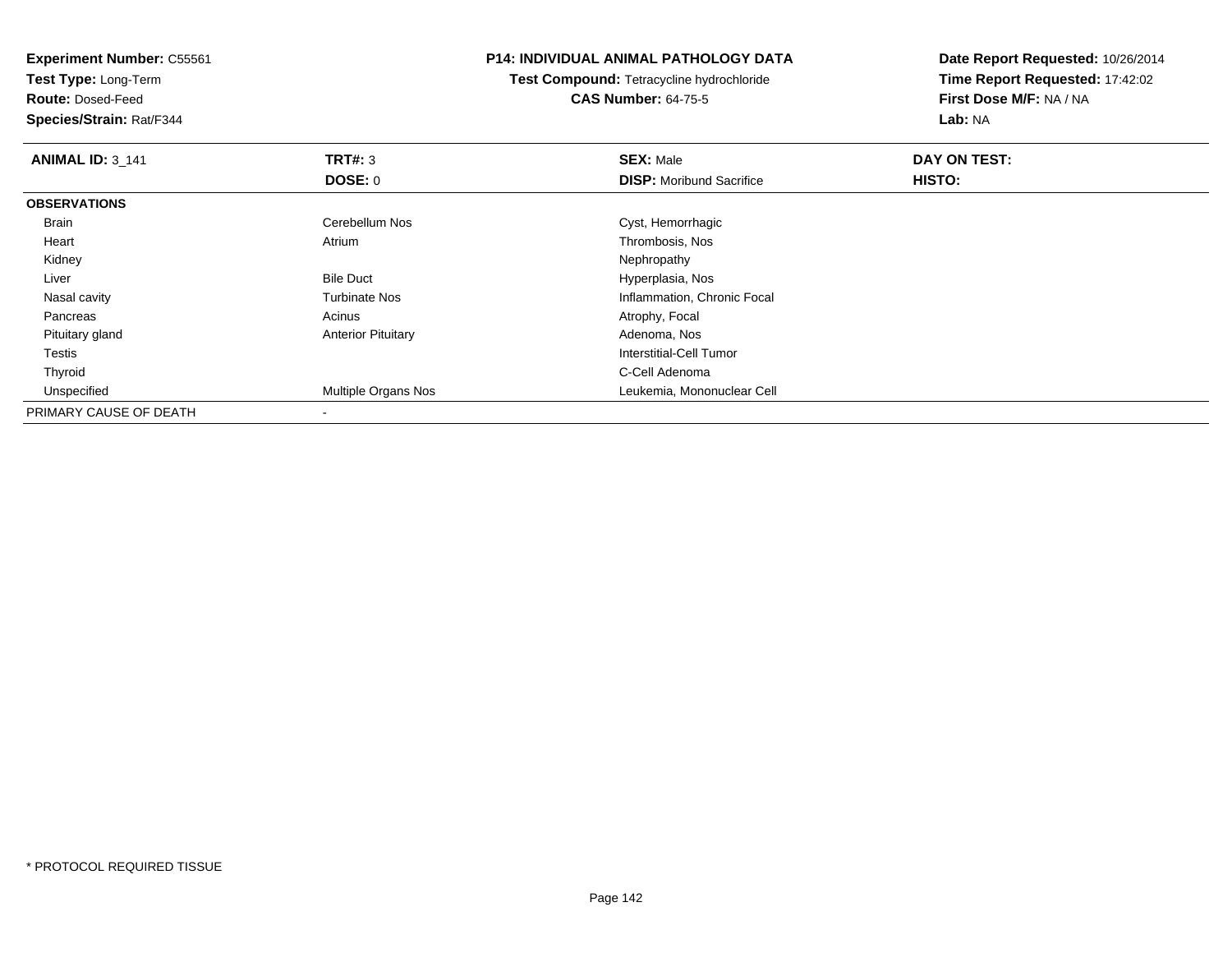**Experiment Number:** C55561
**Test Type:** Long-Term
**Route:** Dosed-Feed
**Species/Strain:** Rat/F344

**P14: INDIVIDUAL ANIMAL PATHOLOGY DATA**
**Test Compound:** Tetracycline hydrochloride
**CAS Number:** 64-75-5

**Date Report Requested:** 10/26/2014
**Time Report Requested:** 17:42:02
**First Dose M/F:** NA / NA
**Lab:** NA

| **ANIMAL ID:** 3_141 | **TRT#:** 3 | **SEX:** Male | **DAY ON TEST:** |
|---|---|---|---|
| | **DOSE:** 0 | **DISP:** Moribund Sacrifice | **HISTO:** |
| **OBSERVATIONS** | | | |
| Brain | Cerebellum Nos | Cyst, Hemorrhagic | |
| Heart | Atrium | Thrombosis, Nos | |
| Kidney | | Nephropathy | |
| Liver | Bile Duct | Hyperplasia, Nos | |
| Nasal cavity | Turbinate Nos | Inflammation, Chronic Focal | |
| Pancreas | Acinus | Atrophy, Focal | |
| Pituitary gland | Anterior Pituitary | Adenoma, Nos | |
| Testis | | Interstitial-Cell Tumor | |
| Thyroid | | C-Cell Adenoma | |
| Unspecified | Multiple Organs Nos | Leukemia, Mononuclear Cell | |
| PRIMARY CAUSE OF DEATH | - | | |

* PROTOCOL REQUIRED TISSUE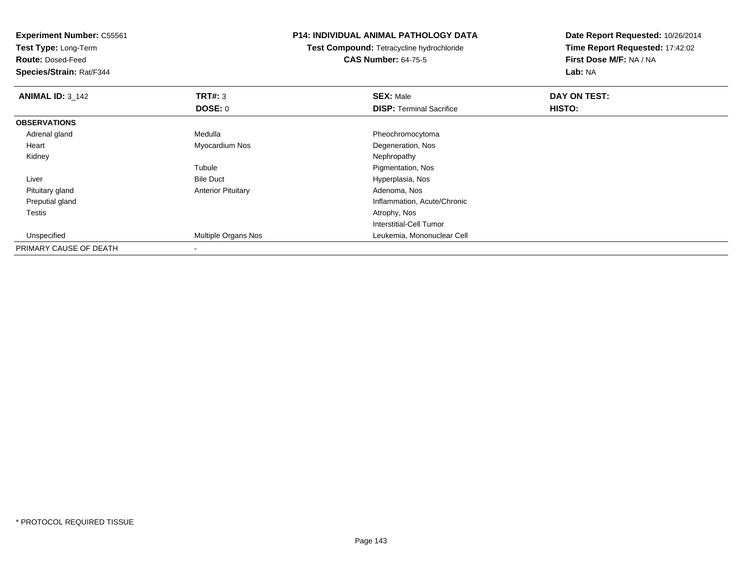**Experiment Number:** C55561
**Test Type:** Long-Term
**Route:** Dosed-Feed
**Species/Strain:** Rat/F344

**P14: INDIVIDUAL ANIMAL PATHOLOGY DATA**
**Test Compound:** Tetracycline hydrochloride
**CAS Number:** 64-75-5

**Date Report Requested:** 10/26/2014
**Time Report Requested:** 17:42:02
**First Dose M/F:** NA / NA
**Lab:** NA

| **ANIMAL ID:** 3_142 | **TRT#:** 3 | **SEX:** Male | **DAY ON TEST:** |
|---|---|---|---|
| | **DOSE:** 0 | **DISP:** Terminal Sacrifice | **HISTO:** |
| **OBSERVATIONS** | | | |
| Adrenal gland | Medulla | Pheochromocytoma | |
| Heart | Myocardium Nos | Degeneration, Nos | |
| Kidney | | Nephropathy | |
| | Tubule | Pigmentation, Nos | |
| Liver | Bile Duct | Hyperplasia, Nos | |
| Pituitary gland | Anterior Pituitary | Adenoma, Nos | |
| Preputial gland | | Inflammation, Acute/Chronic | |
| Testis | | Atrophy, Nos | |
| | | Interstitial-Cell Tumor | |
| Unspecified | Multiple Organs Nos | Leukemia, Mononuclear Cell | |
| PRIMARY CAUSE OF DEATH | - | | |

* PROTOCOL REQUIRED TISSUE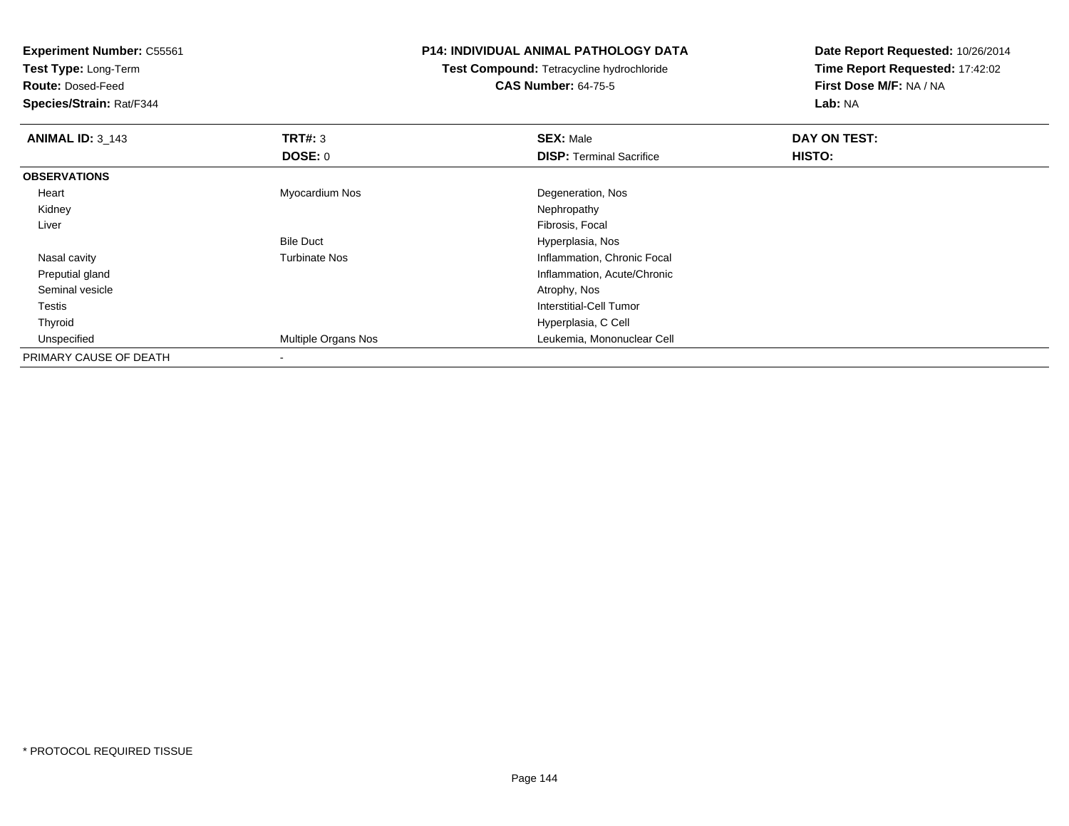**Experiment Number:** C55561
**Test Type:** Long-Term
**Route:** Dosed-Feed
**Species/Strain:** Rat/F344

**P14: INDIVIDUAL ANIMAL PATHOLOGY DATA**
**Test Compound:** Tetracycline hydrochloride
**CAS Number:** 64-75-5

**Date Report Requested:** 10/26/2014
**Time Report Requested:** 17:42:02
**First Dose M/F:** NA / NA
**Lab:** NA

| **ANIMAL ID:** 3_143 | **TRT#:** 3 | **SEX:** Male | **DAY ON TEST:** |
|---|---|---|---|
| | **DOSE:** 0 | **DISP:** Terminal Sacrifice | **HISTO:** |
| **OBSERVATIONS** | | | |
| Heart | Myocardium Nos | Degeneration, Nos | |
| Kidney | | Nephropathy | |
| Liver | | Fibrosis, Focal | |
| | Bile Duct | Hyperplasia, Nos | |
| Nasal cavity | Turbinate Nos | Inflammation, Chronic Focal | |
| Preputial gland | | Inflammation, Acute/Chronic | |
| Seminal vesicle | | Atrophy, Nos | |
| Testis | | Interstitial-Cell Tumor | |
| Thyroid | | Hyperplasia, C Cell | |
| Unspecified | Multiple Organs Nos | Leukemia, Mononuclear Cell | |
| PRIMARY CAUSE OF DEATH | - | | |

* PROTOCOL REQUIRED TISSUE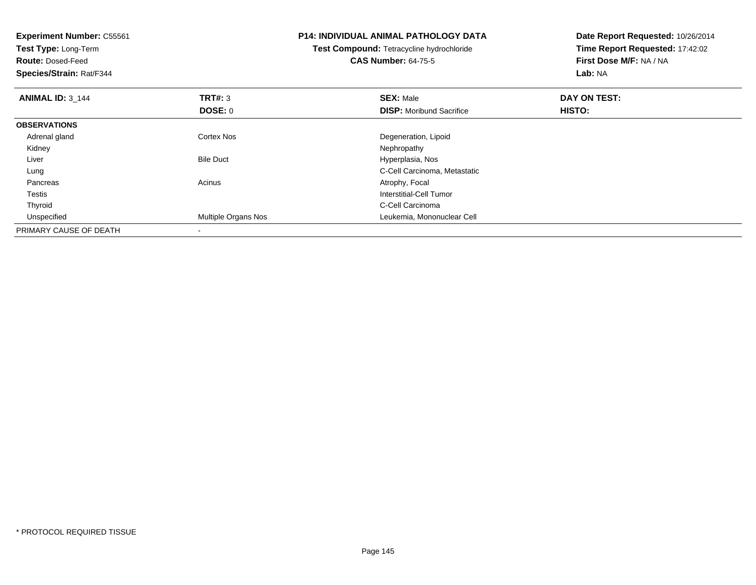**Experiment Number:** C55561
**Test Type:** Long-Term
**Route:** Dosed-Feed
**Species/Strain:** Rat/F344

**P14: INDIVIDUAL ANIMAL PATHOLOGY DATA**
**Test Compound:** Tetracycline hydrochloride
**CAS Number:** 64-75-5

**Date Report Requested:** 10/26/2014
**Time Report Requested:** 17:42:02
**First Dose M/F:** NA / NA
**Lab:** NA

| **ANIMAL ID:** 3_144 | **TRT#:** 3 | **SEX:** Male | **DAY ON TEST:** |
|---|---|---|---|
| | **DOSE:** 0 | **DISP:** Moribund Sacrifice | **HISTO:** |
| **OBSERVATIONS** | | | |
| Adrenal gland | Cortex Nos | Degeneration, Lipoid | |
| Kidney | | Nephropathy | |
| Liver | Bile Duct | Hyperplasia, Nos | |
| Lung | | C-Cell Carcinoma, Metastatic | |
| Pancreas | Acinus | Atrophy, Focal | |
| Testis | | Interstitial-Cell Tumor | |
| Thyroid | | C-Cell Carcinoma | |
| Unspecified | Multiple Organs Nos | Leukemia, Mononuclear Cell | |
| PRIMARY CAUSE OF DEATH | - | | |

* PROTOCOL REQUIRED TISSUE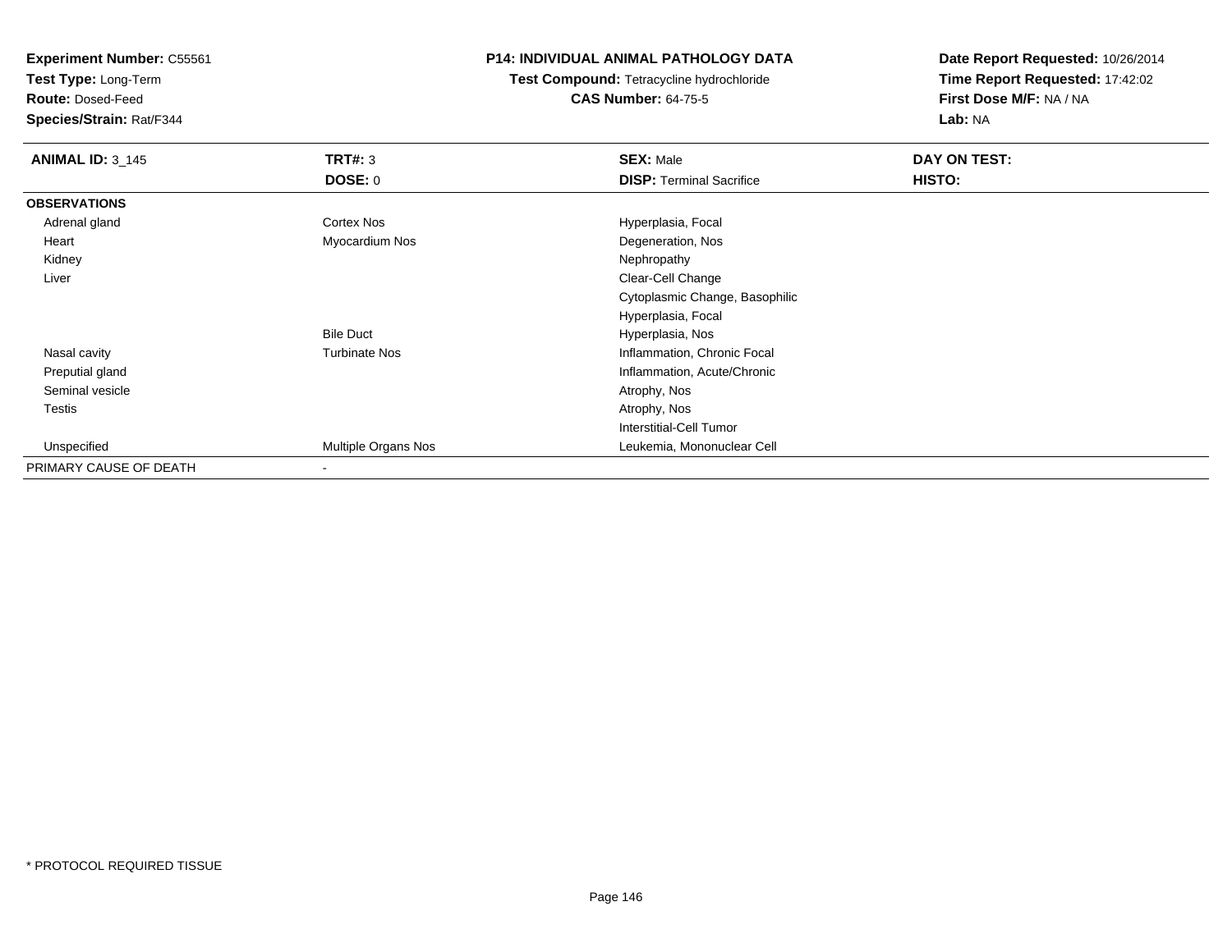**Experiment Number:** C55561
**Test Type:** Long-Term
**Route:** Dosed-Feed
**Species/Strain:** Rat/F344

**P14: INDIVIDUAL ANIMAL PATHOLOGY DATA**
**Test Compound:** Tetracycline hydrochloride
**CAS Number:** 64-75-5

**Date Report Requested:** 10/26/2014
**Time Report Requested:** 17:42:02
**First Dose M/F:** NA / NA
**Lab:** NA

| **ANIMAL ID:** 3_145 | **TRT#:** 3 | **SEX:** Male | **DAY ON TEST:** |
|---|---|---|---|
| | **DOSE:** 0 | **DISP:** Terminal Sacrifice | **HISTO:** |
| **OBSERVATIONS** | | | |
| Adrenal gland | Cortex Nos | Hyperplasia, Focal | |
| Heart | Myocardium Nos | Degeneration, Nos | |
| Kidney | | Nephropathy | |
| Liver | | Clear-Cell Change | |
| | | Cytoplasmic Change, Basophilic | |
| | | Hyperplasia, Focal | |
| | Bile Duct | Hyperplasia, Nos | |
| Nasal cavity | Turbinate Nos | Inflammation, Chronic Focal | |
| Preputial gland | | Inflammation, Acute/Chronic | |
| Seminal vesicle | | Atrophy, Nos | |
| Testis | | Atrophy, Nos | |
| | | Interstitial-Cell Tumor | |
| Unspecified | Multiple Organs Nos | Leukemia, Mononuclear Cell | |
| PRIMARY CAUSE OF DEATH | - | | |

* PROTOCOL REQUIRED TISSUE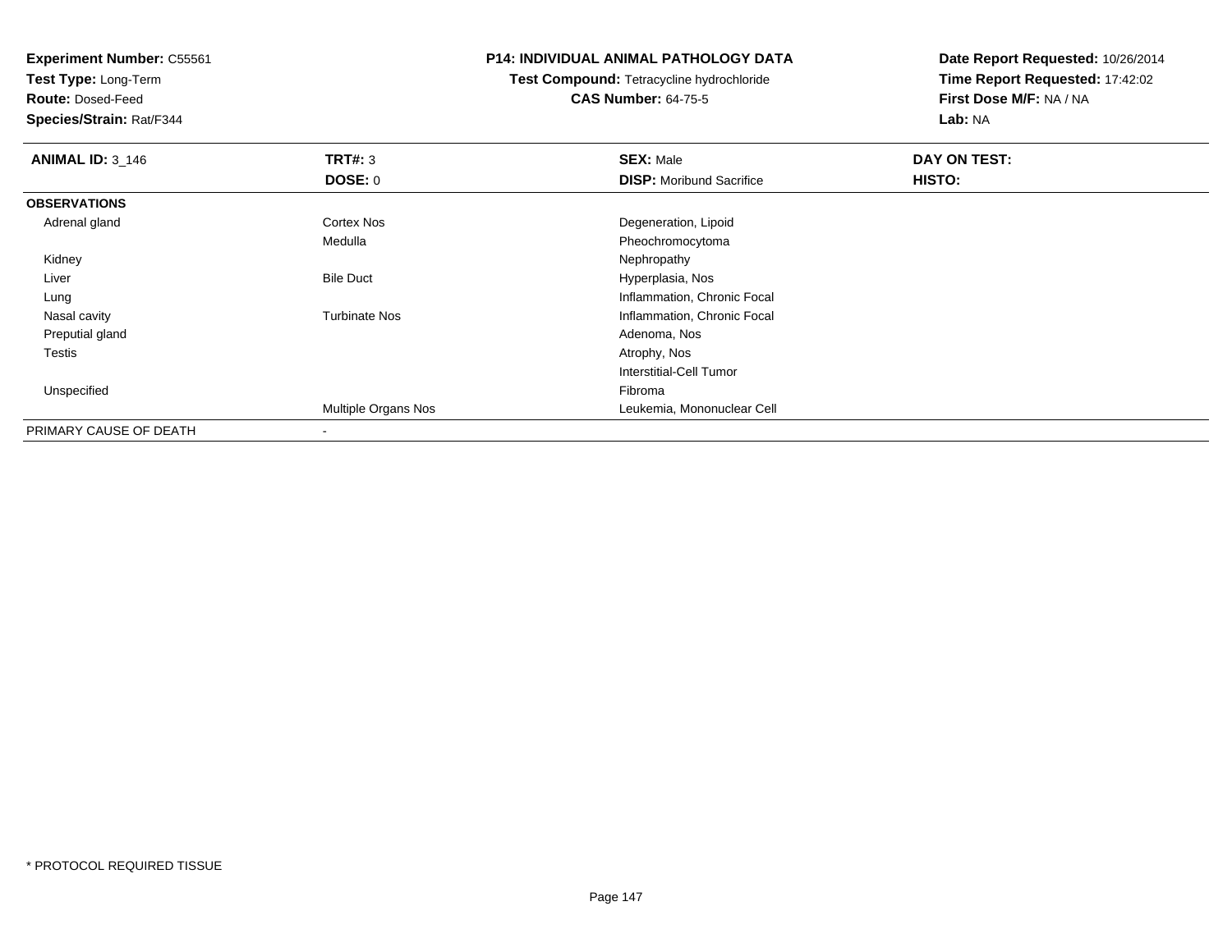**Experiment Number:** C55561
**Test Type:** Long-Term
**Route:** Dosed-Feed
**Species/Strain:** Rat/F344

**P14: INDIVIDUAL ANIMAL PATHOLOGY DATA**
**Test Compound:** Tetracycline hydrochloride
**CAS Number:** 64-75-5

**Date Report Requested:** 10/26/2014
**Time Report Requested:** 17:42:02
**First Dose M/F:** NA / NA
**Lab:** NA

| **ANIMAL ID:** 3_146 | **TRT#:** 3 | **SEX:** Male | **DAY ON TEST:** |
|---|---|---|---|
| | **DOSE:** 0 | **DISP:** Moribund Sacrifice | **HISTO:** |
| **OBSERVATIONS** | | | |
| Adrenal gland | Cortex Nos | Degeneration, Lipoid | |
| | Medulla | Pheochromocytoma | |
| Kidney | | Nephropathy | |
| Liver | Bile Duct | Hyperplasia, Nos | |
| Lung | | Inflammation, Chronic Focal | |
| Nasal cavity | Turbinate Nos | Inflammation, Chronic Focal | |
| Preputial gland | | Adenoma, Nos | |
| Testis | | Atrophy, Nos | |
| | | Interstitial-Cell Tumor | |
| Unspecified | | Fibroma | |
| | Multiple Organs Nos | Leukemia, Mononuclear Cell | |
| PRIMARY CAUSE OF DEATH | - | | |

* PROTOCOL REQUIRED TISSUE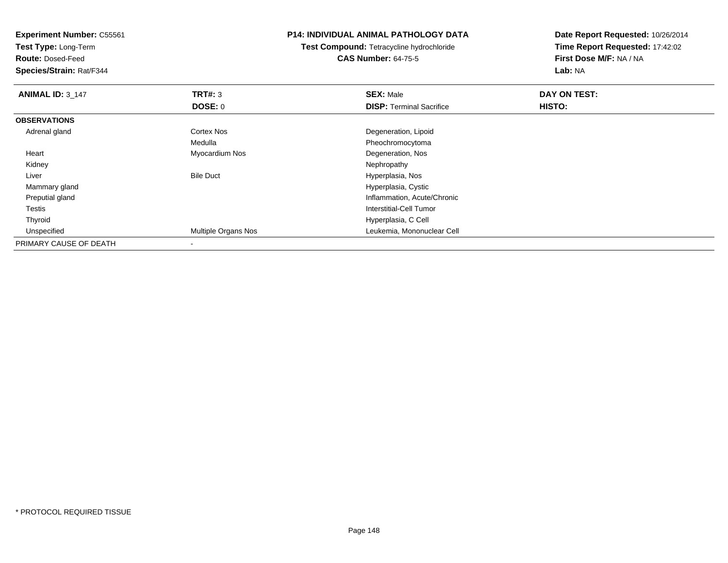**Experiment Number:** C55561
**Test Type:** Long-Term
**Route:** Dosed-Feed
**Species/Strain:** Rat/F344

**P14: INDIVIDUAL ANIMAL PATHOLOGY DATA**
**Test Compound:** Tetracycline hydrochloride
**CAS Number:** 64-75-5

**Date Report Requested:** 10/26/2014
**Time Report Requested:** 17:42:02
**First Dose M/F:** NA / NA
**Lab:** NA

| **ANIMAL ID:** 3_147 | **TRT#:** 3 | **SEX:** Male | **DAY ON TEST:** |
|---|---|---|---|
| | **DOSE:** 0 | **DISP:** Terminal Sacrifice | **HISTO:** |
| **OBSERVATIONS** | | | |
| Adrenal gland | Cortex Nos | Degeneration, Lipoid | |
| | Medulla | Pheochromocytoma | |
| Heart | Myocardium Nos | Degeneration, Nos | |
| Kidney | | Nephropathy | |
| Liver | Bile Duct | Hyperplasia, Nos | |
| Mammary gland | | Hyperplasia, Cystic | |
| Preputial gland | | Inflammation, Acute/Chronic | |
| Testis | | Interstitial-Cell Tumor | |
| Thyroid | | Hyperplasia, C Cell | |
| Unspecified | Multiple Organs Nos | Leukemia, Mononuclear Cell | |
| PRIMARY CAUSE OF DEATH | - | | |

* PROTOCOL REQUIRED TISSUE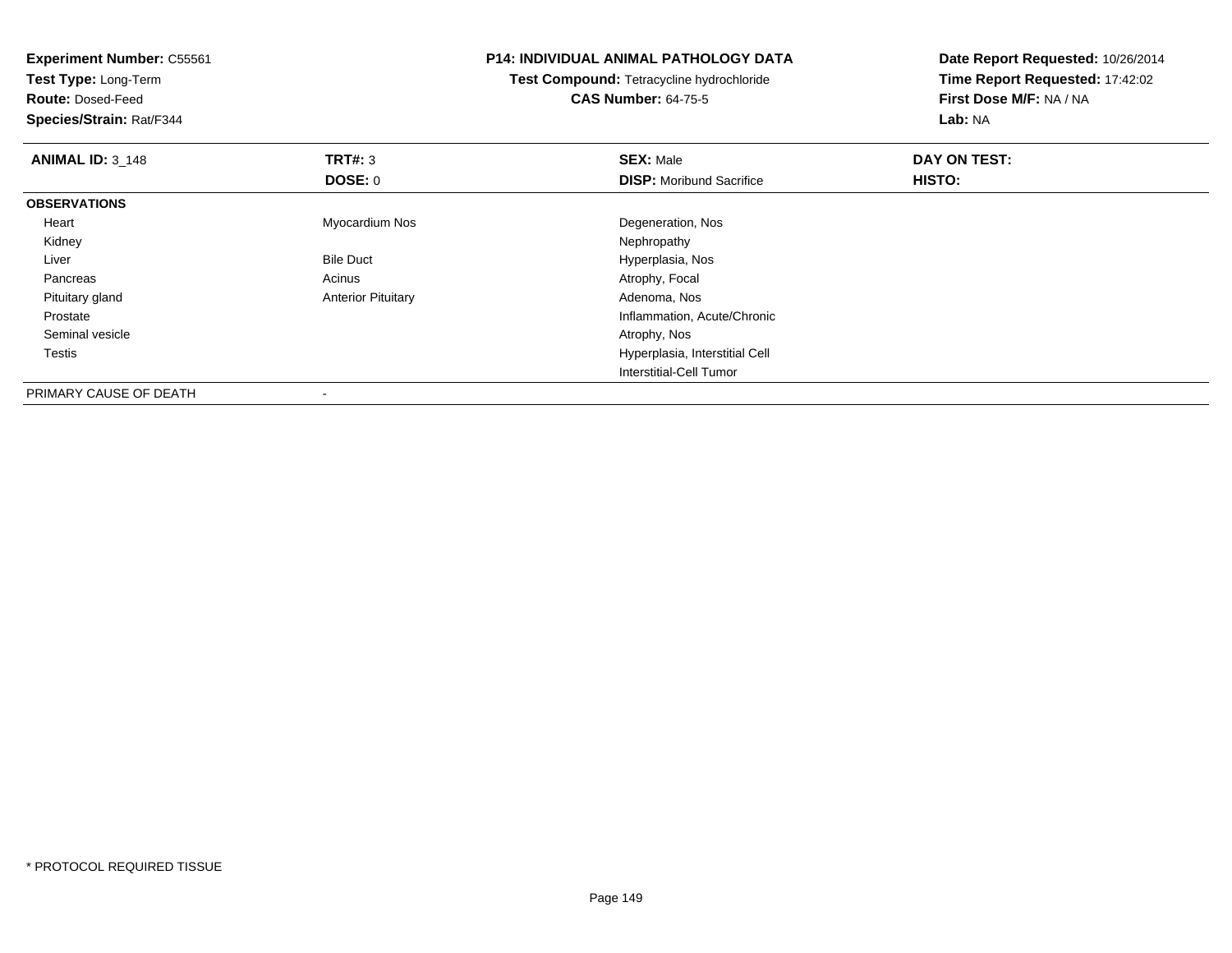**Experiment Number:** C55561
**Test Type:** Long-Term
**Route:** Dosed-Feed
**Species/Strain:** Rat/F344

**P14: INDIVIDUAL ANIMAL PATHOLOGY DATA**
**Test Compound:** Tetracycline hydrochloride
**CAS Number:** 64-75-5

**Date Report Requested:** 10/26/2014
**Time Report Requested:** 17:42:02
**First Dose M/F:** NA / NA
**Lab:** NA

| **ANIMAL ID:** 3_148 | **TRT#:** 3 | **SEX:** Male | **DAY ON TEST:** |
|---|---|---|---|
| | **DOSE:** 0 | **DISP:** Moribund Sacrifice | **HISTO:** |
| **OBSERVATIONS** | | | |
| Heart | Myocardium Nos | Degeneration, Nos | |
| Kidney | | Nephropathy | |
| Liver | Bile Duct | Hyperplasia, Nos | |
| Pancreas | Acinus | Atrophy, Focal | |
| Pituitary gland | Anterior Pituitary | Adenoma, Nos | |
| Prostate | | Inflammation, Acute/Chronic | |
| Seminal vesicle | | Atrophy, Nos | |
| Testis | | Hyperplasia, Interstitial Cell | |
| | | Interstitial-Cell Tumor | |
| PRIMARY CAUSE OF DEATH | - | | |

* PROTOCOL REQUIRED TISSUE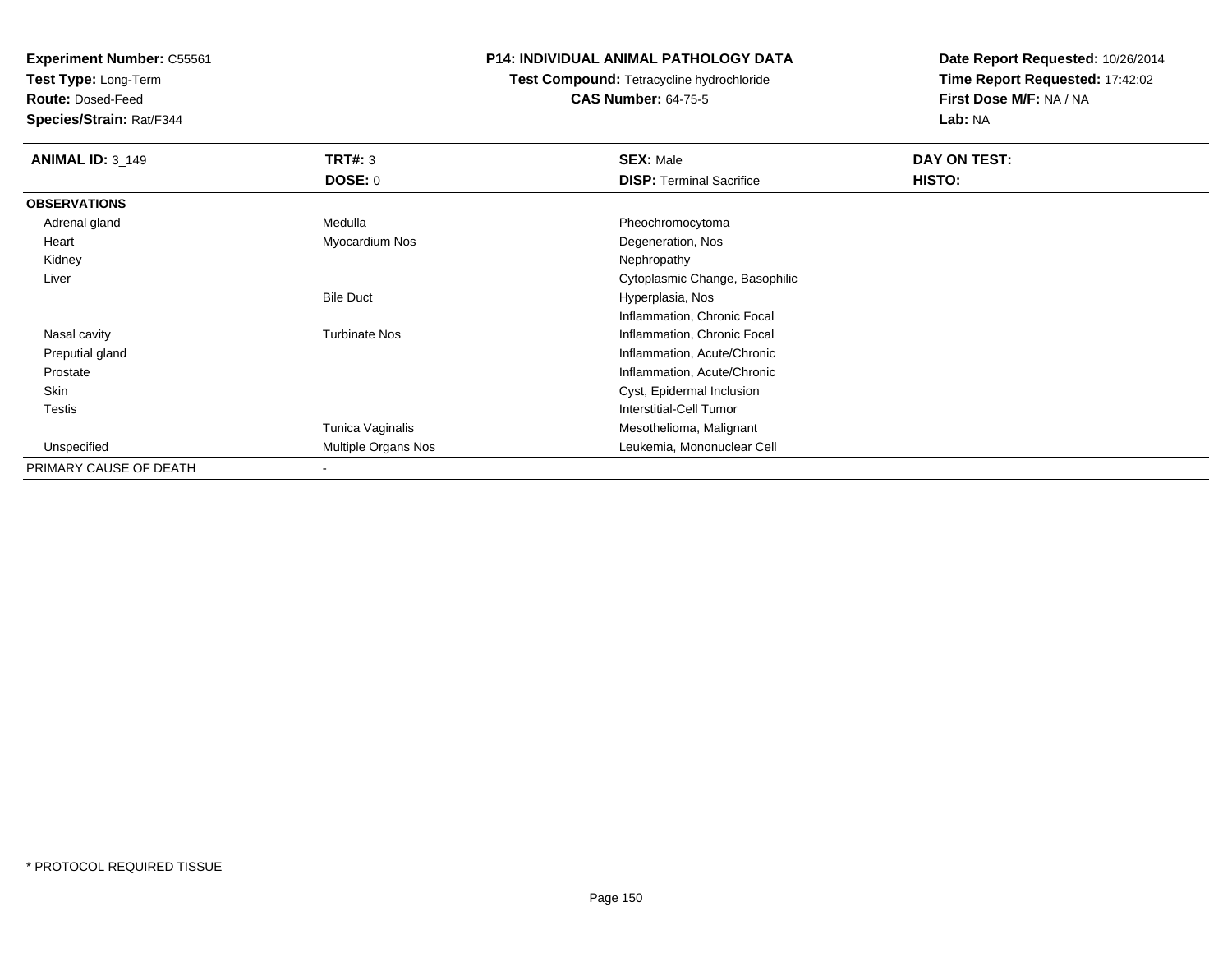**Experiment Number:** C55561
**Test Type:** Long-Term
**Route:** Dosed-Feed
**Species/Strain:** Rat/F344

**P14: INDIVIDUAL ANIMAL PATHOLOGY DATA**
**Test Compound:** Tetracycline hydrochloride
**CAS Number:** 64-75-5

**Date Report Requested:** 10/26/2014
**Time Report Requested:** 17:42:02
**First Dose M/F:** NA / NA
**Lab:** NA

| **ANIMAL ID:** 3_149 | **TRT#:** 3 | **SEX:** Male | **DAY ON TEST:** |
|---|---|---|---|
| | **DOSE:** 0 | **DISP:** Terminal Sacrifice | **HISTO:** |
| **OBSERVATIONS** | | | |
| Adrenal gland | Medulla | Pheochromocytoma | |
| Heart | Myocardium Nos | Degeneration, Nos | |
| Kidney | | Nephropathy | |
| Liver | | Cytoplasmic Change, Basophilic | |
| | Bile Duct | Hyperplasia, Nos | |
| | | Inflammation, Chronic Focal | |
| Nasal cavity | Turbinate Nos | Inflammation, Chronic Focal | |
| Preputial gland | | Inflammation, Acute/Chronic | |
| Prostate | | Inflammation, Acute/Chronic | |
| Skin | | Cyst, Epidermal Inclusion | |
| Testis | | Interstitial-Cell Tumor | |
| | Tunica Vaginalis | Mesothelioma, Malignant | |
| Unspecified | Multiple Organs Nos | Leukemia, Mononuclear Cell | |
| PRIMARY CAUSE OF DEATH | - | | |

* PROTOCOL REQUIRED TISSUE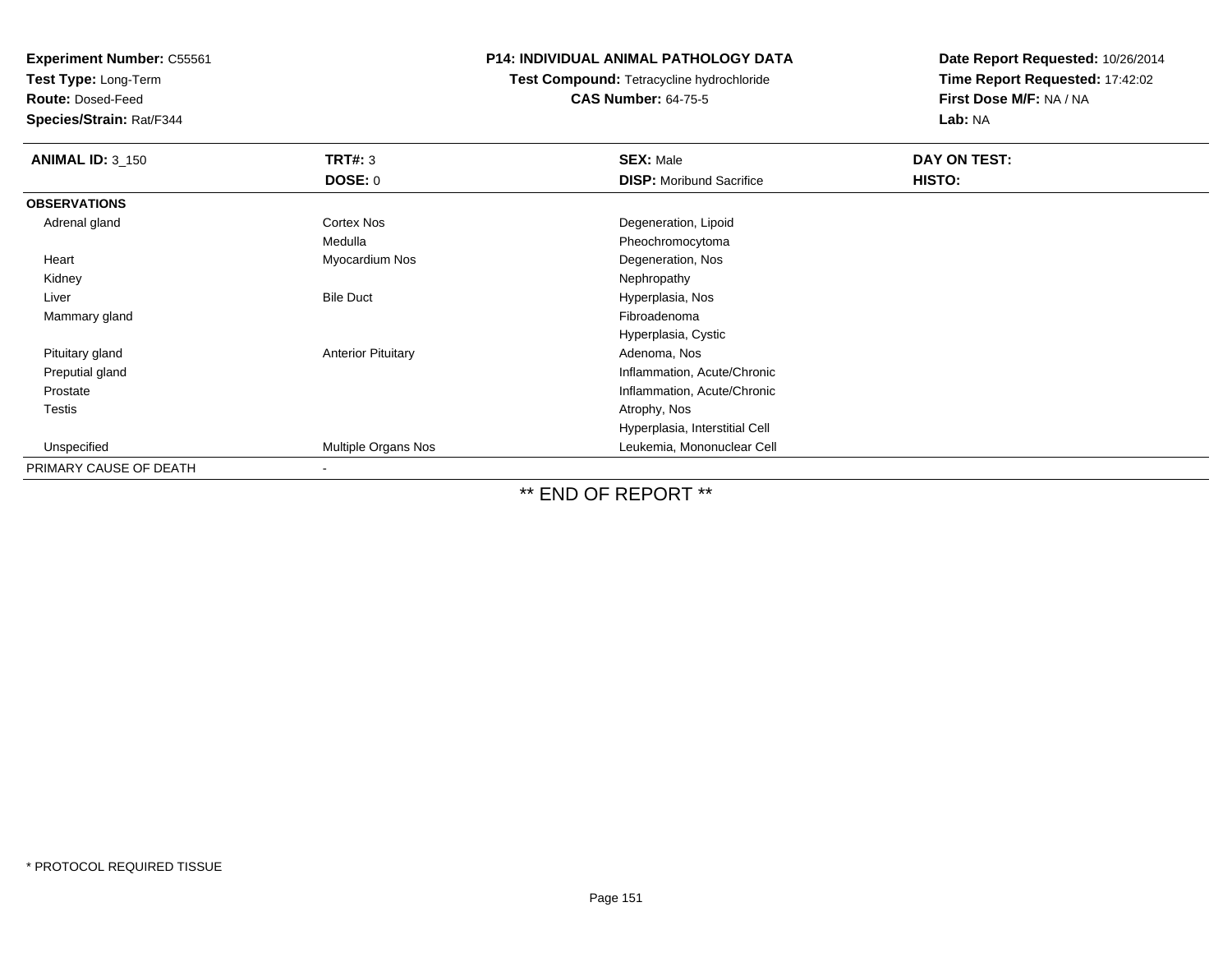**Experiment Number:** C55561
**Test Type:** Long-Term
**Route:** Dosed-Feed
**Species/Strain:** Rat/F344

**P14: INDIVIDUAL ANIMAL PATHOLOGY DATA**
**Test Compound:** Tetracycline hydrochloride
**CAS Number:** 64-75-5

**Date Report Requested:** 10/26/2014
**Time Report Requested:** 17:42:02
**First Dose M/F:** NA / NA
**Lab:** NA

| **ANIMAL ID:** 3_150 | **TRT#:** 3 | **SEX:** Male | **DAY ON TEST:** |
|---|---|---|---|
| | **DOSE:** 0 | **DISP:** Moribund Sacrifice | **HISTO:** |
| **OBSERVATIONS** | | | |
| Adrenal gland | Cortex Nos | Degeneration, Lipoid | |
| | Medulla | Pheochromocytoma | |
| Heart | Myocardium Nos | Degeneration, Nos | |
| Kidney | | Nephropathy | |
| Liver | Bile Duct | Hyperplasia, Nos | |
| Mammary gland | | Fibroadenoma | |
| | | Hyperplasia, Cystic | |
| Pituitary gland | Anterior Pituitary | Adenoma, Nos | |
| Preputial gland | | Inflammation, Acute/Chronic | |
| Prostate | | Inflammation, Acute/Chronic | |
| Testis | | Atrophy, Nos | |
| | | Hyperplasia, Interstitial Cell | |
| Unspecified | Multiple Organs Nos | Leukemia, Mononuclear Cell | |
| PRIMARY CAUSE OF DEATH | - | | |

** END OF REPORT **

* PROTOCOL REQUIRED TISSUE